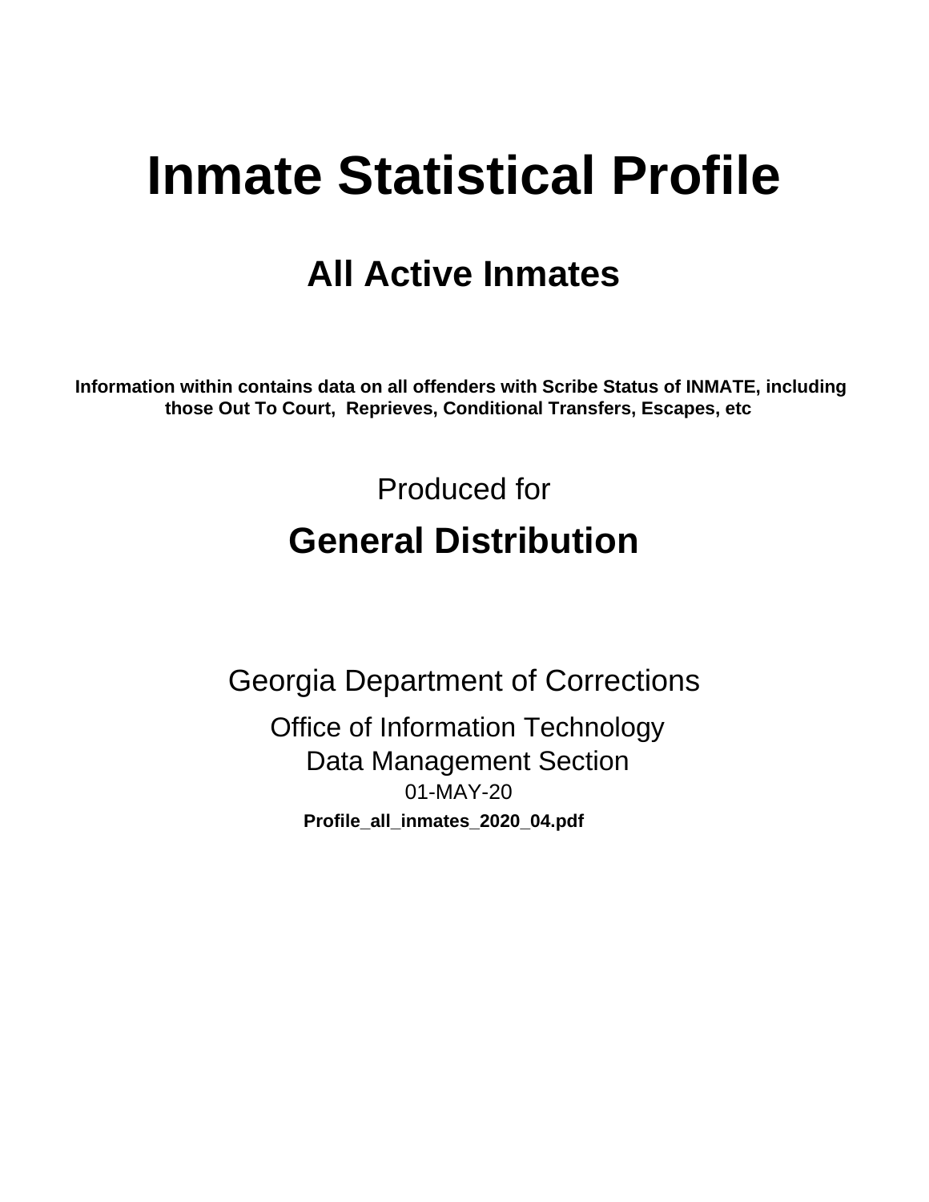# Inmate Statistical Profile

## All Active Inmates

**Information within contains data on all offenders with Scribe Status of INMATE, including those Out To Court, Reprieves, Conditional Transfers, Escapes, etc**

Produced for

## General Distribution

Georgia Department of Corrections

Office of Information Technology
Data Management Section
01-MAY-20

**Profile_all_inmates_2020_04.pdf**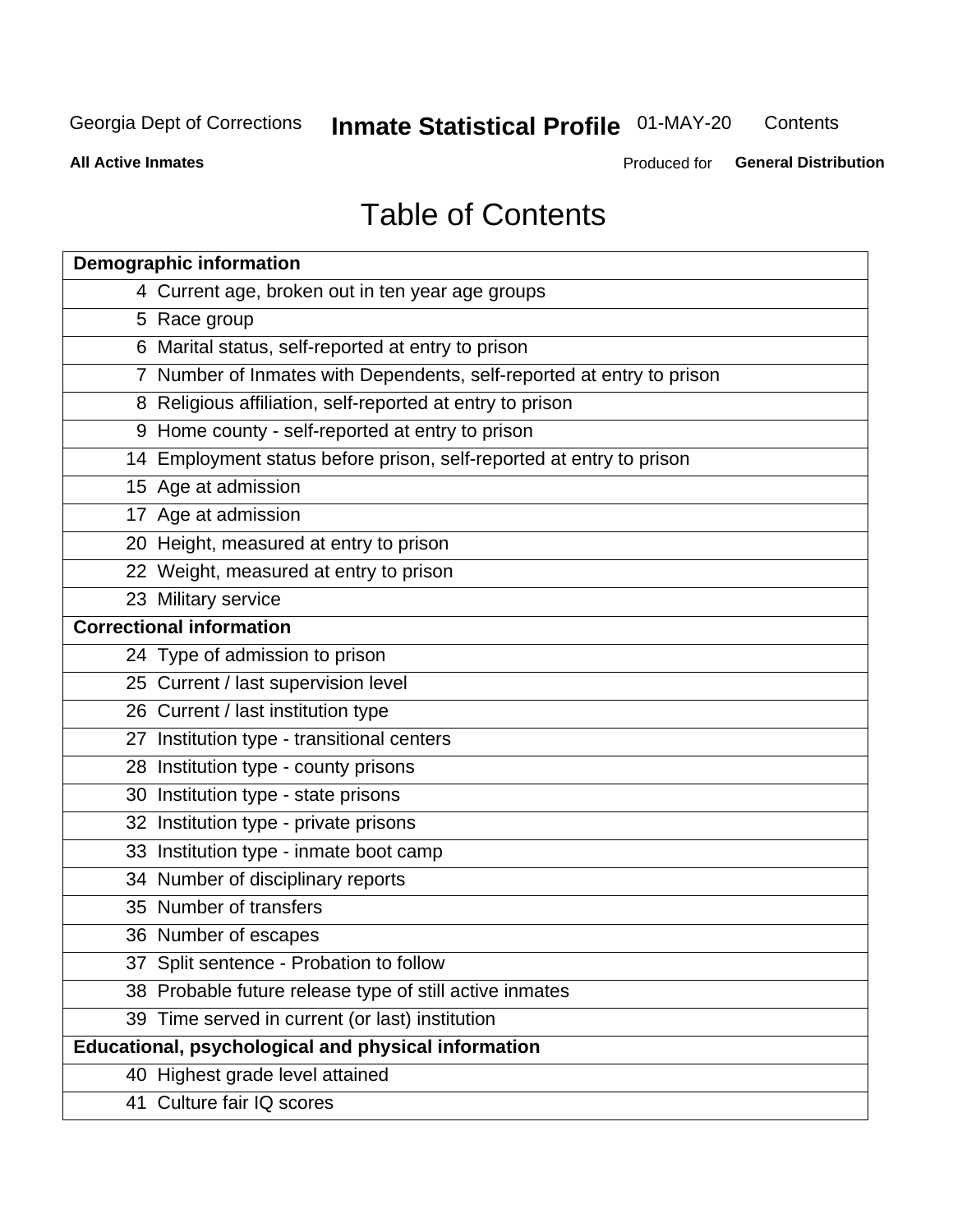Georgia Dept of Corrections **Inmate Statistical Profile** 01-MAY-20 Contents

**All Active Inmates** Produced for **General Distribution**

# Table of Contents

| **Demographic information** | |
|---|---|
| 4 | Current age, broken out in ten year age groups |
| 5 | Race group |
| 6 | Marital status, self-reported at entry to prison |
| 7 | Number of Inmates with Dependents, self-reported at entry to prison |
| 8 | Religious affiliation, self-reported at entry to prison |
| 9 | Home county - self-reported at entry to prison |
| 14 | Employment status before prison, self-reported at entry to prison |
| 15 | Age at admission |
| 17 | Age at admission |
| 20 | Height, measured at entry to prison |
| 22 | Weight, measured at entry to prison |
| 23 | Military service |
| **Correctional information** | |
| 24 | Type of admission to prison |
| 25 | Current / last supervision level |
| 26 | Current / last institution type |
| 27 | Institution type - transitional centers |
| 28 | Institution type - county prisons |
| 30 | Institution type - state prisons |
| 32 | Institution type - private prisons |
| 33 | Institution type - inmate boot camp |
| 34 | Number of disciplinary reports |
| 35 | Number of transfers |
| 36 | Number of escapes |
| 37 | Split sentence - Probation to follow |
| 38 | Probable future release type of still active inmates |
| 39 | Time served in current (or last) institution |
| **Educational, psychological and physical information** | |
| 40 | Highest grade level attained |
| 41 | Culture fair IQ scores |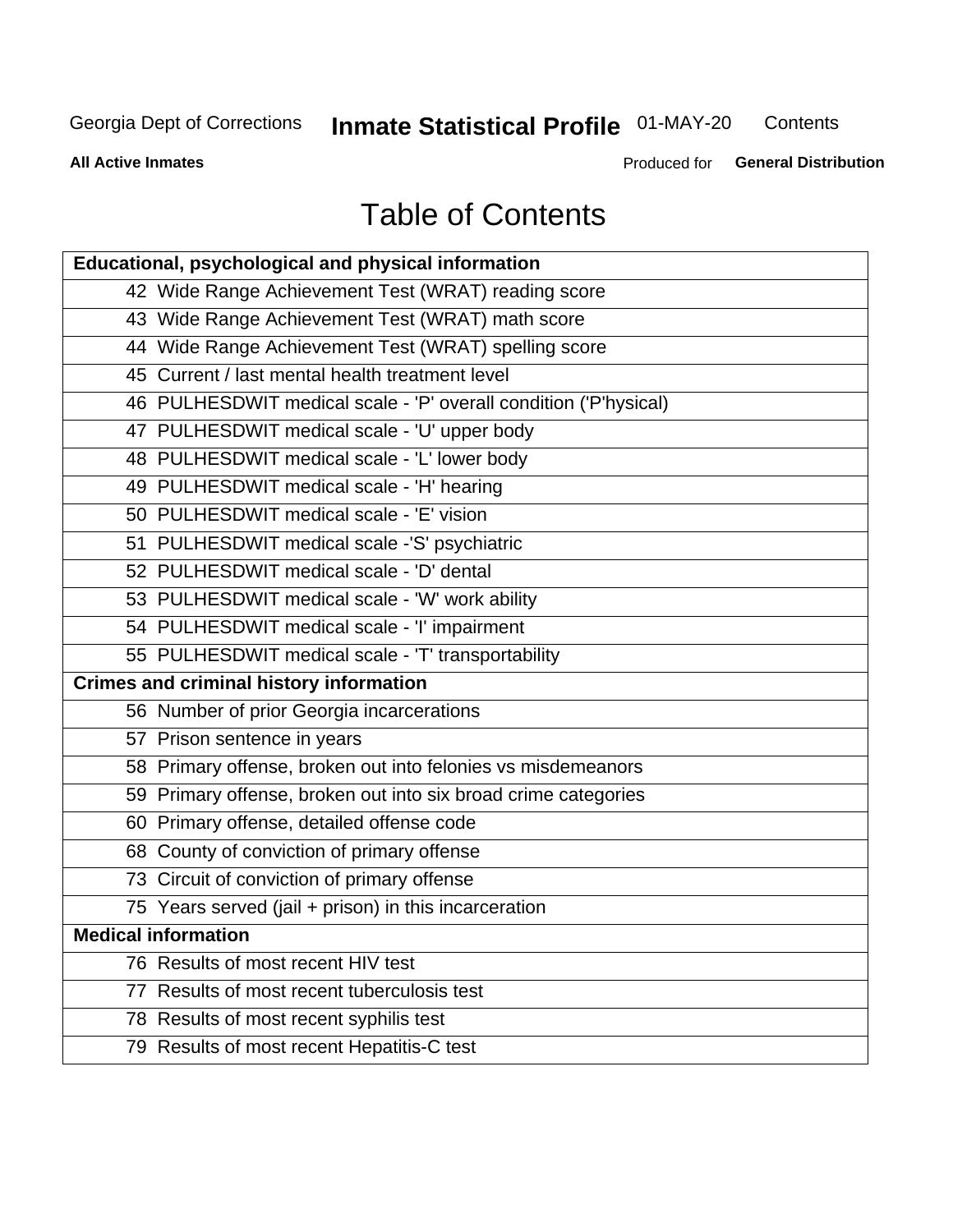# Table of Contents

| Educational, psychological and physical information |
|---|
| 42 Wide Range Achievement Test (WRAT) reading score |
| 43 Wide Range Achievement Test (WRAT) math score |
| 44 Wide Range Achievement Test (WRAT) spelling score |
| 45 Current / last mental health treatment level |
| 46 PULHESDWIT medical scale - 'P' overall condition ('P'hysical) |
| 47 PULHESDWIT medical scale - 'U' upper body |
| 48 PULHESDWIT medical scale - 'L' lower body |
| 49 PULHESDWIT medical scale - 'H' hearing |
| 50 PULHESDWIT medical scale - 'E' vision |
| 51 PULHESDWIT medical scale -'S' psychiatric |
| 52 PULHESDWIT medical scale - 'D' dental |
| 53 PULHESDWIT medical scale - 'W' work ability |
| 54 PULHESDWIT medical scale - 'I' impairment |
| 55 PULHESDWIT medical scale - 'T' transportability |
| **Crimes and criminal history information** |
| 56 Number of prior Georgia incarcerations |
| 57 Prison sentence in years |
| 58 Primary offense, broken out into felonies vs misdemeanors |
| 59 Primary offense, broken out into six broad crime categories |
| 60 Primary offense, detailed offense code |
| 68 County of conviction of primary offense |
| 73 Circuit of conviction of primary offense |
| 75 Years served (jail + prison) in this incarceration |
| **Medical information** |
| 76 Results of most recent HIV test |
| 77 Results of most recent tuberculosis test |
| 78 Results of most recent syphilis test |
| 79 Results of most recent Hepatitis-C test |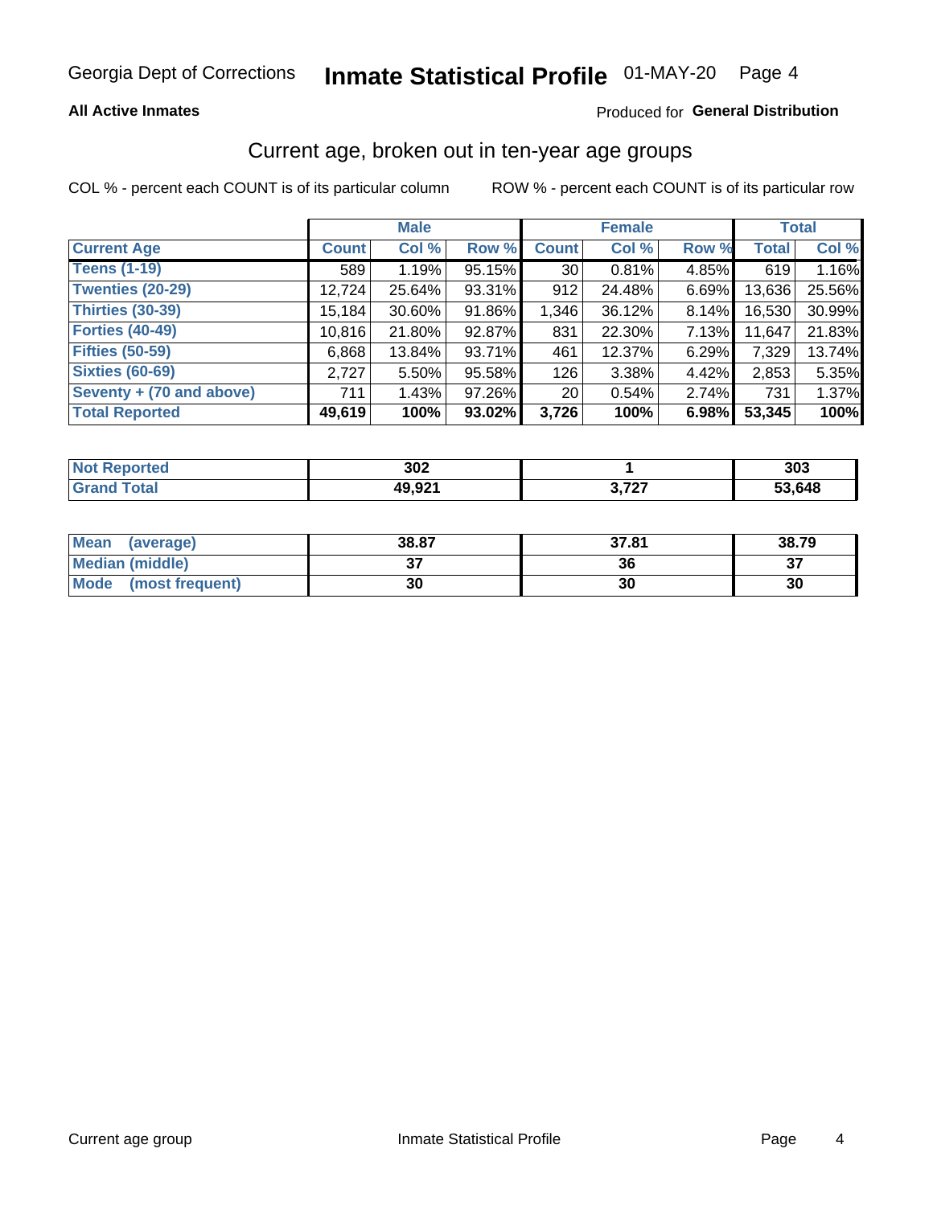Georgia Dept of Corrections **Inmate Statistical Profile** 01-MAY-20

**All Active Inmates**

Produced for **General Distribution**

## Current age, broken out in ten-year age groups

COL % - percent each COUNT is of its particular column ROW % - percent each COUNT is of its particular row

| | Male | | | Female | | | Total | |
|---|---|---|---|---|---|---|---|---|
| **Current Age** | **Count** | **Col %** | **Row %** | **Count** | **Col %** | **Row %** | **Total** | **Col %** |
| **Teens (1-19)** | 589 | 1.19% | 95.15% | 30 | 0.81% | 4.85% | 619 | 1.16% |
| **Twenties (20-29)** | 12,724 | 25.64% | 93.31% | 912 | 24.48% | 6.69% | 13,636 | 25.56% |
| **Thirties (30-39)** | 15,184 | 30.60% | 91.86% | 1,346 | 36.12% | 8.14% | 16,530 | 30.99% |
| **Forties (40-49)** | 10,816 | 21.80% | 92.87% | 831 | 22.30% | 7.13% | 11,647 | 21.83% |
| **Fifties (50-59)** | 6,868 | 13.84% | 93.71% | 461 | 12.37% | 6.29% | 7,329 | 13.74% |
| **Sixties (60-69)** | 2,727 | 5.50% | 95.58% | 126 | 3.38% | 4.42% | 2,853 | 5.35% |
| **Seventy + (70 and above)** | 711 | 1.43% | 97.26% | 20 | 0.54% | 2.74% | 731 | 1.37% |
| **Total Reported** | **49,619** | **100%** | **93.02%** | **3,726** | **100%** | **6.98%** | **53,345** | **100%** |

| | Male | Female | Total |
|---|---|---|---|
| **Not Reported** | **302** | **1** | **303** |
| **Grand Total** | **49,921** | **3,727** | **53,648** |

| | Male | Female | Total |
|---|---|---|---|
| **Mean (average)** | **38.87** | **37.81** | **38.79** |
| **Median (middle)** | **37** | **36** | **37** |
| **Mode (most frequent)** | **30** | **30** | **30** |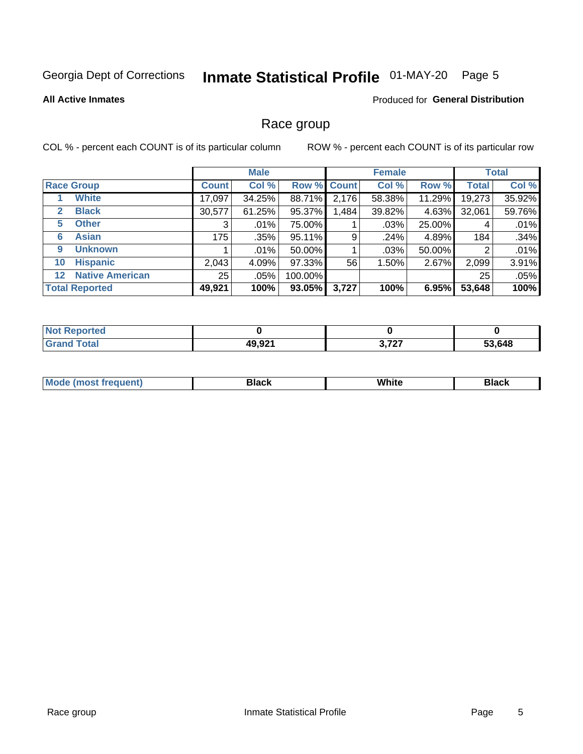Georgia Dept of Corrections **Inmate Statistical Profile** 01-MAY-20 Page 5

**All Active Inmates**

Produced for **General Distribution**

# Race group

COL % - percent each COUNT is of its particular column

ROW % - percent each COUNT is of its particular row

| Race Group | | Male | | | Female | | | Total | |
|---|---|---|---|---|---|---|---|---|---|
| | | Count | Col % | Row % | Count | Col % | Row % | Total | Col % |
| 1 | White | 17,097 | 34.25% | 88.71% | 2,176 | 58.38% | 11.29% | 19,273 | 35.92% |
| 2 | Black | 30,577 | 61.25% | 95.37% | 1,484 | 39.82% | 4.63% | 32,061 | 59.76% |
| 5 | Other | 3 | .01% | 75.00% | 1 | .03% | 25.00% | 4 | .01% |
| 6 | Asian | 175 | .35% | 95.11% | 9 | .24% | 4.89% | 184 | .34% |
| 9 | Unknown | 1 | .01% | 50.00% | 1 | .03% | 50.00% | 2 | .01% |
| 10 | Hispanic | 2,043 | 4.09% | 97.33% | 56 | 1.50% | 2.67% | 2,099 | 3.91% |
| 12 | Native American | 25 | .05% | 100.00% | | | | 25 | .05% |
| **Total Reported** | | **49,921** | **100%** | **93.05%** | **3,727** | **100%** | **6.95%** | **53,648** | **100%** |

| | Male | Female | Total |
|---|---|---|---|
| Not Reported | 0 | 0 | 0 |
| Grand Total | 49,921 | 3,727 | 53,648 |

| | Male | Female | Total |
|---|---|---|---|
| Mode (most frequent) | Black | White | Black |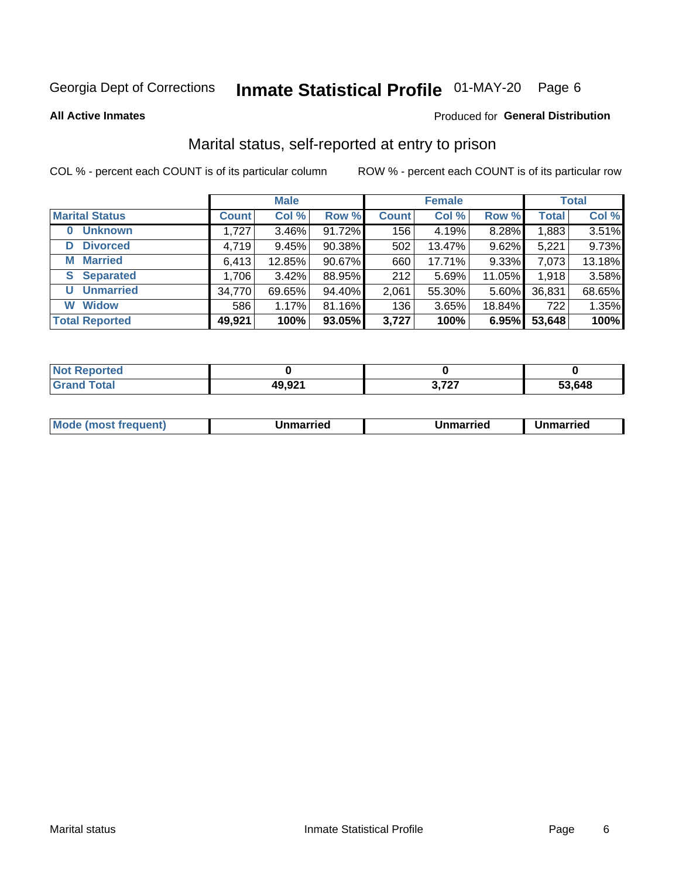Georgia Dept of Corrections **Inmate Statistical Profile** 01-MAY-20

**All Active Inmates**

Produced for **General Distribution**

## Marital status, self-reported at entry to prison

COL % - percent each COUNT is of its particular column ROW % - percent each COUNT is of its particular row

| | Male | | | Female | | | Total | |
|---|---|---|---|---|---|---|---|---|
| **Marital Status** | **Count** | **Col %** | **Row %** | **Count** | **Col %** | **Row %** | **Total** | **Col %** |
| **0 Unknown** | 1,727 | 3.46% | 91.72% | 156 | 4.19% | 8.28% | 1,883 | 3.51% |
| **D Divorced** | 4,719 | 9.45% | 90.38% | 502 | 13.47% | 9.62% | 5,221 | 9.73% |
| **M Married** | 6,413 | 12.85% | 90.67% | 660 | 17.71% | 9.33% | 7,073 | 13.18% |
| **S Separated** | 1,706 | 3.42% | 88.95% | 212 | 5.69% | 11.05% | 1,918 | 3.58% |
| **U Unmarried** | 34,770 | 69.65% | 94.40% | 2,061 | 55.30% | 5.60% | 36,831 | 68.65% |
| **W Widow** | 586 | 1.17% | 81.16% | 136 | 3.65% | 18.84% | 722 | 1.35% |
| **Total Reported** | **49,921** | **100%** | **93.05%** | **3,727** | **100%** | **6.95%** | **53,648** | **100%** |

| | Male | Female | Total |
|---|---|---|---|
| **Not Reported** | **0** | **0** | **0** |
| **Grand Total** | **49,921** | **3,727** | **53,648** |

| | Male | Female | Total |
|---|---|---|---|
| **Mode (most frequent)** | **Unmarried** | **Unmarried** | **Unmarried** |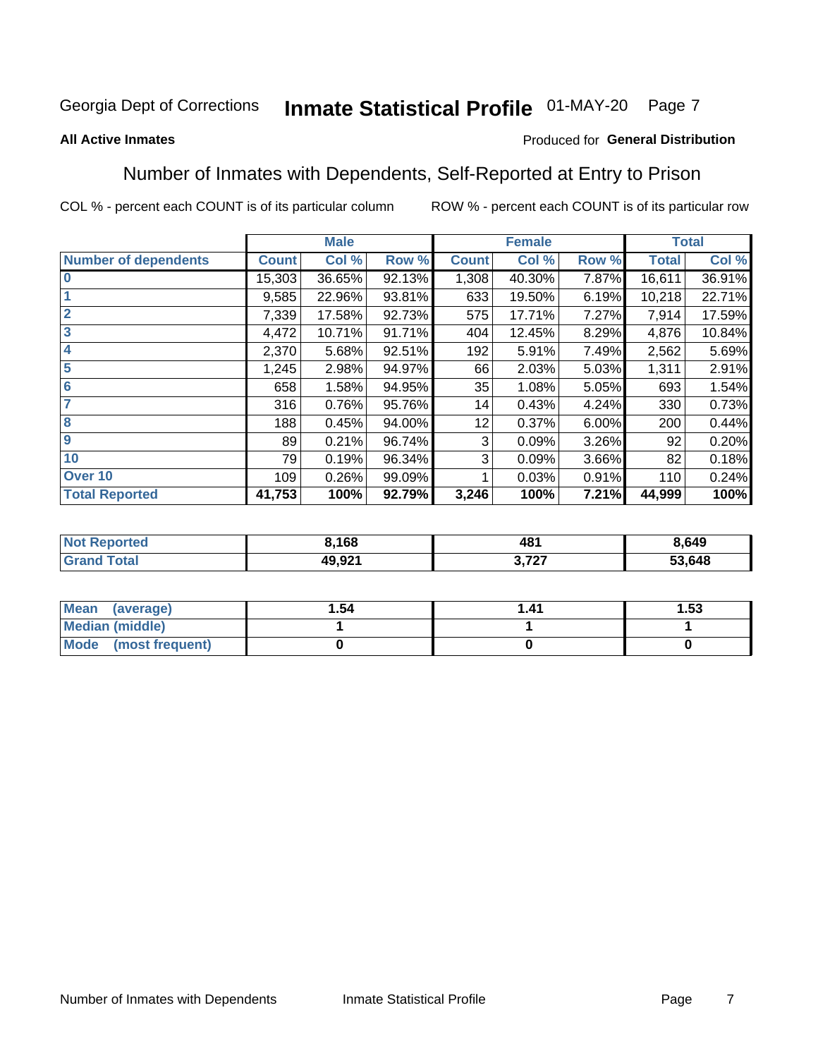Georgia Dept of Corrections **Inmate Statistical Profile** 01-MAY-20

**All Active Inmates**

Produced for **General Distribution**

## Number of Inmates with Dependents, Self-Reported at Entry to Prison

COL % - percent each COUNT is of its particular column

ROW % - percent each COUNT is of its particular row

| | Male | | | Female | | | Total | |
|---|---|---|---|---|---|---|---|---|
| **Number of dependents** | **Count** | **Col %** | **Row %** | **Count** | **Col %** | **Row %** | **Total** | **Col %** |
| **0** | 15,303 | 36.65% | 92.13% | 1,308 | 40.30% | 7.87% | 16,611 | 36.91% |
| **1** | 9,585 | 22.96% | 93.81% | 633 | 19.50% | 6.19% | 10,218 | 22.71% |
| **2** | 7,339 | 17.58% | 92.73% | 575 | 17.71% | 7.27% | 7,914 | 17.59% |
| **3** | 4,472 | 10.71% | 91.71% | 404 | 12.45% | 8.29% | 4,876 | 10.84% |
| **4** | 2,370 | 5.68% | 92.51% | 192 | 5.91% | 7.49% | 2,562 | 5.69% |
| **5** | 1,245 | 2.98% | 94.97% | 66 | 2.03% | 5.03% | 1,311 | 2.91% |
| **6** | 658 | 1.58% | 94.95% | 35 | 1.08% | 5.05% | 693 | 1.54% |
| **7** | 316 | 0.76% | 95.76% | 14 | 0.43% | 4.24% | 330 | 0.73% |
| **8** | 188 | 0.45% | 94.00% | 12 | 0.37% | 6.00% | 200 | 0.44% |
| **9** | 89 | 0.21% | 96.74% | 3 | 0.09% | 3.26% | 92 | 0.20% |
| **10** | 79 | 0.19% | 96.34% | 3 | 0.09% | 3.66% | 82 | 0.18% |
| **Over 10** | 109 | 0.26% | 99.09% | 1 | 0.03% | 0.91% | 110 | 0.24% |
| **Total Reported** | **41,753** | **100%** | **92.79%** | **3,246** | **100%** | **7.21%** | **44,999** | **100%** |

| | Male | Female | Total |
|---|---|---|---|
| **Not Reported** | **8,168** | **481** | **8,649** |
| **Grand Total** | **49,921** | **3,727** | **53,648** |

| | Male | Female | Total |
|---|---|---|---|
| **Mean (average)** | **1.54** | **1.41** | **1.53** |
| **Median (middle)** | **1** | **1** | **1** |
| **Mode (most frequent)** | **0** | **0** | **0** |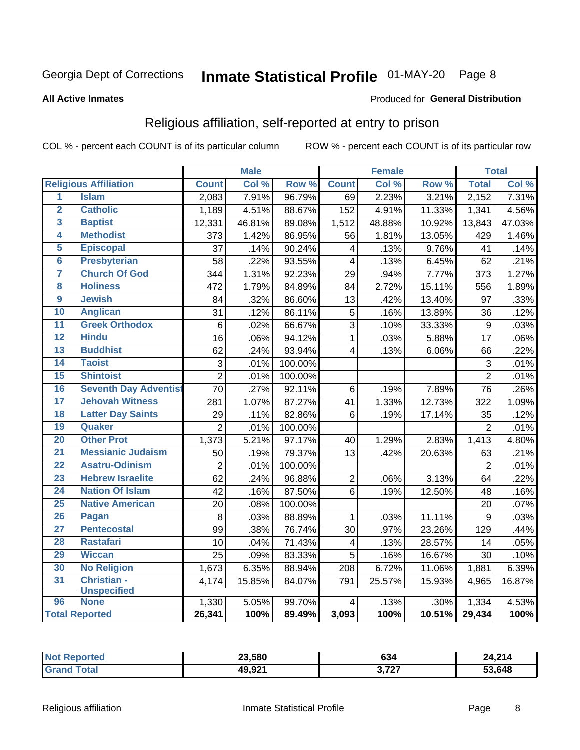Georgia Dept of Corrections **Inmate Statistical Profile** 01-MAY-20

**All Active Inmates**

Produced for **General Distribution**

## Religious affiliation, self-reported at entry to prison

COL % - percent each COUNT is of its particular column    ROW % - percent each COUNT is of its particular row

| | | Male | | | Female | | | Total | |
|---|---|---|---|---|---|---|---|---|---|
| **Religious Affiliation** | | **Count** | **Col %** | **Row %** | **Count** | **Col %** | **Row %** | **Total** | **Col %** |
| 1 | Islam | 2,083 | 7.91% | 96.79% | 69 | 2.23% | 3.21% | 2,152 | 7.31% |
| 2 | Catholic | 1,189 | 4.51% | 88.67% | 152 | 4.91% | 11.33% | 1,341 | 4.56% |
| 3 | Baptist | 12,331 | 46.81% | 89.08% | 1,512 | 48.88% | 10.92% | 13,843 | 47.03% |
| 4 | Methodist | 373 | 1.42% | 86.95% | 56 | 1.81% | 13.05% | 429 | 1.46% |
| 5 | Episcopal | 37 | .14% | 90.24% | 4 | .13% | 9.76% | 41 | .14% |
| 6 | Presbyterian | 58 | .22% | 93.55% | 4 | .13% | 6.45% | 62 | .21% |
| 7 | Church Of God | 344 | 1.31% | 92.23% | 29 | .94% | 7.77% | 373 | 1.27% |
| 8 | Holiness | 472 | 1.79% | 84.89% | 84 | 2.72% | 15.11% | 556 | 1.89% |
| 9 | Jewish | 84 | .32% | 86.60% | 13 | .42% | 13.40% | 97 | .33% |
| 10 | Anglican | 31 | .12% | 86.11% | 5 | .16% | 13.89% | 36 | .12% |
| 11 | Greek Orthodox | 6 | .02% | 66.67% | 3 | .10% | 33.33% | 9 | .03% |
| 12 | Hindu | 16 | .06% | 94.12% | 1 | .03% | 5.88% | 17 | .06% |
| 13 | Buddhist | 62 | .24% | 93.94% | 4 | .13% | 6.06% | 66 | .22% |
| 14 | Taoist | 3 | .01% | 100.00% | | | | 3 | .01% |
| 15 | Shintoist | 2 | .01% | 100.00% | | | | 2 | .01% |
| 16 | Seventh Day Adventist | 70 | .27% | 92.11% | 6 | .19% | 7.89% | 76 | .26% |
| 17 | Jehovah Witness | 281 | 1.07% | 87.27% | 41 | 1.33% | 12.73% | 322 | 1.09% |
| 18 | Latter Day Saints | 29 | .11% | 82.86% | 6 | .19% | 17.14% | 35 | .12% |
| 19 | Quaker | 2 | .01% | 100.00% | | | | 2 | .01% |
| 20 | Other Prot | 1,373 | 5.21% | 97.17% | 40 | 1.29% | 2.83% | 1,413 | 4.80% |
| 21 | Messianic Judaism | 50 | .19% | 79.37% | 13 | .42% | 20.63% | 63 | .21% |
| 22 | Asatru-Odinism | 2 | .01% | 100.00% | | | | 2 | .01% |
| 23 | Hebrew Israelite | 62 | .24% | 96.88% | 2 | .06% | 3.13% | 64 | .22% |
| 24 | Nation Of Islam | 42 | .16% | 87.50% | 6 | .19% | 12.50% | 48 | .16% |
| 25 | Native American | 20 | .08% | 100.00% | | | | 20 | .07% |
| 26 | Pagan | 8 | .03% | 88.89% | 1 | .03% | 11.11% | 9 | .03% |
| 27 | Pentecostal | 99 | .38% | 76.74% | 30 | .97% | 23.26% | 129 | .44% |
| 28 | Rastafari | 10 | .04% | 71.43% | 4 | .13% | 28.57% | 14 | .05% |
| 29 | Wiccan | 25 | .09% | 83.33% | 5 | .16% | 16.67% | 30 | .10% |
| 30 | No Religion | 1,673 | 6.35% | 88.94% | 208 | 6.72% | 11.06% | 1,881 | 6.39% |
| 31 | Christian - Unspecified | 4,174 | 15.85% | 84.07% | 791 | 25.57% | 15.93% | 4,965 | 16.87% |
| 96 | None | 1,330 | 5.05% | 99.70% | 4 | .13% | .30% | 1,334 | 4.53% |
| **Total Reported** | | **26,341** | **100%** | **89.49%** | **3,093** | **100%** | **10.51%** | **29,434** | **100%** |

| | Male | Female | Total |
|---|---|---|---|
| **Not Reported** | **23,580** | **634** | **24,214** |
| **Grand Total** | **49,921** | **3,727** | **53,648** |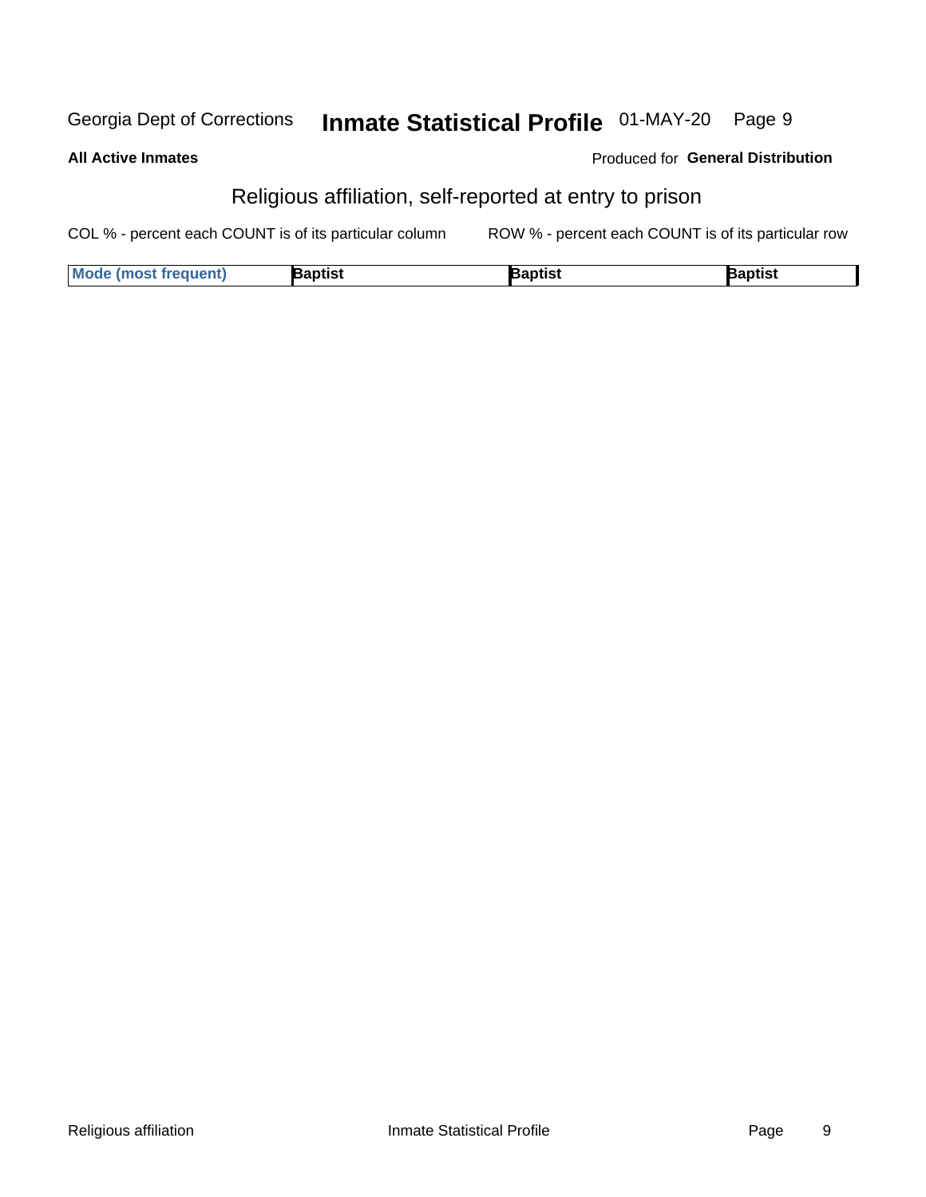Georgia Dept of Corrections **Inmate Statistical Profile** 01-MAY-20

**All Active Inmates**

Produced for **General Distribution**

## Religious affiliation, self-reported at entry to prison

COL % - percent each COUNT is of its particular column

ROW % - percent each COUNT is of its particular row

| Mode (most frequent) | Baptist | Baptist | Baptist |
|---|---|---|---|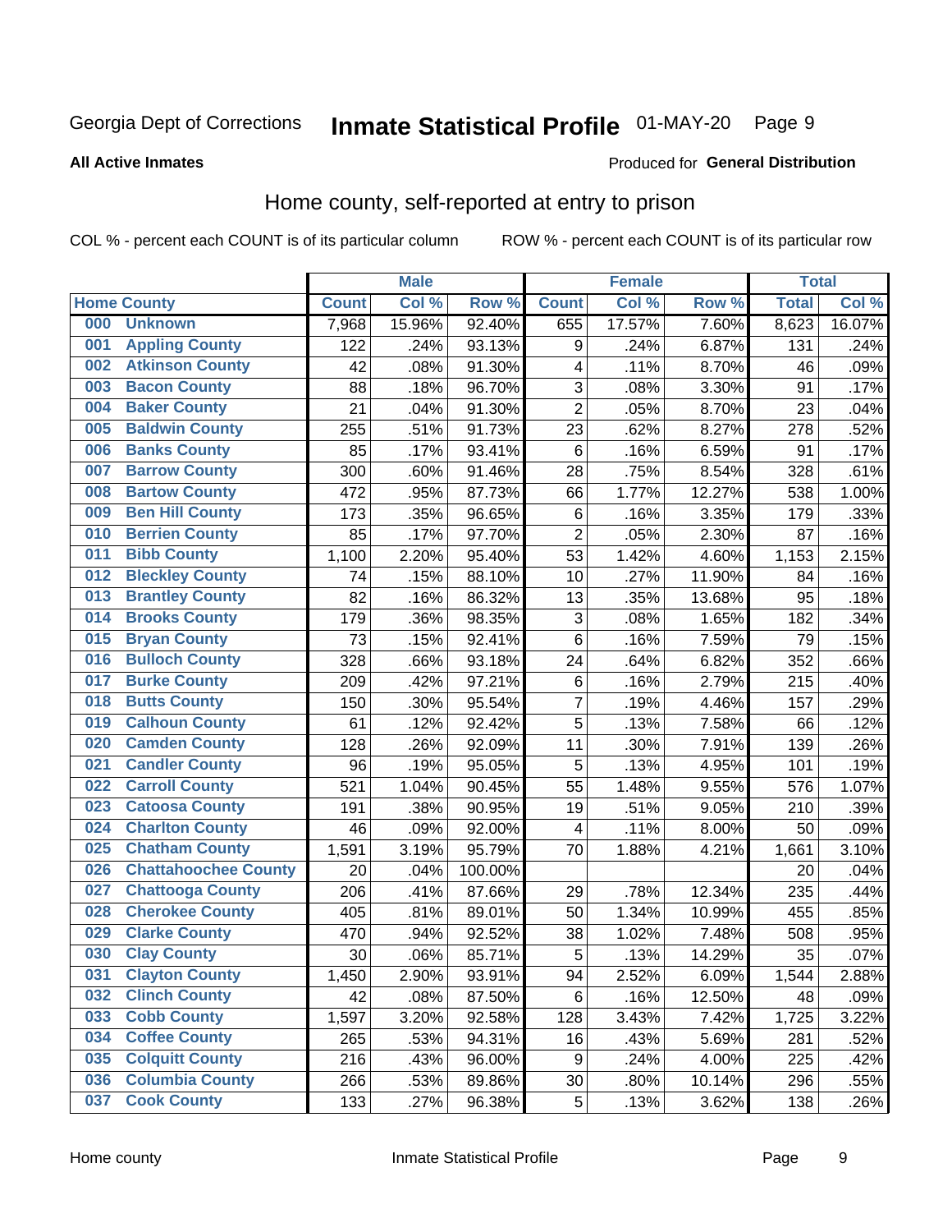Georgia Dept of Corrections **Inmate Statistical Profile** 01-MAY-20

**All Active Inmates**

Produced for **General Distribution**

## Home county, self-reported at entry to prison

COL % - percent each COUNT is of its particular column ROW % - percent each COUNT is of its particular row

| Home County | | Male | | | Female | | | Total | |
|---|---|---|---|---|---|---|---|---|---|
| | | Count | Col % | Row % | Count | Col % | Row % | Total | Col % |
| 000 | Unknown | 7,968 | 15.96% | 92.40% | 655 | 17.57% | 7.60% | 8,623 | 16.07% |
| 001 | Appling County | 122 | .24% | 93.13% | 9 | .24% | 6.87% | 131 | .24% |
| 002 | Atkinson County | 42 | .08% | 91.30% | 4 | .11% | 8.70% | 46 | .09% |
| 003 | Bacon County | 88 | .18% | 96.70% | 3 | .08% | 3.30% | 91 | .17% |
| 004 | Baker County | 21 | .04% | 91.30% | 2 | .05% | 8.70% | 23 | .04% |
| 005 | Baldwin County | 255 | .51% | 91.73% | 23 | .62% | 8.27% | 278 | .52% |
| 006 | Banks County | 85 | .17% | 93.41% | 6 | .16% | 6.59% | 91 | .17% |
| 007 | Barrow County | 300 | .60% | 91.46% | 28 | .75% | 8.54% | 328 | .61% |
| 008 | Bartow County | 472 | .95% | 87.73% | 66 | 1.77% | 12.27% | 538 | 1.00% |
| 009 | Ben Hill County | 173 | .35% | 96.65% | 6 | .16% | 3.35% | 179 | .33% |
| 010 | Berrien County | 85 | .17% | 97.70% | 2 | .05% | 2.30% | 87 | .16% |
| 011 | Bibb County | 1,100 | 2.20% | 95.40% | 53 | 1.42% | 4.60% | 1,153 | 2.15% |
| 012 | Bleckley County | 74 | .15% | 88.10% | 10 | .27% | 11.90% | 84 | .16% |
| 013 | Brantley County | 82 | .16% | 86.32% | 13 | .35% | 13.68% | 95 | .18% |
| 014 | Brooks County | 179 | .36% | 98.35% | 3 | .08% | 1.65% | 182 | .34% |
| 015 | Bryan County | 73 | .15% | 92.41% | 6 | .16% | 7.59% | 79 | .15% |
| 016 | Bulloch County | 328 | .66% | 93.18% | 24 | .64% | 6.82% | 352 | .66% |
| 017 | Burke County | 209 | .42% | 97.21% | 6 | .16% | 2.79% | 215 | .40% |
| 018 | Butts County | 150 | .30% | 95.54% | 7 | .19% | 4.46% | 157 | .29% |
| 019 | Calhoun County | 61 | .12% | 92.42% | 5 | .13% | 7.58% | 66 | .12% |
| 020 | Camden County | 128 | .26% | 92.09% | 11 | .30% | 7.91% | 139 | .26% |
| 021 | Candler County | 96 | .19% | 95.05% | 5 | .13% | 4.95% | 101 | .19% |
| 022 | Carroll County | 521 | 1.04% | 90.45% | 55 | 1.48% | 9.55% | 576 | 1.07% |
| 023 | Catoosa County | 191 | .38% | 90.95% | 19 | .51% | 9.05% | 210 | .39% |
| 024 | Charlton County | 46 | .09% | 92.00% | 4 | .11% | 8.00% | 50 | .09% |
| 025 | Chatham County | 1,591 | 3.19% | 95.79% | 70 | 1.88% | 4.21% | 1,661 | 3.10% |
| 026 | Chattahoochee County | 20 | .04% | 100.00% | | | | 20 | .04% |
| 027 | Chattooga County | 206 | .41% | 87.66% | 29 | .78% | 12.34% | 235 | .44% |
| 028 | Cherokee County | 405 | .81% | 89.01% | 50 | 1.34% | 10.99% | 455 | .85% |
| 029 | Clarke County | 470 | .94% | 92.52% | 38 | 1.02% | 7.48% | 508 | .95% |
| 030 | Clay County | 30 | .06% | 85.71% | 5 | .13% | 14.29% | 35 | .07% |
| 031 | Clayton County | 1,450 | 2.90% | 93.91% | 94 | 2.52% | 6.09% | 1,544 | 2.88% |
| 032 | Clinch County | 42 | .08% | 87.50% | 6 | .16% | 12.50% | 48 | .09% |
| 033 | Cobb County | 1,597 | 3.20% | 92.58% | 128 | 3.43% | 7.42% | 1,725 | 3.22% |
| 034 | Coffee County | 265 | .53% | 94.31% | 16 | .43% | 5.69% | 281 | .52% |
| 035 | Colquitt County | 216 | .43% | 96.00% | 9 | .24% | 4.00% | 225 | .42% |
| 036 | Columbia County | 266 | .53% | 89.86% | 30 | .80% | 10.14% | 296 | .55% |
| 037 | Cook County | 133 | .27% | 96.38% | 5 | .13% | 3.62% | 138 | .26% |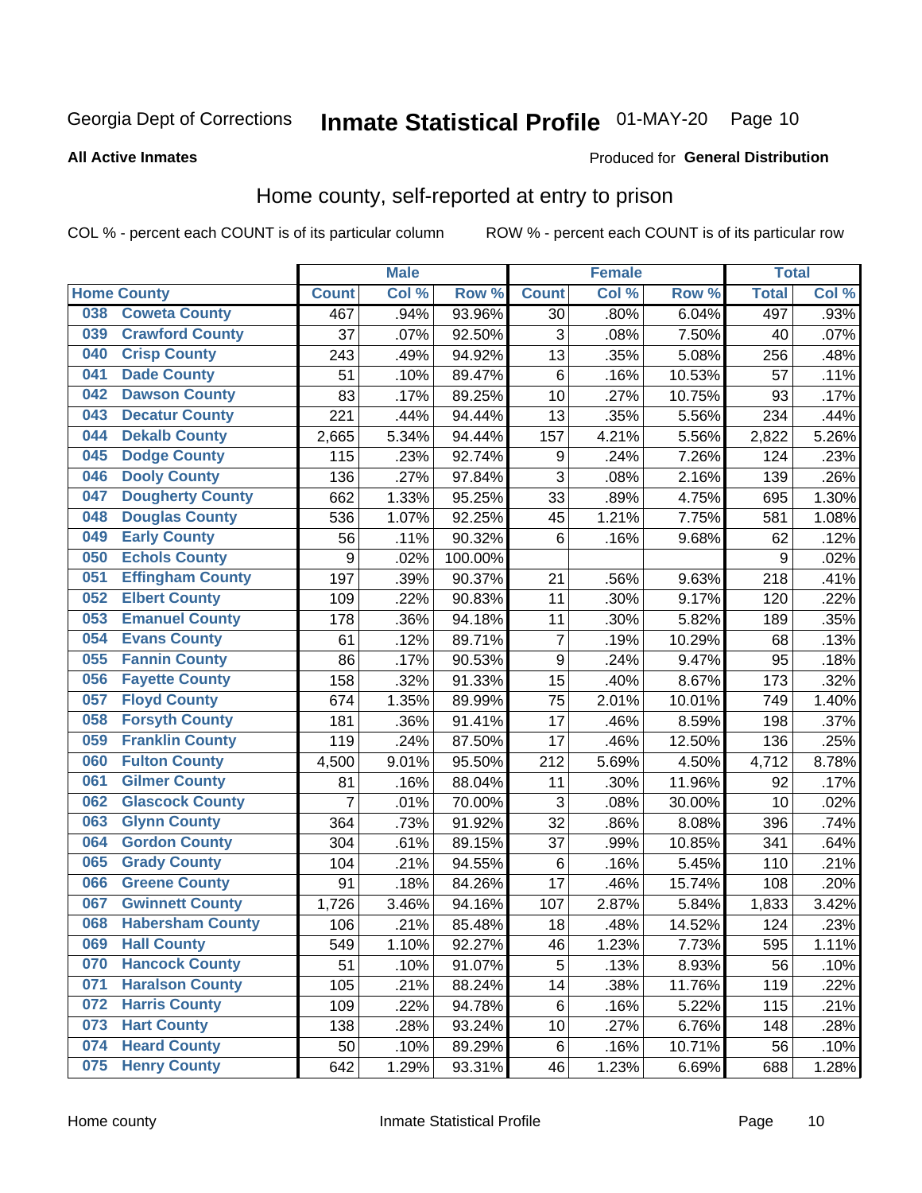Georgia Dept of Corrections **Inmate Statistical Profile** 01-MAY-20

**All Active Inmates**

Produced for **General Distribution**

## Home county, self-reported at entry to prison

COL % - percent each COUNT is of its particular column ROW % - percent each COUNT is of its particular row

| Home County | | Male | | | Female | | | Total | |
|---|---|---|---|---|---|---|---|---|---|
| | | Count | Col % | Row % | Count | Col % | Row % | Total | Col % |
| 038 | Coweta County | 467 | .94% | 93.96% | 30 | .80% | 6.04% | 497 | .93% |
| 039 | Crawford County | 37 | .07% | 92.50% | 3 | .08% | 7.50% | 40 | .07% |
| 040 | Crisp County | 243 | .49% | 94.92% | 13 | .35% | 5.08% | 256 | .48% |
| 041 | Dade County | 51 | .10% | 89.47% | 6 | .16% | 10.53% | 57 | .11% |
| 042 | Dawson County | 83 | .17% | 89.25% | 10 | .27% | 10.75% | 93 | .17% |
| 043 | Decatur County | 221 | .44% | 94.44% | 13 | .35% | 5.56% | 234 | .44% |
| 044 | Dekalb County | 2,665 | 5.34% | 94.44% | 157 | 4.21% | 5.56% | 2,822 | 5.26% |
| 045 | Dodge County | 115 | .23% | 92.74% | 9 | .24% | 7.26% | 124 | .23% |
| 046 | Dooly County | 136 | .27% | 97.84% | 3 | .08% | 2.16% | 139 | .26% |
| 047 | Dougherty County | 662 | 1.33% | 95.25% | 33 | .89% | 4.75% | 695 | 1.30% |
| 048 | Douglas County | 536 | 1.07% | 92.25% | 45 | 1.21% | 7.75% | 581 | 1.08% |
| 049 | Early County | 56 | .11% | 90.32% | 6 | .16% | 9.68% | 62 | .12% |
| 050 | Echols County | 9 | .02% | 100.00% | | | | 9 | .02% |
| 051 | Effingham County | 197 | .39% | 90.37% | 21 | .56% | 9.63% | 218 | .41% |
| 052 | Elbert County | 109 | .22% | 90.83% | 11 | .30% | 9.17% | 120 | .22% |
| 053 | Emanuel County | 178 | .36% | 94.18% | 11 | .30% | 5.82% | 189 | .35% |
| 054 | Evans County | 61 | .12% | 89.71% | 7 | .19% | 10.29% | 68 | .13% |
| 055 | Fannin County | 86 | .17% | 90.53% | 9 | .24% | 9.47% | 95 | .18% |
| 056 | Fayette County | 158 | .32% | 91.33% | 15 | .40% | 8.67% | 173 | .32% |
| 057 | Floyd County | 674 | 1.35% | 89.99% | 75 | 2.01% | 10.01% | 749 | 1.40% |
| 058 | Forsyth County | 181 | .36% | 91.41% | 17 | .46% | 8.59% | 198 | .37% |
| 059 | Franklin County | 119 | .24% | 87.50% | 17 | .46% | 12.50% | 136 | .25% |
| 060 | Fulton County | 4,500 | 9.01% | 95.50% | 212 | 5.69% | 4.50% | 4,712 | 8.78% |
| 061 | Gilmer County | 81 | .16% | 88.04% | 11 | .30% | 11.96% | 92 | .17% |
| 062 | Glascock County | 7 | .01% | 70.00% | 3 | .08% | 30.00% | 10 | .02% |
| 063 | Glynn County | 364 | .73% | 91.92% | 32 | .86% | 8.08% | 396 | .74% |
| 064 | Gordon County | 304 | .61% | 89.15% | 37 | .99% | 10.85% | 341 | .64% |
| 065 | Grady County | 104 | .21% | 94.55% | 6 | .16% | 5.45% | 110 | .21% |
| 066 | Greene County | 91 | .18% | 84.26% | 17 | .46% | 15.74% | 108 | .20% |
| 067 | Gwinnett County | 1,726 | 3.46% | 94.16% | 107 | 2.87% | 5.84% | 1,833 | 3.42% |
| 068 | Habersham County | 106 | .21% | 85.48% | 18 | .48% | 14.52% | 124 | .23% |
| 069 | Hall County | 549 | 1.10% | 92.27% | 46 | 1.23% | 7.73% | 595 | 1.11% |
| 070 | Hancock County | 51 | .10% | 91.07% | 5 | .13% | 8.93% | 56 | .10% |
| 071 | Haralson County | 105 | .21% | 88.24% | 14 | .38% | 11.76% | 119 | .22% |
| 072 | Harris County | 109 | .22% | 94.78% | 6 | .16% | 5.22% | 115 | .21% |
| 073 | Hart County | 138 | .28% | 93.24% | 10 | .27% | 6.76% | 148 | .28% |
| 074 | Heard County | 50 | .10% | 89.29% | 6 | .16% | 10.71% | 56 | .10% |
| 075 | Henry County | 642 | 1.29% | 93.31% | 46 | 1.23% | 6.69% | 688 | 1.28% |

Home county Inmate Statistical Profile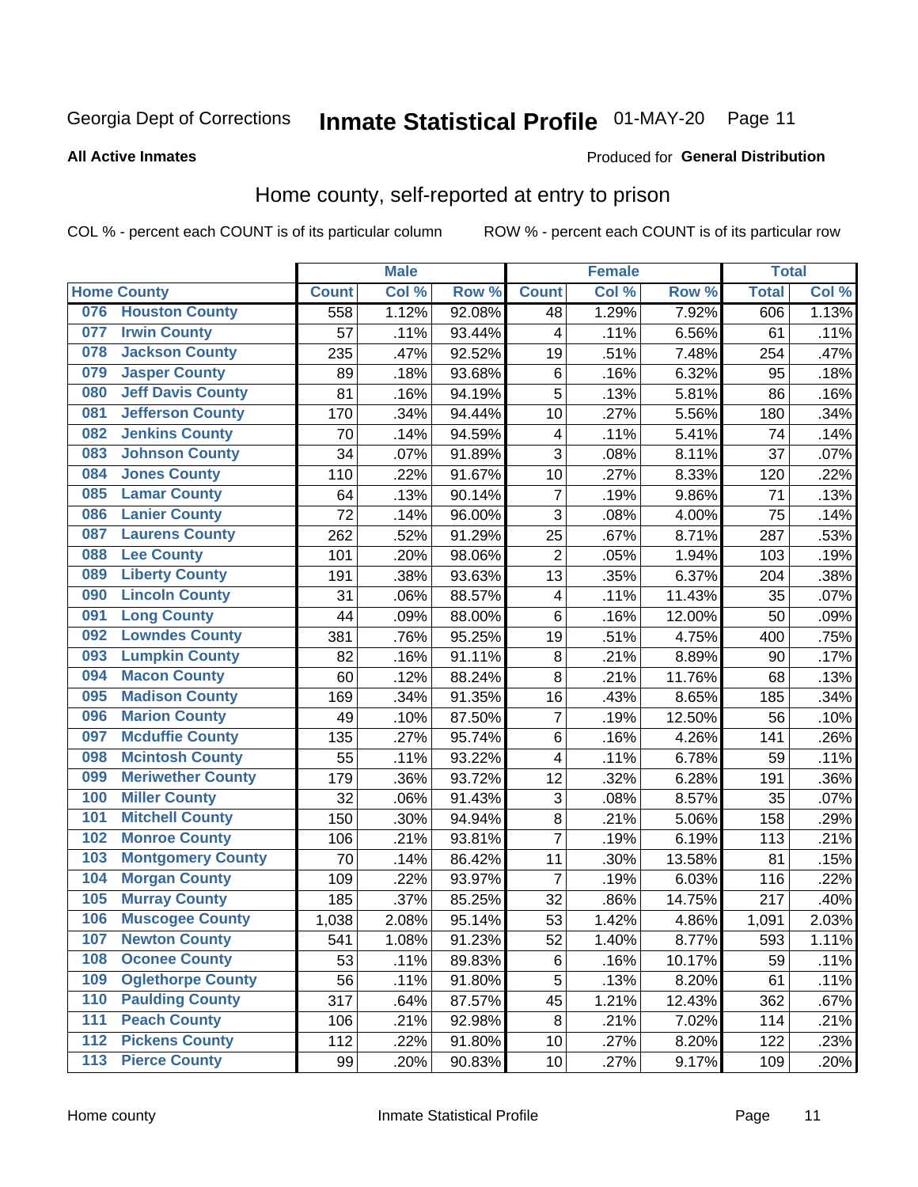Georgia Dept of Corrections **Inmate Statistical Profile** 01-MAY-20

**All Active Inmates**

Produced for **General Distribution**

## Home county, self-reported at entry to prison

COL % - percent each COUNT is of its particular column ROW % - percent each COUNT is of its particular row

| Home County | | Male | | | Female | | | Total | |
|---|---|---|---|---|---|---|---|---|---|
| | | Count | Col % | Row % | Count | Col % | Row % | Total | Col % |
| 076 | Houston County | 558 | 1.12% | 92.08% | 48 | 1.29% | 7.92% | 606 | 1.13% |
| 077 | Irwin County | 57 | .11% | 93.44% | 4 | .11% | 6.56% | 61 | .11% |
| 078 | Jackson County | 235 | .47% | 92.52% | 19 | .51% | 7.48% | 254 | .47% |
| 079 | Jasper County | 89 | .18% | 93.68% | 6 | .16% | 6.32% | 95 | .18% |
| 080 | Jeff Davis County | 81 | .16% | 94.19% | 5 | .13% | 5.81% | 86 | .16% |
| 081 | Jefferson County | 170 | .34% | 94.44% | 10 | .27% | 5.56% | 180 | .34% |
| 082 | Jenkins County | 70 | .14% | 94.59% | 4 | .11% | 5.41% | 74 | .14% |
| 083 | Johnson County | 34 | .07% | 91.89% | 3 | .08% | 8.11% | 37 | .07% |
| 084 | Jones County | 110 | .22% | 91.67% | 10 | .27% | 8.33% | 120 | .22% |
| 085 | Lamar County | 64 | .13% | 90.14% | 7 | .19% | 9.86% | 71 | .13% |
| 086 | Lanier County | 72 | .14% | 96.00% | 3 | .08% | 4.00% | 75 | .14% |
| 087 | Laurens County | 262 | .52% | 91.29% | 25 | .67% | 8.71% | 287 | .53% |
| 088 | Lee County | 101 | .20% | 98.06% | 2 | .05% | 1.94% | 103 | .19% |
| 089 | Liberty County | 191 | .38% | 93.63% | 13 | .35% | 6.37% | 204 | .38% |
| 090 | Lincoln County | 31 | .06% | 88.57% | 4 | .11% | 11.43% | 35 | .07% |
| 091 | Long County | 44 | .09% | 88.00% | 6 | .16% | 12.00% | 50 | .09% |
| 092 | Lowndes County | 381 | .76% | 95.25% | 19 | .51% | 4.75% | 400 | .75% |
| 093 | Lumpkin County | 82 | .16% | 91.11% | 8 | .21% | 8.89% | 90 | .17% |
| 094 | Macon County | 60 | .12% | 88.24% | 8 | .21% | 11.76% | 68 | .13% |
| 095 | Madison County | 169 | .34% | 91.35% | 16 | .43% | 8.65% | 185 | .34% |
| 096 | Marion County | 49 | .10% | 87.50% | 7 | .19% | 12.50% | 56 | .10% |
| 097 | Mcduffie County | 135 | .27% | 95.74% | 6 | .16% | 4.26% | 141 | .26% |
| 098 | Mcintosh County | 55 | .11% | 93.22% | 4 | .11% | 6.78% | 59 | .11% |
| 099 | Meriwether County | 179 | .36% | 93.72% | 12 | .32% | 6.28% | 191 | .36% |
| 100 | Miller County | 32 | .06% | 91.43% | 3 | .08% | 8.57% | 35 | .07% |
| 101 | Mitchell County | 150 | .30% | 94.94% | 8 | .21% | 5.06% | 158 | .29% |
| 102 | Monroe County | 106 | .21% | 93.81% | 7 | .19% | 6.19% | 113 | .21% |
| 103 | Montgomery County | 70 | .14% | 86.42% | 11 | .30% | 13.58% | 81 | .15% |
| 104 | Morgan County | 109 | .22% | 93.97% | 7 | .19% | 6.03% | 116 | .22% |
| 105 | Murray County | 185 | .37% | 85.25% | 32 | .86% | 14.75% | 217 | .40% |
| 106 | Muscogee County | 1,038 | 2.08% | 95.14% | 53 | 1.42% | 4.86% | 1,091 | 2.03% |
| 107 | Newton County | 541 | 1.08% | 91.23% | 52 | 1.40% | 8.77% | 593 | 1.11% |
| 108 | Oconee County | 53 | .11% | 89.83% | 6 | .16% | 10.17% | 59 | .11% |
| 109 | Oglethorpe County | 56 | .11% | 91.80% | 5 | .13% | 8.20% | 61 | .11% |
| 110 | Paulding County | 317 | .64% | 87.57% | 45 | 1.21% | 12.43% | 362 | .67% |
| 111 | Peach County | 106 | .21% | 92.98% | 8 | .21% | 7.02% | 114 | .21% |
| 112 | Pickens County | 112 | .22% | 91.80% | 10 | .27% | 8.20% | 122 | .23% |
| 113 | Pierce County | 99 | .20% | 90.83% | 10 | .27% | 9.17% | 109 | .20% |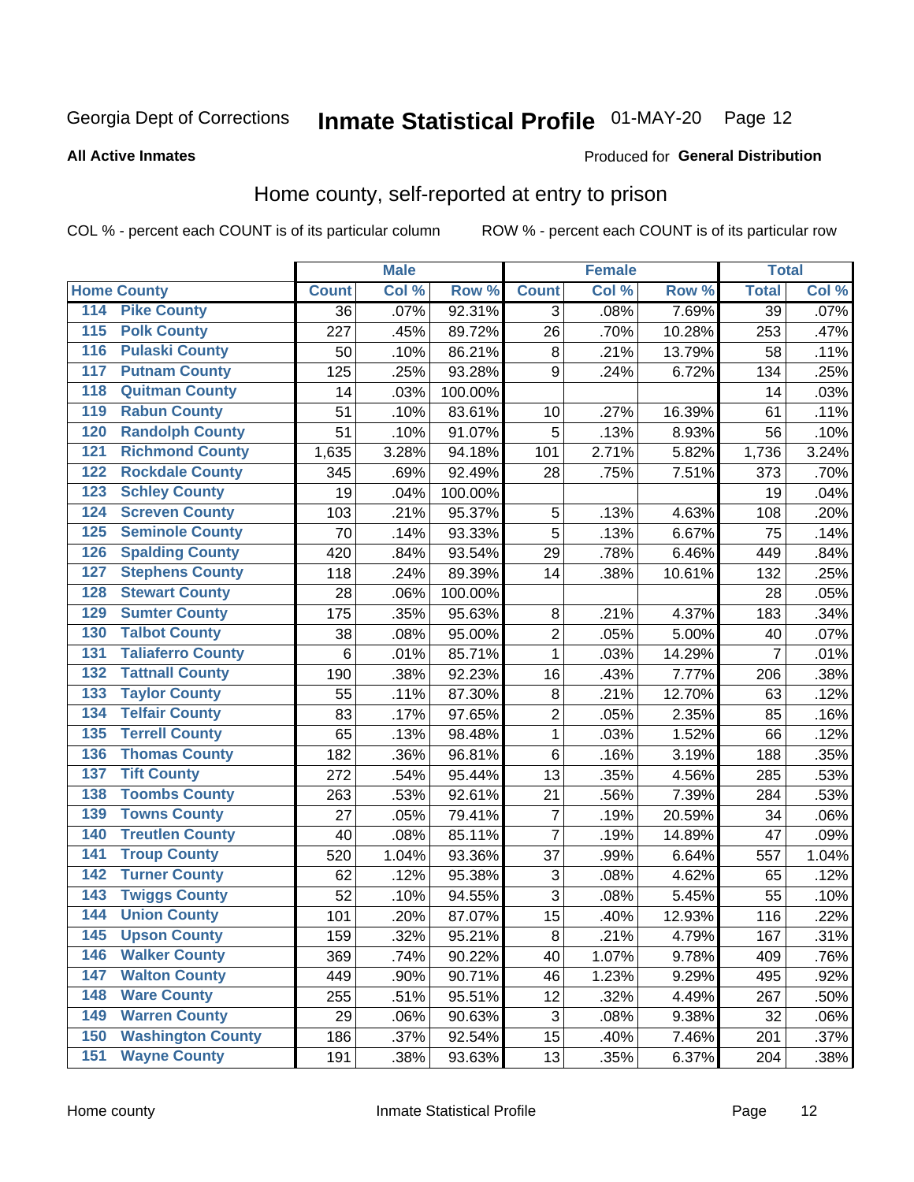Georgia Dept of Corrections **Inmate Statistical Profile** 01-MAY-20 Page 12

**All Active Inmates**

Produced for **General Distribution**

## Home county, self-reported at entry to prison

COL % - percent each COUNT is of its particular column ROW % - percent each COUNT is of its particular row

| Home County | | Male | | | Female | | | Total | |
|---|---|---|---|---|---|---|---|---|---|
| | | Count | Col % | Row % | Count | Col % | Row % | Total | Col % |
| 114 | Pike County | 36 | .07% | 92.31% | 3 | .08% | 7.69% | 39 | .07% |
| 115 | Polk County | 227 | .45% | 89.72% | 26 | .70% | 10.28% | 253 | .47% |
| 116 | Pulaski County | 50 | .10% | 86.21% | 8 | .21% | 13.79% | 58 | .11% |
| 117 | Putnam County | 125 | .25% | 93.28% | 9 | .24% | 6.72% | 134 | .25% |
| 118 | Quitman County | 14 | .03% | 100.00% | | | | 14 | .03% |
| 119 | Rabun County | 51 | .10% | 83.61% | 10 | .27% | 16.39% | 61 | .11% |
| 120 | Randolph County | 51 | .10% | 91.07% | 5 | .13% | 8.93% | 56 | .10% |
| 121 | Richmond County | 1,635 | 3.28% | 94.18% | 101 | 2.71% | 5.82% | 1,736 | 3.24% |
| 122 | Rockdale County | 345 | .69% | 92.49% | 28 | .75% | 7.51% | 373 | .70% |
| 123 | Schley County | 19 | .04% | 100.00% | | | | 19 | .04% |
| 124 | Screven County | 103 | .21% | 95.37% | 5 | .13% | 4.63% | 108 | .20% |
| 125 | Seminole County | 70 | .14% | 93.33% | 5 | .13% | 6.67% | 75 | .14% |
| 126 | Spalding County | 420 | .84% | 93.54% | 29 | .78% | 6.46% | 449 | .84% |
| 127 | Stephens County | 118 | .24% | 89.39% | 14 | .38% | 10.61% | 132 | .25% |
| 128 | Stewart County | 28 | .06% | 100.00% | | | | 28 | .05% |
| 129 | Sumter County | 175 | .35% | 95.63% | 8 | .21% | 4.37% | 183 | .34% |
| 130 | Talbot County | 38 | .08% | 95.00% | 2 | .05% | 5.00% | 40 | .07% |
| 131 | Taliaferro County | 6 | .01% | 85.71% | 1 | .03% | 14.29% | 7 | .01% |
| 132 | Tattnall County | 190 | .38% | 92.23% | 16 | .43% | 7.77% | 206 | .38% |
| 133 | Taylor County | 55 | .11% | 87.30% | 8 | .21% | 12.70% | 63 | .12% |
| 134 | Telfair County | 83 | .17% | 97.65% | 2 | .05% | 2.35% | 85 | .16% |
| 135 | Terrell County | 65 | .13% | 98.48% | 1 | .03% | 1.52% | 66 | .12% |
| 136 | Thomas County | 182 | .36% | 96.81% | 6 | .16% | 3.19% | 188 | .35% |
| 137 | Tift County | 272 | .54% | 95.44% | 13 | .35% | 4.56% | 285 | .53% |
| 138 | Toombs County | 263 | .53% | 92.61% | 21 | .56% | 7.39% | 284 | .53% |
| 139 | Towns County | 27 | .05% | 79.41% | 7 | .19% | 20.59% | 34 | .06% |
| 140 | Treutlen County | 40 | .08% | 85.11% | 7 | .19% | 14.89% | 47 | .09% |
| 141 | Troup County | 520 | 1.04% | 93.36% | 37 | .99% | 6.64% | 557 | 1.04% |
| 142 | Turner County | 62 | .12% | 95.38% | 3 | .08% | 4.62% | 65 | .12% |
| 143 | Twiggs County | 52 | .10% | 94.55% | 3 | .08% | 5.45% | 55 | .10% |
| 144 | Union County | 101 | .20% | 87.07% | 15 | .40% | 12.93% | 116 | .22% |
| 145 | Upson County | 159 | .32% | 95.21% | 8 | .21% | 4.79% | 167 | .31% |
| 146 | Walker County | 369 | .74% | 90.22% | 40 | 1.07% | 9.78% | 409 | .76% |
| 147 | Walton County | 449 | .90% | 90.71% | 46 | 1.23% | 9.29% | 495 | .92% |
| 148 | Ware County | 255 | .51% | 95.51% | 12 | .32% | 4.49% | 267 | .50% |
| 149 | Warren County | 29 | .06% | 90.63% | 3 | .08% | 9.38% | 32 | .06% |
| 150 | Washington County | 186 | .37% | 92.54% | 15 | .40% | 7.46% | 201 | .37% |
| 151 | Wayne County | 191 | .38% | 93.63% | 13 | .35% | 6.37% | 204 | .38% |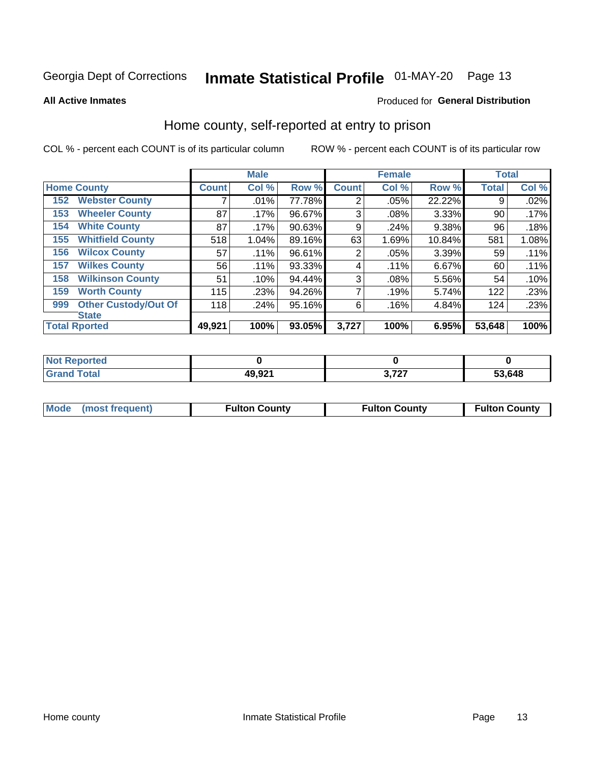Georgia Dept of Corrections **Inmate Statistical Profile** 01-MAY-20

**All Active Inmates**

Produced for **General Distribution**

## Home county, self-reported at entry to prison

COL % - percent each COUNT is of its particular column

ROW % - percent each COUNT is of its particular row

| Home County | | Male | | | Female | | | Total | |
|---|---|---|---|---|---|---|---|---|---|
| | | Count | Col % | Row % | Count | Col % | Row % | Total | Col % |
| 152 | Webster County | 7 | .01% | 77.78% | 2 | .05% | 22.22% | 9 | .02% |
| 153 | Wheeler County | 87 | .17% | 96.67% | 3 | .08% | 3.33% | 90 | .17% |
| 154 | White County | 87 | .17% | 90.63% | 9 | .24% | 9.38% | 96 | .18% |
| 155 | Whitfield County | 518 | 1.04% | 89.16% | 63 | 1.69% | 10.84% | 581 | 1.08% |
| 156 | Wilcox County | 57 | .11% | 96.61% | 2 | .05% | 3.39% | 59 | .11% |
| 157 | Wilkes County | 56 | .11% | 93.33% | 4 | .11% | 6.67% | 60 | .11% |
| 158 | Wilkinson County | 51 | .10% | 94.44% | 3 | .08% | 5.56% | 54 | .10% |
| 159 | Worth County | 115 | .23% | 94.26% | 7 | .19% | 5.74% | 122 | .23% |
| 999 | Other Custody/Out Of State | 118 | .24% | 95.16% | 6 | .16% | 4.84% | 124 | .23% |
| Total Rported | | 49,921 | 100% | 93.05% | 3,727 | 100% | 6.95% | 53,648 | 100% |

| | Male | Female | Total |
|---|---|---|---|
| Not Reported | 0 | 0 | 0 |
| Grand Total | 49,921 | 3,727 | 53,648 |

| Mode (most frequent) | Fulton County | Fulton County | Fulton County |
|---|---|---|---|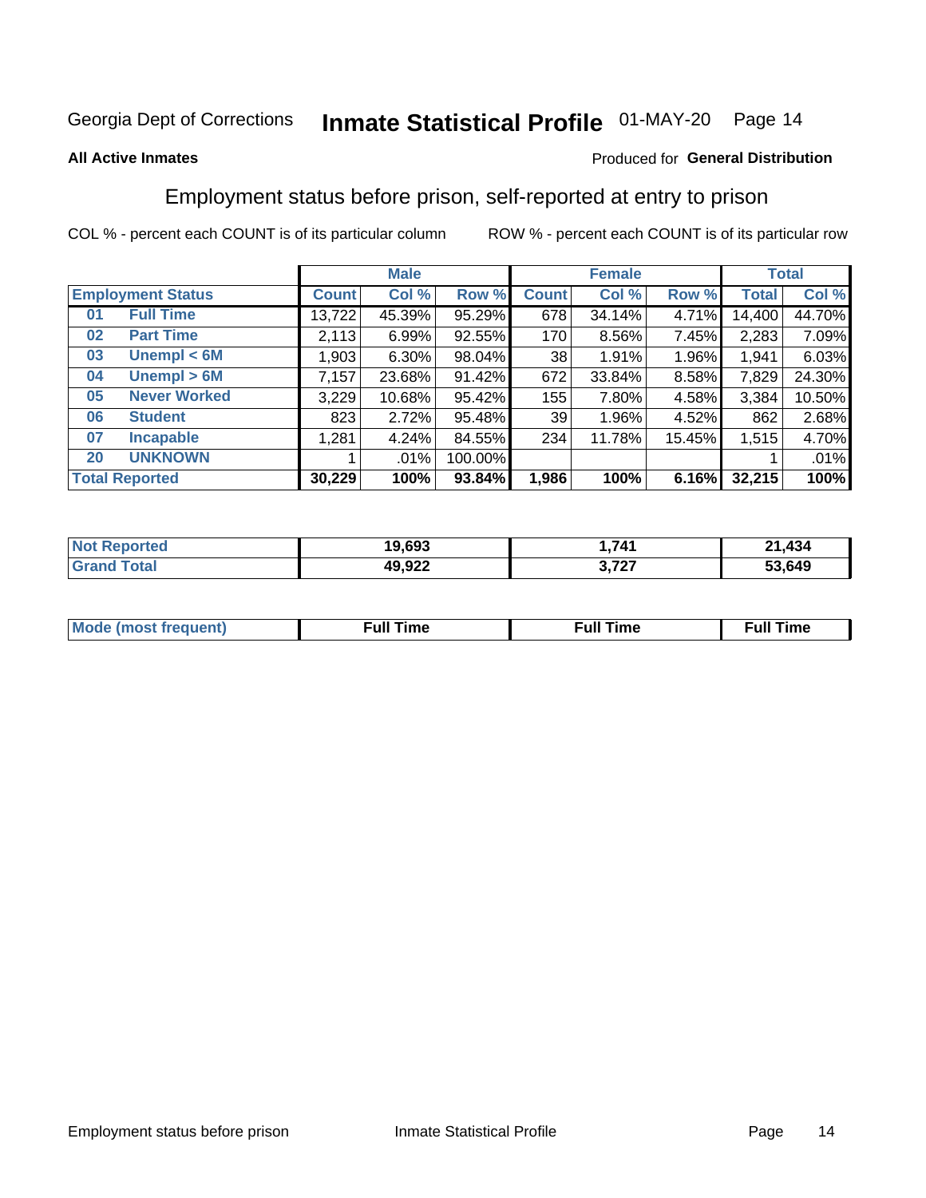Georgia Dept of Corrections **Inmate Statistical Profile** 01-MAY-20

**All Active Inmates**

Produced for **General Distribution**

## Employment status before prison, self-reported at entry to prison

COL % - percent each COUNT is of its particular column

ROW % - percent each COUNT is of its particular row

| | | Male | | | Female | | | Total | |
|---|---|---|---|---|---|---|---|---|---|
| **Employment Status** | | **Count** | **Col %** | **Row %** | **Count** | **Col %** | **Row %** | **Total** | **Col %** |
| 01 | Full Time | 13,722 | 45.39% | 95.29% | 678 | 34.14% | 4.71% | 14,400 | 44.70% |
| 02 | Part Time | 2,113 | 6.99% | 92.55% | 170 | 8.56% | 7.45% | 2,283 | 7.09% |
| 03 | Unempl < 6M | 1,903 | 6.30% | 98.04% | 38 | 1.91% | 1.96% | 1,941 | 6.03% |
| 04 | Unempl > 6M | 7,157 | 23.68% | 91.42% | 672 | 33.84% | 8.58% | 7,829 | 24.30% |
| 05 | Never Worked | 3,229 | 10.68% | 95.42% | 155 | 7.80% | 4.58% | 3,384 | 10.50% |
| 06 | Student | 823 | 2.72% | 95.48% | 39 | 1.96% | 4.52% | 862 | 2.68% |
| 07 | Incapable | 1,281 | 4.24% | 84.55% | 234 | 11.78% | 15.45% | 1,515 | 4.70% |
| 20 | UNKNOWN | 1 | .01% | 100.00% | | | | 1 | .01% |
| **Total Reported** | | **30,229** | **100%** | **93.84%** | **1,986** | **100%** | **6.16%** | **32,215** | **100%** |

| | Male | Female | Total |
|---|---|---|---|
| Not Reported | **19,693** | **1,741** | **21,434** |
| Grand Total | **49,922** | **3,727** | **53,649** |

| | Male | Female | Total |
|---|---|---|---|
| Mode (most frequent) | **Full Time** | **Full Time** | **Full Time** |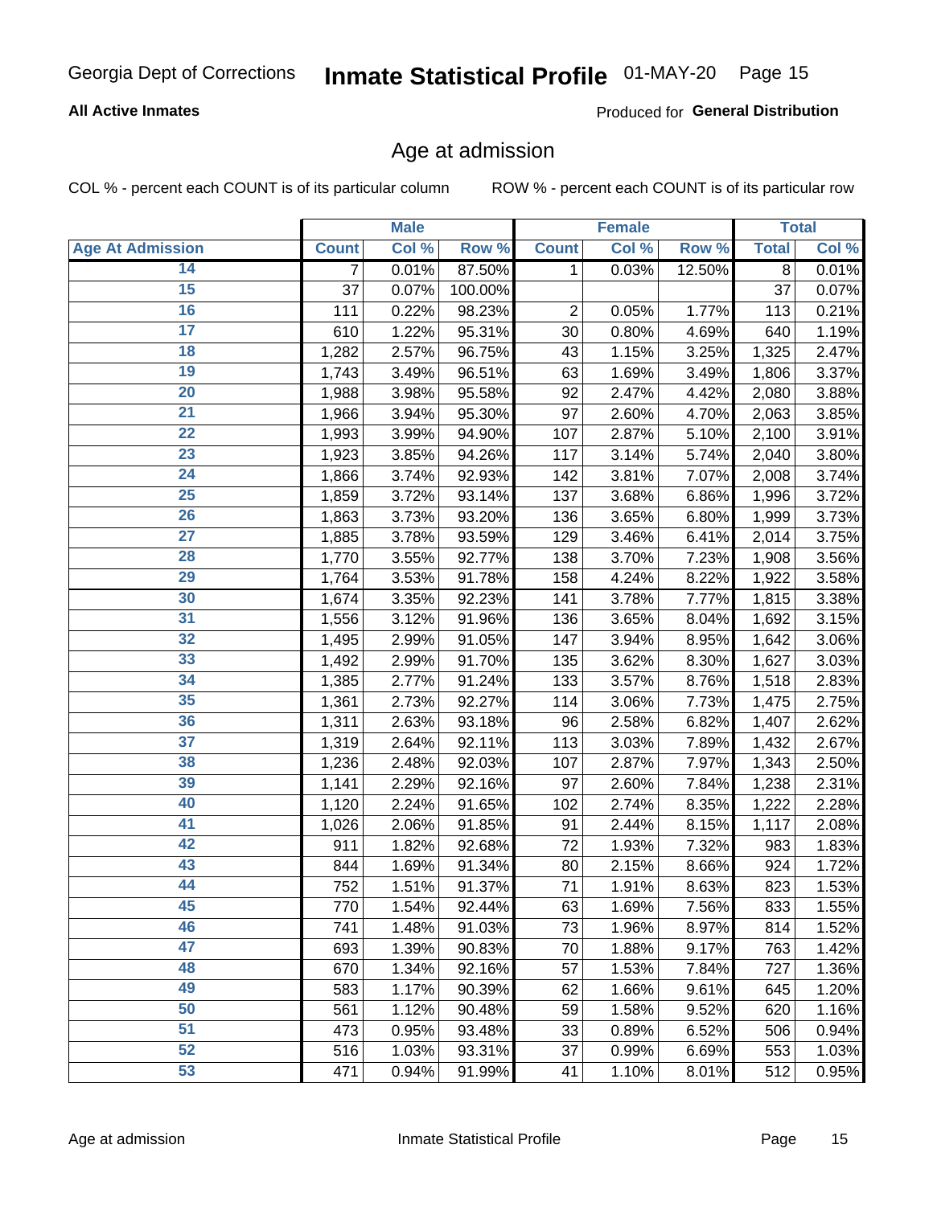Georgia Dept of Corrections **Inmate Statistical Profile** 01-MAY-20

**All Active Inmates**

Produced for **General Distribution**

## Age at admission

COL % - percent each COUNT is of its particular column ROW % - percent each COUNT is of its particular row

| Age At Admission | Male | | | Female | | | Total | |
|---|---|---|---|---|---|---|---|---|
| | Count | Col % | Row % | Count | Col % | Row % | Total | Col % |
| 14 | 7 | 0.01% | 87.50% | 1 | 0.03% | 12.50% | 8 | 0.01% |
| 15 | 37 | 0.07% | 100.00% | | | | 37 | 0.07% |
| 16 | 111 | 0.22% | 98.23% | 2 | 0.05% | 1.77% | 113 | 0.21% |
| 17 | 610 | 1.22% | 95.31% | 30 | 0.80% | 4.69% | 640 | 1.19% |
| 18 | 1,282 | 2.57% | 96.75% | 43 | 1.15% | 3.25% | 1,325 | 2.47% |
| 19 | 1,743 | 3.49% | 96.51% | 63 | 1.69% | 3.49% | 1,806 | 3.37% |
| 20 | 1,988 | 3.98% | 95.58% | 92 | 2.47% | 4.42% | 2,080 | 3.88% |
| 21 | 1,966 | 3.94% | 95.30% | 97 | 2.60% | 4.70% | 2,063 | 3.85% |
| 22 | 1,993 | 3.99% | 94.90% | 107 | 2.87% | 5.10% | 2,100 | 3.91% |
| 23 | 1,923 | 3.85% | 94.26% | 117 | 3.14% | 5.74% | 2,040 | 3.80% |
| 24 | 1,866 | 3.74% | 92.93% | 142 | 3.81% | 7.07% | 2,008 | 3.74% |
| 25 | 1,859 | 3.72% | 93.14% | 137 | 3.68% | 6.86% | 1,996 | 3.72% |
| 26 | 1,863 | 3.73% | 93.20% | 136 | 3.65% | 6.80% | 1,999 | 3.73% |
| 27 | 1,885 | 3.78% | 93.59% | 129 | 3.46% | 6.41% | 2,014 | 3.75% |
| 28 | 1,770 | 3.55% | 92.77% | 138 | 3.70% | 7.23% | 1,908 | 3.56% |
| 29 | 1,764 | 3.53% | 91.78% | 158 | 4.24% | 8.22% | 1,922 | 3.58% |
| 30 | 1,674 | 3.35% | 92.23% | 141 | 3.78% | 7.77% | 1,815 | 3.38% |
| 31 | 1,556 | 3.12% | 91.96% | 136 | 3.65% | 8.04% | 1,692 | 3.15% |
| 32 | 1,495 | 2.99% | 91.05% | 147 | 3.94% | 8.95% | 1,642 | 3.06% |
| 33 | 1,492 | 2.99% | 91.70% | 135 | 3.62% | 8.30% | 1,627 | 3.03% |
| 34 | 1,385 | 2.77% | 91.24% | 133 | 3.57% | 8.76% | 1,518 | 2.83% |
| 35 | 1,361 | 2.73% | 92.27% | 114 | 3.06% | 7.73% | 1,475 | 2.75% |
| 36 | 1,311 | 2.63% | 93.18% | 96 | 2.58% | 6.82% | 1,407 | 2.62% |
| 37 | 1,319 | 2.64% | 92.11% | 113 | 3.03% | 7.89% | 1,432 | 2.67% |
| 38 | 1,236 | 2.48% | 92.03% | 107 | 2.87% | 7.97% | 1,343 | 2.50% |
| 39 | 1,141 | 2.29% | 92.16% | 97 | 2.60% | 7.84% | 1,238 | 2.31% |
| 40 | 1,120 | 2.24% | 91.65% | 102 | 2.74% | 8.35% | 1,222 | 2.28% |
| 41 | 1,026 | 2.06% | 91.85% | 91 | 2.44% | 8.15% | 1,117 | 2.08% |
| 42 | 911 | 1.82% | 92.68% | 72 | 1.93% | 7.32% | 983 | 1.83% |
| 43 | 844 | 1.69% | 91.34% | 80 | 2.15% | 8.66% | 924 | 1.72% |
| 44 | 752 | 1.51% | 91.37% | 71 | 1.91% | 8.63% | 823 | 1.53% |
| 45 | 770 | 1.54% | 92.44% | 63 | 1.69% | 7.56% | 833 | 1.55% |
| 46 | 741 | 1.48% | 91.03% | 73 | 1.96% | 8.97% | 814 | 1.52% |
| 47 | 693 | 1.39% | 90.83% | 70 | 1.88% | 9.17% | 763 | 1.42% |
| 48 | 670 | 1.34% | 92.16% | 57 | 1.53% | 7.84% | 727 | 1.36% |
| 49 | 583 | 1.17% | 90.39% | 62 | 1.66% | 9.61% | 645 | 1.20% |
| 50 | 561 | 1.12% | 90.48% | 59 | 1.58% | 9.52% | 620 | 1.16% |
| 51 | 473 | 0.95% | 93.48% | 33 | 0.89% | 6.52% | 506 | 0.94% |
| 52 | 516 | 1.03% | 93.31% | 37 | 0.99% | 6.69% | 553 | 1.03% |
| 53 | 471 | 0.94% | 91.99% | 41 | 1.10% | 8.01% | 512 | 0.95% |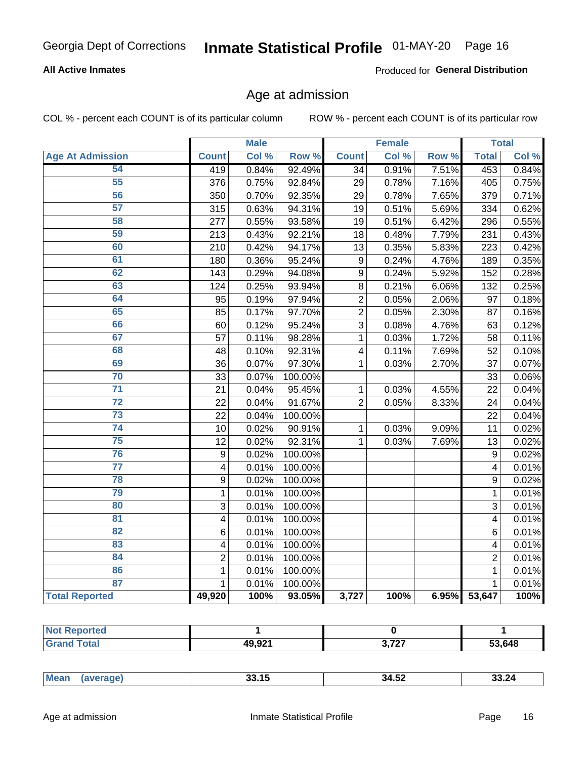# Georgia Dept of Corrections — Inmate Statistical Profile 01-MAY-20

**All Active Inmates** — Produced for **General Distribution**

## Age at admission

COL % - percent each COUNT is of its particular column

ROW % - percent each COUNT is of its particular row

| Age At Admission | Male | | | Female | | | Total | |
|---|---|---|---|---|---|---|---|---|
| | Count | Col % | Row % | Count | Col % | Row % | Total | Col % |
| 54 | 419 | 0.84% | 92.49% | 34 | 0.91% | 7.51% | 453 | 0.84% |
| 55 | 376 | 0.75% | 92.84% | 29 | 0.78% | 7.16% | 405 | 0.75% |
| 56 | 350 | 0.70% | 92.35% | 29 | 0.78% | 7.65% | 379 | 0.71% |
| 57 | 315 | 0.63% | 94.31% | 19 | 0.51% | 5.69% | 334 | 0.62% |
| 58 | 277 | 0.55% | 93.58% | 19 | 0.51% | 6.42% | 296 | 0.55% |
| 59 | 213 | 0.43% | 92.21% | 18 | 0.48% | 7.79% | 231 | 0.43% |
| 60 | 210 | 0.42% | 94.17% | 13 | 0.35% | 5.83% | 223 | 0.42% |
| 61 | 180 | 0.36% | 95.24% | 9 | 0.24% | 4.76% | 189 | 0.35% |
| 62 | 143 | 0.29% | 94.08% | 9 | 0.24% | 5.92% | 152 | 0.28% |
| 63 | 124 | 0.25% | 93.94% | 8 | 0.21% | 6.06% | 132 | 0.25% |
| 64 | 95 | 0.19% | 97.94% | 2 | 0.05% | 2.06% | 97 | 0.18% |
| 65 | 85 | 0.17% | 97.70% | 2 | 0.05% | 2.30% | 87 | 0.16% |
| 66 | 60 | 0.12% | 95.24% | 3 | 0.08% | 4.76% | 63 | 0.12% |
| 67 | 57 | 0.11% | 98.28% | 1 | 0.03% | 1.72% | 58 | 0.11% |
| 68 | 48 | 0.10% | 92.31% | 4 | 0.11% | 7.69% | 52 | 0.10% |
| 69 | 36 | 0.07% | 97.30% | 1 | 0.03% | 2.70% | 37 | 0.07% |
| 70 | 33 | 0.07% | 100.00% | | | | 33 | 0.06% |
| 71 | 21 | 0.04% | 95.45% | 1 | 0.03% | 4.55% | 22 | 0.04% |
| 72 | 22 | 0.04% | 91.67% | 2 | 0.05% | 8.33% | 24 | 0.04% |
| 73 | 22 | 0.04% | 100.00% | | | | 22 | 0.04% |
| 74 | 10 | 0.02% | 90.91% | 1 | 0.03% | 9.09% | 11 | 0.02% |
| 75 | 12 | 0.02% | 92.31% | 1 | 0.03% | 7.69% | 13 | 0.02% |
| 76 | 9 | 0.02% | 100.00% | | | | 9 | 0.02% |
| 77 | 4 | 0.01% | 100.00% | | | | 4 | 0.01% |
| 78 | 9 | 0.02% | 100.00% | | | | 9 | 0.02% |
| 79 | 1 | 0.01% | 100.00% | | | | 1 | 0.01% |
| 80 | 3 | 0.01% | 100.00% | | | | 3 | 0.01% |
| 81 | 4 | 0.01% | 100.00% | | | | 4 | 0.01% |
| 82 | 6 | 0.01% | 100.00% | | | | 6 | 0.01% |
| 83 | 4 | 0.01% | 100.00% | | | | 4 | 0.01% |
| 84 | 2 | 0.01% | 100.00% | | | | 2 | 0.01% |
| 86 | 1 | 0.01% | 100.00% | | | | 1 | 0.01% |
| 87 | 1 | 0.01% | 100.00% | | | | 1 | 0.01% |
| **Total Reported** | **49,920** | **100%** | **93.05%** | **3,727** | **100%** | **6.95%** | **53,647** | **100%** |

| | Male | Female | Total |
|---|---|---|---|
| Not Reported | 1 | 0 | 1 |
| Grand Total | 49,921 | 3,727 | 53,648 |

| | Male | Female | Total |
|---|---|---|---|
| Mean (average) | 33.15 | 34.52 | 33.24 |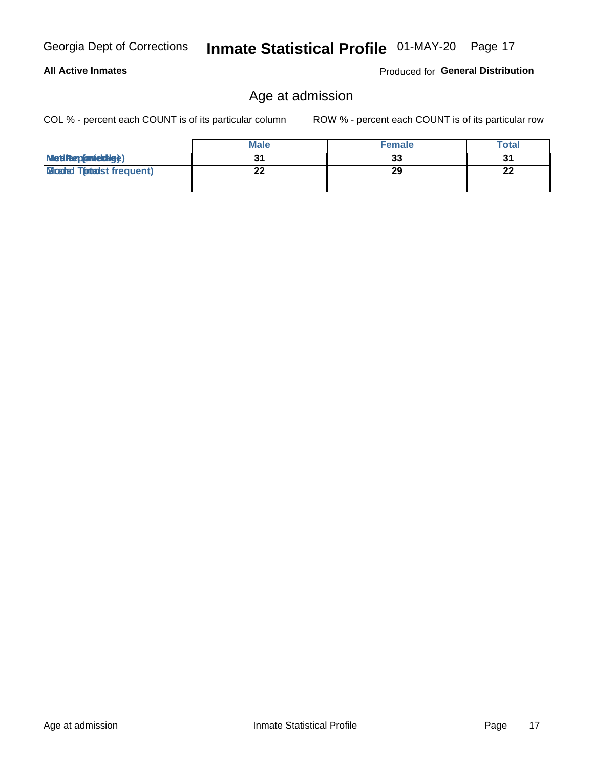## Age at admission

COL % - percent each COUNT is of its particular column ROW % - percent each COUNT is of its particular row

| | Male | Female | Total |
|---|---|---|---|
| Median (middle) | 31 | 33 | 31 |
| Mode (most frequent) | 22 | 29 | 22 |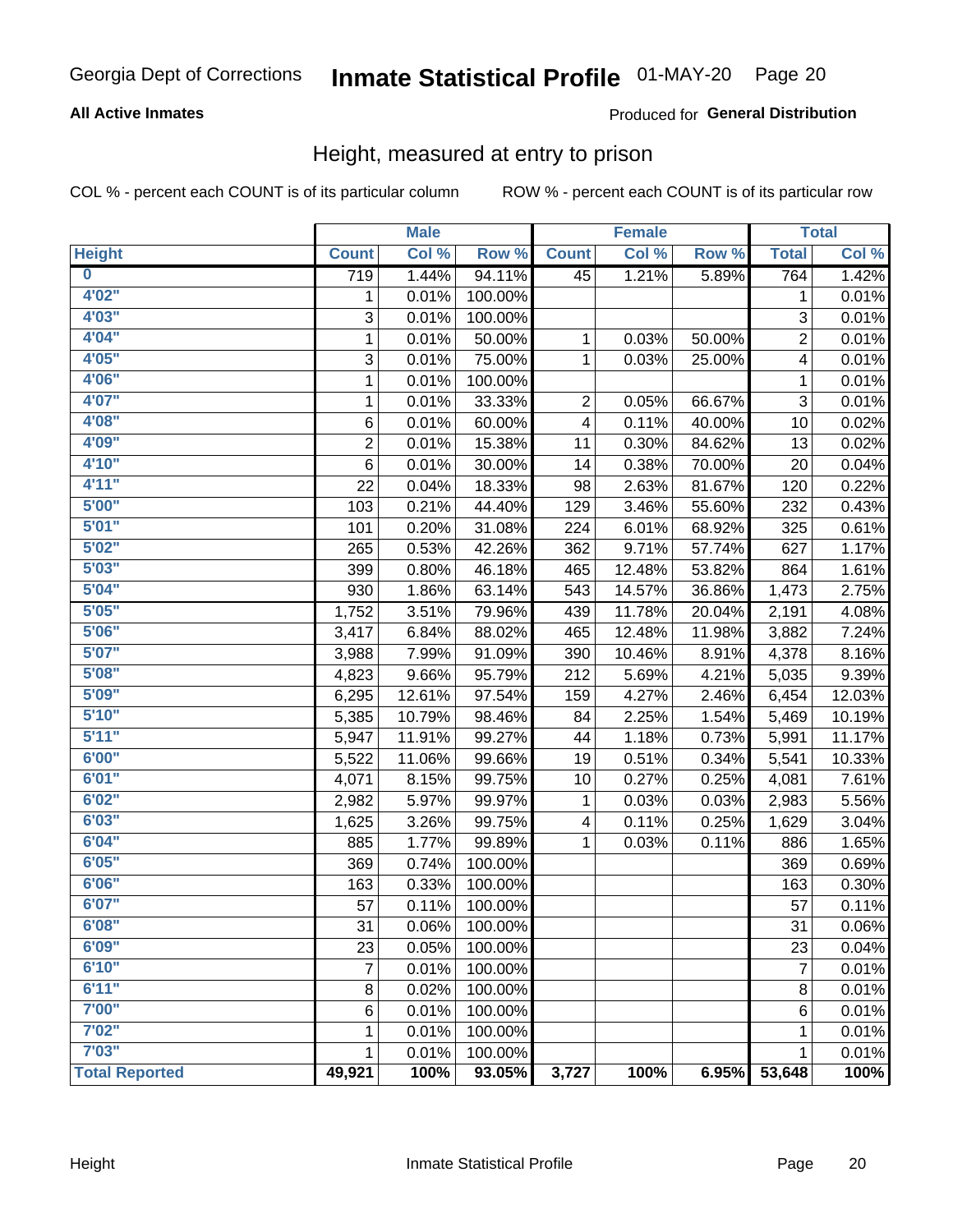Georgia Dept of Corrections **Inmate Statistical Profile** 01-MAY-20

**All Active Inmates**

Produced for **General Distribution**

## Height, measured at entry to prison

COL % - percent each COUNT is of its particular column

ROW % - percent each COUNT is of its particular row

| | Male | | | Female | | | Total | |
|---|---|---|---|---|---|---|---|---|
| **Height** | **Count** | **Col %** | **Row %** | **Count** | **Col %** | **Row %** | **Total** | **Col %** |
| **0** | 719 | 1.44% | 94.11% | 45 | 1.21% | 5.89% | 764 | 1.42% |
| **4'02"** | 1 | 0.01% | 100.00% | | | | 1 | 0.01% |
| **4'03"** | 3 | 0.01% | 100.00% | | | | 3 | 0.01% |
| **4'04"** | 1 | 0.01% | 50.00% | 1 | 0.03% | 50.00% | 2 | 0.01% |
| **4'05"** | 3 | 0.01% | 75.00% | 1 | 0.03% | 25.00% | 4 | 0.01% |
| **4'06"** | 1 | 0.01% | 100.00% | | | | 1 | 0.01% |
| **4'07"** | 1 | 0.01% | 33.33% | 2 | 0.05% | 66.67% | 3 | 0.01% |
| **4'08"** | 6 | 0.01% | 60.00% | 4 | 0.11% | 40.00% | 10 | 0.02% |
| **4'09"** | 2 | 0.01% | 15.38% | 11 | 0.30% | 84.62% | 13 | 0.02% |
| **4'10"** | 6 | 0.01% | 30.00% | 14 | 0.38% | 70.00% | 20 | 0.04% |
| **4'11"** | 22 | 0.04% | 18.33% | 98 | 2.63% | 81.67% | 120 | 0.22% |
| **5'00"** | 103 | 0.21% | 44.40% | 129 | 3.46% | 55.60% | 232 | 0.43% |
| **5'01"** | 101 | 0.20% | 31.08% | 224 | 6.01% | 68.92% | 325 | 0.61% |
| **5'02"** | 265 | 0.53% | 42.26% | 362 | 9.71% | 57.74% | 627 | 1.17% |
| **5'03"** | 399 | 0.80% | 46.18% | 465 | 12.48% | 53.82% | 864 | 1.61% |
| **5'04"** | 930 | 1.86% | 63.14% | 543 | 14.57% | 36.86% | 1,473 | 2.75% |
| **5'05"** | 1,752 | 3.51% | 79.96% | 439 | 11.78% | 20.04% | 2,191 | 4.08% |
| **5'06"** | 3,417 | 6.84% | 88.02% | 465 | 12.48% | 11.98% | 3,882 | 7.24% |
| **5'07"** | 3,988 | 7.99% | 91.09% | 390 | 10.46% | 8.91% | 4,378 | 8.16% |
| **5'08"** | 4,823 | 9.66% | 95.79% | 212 | 5.69% | 4.21% | 5,035 | 9.39% |
| **5'09"** | 6,295 | 12.61% | 97.54% | 159 | 4.27% | 2.46% | 6,454 | 12.03% |
| **5'10"** | 5,385 | 10.79% | 98.46% | 84 | 2.25% | 1.54% | 5,469 | 10.19% |
| **5'11"** | 5,947 | 11.91% | 99.27% | 44 | 1.18% | 0.73% | 5,991 | 11.17% |
| **6'00"** | 5,522 | 11.06% | 99.66% | 19 | 0.51% | 0.34% | 5,541 | 10.33% |
| **6'01"** | 4,071 | 8.15% | 99.75% | 10 | 0.27% | 0.25% | 4,081 | 7.61% |
| **6'02"** | 2,982 | 5.97% | 99.97% | 1 | 0.03% | 0.03% | 2,983 | 5.56% |
| **6'03"** | 1,625 | 3.26% | 99.75% | 4 | 0.11% | 0.25% | 1,629 | 3.04% |
| **6'04"** | 885 | 1.77% | 99.89% | 1 | 0.03% | 0.11% | 886 | 1.65% |
| **6'05"** | 369 | 0.74% | 100.00% | | | | 369 | 0.69% |
| **6'06"** | 163 | 0.33% | 100.00% | | | | 163 | 0.30% |
| **6'07"** | 57 | 0.11% | 100.00% | | | | 57 | 0.11% |
| **6'08"** | 31 | 0.06% | 100.00% | | | | 31 | 0.06% |
| **6'09"** | 23 | 0.05% | 100.00% | | | | 23 | 0.04% |
| **6'10"** | 7 | 0.01% | 100.00% | | | | 7 | 0.01% |
| **6'11"** | 8 | 0.02% | 100.00% | | | | 8 | 0.01% |
| **7'00"** | 6 | 0.01% | 100.00% | | | | 6 | 0.01% |
| **7'02"** | 1 | 0.01% | 100.00% | | | | 1 | 0.01% |
| **7'03"** | 1 | 0.01% | 100.00% | | | | 1 | 0.01% |
| **Total Reported** | **49,921** | **100%** | **93.05%** | **3,727** | **100%** | **6.95%** | **53,648** | **100%** |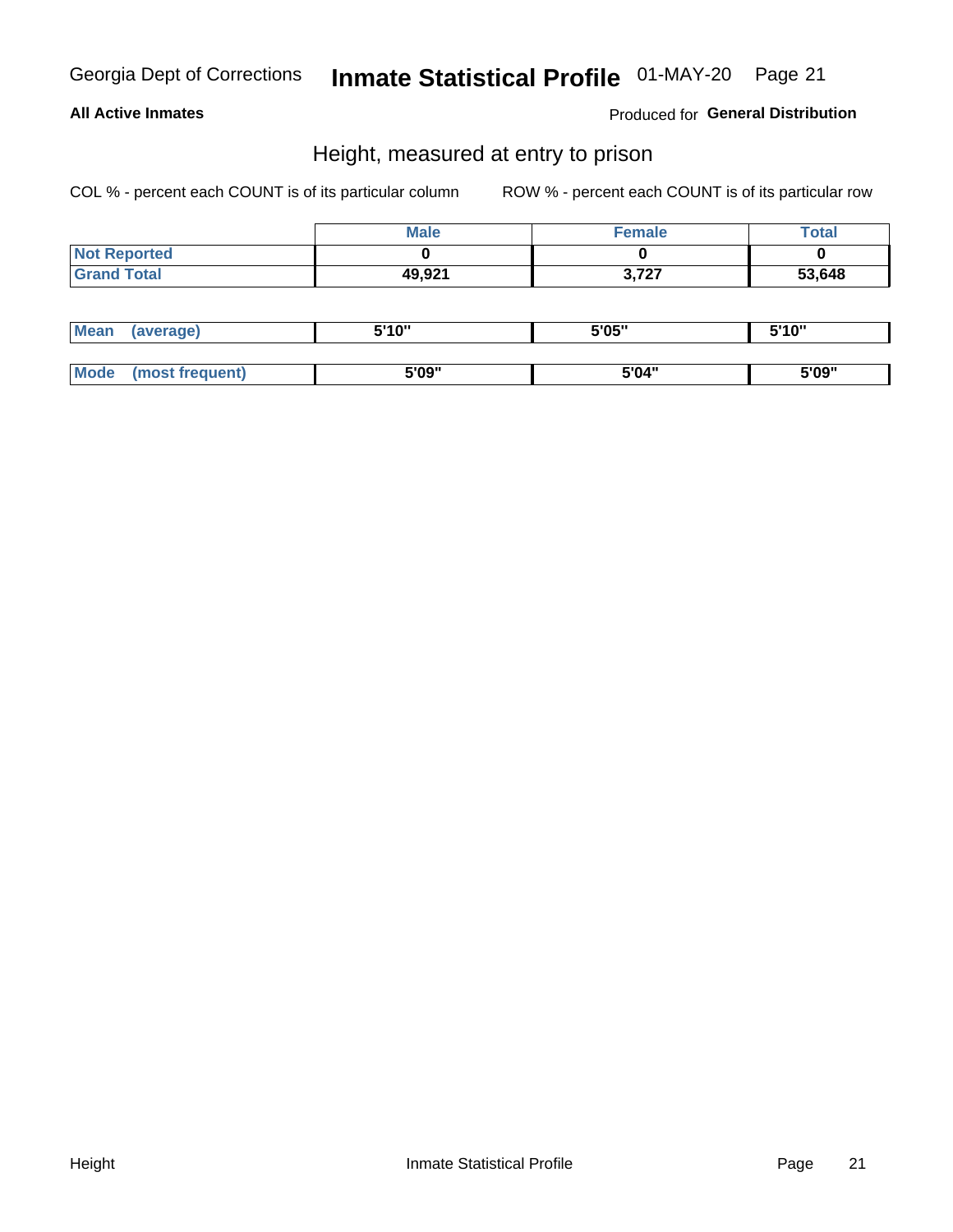Georgia Dept of Corrections **Inmate Statistical Profile** 01-MAY-20

**All Active Inmates**

Produced for **General Distribution**

## Height, measured at entry to prison

COL % - percent each COUNT is of its particular column

ROW % - percent each COUNT is of its particular row

| | Male | Female | Total |
|---|---|---|---|
| **Not Reported** | **0** | **0** | **0** |
| **Grand Total** | **49,921** | **3,727** | **53,648** |

| | Male | Female | Total |
|---|---|---|---|
| **Mean (average)** | **5'10"** | **5'05"** | **5'10"** |
| **Mode (most frequent)** | **5'09"** | **5'04"** | **5'09"** |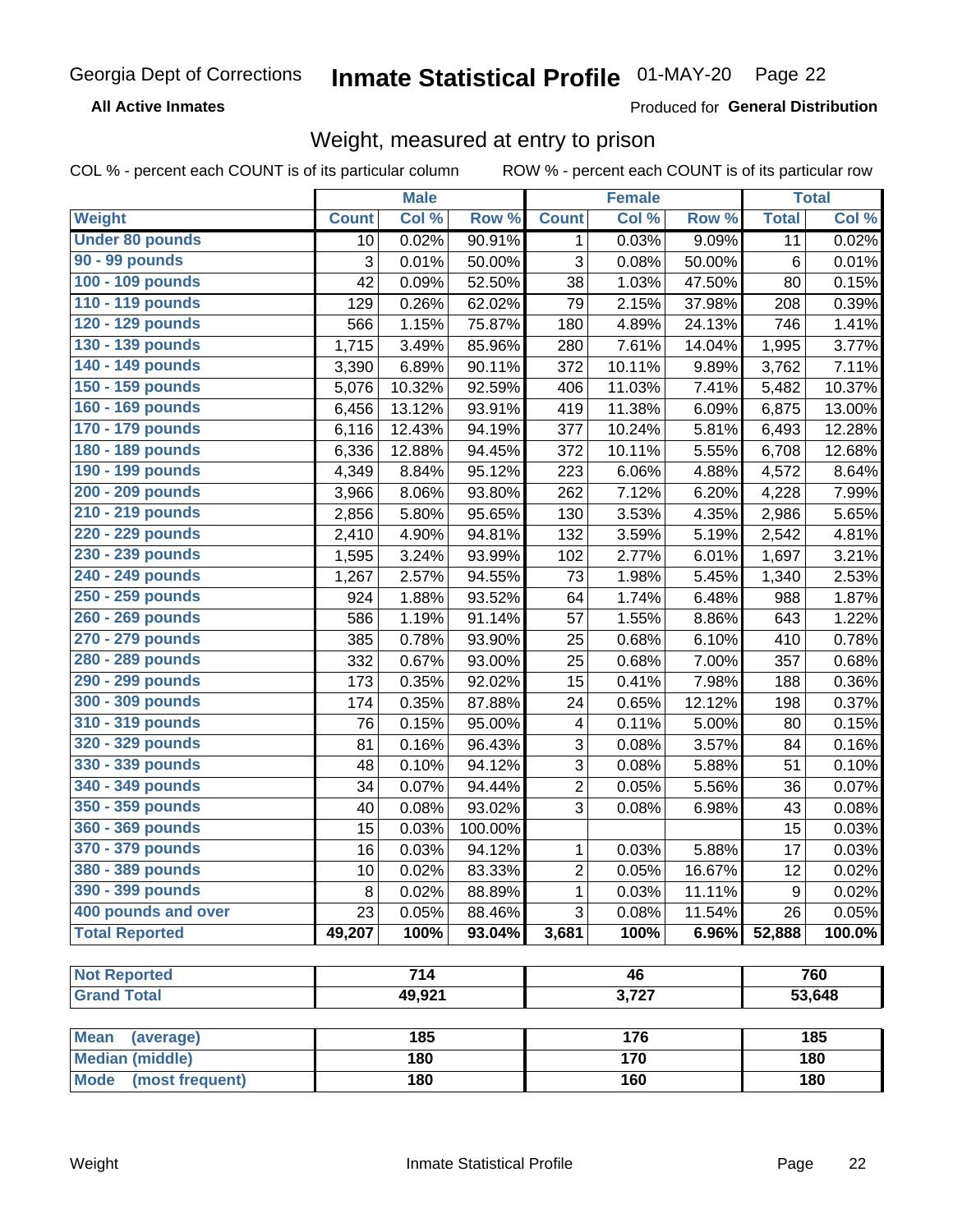Georgia Dept of Corrections **Inmate Statistical Profile** 01-MAY-20

**All Active Inmates**

Produced for **General Distribution**

## Weight, measured at entry to prison

COL % - percent each COUNT is of its particular column    ROW % - percent each COUNT is of its particular row

| | Male | | | Female | | | Total | |
|---|---|---|---|---|---|---|---|---|
| **Weight** | **Count** | **Col %** | **Row %** | **Count** | **Col %** | **Row %** | **Total** | **Col %** |
| **Under 80 pounds** | 10 | 0.02% | 90.91% | 1 | 0.03% | 9.09% | 11 | 0.02% |
| **90 - 99 pounds** | 3 | 0.01% | 50.00% | 3 | 0.08% | 50.00% | 6 | 0.01% |
| **100 - 109 pounds** | 42 | 0.09% | 52.50% | 38 | 1.03% | 47.50% | 80 | 0.15% |
| **110 - 119 pounds** | 129 | 0.26% | 62.02% | 79 | 2.15% | 37.98% | 208 | 0.39% |
| **120 - 129 pounds** | 566 | 1.15% | 75.87% | 180 | 4.89% | 24.13% | 746 | 1.41% |
| **130 - 139 pounds** | 1,715 | 3.49% | 85.96% | 280 | 7.61% | 14.04% | 1,995 | 3.77% |
| **140 - 149 pounds** | 3,390 | 6.89% | 90.11% | 372 | 10.11% | 9.89% | 3,762 | 7.11% |
| **150 - 159 pounds** | 5,076 | 10.32% | 92.59% | 406 | 11.03% | 7.41% | 5,482 | 10.37% |
| **160 - 169 pounds** | 6,456 | 13.12% | 93.91% | 419 | 11.38% | 6.09% | 6,875 | 13.00% |
| **170 - 179 pounds** | 6,116 | 12.43% | 94.19% | 377 | 10.24% | 5.81% | 6,493 | 12.28% |
| **180 - 189 pounds** | 6,336 | 12.88% | 94.45% | 372 | 10.11% | 5.55% | 6,708 | 12.68% |
| **190 - 199 pounds** | 4,349 | 8.84% | 95.12% | 223 | 6.06% | 4.88% | 4,572 | 8.64% |
| **200 - 209 pounds** | 3,966 | 8.06% | 93.80% | 262 | 7.12% | 6.20% | 4,228 | 7.99% |
| **210 - 219 pounds** | 2,856 | 5.80% | 95.65% | 130 | 3.53% | 4.35% | 2,986 | 5.65% |
| **220 - 229 pounds** | 2,410 | 4.90% | 94.81% | 132 | 3.59% | 5.19% | 2,542 | 4.81% |
| **230 - 239 pounds** | 1,595 | 3.24% | 93.99% | 102 | 2.77% | 6.01% | 1,697 | 3.21% |
| **240 - 249 pounds** | 1,267 | 2.57% | 94.55% | 73 | 1.98% | 5.45% | 1,340 | 2.53% |
| **250 - 259 pounds** | 924 | 1.88% | 93.52% | 64 | 1.74% | 6.48% | 988 | 1.87% |
| **260 - 269 pounds** | 586 | 1.19% | 91.14% | 57 | 1.55% | 8.86% | 643 | 1.22% |
| **270 - 279 pounds** | 385 | 0.78% | 93.90% | 25 | 0.68% | 6.10% | 410 | 0.78% |
| **280 - 289 pounds** | 332 | 0.67% | 93.00% | 25 | 0.68% | 7.00% | 357 | 0.68% |
| **290 - 299 pounds** | 173 | 0.35% | 92.02% | 15 | 0.41% | 7.98% | 188 | 0.36% |
| **300 - 309 pounds** | 174 | 0.35% | 87.88% | 24 | 0.65% | 12.12% | 198 | 0.37% |
| **310 - 319 pounds** | 76 | 0.15% | 95.00% | 4 | 0.11% | 5.00% | 80 | 0.15% |
| **320 - 329 pounds** | 81 | 0.16% | 96.43% | 3 | 0.08% | 3.57% | 84 | 0.16% |
| **330 - 339 pounds** | 48 | 0.10% | 94.12% | 3 | 0.08% | 5.88% | 51 | 0.10% |
| **340 - 349 pounds** | 34 | 0.07% | 94.44% | 2 | 0.05% | 5.56% | 36 | 0.07% |
| **350 - 359 pounds** | 40 | 0.08% | 93.02% | 3 | 0.08% | 6.98% | 43 | 0.08% |
| **360 - 369 pounds** | 15 | 0.03% | 100.00% | | | | 15 | 0.03% |
| **370 - 379 pounds** | 16 | 0.03% | 94.12% | 1 | 0.03% | 5.88% | 17 | 0.03% |
| **380 - 389 pounds** | 10 | 0.02% | 83.33% | 2 | 0.05% | 16.67% | 12 | 0.02% |
| **390 - 399 pounds** | 8 | 0.02% | 88.89% | 1 | 0.03% | 11.11% | 9 | 0.02% |
| **400 pounds and over** | 23 | 0.05% | 88.46% | 3 | 0.08% | 11.54% | 26 | 0.05% |
| **Total Reported** | **49,207** | **100%** | **93.04%** | **3,681** | **100%** | **6.96%** | **52,888** | **100.0%** |

| | Male | Female | Total |
|---|---|---|---|
| **Not Reported** | **714** | **46** | **760** |
| **Grand Total** | **49,921** | **3,727** | **53,648** |

| | Male | Female | Total |
|---|---|---|---|
| **Mean (average)** | **185** | **176** | **185** |
| **Median (middle)** | **180** | **170** | **180** |
| **Mode (most frequent)** | **180** | **160** | **180** |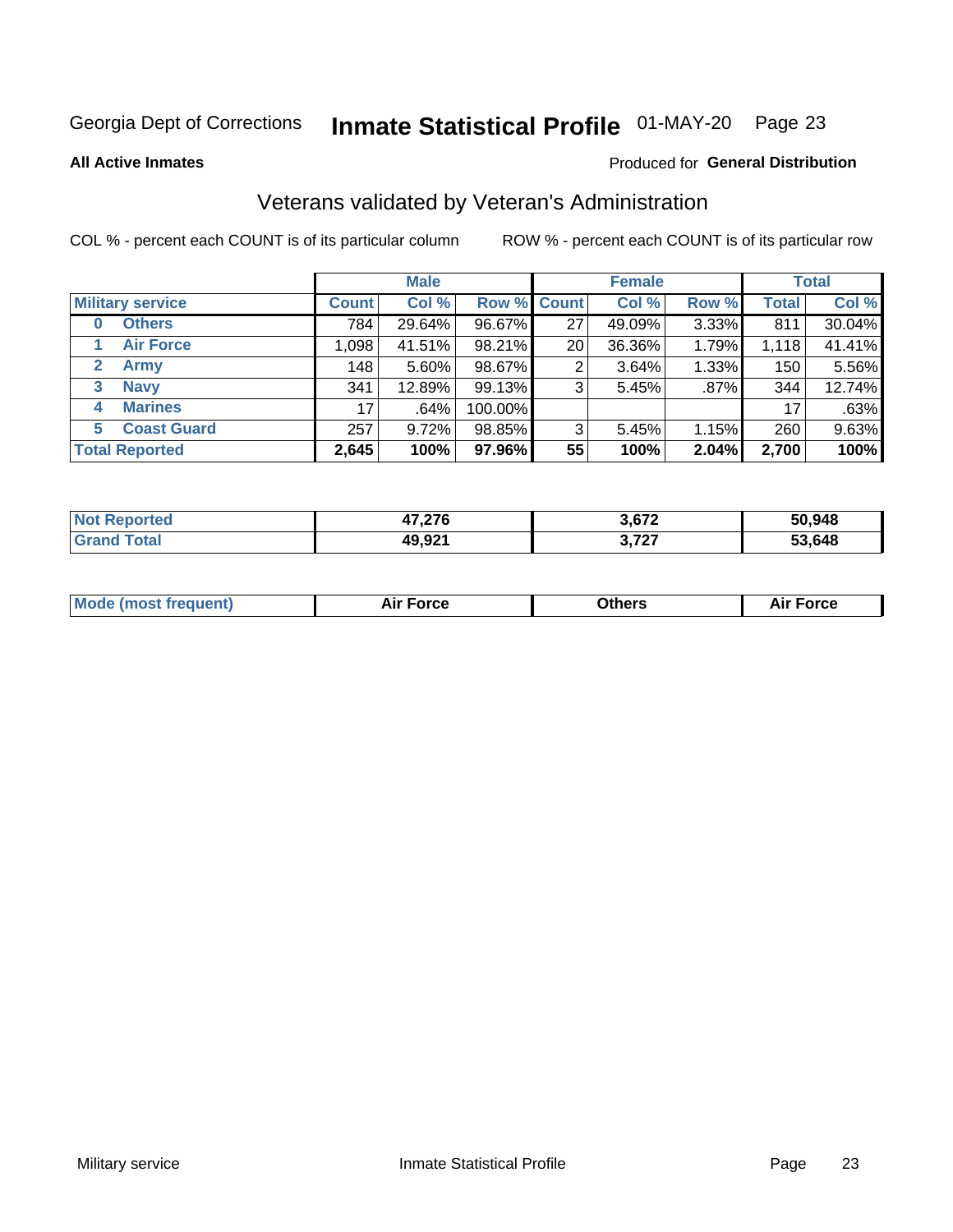Georgia Dept of Corrections **Inmate Statistical Profile** 01-MAY-20 Page 23

**All Active Inmates**

Produced for **General Distribution**

## Veterans validated by Veteran's Administration

COL % - percent each COUNT is of its particular column ROW % - percent each COUNT is of its particular row

| Military service | Male | | | Female | | | Total | |
|---|---|---|---|---|---|---|---|---|
| | Count | Col % | Row % | Count | Col % | Row % | Total | Col % |
| 0 Others | 784 | 29.64% | 96.67% | 27 | 49.09% | 3.33% | 811 | 30.04% |
| 1 Air Force | 1,098 | 41.51% | 98.21% | 20 | 36.36% | 1.79% | 1,118 | 41.41% |
| 2 Army | 148 | 5.60% | 98.67% | 2 | 3.64% | 1.33% | 150 | 5.56% |
| 3 Navy | 341 | 12.89% | 99.13% | 3 | 5.45% | .87% | 344 | 12.74% |
| 4 Marines | 17 | .64% | 100.00% | | | | 17 | .63% |
| 5 Coast Guard | 257 | 9.72% | 98.85% | 3 | 5.45% | 1.15% | 260 | 9.63% |
| **Total Reported** | **2,645** | **100%** | **97.96%** | **55** | **100%** | **2.04%** | **2,700** | **100%** |

| | Male | Female | Total |
|---|---|---|---|
| Not Reported | 47,276 | 3,672 | 50,948 |
| Grand Total | 49,921 | 3,727 | 53,648 |

| | Male | Female | Total |
|---|---|---|---|
| Mode (most frequent) | Air Force | Others | Air Force |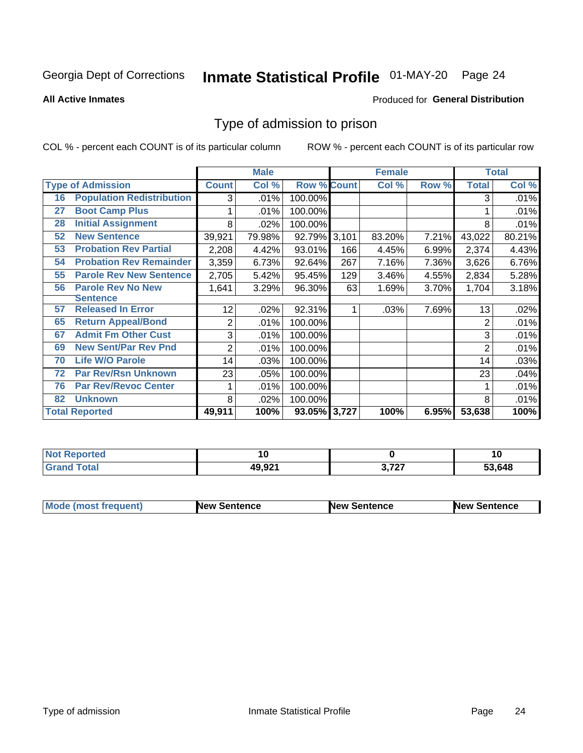Georgia Dept of Corrections **Inmate Statistical Profile** 01-MAY-20

**All Active Inmates**

Produced for **General Distribution**

## Type of admission to prison

COL % - percent each COUNT is of its particular column     ROW % - percent each COUNT is of its particular row

| | | Male | | | Female | | | Total | |
|---|---|---|---|---|---|---|---|---|---|
| **Type of Admission** | | **Count** | **Col %** | **Row %** | **Count** | **Col %** | **Row %** | **Total** | **Col %** |
| 16 | Population Redistribution | 3 | .01% | 100.00% | | | | 3 | .01% |
| 27 | Boot Camp Plus | 1 | .01% | 100.00% | | | | 1 | .01% |
| 28 | Initial Assignment | 8 | .02% | 100.00% | | | | 8 | .01% |
| 52 | New Sentence | 39,921 | 79.98% | 92.79% | 3,101 | 83.20% | 7.21% | 43,022 | 80.21% |
| 53 | Probation Rev Partial | 2,208 | 4.42% | 93.01% | 166 | 4.45% | 6.99% | 2,374 | 4.43% |
| 54 | Probation Rev Remainder | 3,359 | 6.73% | 92.64% | 267 | 7.16% | 7.36% | 3,626 | 6.76% |
| 55 | Parole Rev New Sentence | 2,705 | 5.42% | 95.45% | 129 | 3.46% | 4.55% | 2,834 | 5.28% |
| 56 | Parole Rev No New Sentence | 1,641 | 3.29% | 96.30% | 63 | 1.69% | 3.70% | 1,704 | 3.18% |
| 57 | Released In Error | 12 | .02% | 92.31% | 1 | .03% | 7.69% | 13 | .02% |
| 65 | Return Appeal/Bond | 2 | .01% | 100.00% | | | | 2 | .01% |
| 67 | Admit Fm Other Cust | 3 | .01% | 100.00% | | | | 3 | .01% |
| 69 | New Sent/Par Rev Pnd | 2 | .01% | 100.00% | | | | 2 | .01% |
| 70 | Life W/O Parole | 14 | .03% | 100.00% | | | | 14 | .03% |
| 72 | Par Rev/Rsn Unknown | 23 | .05% | 100.00% | | | | 23 | .04% |
| 76 | Par Rev/Revoc Center | 1 | .01% | 100.00% | | | | 1 | .01% |
| 82 | Unknown | 8 | .02% | 100.00% | | | | 8 | .01% |
| **Total Reported** | | **49,911** | **100%** | **93.05%** | **3,727** | **100%** | **6.95%** | **53,638** | **100%** |

| | Male | Female | Total |
|---|---|---|---|
| **Not Reported** | **10** | **0** | **10** |
| **Grand Total** | **49,921** | **3,727** | **53,648** |

| | Male | Female | Total |
|---|---|---|---|
| **Mode (most frequent)** | **New Sentence** | **New Sentence** | **New Sentence** |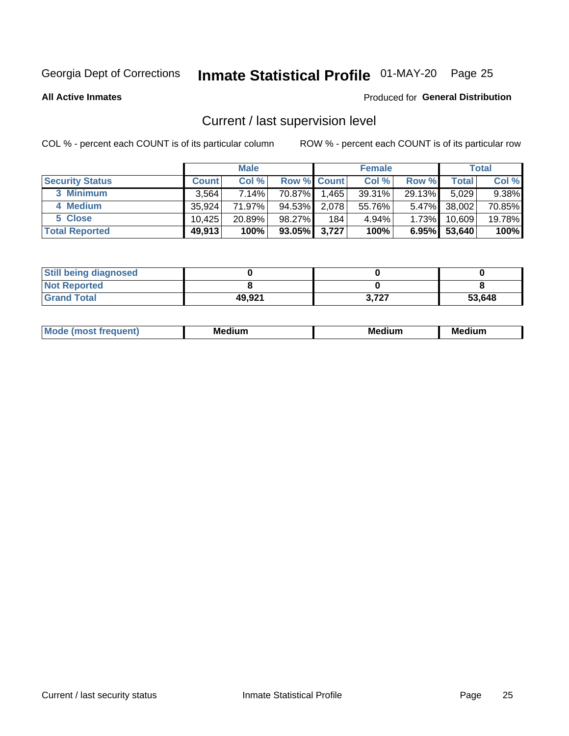Georgia Dept of Corrections **Inmate Statistical Profile** 01-MAY-20

**All Active Inmates**

Produced for **General Distribution**

## Current / last supervision level

COL % - percent each COUNT is of its particular column

ROW % - percent each COUNT is of its particular row

| | Male | | | Female | | | Total | |
|---|---|---|---|---|---|---|---|---|
| **Security Status** | **Count** | **Col %** | **Row %** | **Count** | **Col %** | **Row %** | **Total** | **Col %** |
| 3 Minimum | 3,564 | 7.14% | 70.87% | 1,465 | 39.31% | 29.13% | 5,029 | 9.38% |
| 4 Medium | 35,924 | 71.97% | 94.53% | 2,078 | 55.76% | 5.47% | 38,002 | 70.85% |
| 5 Close | 10,425 | 20.89% | 98.27% | 184 | 4.94% | 1.73% | 10,609 | 19.78% |
| **Total Reported** | **49,913** | **100%** | **93.05%** | **3,727** | **100%** | **6.95%** | **53,640** | **100%** |

| | Male | Female | Total |
|---|---|---|---|
| Still being diagnosed | 0 | 0 | 0 |
| Not Reported | 8 | 0 | 8 |
| Grand Total | 49,921 | 3,727 | 53,648 |

| | Male | Female | Total |
|---|---|---|---|
| Mode (most frequent) | Medium | Medium | Medium |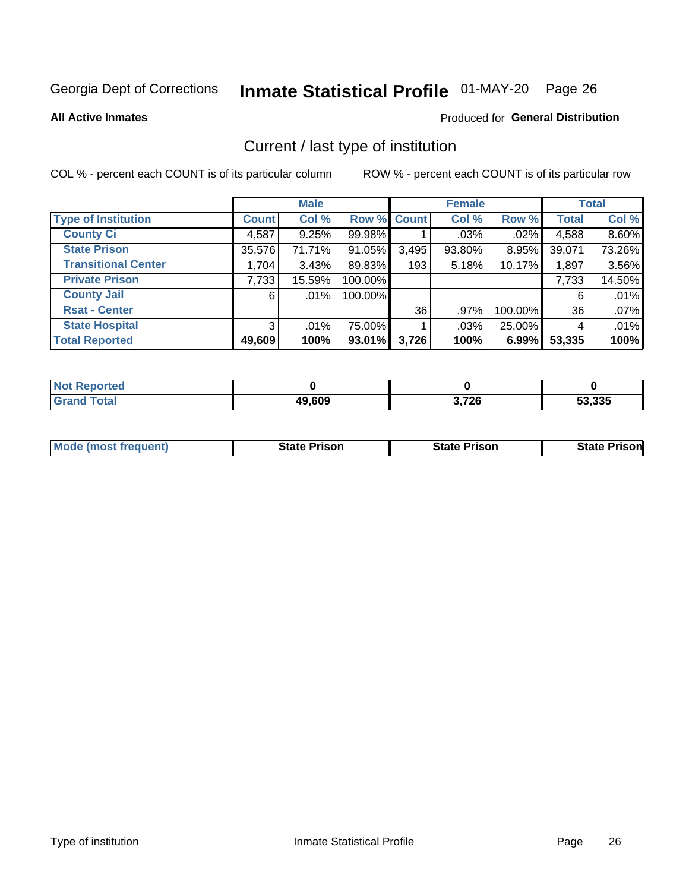Georgia Dept of Corrections **Inmate Statistical Profile** 01-MAY-20

**All Active Inmates**

Produced for **General Distribution**

## Current / last type of institution

COL % - percent each COUNT is of its particular column

ROW % - percent each COUNT is of its particular row

| | Male | | | Female | | | Total | |
|---|---|---|---|---|---|---|---|---|
| **Type of Institution** | **Count** | **Col %** | **Row %** | **Count** | **Col %** | **Row %** | **Total** | **Col %** |
| **County Ci** | 4,587 | 9.25% | 99.98% | 1 | .03% | .02% | 4,588 | 8.60% |
| **State Prison** | 35,576 | 71.71% | 91.05% | 3,495 | 93.80% | 8.95% | 39,071 | 73.26% |
| **Transitional Center** | 1,704 | 3.43% | 89.83% | 193 | 5.18% | 10.17% | 1,897 | 3.56% |
| **Private Prison** | 7,733 | 15.59% | 100.00% | | | | 7,733 | 14.50% |
| **County Jail** | 6 | .01% | 100.00% | | | | 6 | .01% |
| **Rsat - Center** | | | | 36 | .97% | 100.00% | 36 | .07% |
| **State Hospital** | 3 | .01% | 75.00% | 1 | .03% | 25.00% | 4 | .01% |
| **Total Reported** | **49,609** | **100%** | **93.01%** | **3,726** | **100%** | **6.99%** | **53,335** | **100%** |

| | Male | Female | Total |
|---|---|---|---|
| **Not Reported** | **0** | **0** | **0** |
| **Grand Total** | **49,609** | **3,726** | **53,335** |

| | Male | Female | Total |
|---|---|---|---|
| **Mode (most frequent)** | **State Prison** | **State Prison** | **State Prison** |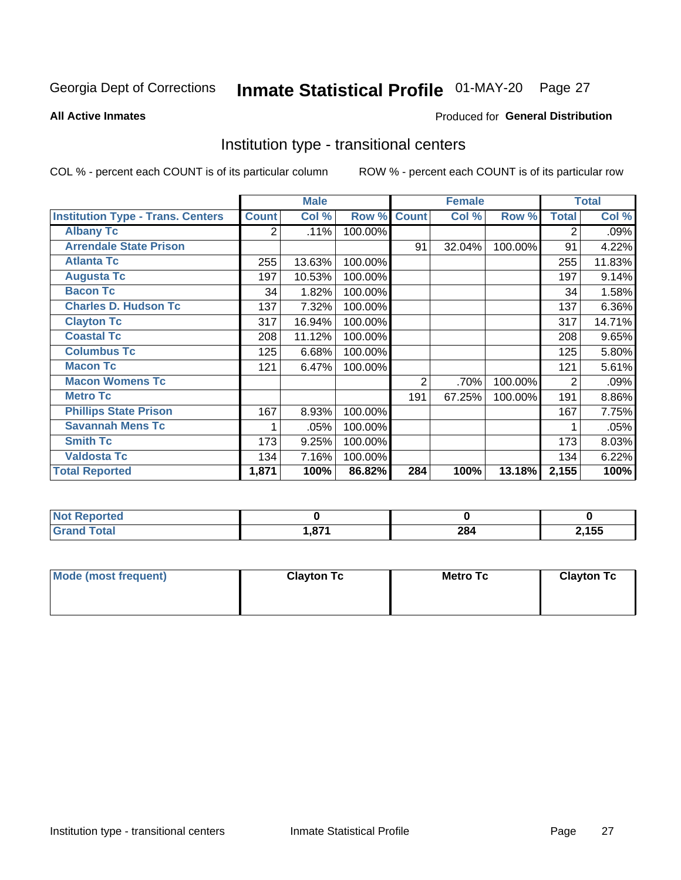Georgia Dept of Corrections **Inmate Statistical Profile** 01-MAY-20

**All Active Inmates**

Produced for **General Distribution**

## Institution type - transitional centers

COL % - percent each COUNT is of its particular column

ROW % - percent each COUNT is of its particular row

| | Male | | | Female | | | Total | |
|---|---|---|---|---|---|---|---|---|
| **Institution Type - Trans. Centers** | **Count** | **Col %** | **Row %** | **Count** | **Col %** | **Row %** | **Total** | **Col %** |
| **Albany Tc** | 2 | .11% | 100.00% | | | | 2 | .09% |
| **Arrendale State Prison** | | | | 91 | 32.04% | 100.00% | 91 | 4.22% |
| **Atlanta Tc** | 255 | 13.63% | 100.00% | | | | 255 | 11.83% |
| **Augusta Tc** | 197 | 10.53% | 100.00% | | | | 197 | 9.14% |
| **Bacon Tc** | 34 | 1.82% | 100.00% | | | | 34 | 1.58% |
| **Charles D. Hudson Tc** | 137 | 7.32% | 100.00% | | | | 137 | 6.36% |
| **Clayton Tc** | 317 | 16.94% | 100.00% | | | | 317 | 14.71% |
| **Coastal Tc** | 208 | 11.12% | 100.00% | | | | 208 | 9.65% |
| **Columbus Tc** | 125 | 6.68% | 100.00% | | | | 125 | 5.80% |
| **Macon Tc** | 121 | 6.47% | 100.00% | | | | 121 | 5.61% |
| **Macon Womens Tc** | | | | 2 | .70% | 100.00% | 2 | .09% |
| **Metro Tc** | | | | 191 | 67.25% | 100.00% | 191 | 8.86% |
| **Phillips State Prison** | 167 | 8.93% | 100.00% | | | | 167 | 7.75% |
| **Savannah Mens Tc** | 1 | .05% | 100.00% | | | | 1 | .05% |
| **Smith Tc** | 173 | 9.25% | 100.00% | | | | 173 | 8.03% |
| **Valdosta Tc** | 134 | 7.16% | 100.00% | | | | 134 | 6.22% |
| **Total Reported** | **1,871** | **100%** | **86.82%** | **284** | **100%** | **13.18%** | **2,155** | **100%** |

| | Male | Female | Total |
|---|---|---|---|
| **Not Reported** | **0** | **0** | **0** |
| **Grand Total** | **1,871** | **284** | **2,155** |

| | Male | Female | Total |
|---|---|---|---|
| **Mode (most frequent)** | **Clayton Tc** | **Metro Tc** | **Clayton Tc** |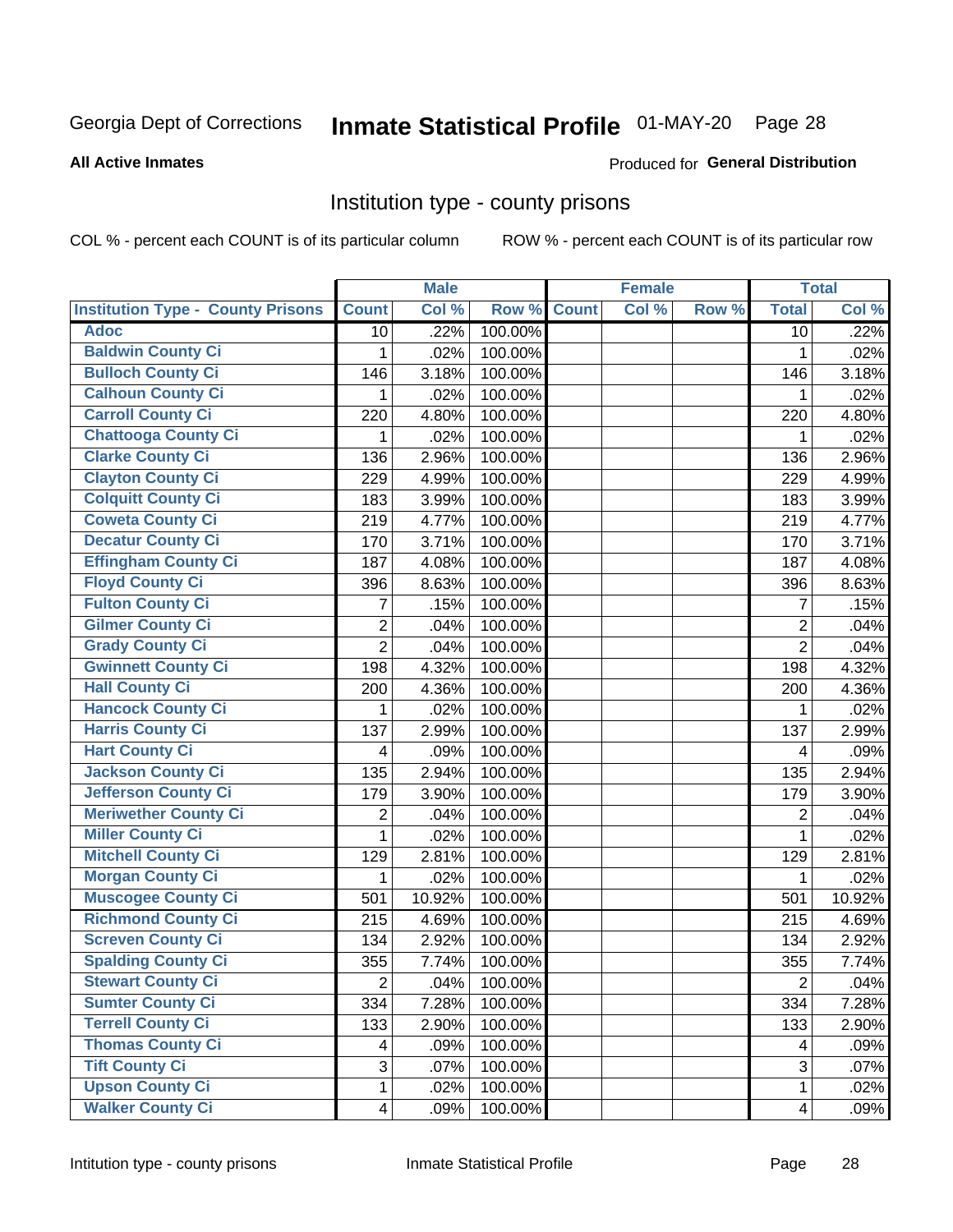Georgia Dept of Corrections **Inmate Statistical Profile** 01-MAY-20 Page 28

**All Active Inmates**

Produced for **General Distribution**

## Institution type - county prisons

COL % - percent each COUNT is of its particular column ROW % - percent each COUNT is of its particular row

| | Male | | | Female | | | Total | |
|---|---|---|---|---|---|---|---|---|
| **Institution Type - County Prisons** | **Count** | **Col %** | **Row %** | **Count** | **Col %** | **Row %** | **Total** | **Col %** |
| Adoc | 10 | .22% | 100.00% | | | | 10 | .22% |
| Baldwin County Ci | 1 | .02% | 100.00% | | | | 1 | .02% |
| Bulloch County Ci | 146 | 3.18% | 100.00% | | | | 146 | 3.18% |
| Calhoun County Ci | 1 | .02% | 100.00% | | | | 1 | .02% |
| Carroll County Ci | 220 | 4.80% | 100.00% | | | | 220 | 4.80% |
| Chattooga County Ci | 1 | .02% | 100.00% | | | | 1 | .02% |
| Clarke County Ci | 136 | 2.96% | 100.00% | | | | 136 | 2.96% |
| Clayton County Ci | 229 | 4.99% | 100.00% | | | | 229 | 4.99% |
| Colquitt County Ci | 183 | 3.99% | 100.00% | | | | 183 | 3.99% |
| Coweta County Ci | 219 | 4.77% | 100.00% | | | | 219 | 4.77% |
| Decatur County Ci | 170 | 3.71% | 100.00% | | | | 170 | 3.71% |
| Effingham County Ci | 187 | 4.08% | 100.00% | | | | 187 | 4.08% |
| Floyd County Ci | 396 | 8.63% | 100.00% | | | | 396 | 8.63% |
| Fulton County Ci | 7 | .15% | 100.00% | | | | 7 | .15% |
| Gilmer County Ci | 2 | .04% | 100.00% | | | | 2 | .04% |
| Grady County Ci | 2 | .04% | 100.00% | | | | 2 | .04% |
| Gwinnett County Ci | 198 | 4.32% | 100.00% | | | | 198 | 4.32% |
| Hall County Ci | 200 | 4.36% | 100.00% | | | | 200 | 4.36% |
| Hancock County Ci | 1 | .02% | 100.00% | | | | 1 | .02% |
| Harris County Ci | 137 | 2.99% | 100.00% | | | | 137 | 2.99% |
| Hart County Ci | 4 | .09% | 100.00% | | | | 4 | .09% |
| Jackson County Ci | 135 | 2.94% | 100.00% | | | | 135 | 2.94% |
| Jefferson County Ci | 179 | 3.90% | 100.00% | | | | 179 | 3.90% |
| Meriwether County Ci | 2 | .04% | 100.00% | | | | 2 | .04% |
| Miller County Ci | 1 | .02% | 100.00% | | | | 1 | .02% |
| Mitchell County Ci | 129 | 2.81% | 100.00% | | | | 129 | 2.81% |
| Morgan County Ci | 1 | .02% | 100.00% | | | | 1 | .02% |
| Muscogee County Ci | 501 | 10.92% | 100.00% | | | | 501 | 10.92% |
| Richmond County Ci | 215 | 4.69% | 100.00% | | | | 215 | 4.69% |
| Screven County Ci | 134 | 2.92% | 100.00% | | | | 134 | 2.92% |
| Spalding County Ci | 355 | 7.74% | 100.00% | | | | 355 | 7.74% |
| Stewart County Ci | 2 | .04% | 100.00% | | | | 2 | .04% |
| Sumter County Ci | 334 | 7.28% | 100.00% | | | | 334 | 7.28% |
| Terrell County Ci | 133 | 2.90% | 100.00% | | | | 133 | 2.90% |
| Thomas County Ci | 4 | .09% | 100.00% | | | | 4 | .09% |
| Tift County Ci | 3 | .07% | 100.00% | | | | 3 | .07% |
| Upson County Ci | 1 | .02% | 100.00% | | | | 1 | .02% |
| Walker County Ci | 4 | .09% | 100.00% | | | | 4 | .09% |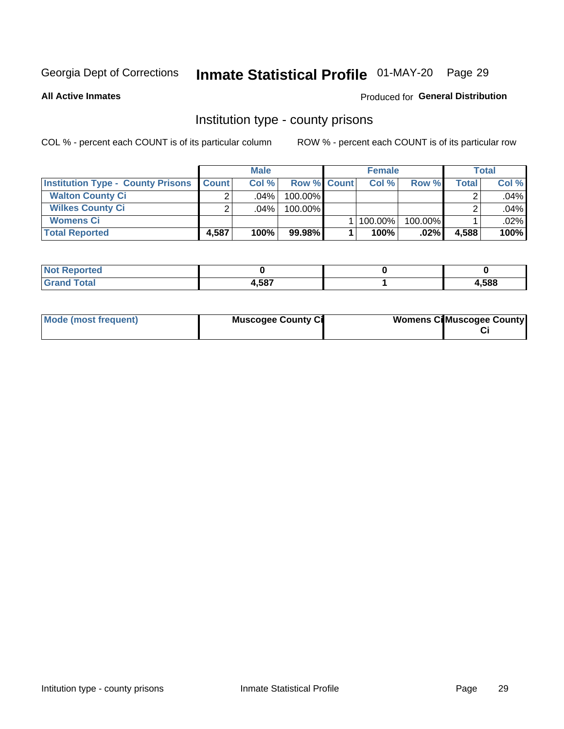Georgia Dept of Corrections **Inmate Statistical Profile** 01-MAY-20

**All Active Inmates**

Produced for **General Distribution**

## Institution type - county prisons

COL % - percent each COUNT is of its particular column

ROW % - percent each COUNT is of its particular row

| | Male | | | Female | | | Total | |
|---|---|---|---|---|---|---|---|---|
| **Institution Type - County Prisons** | **Count** | **Col %** | **Row %** | **Count** | **Col %** | **Row %** | **Total** | **Col %** |
| **Walton County Ci** | 2 | .04% | 100.00% | | | | 2 | .04% |
| **Wilkes County Ci** | 2 | .04% | 100.00% | | | | 2 | .04% |
| **Womens Ci** | | | | 1 | 100.00% | 100.00% | 1 | .02% |
| **Total Reported** | **4,587** | **100%** | **99.98%** | **1** | **100%** | **.02%** | **4,588** | **100%** |

| | Male | Female | Total |
|---|---|---|---|
| **Not Reported** | **0** | **0** | **0** |
| **Grand Total** | **4,587** | **1** | **4,588** |

| | Male | Female | Total |
|---|---|---|---|
| **Mode (most frequent)** | **Muscogee County Ci** | **Womens Ci** | **Muscogee County Ci** |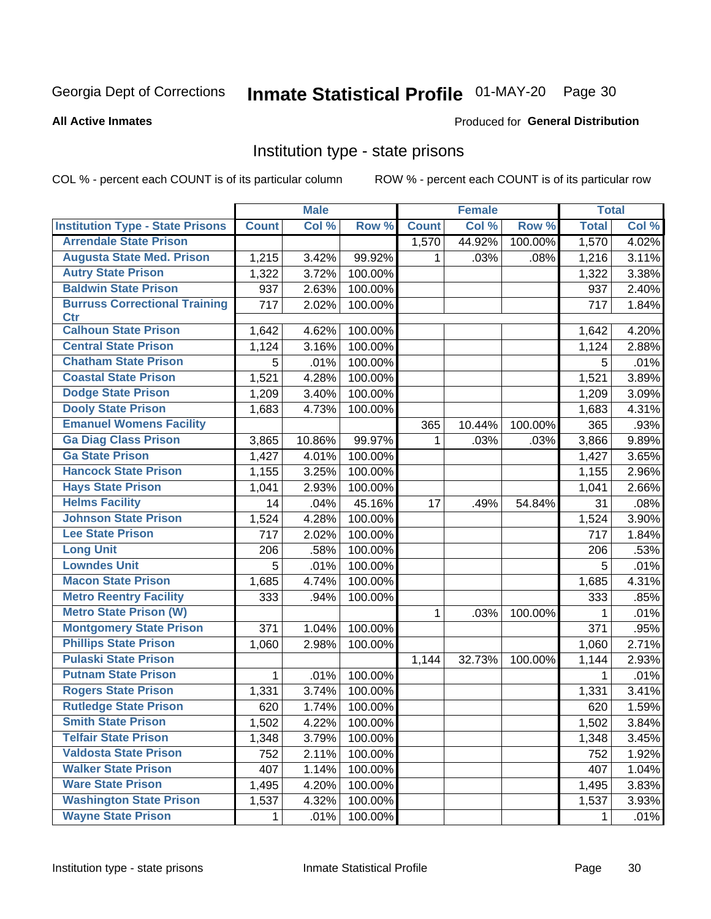Georgia Dept of Corrections **Inmate Statistical Profile** 01-MAY-20

**All Active Inmates**

Produced for **General Distribution**

## Institution type - state prisons

COL % - percent each COUNT is of its particular column ROW % - percent each COUNT is of its particular row

| | Male | | | Female | | | Total | |
|---|---|---|---|---|---|---|---|---|
| **Institution Type - State Prisons** | **Count** | **Col %** | **Row %** | **Count** | **Col %** | **Row %** | **Total** | **Col %** |
| **Arrendale State Prison** | | | | 1,570 | 44.92% | 100.00% | 1,570 | 4.02% |
| **Augusta State Med. Prison** | 1,215 | 3.42% | 99.92% | 1 | .03% | .08% | 1,216 | 3.11% |
| **Autry State Prison** | 1,322 | 3.72% | 100.00% | | | | 1,322 | 3.38% |
| **Baldwin State Prison** | 937 | 2.63% | 100.00% | | | | 937 | 2.40% |
| **Burruss Correctional Training Ctr** | 717 | 2.02% | 100.00% | | | | 717 | 1.84% |
| **Calhoun State Prison** | 1,642 | 4.62% | 100.00% | | | | 1,642 | 4.20% |
| **Central State Prison** | 1,124 | 3.16% | 100.00% | | | | 1,124 | 2.88% |
| **Chatham State Prison** | 5 | .01% | 100.00% | | | | 5 | .01% |
| **Coastal State Prison** | 1,521 | 4.28% | 100.00% | | | | 1,521 | 3.89% |
| **Dodge State Prison** | 1,209 | 3.40% | 100.00% | | | | 1,209 | 3.09% |
| **Dooly State Prison** | 1,683 | 4.73% | 100.00% | | | | 1,683 | 4.31% |
| **Emanuel Womens Facility** | | | | 365 | 10.44% | 100.00% | 365 | .93% |
| **Ga Diag Class Prison** | 3,865 | 10.86% | 99.97% | 1 | .03% | .03% | 3,866 | 9.89% |
| **Ga State Prison** | 1,427 | 4.01% | 100.00% | | | | 1,427 | 3.65% |
| **Hancock State Prison** | 1,155 | 3.25% | 100.00% | | | | 1,155 | 2.96% |
| **Hays State Prison** | 1,041 | 2.93% | 100.00% | | | | 1,041 | 2.66% |
| **Helms Facility** | 14 | .04% | 45.16% | 17 | .49% | 54.84% | 31 | .08% |
| **Johnson State Prison** | 1,524 | 4.28% | 100.00% | | | | 1,524 | 3.90% |
| **Lee State Prison** | 717 | 2.02% | 100.00% | | | | 717 | 1.84% |
| **Long Unit** | 206 | .58% | 100.00% | | | | 206 | .53% |
| **Lowndes Unit** | 5 | .01% | 100.00% | | | | 5 | .01% |
| **Macon State Prison** | 1,685 | 4.74% | 100.00% | | | | 1,685 | 4.31% |
| **Metro Reentry Facility** | 333 | .94% | 100.00% | | | | 333 | .85% |
| **Metro State Prison (W)** | | | | 1 | .03% | 100.00% | 1 | .01% |
| **Montgomery State Prison** | 371 | 1.04% | 100.00% | | | | 371 | .95% |
| **Phillips State Prison** | 1,060 | 2.98% | 100.00% | | | | 1,060 | 2.71% |
| **Pulaski State Prison** | | | | 1,144 | 32.73% | 100.00% | 1,144 | 2.93% |
| **Putnam State Prison** | 1 | .01% | 100.00% | | | | 1 | .01% |
| **Rogers State Prison** | 1,331 | 3.74% | 100.00% | | | | 1,331 | 3.41% |
| **Rutledge State Prison** | 620 | 1.74% | 100.00% | | | | 620 | 1.59% |
| **Smith State Prison** | 1,502 | 4.22% | 100.00% | | | | 1,502 | 3.84% |
| **Telfair State Prison** | 1,348 | 3.79% | 100.00% | | | | 1,348 | 3.45% |
| **Valdosta State Prison** | 752 | 2.11% | 100.00% | | | | 752 | 1.92% |
| **Walker State Prison** | 407 | 1.14% | 100.00% | | | | 407 | 1.04% |
| **Ware State Prison** | 1,495 | 4.20% | 100.00% | | | | 1,495 | 3.83% |
| **Washington State Prison** | 1,537 | 4.32% | 100.00% | | | | 1,537 | 3.93% |
| **Wayne State Prison** | 1 | .01% | 100.00% | | | | 1 | .01% |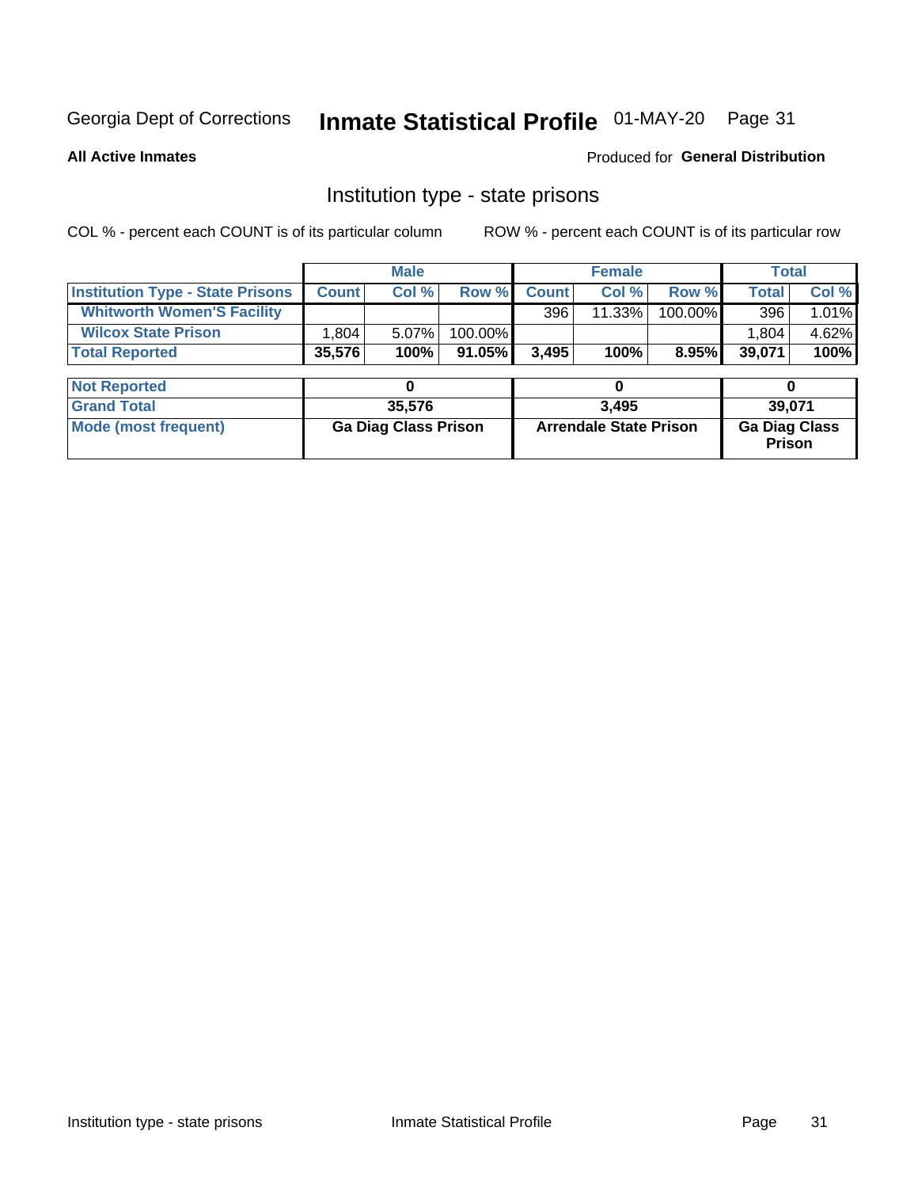Georgia Dept of Corrections **Inmate Statistical Profile** 01-MAY-20

**All Active Inmates**

Produced for **General Distribution**

## Institution type - state prisons

COL % - percent each COUNT is of its particular column ROW % - percent each COUNT is of its particular row

| | Male | | | Female | | | Total | |
|---|---|---|---|---|---|---|---|---|
| **Institution Type - State Prisons** | **Count** | **Col %** | **Row %** | **Count** | **Col %** | **Row %** | **Total** | **Col %** |
| **Whitworth Women'S Facility** | | | | 396 | 11.33% | 100.00% | 396 | 1.01% |
| **Wilcox State Prison** | 1,804 | 5.07% | 100.00% | | | | 1,804 | 4.62% |
| **Total Reported** | **35,576** | **100%** | **91.05%** | **3,495** | **100%** | **8.95%** | **39,071** | **100%** |

| | Male | Female | Total |
|---|---|---|---|
| **Not Reported** | **0** | **0** | **0** |
| **Grand Total** | **35,576** | **3,495** | **39,071** |
| **Mode (most frequent)** | **Ga Diag Class Prison** | **Arrendale State Prison** | **Ga Diag Class Prison** |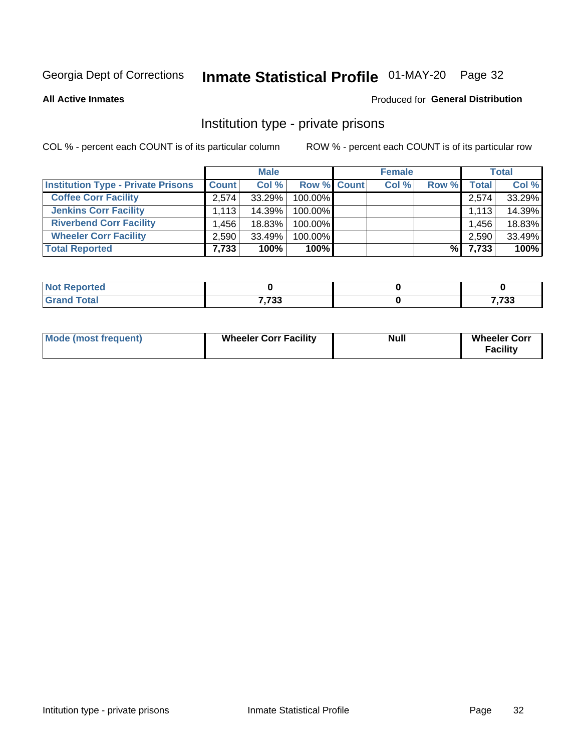Georgia Dept of Corrections **Inmate Statistical Profile** 01-MAY-20 Page 32

**All Active Inmates**

Produced for **General Distribution**

## Institution type - private prisons

COL % - percent each COUNT is of its particular column

ROW % - percent each COUNT is of its particular row

| | Male | | | Female | | | Total | |
|---|---|---|---|---|---|---|---|---|
| **Institution Type - Private Prisons** | **Count** | **Col %** | **Row %** | **Count** | **Col %** | **Row %** | **Total** | **Col %** |
| **Coffee Corr Facility** | 2,574 | 33.29% | 100.00% | | | | 2,574 | 33.29% |
| **Jenkins Corr Facility** | 1,113 | 14.39% | 100.00% | | | | 1,113 | 14.39% |
| **Riverbend Corr Facility** | 1,456 | 18.83% | 100.00% | | | | 1,456 | 18.83% |
| **Wheeler Corr Facility** | 2,590 | 33.49% | 100.00% | | | | 2,590 | 33.49% |
| **Total Reported** | **7,733** | **100%** | **100%** | | | **%** | **7,733** | **100%** |

| | Male | Female | Total |
|---|---|---|---|
| **Not Reported** | **0** | **0** | **0** |
| **Grand Total** | **7,733** | **0** | **7,733** |

| | Male | Female | Total |
|---|---|---|---|
| **Mode (most frequent)** | **Wheeler Corr Facility** | **Null** | **Wheeler Corr Facility** |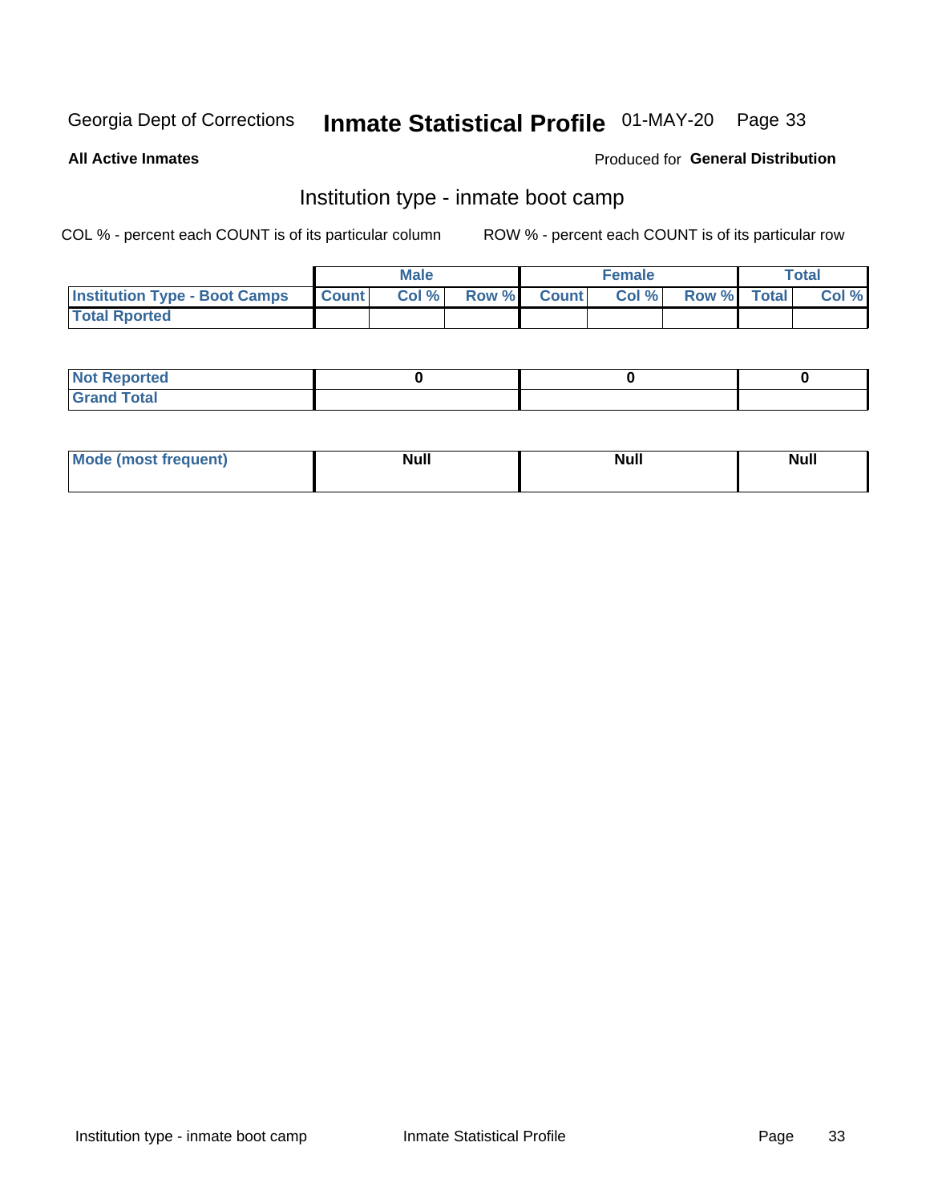Georgia Dept of Corrections **Inmate Statistical Profile** 01-MAY-20 Page 33

**All Active Inmates**

Produced for **General Distribution**

## Institution type - inmate boot camp

COL % - percent each COUNT is of its particular column ROW % - percent each COUNT is of its particular row

| | Male | | | Female | | | Total | |
|---|---|---|---|---|---|---|---|---|
| **Institution Type - Boot Camps** | **Count** | **Col %** | **Row %** | **Count** | **Col %** | **Row %** | **Total** | **Col %** |
| **Total Rported** | | | | | | | | |
| **Not Reported** | 0 | | | 0 | | | 0 | |
| **Grand Total** | | | | | | | | |
| **Mode (most frequent)** | Null | | | Null | | | Null | |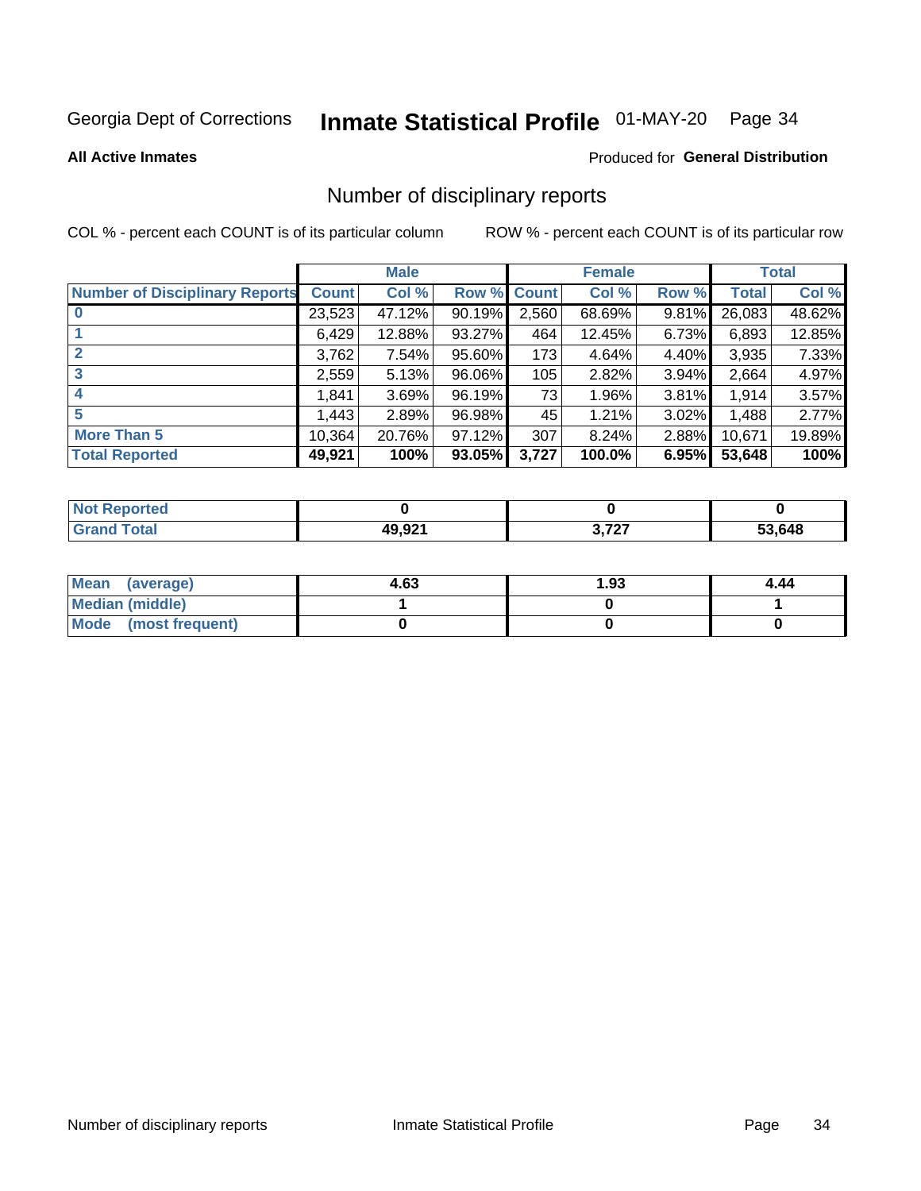Georgia Dept of Corrections **Inmate Statistical Profile** 01-MAY-20

**All Active Inmates**

Produced for **General Distribution**

## Number of disciplinary reports

COL % - percent each COUNT is of its particular column

ROW % - percent each COUNT is of its particular row

| | Male | | | Female | | | Total | |
|---|---|---|---|---|---|---|---|---|
| Number of Disciplinary Reports | Count | Col % | Row % | Count | Col % | Row % | Total | Col % |
| 0 | 23,523 | 47.12% | 90.19% | 2,560 | 68.69% | 9.81% | 26,083 | 48.62% |
| 1 | 6,429 | 12.88% | 93.27% | 464 | 12.45% | 6.73% | 6,893 | 12.85% |
| 2 | 3,762 | 7.54% | 95.60% | 173 | 4.64% | 4.40% | 3,935 | 7.33% |
| 3 | 2,559 | 5.13% | 96.06% | 105 | 2.82% | 3.94% | 2,664 | 4.97% |
| 4 | 1,841 | 3.69% | 96.19% | 73 | 1.96% | 3.81% | 1,914 | 3.57% |
| 5 | 1,443 | 2.89% | 96.98% | 45 | 1.21% | 3.02% | 1,488 | 2.77% |
| More Than 5 | 10,364 | 20.76% | 97.12% | 307 | 8.24% | 2.88% | 10,671 | 19.89% |
| **Total Reported** | **49,921** | **100%** | **93.05%** | **3,727** | **100.0%** | **6.95%** | **53,648** | **100%** |

| | Male | Female | Total |
|---|---|---|---|
| Not Reported | 0 | 0 | 0 |
| Grand Total | 49,921 | 3,727 | 53,648 |

| | Male | Female | Total |
|---|---|---|---|
| Mean (average) | 4.63 | 1.93 | 4.44 |
| Median (middle) | 1 | 0 | 1 |
| Mode (most frequent) | 0 | 0 | 0 |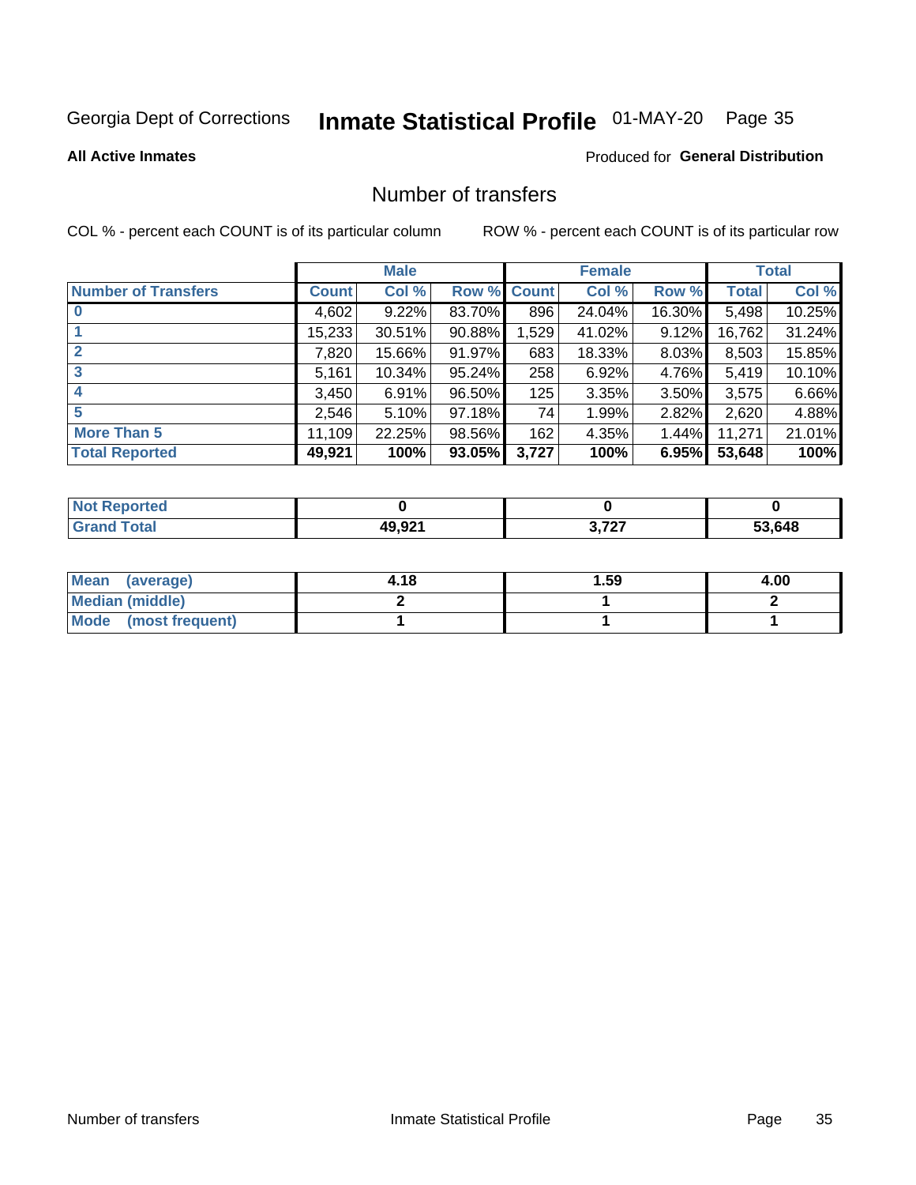Georgia Dept of Corrections **Inmate Statistical Profile** 01-MAY-20

**All Active Inmates**

Produced for **General Distribution**

## Number of transfers

COL % - percent each COUNT is of its particular column ROW % - percent each COUNT is of its particular row

| | Male | | | Female | | | Total | |
|---|---|---|---|---|---|---|---|---|
| **Number of Transfers** | **Count** | **Col %** | **Row %** | **Count** | **Col %** | **Row %** | **Total** | **Col %** |
| **0** | 4,602 | 9.22% | 83.70% | 896 | 24.04% | 16.30% | 5,498 | 10.25% |
| **1** | 15,233 | 30.51% | 90.88% | 1,529 | 41.02% | 9.12% | 16,762 | 31.24% |
| **2** | 7,820 | 15.66% | 91.97% | 683 | 18.33% | 8.03% | 8,503 | 15.85% |
| **3** | 5,161 | 10.34% | 95.24% | 258 | 6.92% | 4.76% | 5,419 | 10.10% |
| **4** | 3,450 | 6.91% | 96.50% | 125 | 3.35% | 3.50% | 3,575 | 6.66% |
| **5** | 2,546 | 5.10% | 97.18% | 74 | 1.99% | 2.82% | 2,620 | 4.88% |
| **More Than 5** | 11,109 | 22.25% | 98.56% | 162 | 4.35% | 1.44% | 11,271 | 21.01% |
| **Total Reported** | **49,921** | **100%** | **93.05%** | **3,727** | **100%** | **6.95%** | **53,648** | **100%** |

| | Male | Female | Total |
|---|---|---|---|
| **Not Reported** | **0** | **0** | **0** |
| **Grand Total** | **49,921** | **3,727** | **53,648** |

| | Male | Female | Total |
|---|---|---|---|
| **Mean (average)** | **4.18** | **1.59** | **4.00** |
| **Median (middle)** | **2** | **1** | **2** |
| **Mode (most frequent)** | **1** | **1** | **1** |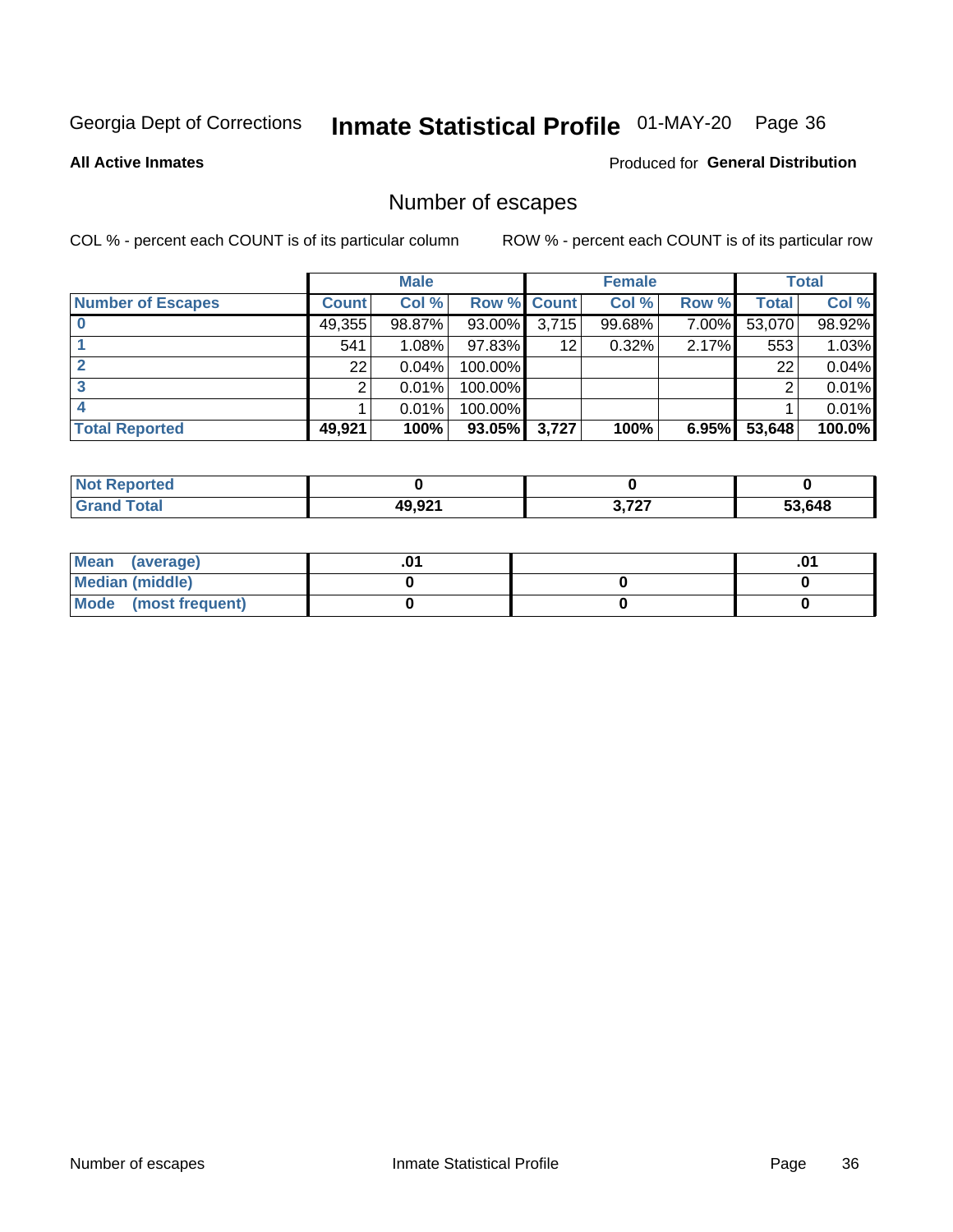Georgia Dept of Corrections **Inmate Statistical Profile** 01-MAY-20 Page 36

**All Active Inmates**

Produced for **General Distribution**

# Number of escapes

COL % - percent each COUNT is of its particular column

ROW % - percent each COUNT is of its particular row

| | Male | | | Female | | | Total | |
|---|---|---|---|---|---|---|---|---|
| **Number of Escapes** | **Count** | **Col %** | **Row %** | **Count** | **Col %** | **Row %** | **Total** | **Col %** |
| **0** | 49,355 | 98.87% | 93.00% | 3,715 | 99.68% | 7.00% | 53,070 | 98.92% |
| **1** | 541 | 1.08% | 97.83% | 12 | 0.32% | 2.17% | 553 | 1.03% |
| **2** | 22 | 0.04% | 100.00% | | | | 22 | 0.04% |
| **3** | 2 | 0.01% | 100.00% | | | | 2 | 0.01% |
| **4** | 1 | 0.01% | 100.00% | | | | 1 | 0.01% |
| **Total Reported** | **49,921** | **100%** | **93.05%** | **3,727** | **100%** | **6.95%** | **53,648** | **100.0%** |

| | Male | Female | Total |
|---|---|---|---|
| **Not Reported** | **0** | **0** | **0** |
| **Grand Total** | **49,921** | **3,727** | **53,648** |

| | Male | Female | Total |
|---|---|---|---|
| **Mean (average)** | **.01** | | **.01** |
| **Median (middle)** | **0** | **0** | **0** |
| **Mode (most frequent)** | **0** | **0** | **0** |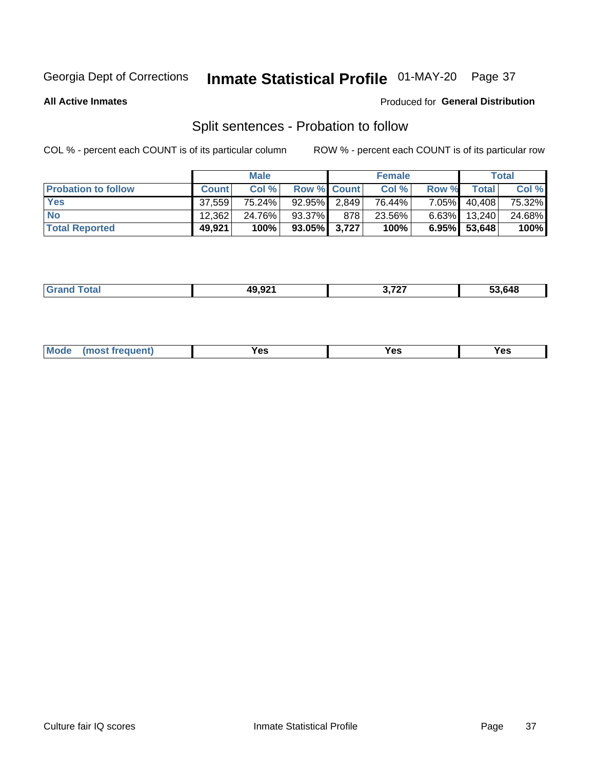Georgia Dept of Corrections **Inmate Statistical Profile** 01-MAY-20 Page 37

**All Active Inmates**

Produced for **General Distribution**

## Split sentences - Probation to follow

COL % - percent each COUNT is of its particular column

ROW % - percent each COUNT is of its particular row

| | Male | | | Female | | | Total | |
|---|---|---|---|---|---|---|---|---|
| **Probation to follow** | **Count** | **Col %** | **Row %** | **Count** | **Col %** | **Row %** | **Total** | **Col %** |
| **Yes** | 37,559 | 75.24% | 92.95% | 2,849 | 76.44% | 7.05% | 40,408 | 75.32% |
| **No** | 12,362 | 24.76% | 93.37% | 878 | 23.56% | 6.63% | 13,240 | 24.68% |
| **Total Reported** | **49,921** | **100%** | **93.05%** | **3,727** | **100%** | **6.95%** | **53,648** | **100%** |

| | | | |
|---|---|---|---|
| **Grand Total** | **49,921** | **3,727** | **53,648** |

| | | | |
|---|---|---|---|
| **Mode (most frequent)** | **Yes** | **Yes** | **Yes** |

Culture fair IQ scores Inmate Statistical Profile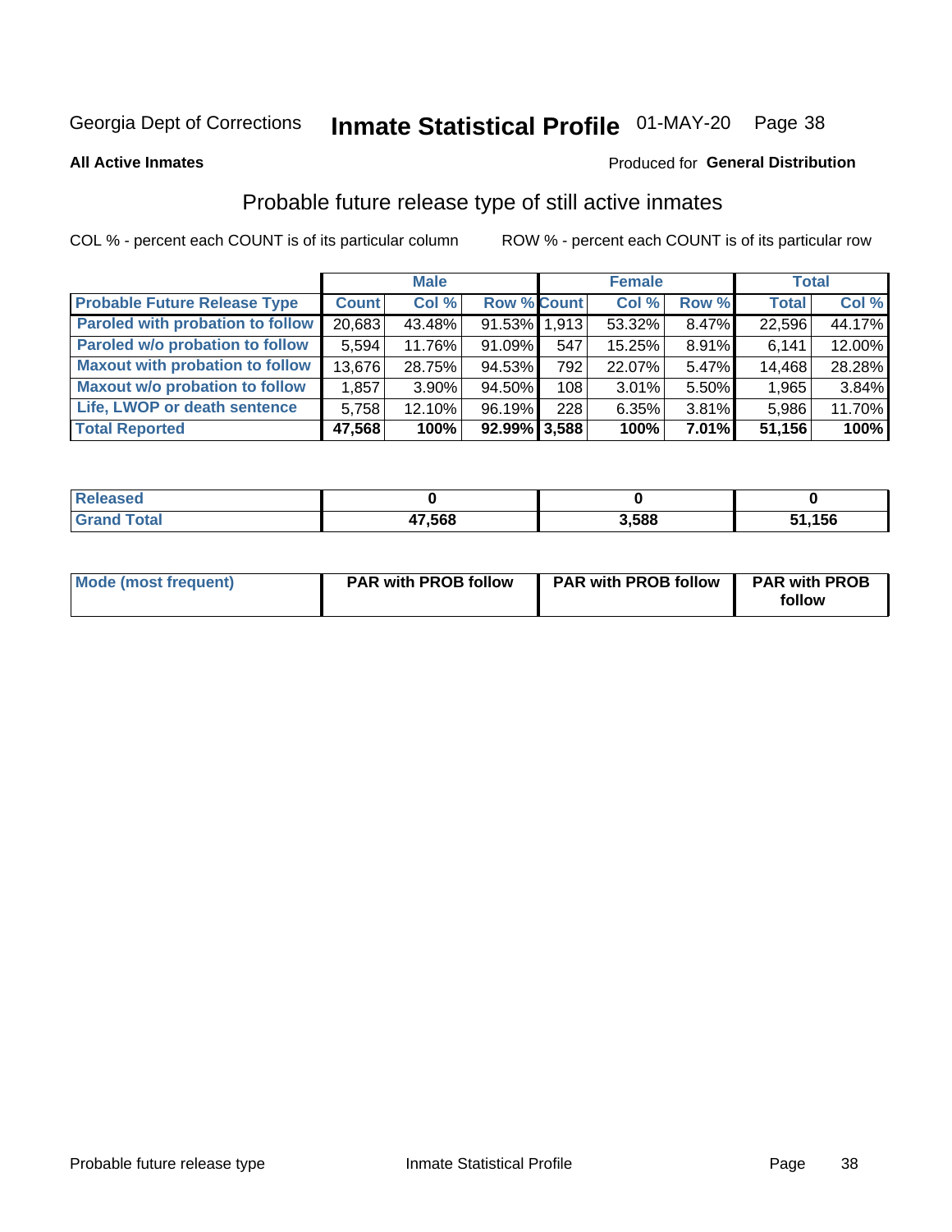Georgia Dept of Corrections **Inmate Statistical Profile** 01-MAY-20

**All Active Inmates**

Produced for **General Distribution**

## Probable future release type of still active inmates

COL % - percent each COUNT is of its particular column ROW % - percent each COUNT is of its particular row

| | Male | | | Female | | | Total | |
|---|---|---|---|---|---|---|---|---|
| **Probable Future Release Type** | **Count** | **Col %** | **Row %** | **Count** | **Col %** | **Row %** | **Total** | **Col %** |
| **Paroled with probation to follow** | 20,683 | 43.48% | 91.53% | 1,913 | 53.32% | 8.47% | 22,596 | 44.17% |
| **Paroled w/o probation to follow** | 5,594 | 11.76% | 91.09% | 547 | 15.25% | 8.91% | 6,141 | 12.00% |
| **Maxout with probation to follow** | 13,676 | 28.75% | 94.53% | 792 | 22.07% | 5.47% | 14,468 | 28.28% |
| **Maxout w/o probation to follow** | 1,857 | 3.90% | 94.50% | 108 | 3.01% | 5.50% | 1,965 | 3.84% |
| **Life, LWOP or death sentence** | 5,758 | 12.10% | 96.19% | 228 | 6.35% | 3.81% | 5,986 | 11.70% |
| **Total Reported** | **47,568** | **100%** | **92.99%** | **3,588** | **100%** | **7.01%** | **51,156** | **100%** |

| | Male | Female | Total |
|---|---|---|---|
| **Released** | **0** | **0** | **0** |
| **Grand Total** | **47,568** | **3,588** | **51,156** |

| | Male | Female | Total |
|---|---|---|---|
| **Mode (most frequent)** | **PAR with PROB follow** | **PAR with PROB follow** | **PAR with PROB follow** |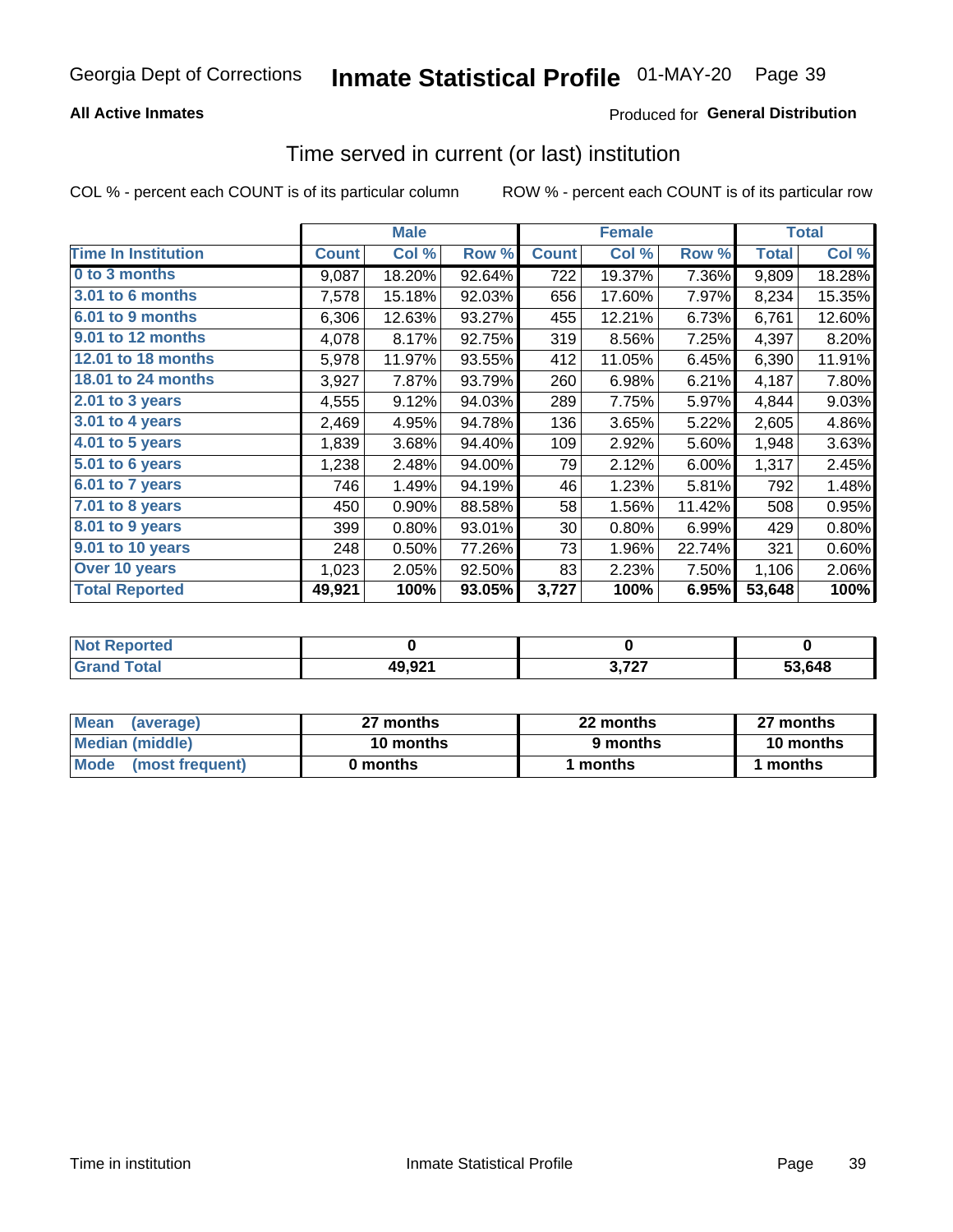Georgia Dept of Corrections **Inmate Statistical Profile** 01-MAY-20

**All Active Inmates**

Produced for **General Distribution**

## Time served in current (or last) institution

COL % - percent each COUNT is of its particular column ROW % - percent each COUNT is of its particular row

| | Male | | | Female | | | Total | |
|---|---|---|---|---|---|---|---|---|
| **Time In Institution** | **Count** | **Col %** | **Row %** | **Count** | **Col %** | **Row %** | **Total** | **Col %** |
| 0 to 3 months | 9,087 | 18.20% | 92.64% | 722 | 19.37% | 7.36% | 9,809 | 18.28% |
| 3.01 to 6 months | 7,578 | 15.18% | 92.03% | 656 | 17.60% | 7.97% | 8,234 | 15.35% |
| 6.01 to 9 months | 6,306 | 12.63% | 93.27% | 455 | 12.21% | 6.73% | 6,761 | 12.60% |
| 9.01 to 12 months | 4,078 | 8.17% | 92.75% | 319 | 8.56% | 7.25% | 4,397 | 8.20% |
| 12.01 to 18 months | 5,978 | 11.97% | 93.55% | 412 | 11.05% | 6.45% | 6,390 | 11.91% |
| 18.01 to 24 months | 3,927 | 7.87% | 93.79% | 260 | 6.98% | 6.21% | 4,187 | 7.80% |
| 2.01 to 3 years | 4,555 | 9.12% | 94.03% | 289 | 7.75% | 5.97% | 4,844 | 9.03% |
| 3.01 to 4 years | 2,469 | 4.95% | 94.78% | 136 | 3.65% | 5.22% | 2,605 | 4.86% |
| 4.01 to 5 years | 1,839 | 3.68% | 94.40% | 109 | 2.92% | 5.60% | 1,948 | 3.63% |
| 5.01 to 6 years | 1,238 | 2.48% | 94.00% | 79 | 2.12% | 6.00% | 1,317 | 2.45% |
| 6.01 to 7 years | 746 | 1.49% | 94.19% | 46 | 1.23% | 5.81% | 792 | 1.48% |
| 7.01 to 8 years | 450 | 0.90% | 88.58% | 58 | 1.56% | 11.42% | 508 | 0.95% |
| 8.01 to 9 years | 399 | 0.80% | 93.01% | 30 | 0.80% | 6.99% | 429 | 0.80% |
| 9.01 to 10 years | 248 | 0.50% | 77.26% | 73 | 1.96% | 22.74% | 321 | 0.60% |
| Over 10 years | 1,023 | 2.05% | 92.50% | 83 | 2.23% | 7.50% | 1,106 | 2.06% |
| **Total Reported** | **49,921** | **100%** | **93.05%** | **3,727** | **100%** | **6.95%** | **53,648** | **100%** |

| | Male | Female | Total |
|---|---|---|---|
| Not Reported | 0 | 0 | 0 |
| Grand Total | 49,921 | 3,727 | 53,648 |

| | Male | Female | Total |
|---|---|---|---|
| Mean (average) | 27 months | 22 months | 27 months |
| Median (middle) | 10 months | 9 months | 10 months |
| Mode (most frequent) | 0 months | 1 months | 1 months |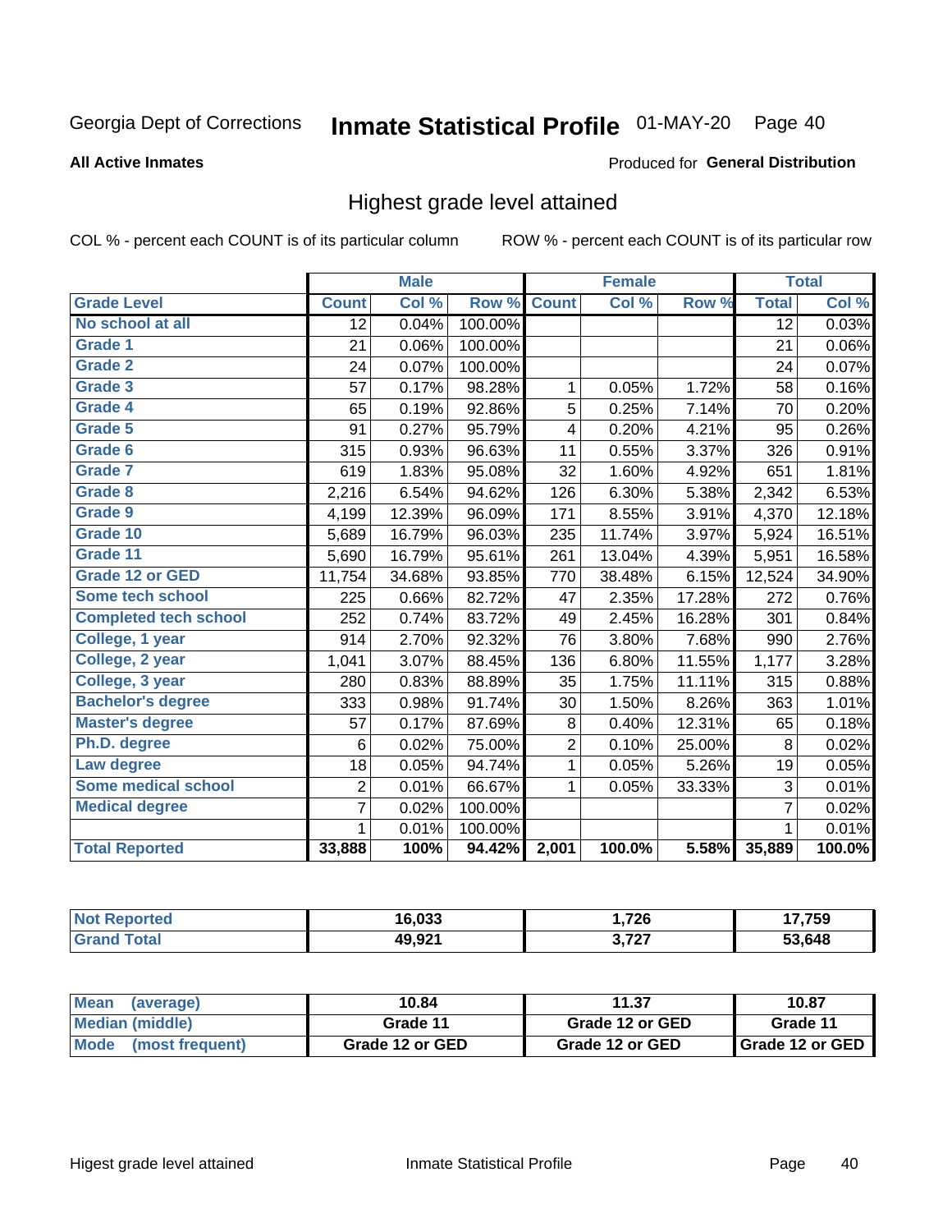Georgia Dept of Corrections **Inmate Statistical Profile** 01-MAY-20 Page 40

**All Active Inmates**

Produced for **General Distribution**

## Highest grade level attained

COL % - percent each COUNT is of its particular column

ROW % - percent each COUNT is of its particular row

| | Male | | | Female | | | Total | |
|---|---|---|---|---|---|---|---|---|
| **Grade Level** | **Count** | **Col %** | **Row %** | **Count** | **Col %** | **Row %** | **Total** | **Col %** |
| **No school at all** | 12 | 0.04% | 100.00% | | | | 12 | 0.03% |
| **Grade 1** | 21 | 0.06% | 100.00% | | | | 21 | 0.06% |
| **Grade 2** | 24 | 0.07% | 100.00% | | | | 24 | 0.07% |
| **Grade 3** | 57 | 0.17% | 98.28% | 1 | 0.05% | 1.72% | 58 | 0.16% |
| **Grade 4** | 65 | 0.19% | 92.86% | 5 | 0.25% | 7.14% | 70 | 0.20% |
| **Grade 5** | 91 | 0.27% | 95.79% | 4 | 0.20% | 4.21% | 95 | 0.26% |
| **Grade 6** | 315 | 0.93% | 96.63% | 11 | 0.55% | 3.37% | 326 | 0.91% |
| **Grade 7** | 619 | 1.83% | 95.08% | 32 | 1.60% | 4.92% | 651 | 1.81% |
| **Grade 8** | 2,216 | 6.54% | 94.62% | 126 | 6.30% | 5.38% | 2,342 | 6.53% |
| **Grade 9** | 4,199 | 12.39% | 96.09% | 171 | 8.55% | 3.91% | 4,370 | 12.18% |
| **Grade 10** | 5,689 | 16.79% | 96.03% | 235 | 11.74% | 3.97% | 5,924 | 16.51% |
| **Grade 11** | 5,690 | 16.79% | 95.61% | 261 | 13.04% | 4.39% | 5,951 | 16.58% |
| **Grade 12 or GED** | 11,754 | 34.68% | 93.85% | 770 | 38.48% | 6.15% | 12,524 | 34.90% |
| **Some tech school** | 225 | 0.66% | 82.72% | 47 | 2.35% | 17.28% | 272 | 0.76% |
| **Completed tech school** | 252 | 0.74% | 83.72% | 49 | 2.45% | 16.28% | 301 | 0.84% |
| **College, 1 year** | 914 | 2.70% | 92.32% | 76 | 3.80% | 7.68% | 990 | 2.76% |
| **College, 2 year** | 1,041 | 3.07% | 88.45% | 136 | 6.80% | 11.55% | 1,177 | 3.28% |
| **College, 3 year** | 280 | 0.83% | 88.89% | 35 | 1.75% | 11.11% | 315 | 0.88% |
| **Bachelor's degree** | 333 | 0.98% | 91.74% | 30 | 1.50% | 8.26% | 363 | 1.01% |
| **Master's degree** | 57 | 0.17% | 87.69% | 8 | 0.40% | 12.31% | 65 | 0.18% |
| **Ph.D. degree** | 6 | 0.02% | 75.00% | 2 | 0.10% | 25.00% | 8 | 0.02% |
| **Law degree** | 18 | 0.05% | 94.74% | 1 | 0.05% | 5.26% | 19 | 0.05% |
| **Some medical school** | 2 | 0.01% | 66.67% | 1 | 0.05% | 33.33% | 3 | 0.01% |
| **Medical degree** | 7 | 0.02% | 100.00% | | | | 7 | 0.02% |
| | 1 | 0.01% | 100.00% | | | | 1 | 0.01% |
| **Total Reported** | **33,888** | **100%** | **94.42%** | **2,001** | **100.0%** | **5.58%** | **35,889** | **100.0%** |

| | Male | Female | Total |
|---|---|---|---|
| **Not Reported** | **16,033** | **1,726** | **17,759** |
| **Grand Total** | **49,921** | **3,727** | **53,648** |

| | Male | Female | Total |
|---|---|---|---|
| **Mean (average)** | **10.84** | **11.37** | **10.87** |
| **Median (middle)** | **Grade 11** | **Grade 12 or GED** | **Grade 11** |
| **Mode (most frequent)** | **Grade 12 or GED** | **Grade 12 or GED** | **Grade 12 or GED** |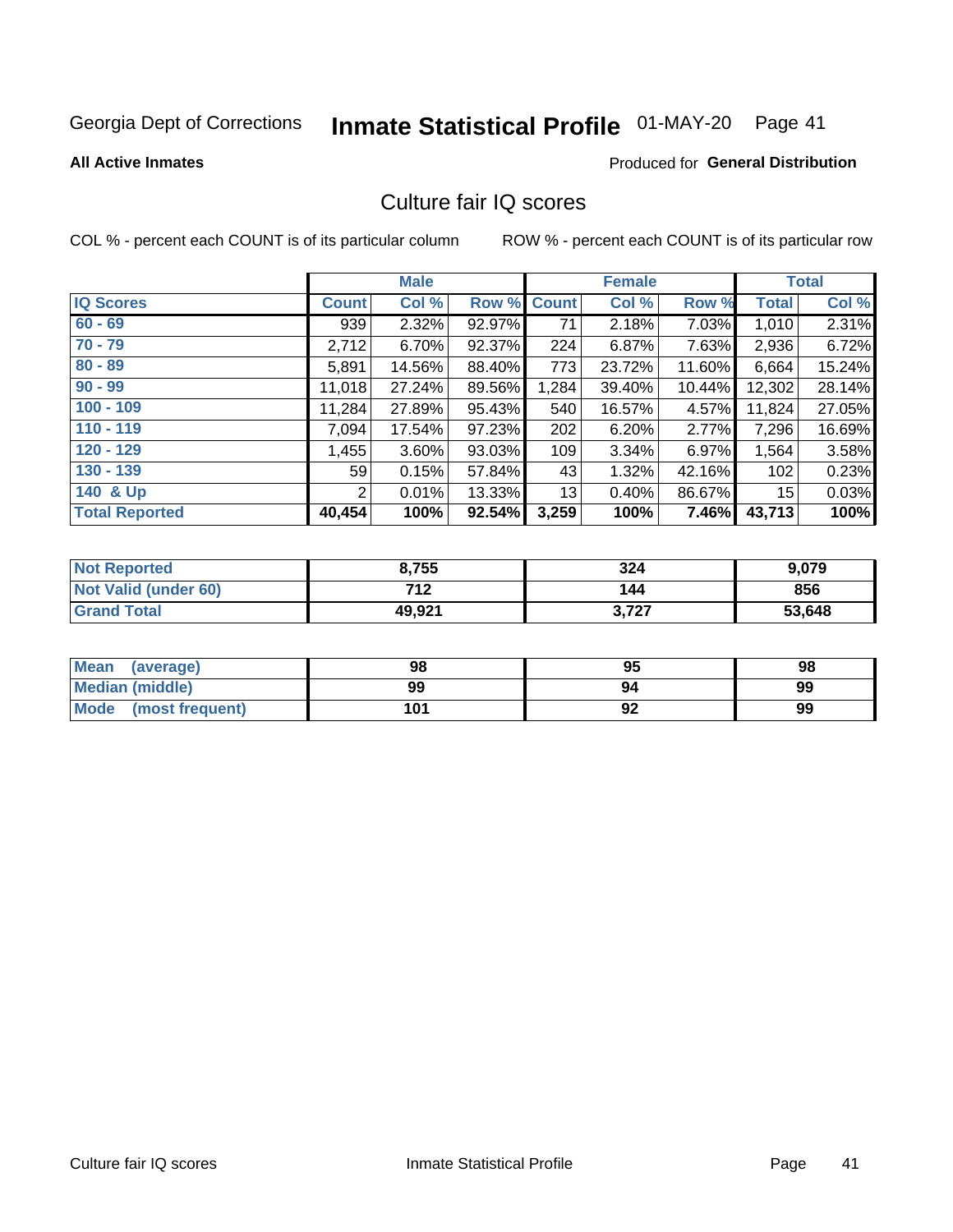Georgia Dept of Corrections **Inmate Statistical Profile** 01-MAY-20

**All Active Inmates**

Produced for **General Distribution**

## Culture fair IQ scores

COL % - percent each COUNT is of its particular column

ROW % - percent each COUNT is of its particular row

| | Male | | | Female | | | Total | |
|---|---|---|---|---|---|---|---|---|
| **IQ Scores** | **Count** | **Col %** | **Row %** | **Count** | **Col %** | **Row %** | **Total** | **Col %** |
| **60 - 69** | 939 | 2.32% | 92.97% | 71 | 2.18% | 7.03% | 1,010 | 2.31% |
| **70 - 79** | 2,712 | 6.70% | 92.37% | 224 | 6.87% | 7.63% | 2,936 | 6.72% |
| **80 - 89** | 5,891 | 14.56% | 88.40% | 773 | 23.72% | 11.60% | 6,664 | 15.24% |
| **90 - 99** | 11,018 | 27.24% | 89.56% | 1,284 | 39.40% | 10.44% | 12,302 | 28.14% |
| **100 - 109** | 11,284 | 27.89% | 95.43% | 540 | 16.57% | 4.57% | 11,824 | 27.05% |
| **110 - 119** | 7,094 | 17.54% | 97.23% | 202 | 6.20% | 2.77% | 7,296 | 16.69% |
| **120 - 129** | 1,455 | 3.60% | 93.03% | 109 | 3.34% | 6.97% | 1,564 | 3.58% |
| **130 - 139** | 59 | 0.15% | 57.84% | 43 | 1.32% | 42.16% | 102 | 0.23% |
| **140 & Up** | 2 | 0.01% | 13.33% | 13 | 0.40% | 86.67% | 15 | 0.03% |
| **Total Reported** | **40,454** | **100%** | **92.54%** | **3,259** | **100%** | **7.46%** | **43,713** | **100%** |

| | Male | Female | Total |
|---|---|---|---|
| **Not Reported** | **8,755** | **324** | **9,079** |
| **Not Valid (under 60)** | **712** | **144** | **856** |
| **Grand Total** | **49,921** | **3,727** | **53,648** |

| | Male | Female | Total |
|---|---|---|---|
| **Mean (average)** | **98** | **95** | **98** |
| **Median (middle)** | **99** | **94** | **99** |
| **Mode (most frequent)** | **101** | **92** | **99** |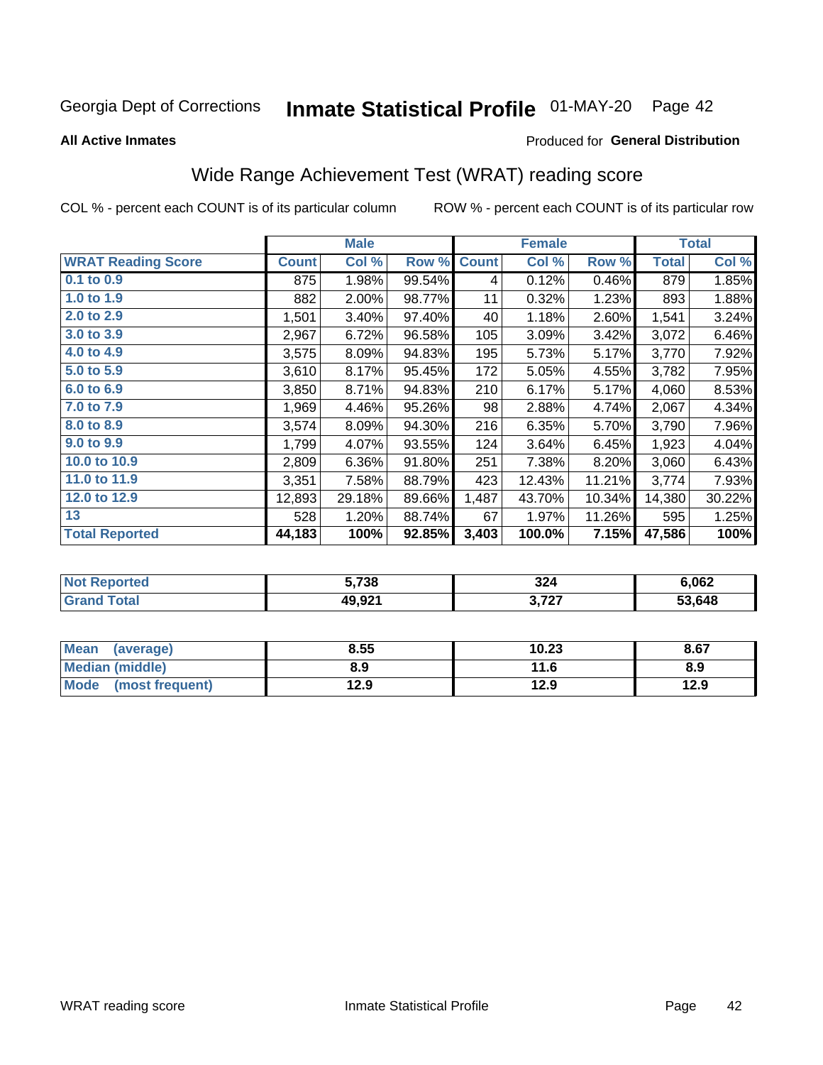Georgia Dept of Corrections **Inmate Statistical Profile** 01-MAY-20

**All Active Inmates**

Produced for **General Distribution**

## Wide Range Achievement Test (WRAT) reading score

COL % - percent each COUNT is of its particular column ROW % - percent each COUNT is of its particular row

| | Male | | | Female | | | Total | |
|---|---|---|---|---|---|---|---|---|
| **WRAT Reading Score** | **Count** | **Col %** | **Row %** | **Count** | **Col %** | **Row %** | **Total** | **Col %** |
| **0.1 to 0.9** | 875 | 1.98% | 99.54% | 4 | 0.12% | 0.46% | 879 | 1.85% |
| **1.0 to 1.9** | 882 | 2.00% | 98.77% | 11 | 0.32% | 1.23% | 893 | 1.88% |
| **2.0 to 2.9** | 1,501 | 3.40% | 97.40% | 40 | 1.18% | 2.60% | 1,541 | 3.24% |
| **3.0 to 3.9** | 2,967 | 6.72% | 96.58% | 105 | 3.09% | 3.42% | 3,072 | 6.46% |
| **4.0 to 4.9** | 3,575 | 8.09% | 94.83% | 195 | 5.73% | 5.17% | 3,770 | 7.92% |
| **5.0 to 5.9** | 3,610 | 8.17% | 95.45% | 172 | 5.05% | 4.55% | 3,782 | 7.95% |
| **6.0 to 6.9** | 3,850 | 8.71% | 94.83% | 210 | 6.17% | 5.17% | 4,060 | 8.53% |
| **7.0 to 7.9** | 1,969 | 4.46% | 95.26% | 98 | 2.88% | 4.74% | 2,067 | 4.34% |
| **8.0 to 8.9** | 3,574 | 8.09% | 94.30% | 216 | 6.35% | 5.70% | 3,790 | 7.96% |
| **9.0 to 9.9** | 1,799 | 4.07% | 93.55% | 124 | 3.64% | 6.45% | 1,923 | 4.04% |
| **10.0 to 10.9** | 2,809 | 6.36% | 91.80% | 251 | 7.38% | 8.20% | 3,060 | 6.43% |
| **11.0 to 11.9** | 3,351 | 7.58% | 88.79% | 423 | 12.43% | 11.21% | 3,774 | 7.93% |
| **12.0 to 12.9** | 12,893 | 29.18% | 89.66% | 1,487 | 43.70% | 10.34% | 14,380 | 30.22% |
| **13** | 528 | 1.20% | 88.74% | 67 | 1.97% | 11.26% | 595 | 1.25% |
| **Total Reported** | **44,183** | **100%** | **92.85%** | **3,403** | **100.0%** | **7.15%** | **47,586** | **100%** |

| | Male | Female | Total |
|---|---|---|---|
| **Not Reported** | **5,738** | **324** | **6,062** |
| **Grand Total** | **49,921** | **3,727** | **53,648** |

| | Male | Female | Total |
|---|---|---|---|
| **Mean (average)** | **8.55** | **10.23** | **8.67** |
| **Median (middle)** | **8.9** | **11.6** | **8.9** |
| **Mode (most frequent)** | **12.9** | **12.9** | **12.9** |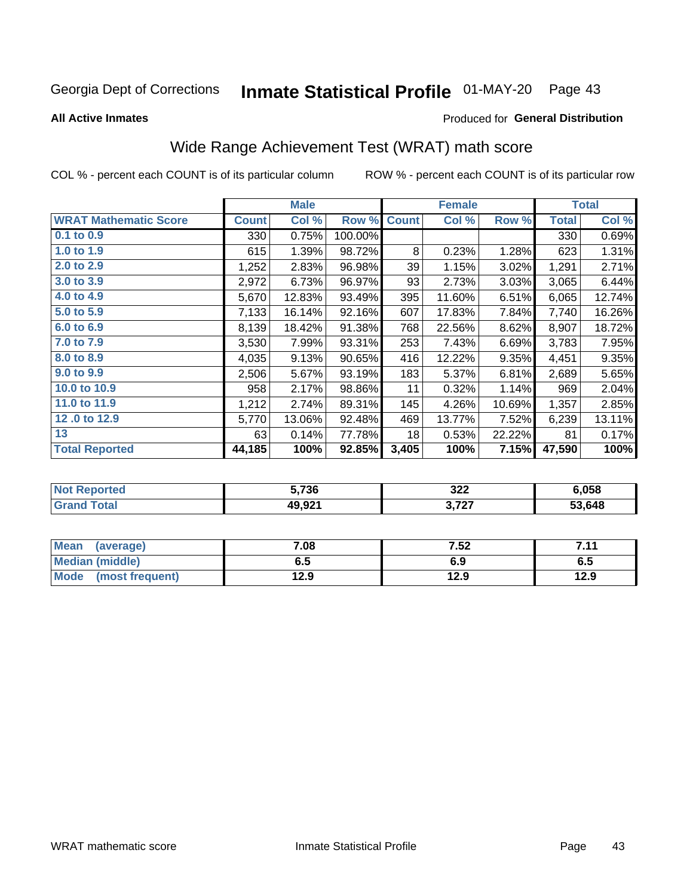Georgia Dept of Corrections **Inmate Statistical Profile** 01-MAY-20 Page 43

**All Active Inmates**

Produced for **General Distribution**

## Wide Range Achievement Test (WRAT) math score

COL % - percent each COUNT is of its particular column ROW % - percent each COUNT is of its particular row

| | Male | | | Female | | | Total | |
|---|---|---|---|---|---|---|---|---|
| **WRAT Mathematic Score** | **Count** | **Col %** | **Row %** | **Count** | **Col %** | **Row %** | **Total** | **Col %** |
| **0.1 to 0.9** | 330 | 0.75% | 100.00% | | | | 330 | 0.69% |
| **1.0 to 1.9** | 615 | 1.39% | 98.72% | 8 | 0.23% | 1.28% | 623 | 1.31% |
| **2.0 to 2.9** | 1,252 | 2.83% | 96.98% | 39 | 1.15% | 3.02% | 1,291 | 2.71% |
| **3.0 to 3.9** | 2,972 | 6.73% | 96.97% | 93 | 2.73% | 3.03% | 3,065 | 6.44% |
| **4.0 to 4.9** | 5,670 | 12.83% | 93.49% | 395 | 11.60% | 6.51% | 6,065 | 12.74% |
| **5.0 to 5.9** | 7,133 | 16.14% | 92.16% | 607 | 17.83% | 7.84% | 7,740 | 16.26% |
| **6.0 to 6.9** | 8,139 | 18.42% | 91.38% | 768 | 22.56% | 8.62% | 8,907 | 18.72% |
| **7.0 to 7.9** | 3,530 | 7.99% | 93.31% | 253 | 7.43% | 6.69% | 3,783 | 7.95% |
| **8.0 to 8.9** | 4,035 | 9.13% | 90.65% | 416 | 12.22% | 9.35% | 4,451 | 9.35% |
| **9.0 to 9.9** | 2,506 | 5.67% | 93.19% | 183 | 5.37% | 6.81% | 2,689 | 5.65% |
| **10.0 to 10.9** | 958 | 2.17% | 98.86% | 11 | 0.32% | 1.14% | 969 | 2.04% |
| **11.0 to 11.9** | 1,212 | 2.74% | 89.31% | 145 | 4.26% | 10.69% | 1,357 | 2.85% |
| **12 .0 to 12.9** | 5,770 | 13.06% | 92.48% | 469 | 13.77% | 7.52% | 6,239 | 13.11% |
| **13** | 63 | 0.14% | 77.78% | 18 | 0.53% | 22.22% | 81 | 0.17% |
| **Total Reported** | **44,185** | **100%** | **92.85%** | **3,405** | **100%** | **7.15%** | **47,590** | **100%** |

| | Male | Female | Total |
|---|---|---|---|
| **Not Reported** | **5,736** | **322** | **6,058** |
| **Grand Total** | **49,921** | **3,727** | **53,648** |

| | Male | Female | Total |
|---|---|---|---|
| **Mean (average)** | **7.08** | **7.52** | **7.11** |
| **Median (middle)** | **6.5** | **6.9** | **6.5** |
| **Mode (most frequent)** | **12.9** | **12.9** | **12.9** |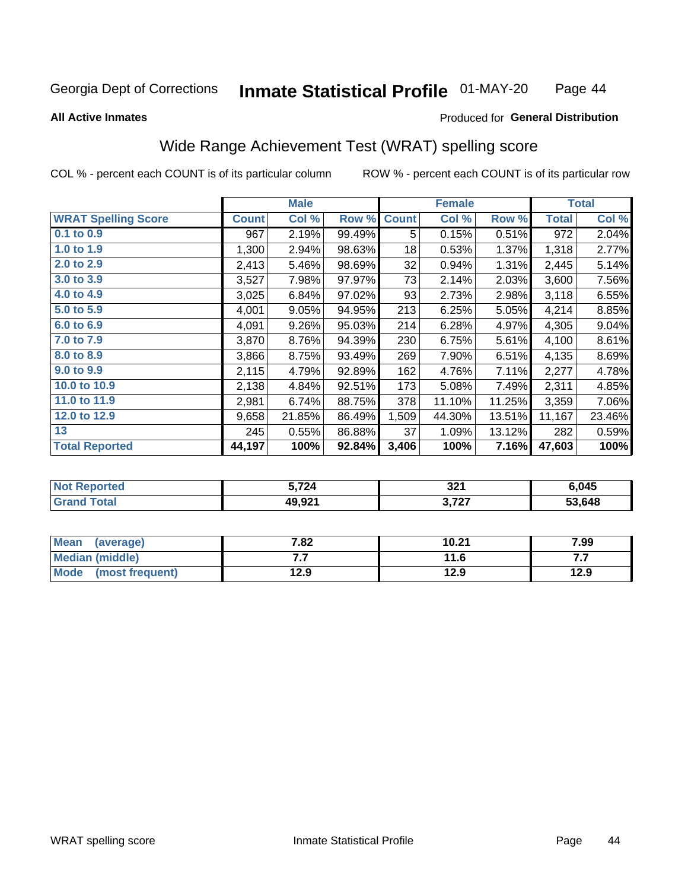Georgia Dept of Corrections **Inmate Statistical Profile** 01-MAY-20

**All Active Inmates**

Produced for **General Distribution**

## Wide Range Achievement Test (WRAT) spelling score

COL % - percent each COUNT is of its particular column    ROW % - percent each COUNT is of its particular row

| | Male | | | Female | | | Total | |
|---|---|---|---|---|---|---|---|---|
| **WRAT Spelling Score** | **Count** | **Col %** | **Row %** | **Count** | **Col %** | **Row %** | **Total** | **Col %** |
| 0.1 to 0.9 | 967 | 2.19% | 99.49% | 5 | 0.15% | 0.51% | 972 | 2.04% |
| 1.0 to 1.9 | 1,300 | 2.94% | 98.63% | 18 | 0.53% | 1.37% | 1,318 | 2.77% |
| 2.0 to 2.9 | 2,413 | 5.46% | 98.69% | 32 | 0.94% | 1.31% | 2,445 | 5.14% |
| 3.0 to 3.9 | 3,527 | 7.98% | 97.97% | 73 | 2.14% | 2.03% | 3,600 | 7.56% |
| 4.0 to 4.9 | 3,025 | 6.84% | 97.02% | 93 | 2.73% | 2.98% | 3,118 | 6.55% |
| 5.0 to 5.9 | 4,001 | 9.05% | 94.95% | 213 | 6.25% | 5.05% | 4,214 | 8.85% |
| 6.0 to 6.9 | 4,091 | 9.26% | 95.03% | 214 | 6.28% | 4.97% | 4,305 | 9.04% |
| 7.0 to 7.9 | 3,870 | 8.76% | 94.39% | 230 | 6.75% | 5.61% | 4,100 | 8.61% |
| 8.0 to 8.9 | 3,866 | 8.75% | 93.49% | 269 | 7.90% | 6.51% | 4,135 | 8.69% |
| 9.0 to 9.9 | 2,115 | 4.79% | 92.89% | 162 | 4.76% | 7.11% | 2,277 | 4.78% |
| 10.0 to 10.9 | 2,138 | 4.84% | 92.51% | 173 | 5.08% | 7.49% | 2,311 | 4.85% |
| 11.0 to 11.9 | 2,981 | 6.74% | 88.75% | 378 | 11.10% | 11.25% | 3,359 | 7.06% |
| 12.0 to 12.9 | 9,658 | 21.85% | 86.49% | 1,509 | 44.30% | 13.51% | 11,167 | 23.46% |
| 13 | 245 | 0.55% | 86.88% | 37 | 1.09% | 13.12% | 282 | 0.59% |
| **Total Reported** | **44,197** | **100%** | **92.84%** | **3,406** | **100%** | **7.16%** | **47,603** | **100%** |

| | Male | Female | Total |
|---|---|---|---|
| Not Reported | 5,724 | 321 | 6,045 |
| Grand Total | 49,921 | 3,727 | 53,648 |

| | Male | Female | Total |
|---|---|---|---|
| Mean (average) | 7.82 | 10.21 | 7.99 |
| Median (middle) | 7.7 | 11.6 | 7.7 |
| Mode (most frequent) | 12.9 | 12.9 | 12.9 |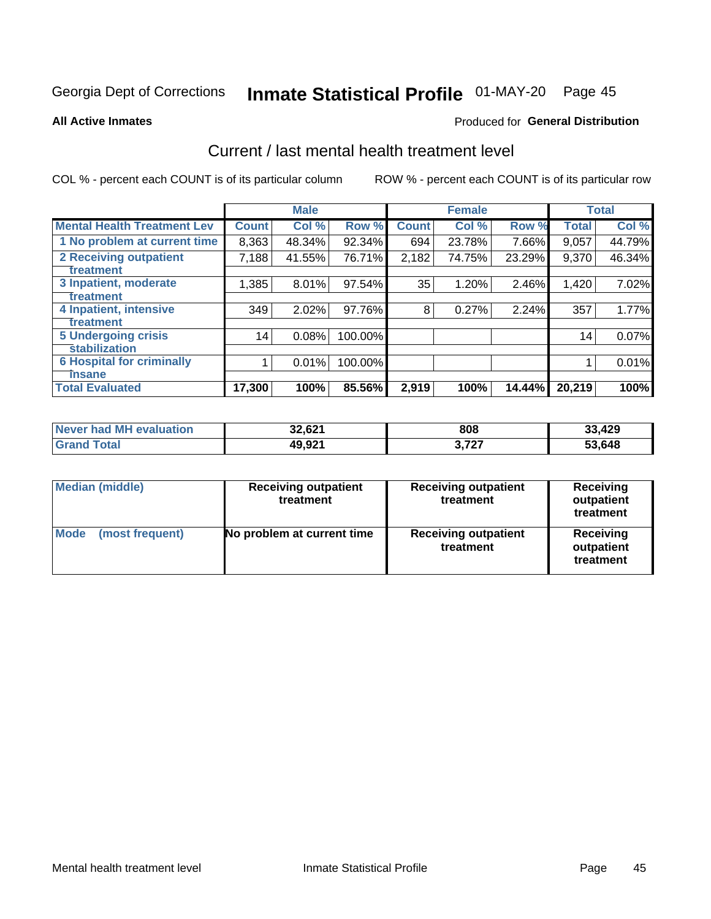Georgia Dept of Corrections **Inmate Statistical Profile** 01-MAY-20

**All Active Inmates**

Produced for **General Distribution**

## Current / last mental health treatment level

COL % - percent each COUNT is of its particular column

ROW % - percent each COUNT is of its particular row

| | Male | | | Female | | | Total | |
|---|---|---|---|---|---|---|---|---|
| **Mental Health Treatment Lev** | **Count** | **Col %** | **Row %** | **Count** | **Col %** | **Row %** | **Total** | **Col %** |
| 1 No problem at current time | 8,363 | 48.34% | 92.34% | 694 | 23.78% | 7.66% | 9,057 | 44.79% |
| 2 Receiving outpatient treatment | 7,188 | 41.55% | 76.71% | 2,182 | 74.75% | 23.29% | 9,370 | 46.34% |
| 3 Inpatient, moderate treatment | 1,385 | 8.01% | 97.54% | 35 | 1.20% | 2.46% | 1,420 | 7.02% |
| 4 Inpatient, intensive treatment | 349 | 2.02% | 97.76% | 8 | 0.27% | 2.24% | 357 | 1.77% |
| 5 Undergoing crisis stabilization | 14 | 0.08% | 100.00% | | | | 14 | 0.07% |
| 6 Hospital for criminally insane | 1 | 0.01% | 100.00% | | | | 1 | 0.01% |
| **Total Evaluated** | **17,300** | **100%** | **85.56%** | **2,919** | **100%** | **14.44%** | **20,219** | **100%** |

| | Male | Female | Total |
|---|---|---|---|
| **Never had MH evaluation** | **32,621** | **808** | **33,429** |
| **Grand Total** | **49,921** | **3,727** | **53,648** |

| | Male | Female | Total |
|---|---|---|---|
| **Median (middle)** | **Receiving outpatient treatment** | **Receiving outpatient treatment** | **Receiving outpatient treatment** |
| **Mode (most frequent)** | **No problem at current time** | **Receiving outpatient treatment** | **Receiving outpatient treatment** |

Mental health treatment level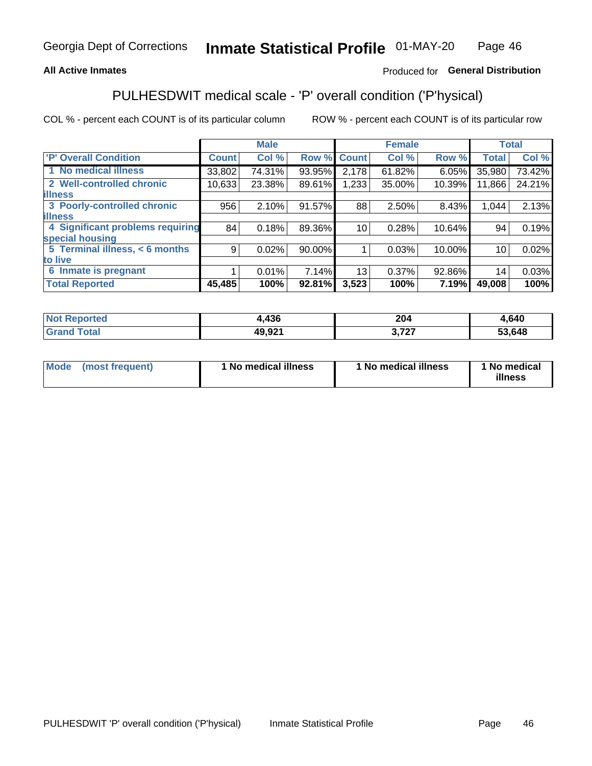Georgia Dept of Corrections **Inmate Statistical Profile** 01-MAY-20

**All Active Inmates**

Produced for **General Distribution**

## PULHESDWIT medical scale - 'P' overall condition ('P'hysical)

COL % - percent each COUNT is of its particular column ROW % - percent each COUNT is of its particular row

| | Male | | | Female | | | Total | |
|---|---|---|---|---|---|---|---|---|
| **'P' Overall Condition** | **Count** | **Col %** | **Row %** | **Count** | **Col %** | **Row %** | **Total** | **Col %** |
| **1 No medical illness** | 33,802 | 74.31% | 93.95% | 2,178 | 61.82% | 6.05% | 35,980 | 73.42% |
| **2 Well-controlled chronic illness** | 10,633 | 23.38% | 89.61% | 1,233 | 35.00% | 10.39% | 11,866 | 24.21% |
| **3 Poorly-controlled chronic illness** | 956 | 2.10% | 91.57% | 88 | 2.50% | 8.43% | 1,044 | 2.13% |
| **4 Significant problems requiring special housing** | 84 | 0.18% | 89.36% | 10 | 0.28% | 10.64% | 94 | 0.19% |
| **5 Terminal illness, < 6 months to live** | 9 | 0.02% | 90.00% | 1 | 0.03% | 10.00% | 10 | 0.02% |
| **6 Inmate is pregnant** | 1 | 0.01% | 7.14% | 13 | 0.37% | 92.86% | 14 | 0.03% |
| **Total Reported** | **45,485** | **100%** | **92.81%** | **3,523** | **100%** | **7.19%** | **49,008** | **100%** |

| | Male | Female | Total |
|---|---|---|---|
| **Not Reported** | **4,436** | **204** | **4,640** |
| **Grand Total** | **49,921** | **3,727** | **53,648** |

| | Male | Female | Total |
|---|---|---|---|
| **Mode (most frequent)** | **1 No medical illness** | **1 No medical illness** | **1 No medical illness** |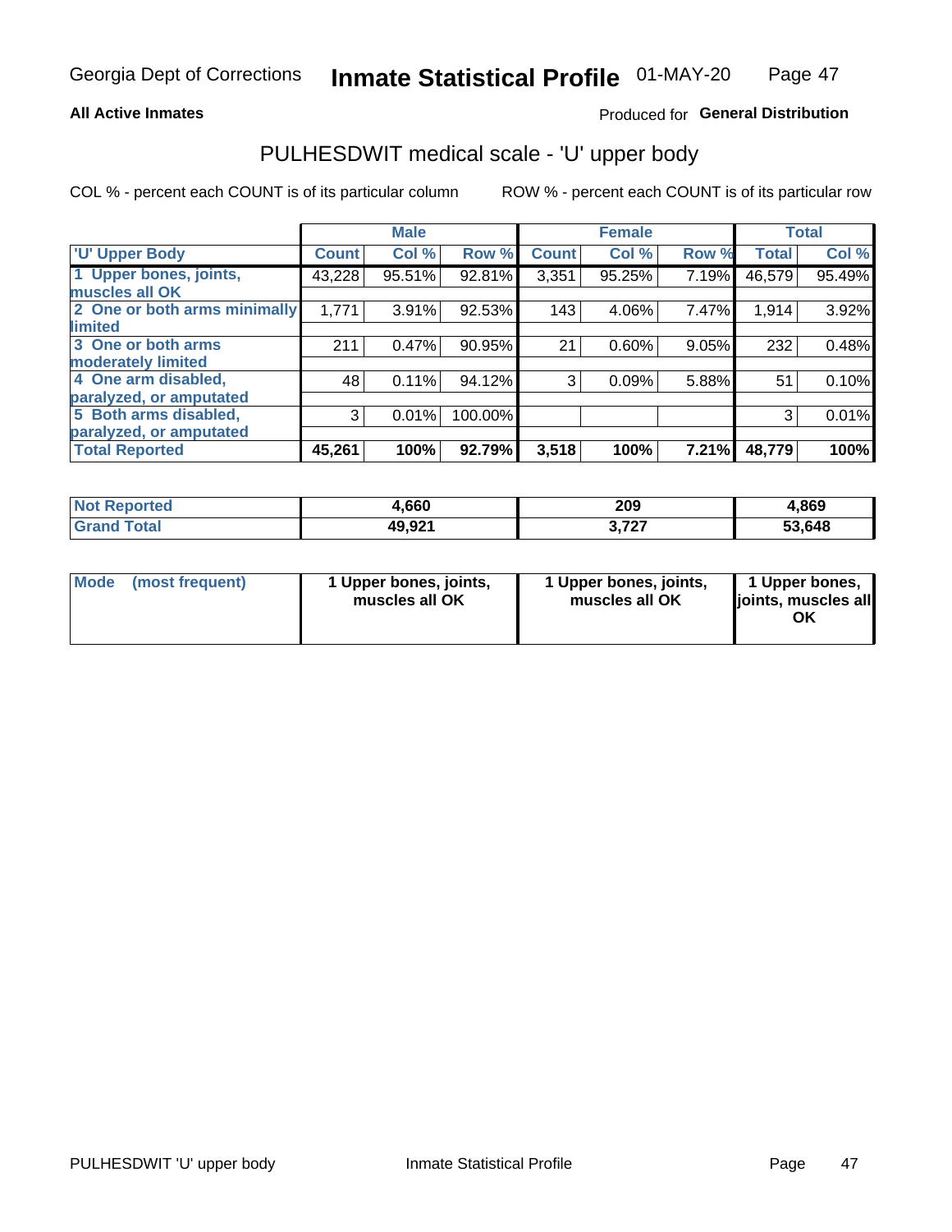Georgia Dept of Corrections **Inmate Statistical Profile** 01-MAY-20

**All Active Inmates**

Produced for **General Distribution**

## PULHESDWIT medical scale - 'U' upper body

COL % - percent each COUNT is of its particular column

ROW % - percent each COUNT is of its particular row

| | Male | | | Female | | | Total | |
|---|---|---|---|---|---|---|---|---|
| 'U' Upper Body | Count | Col % | Row % | Count | Col % | Row % | Total | Col % |
| 1 Upper bones, joints, muscles all OK | 43,228 | 95.51% | 92.81% | 3,351 | 95.25% | 7.19% | 46,579 | 95.49% |
| 2 One or both arms minimally limited | 1,771 | 3.91% | 92.53% | 143 | 4.06% | 7.47% | 1,914 | 3.92% |
| 3 One or both arms moderately limited | 211 | 0.47% | 90.95% | 21 | 0.60% | 9.05% | 232 | 0.48% |
| 4 One arm disabled, paralyzed, or amputated | 48 | 0.11% | 94.12% | 3 | 0.09% | 5.88% | 51 | 0.10% |
| 5 Both arms disabled, paralyzed, or amputated | 3 | 0.01% | 100.00% | | | | 3 | 0.01% |
| **Total Reported** | **45,261** | **100%** | **92.79%** | **3,518** | **100%** | **7.21%** | **48,779** | **100%** |

| | Male | Female | Total |
|---|---|---|---|
| Not Reported | **4,660** | **209** | **4,869** |
| Grand Total | **49,921** | **3,727** | **53,648** |

| | Male | Female | Total |
|---|---|---|---|
| Mode (most frequent) | **1 Upper bones, joints, muscles all OK** | **1 Upper bones, joints, muscles all OK** | **1 Upper bones, joints, muscles all OK** |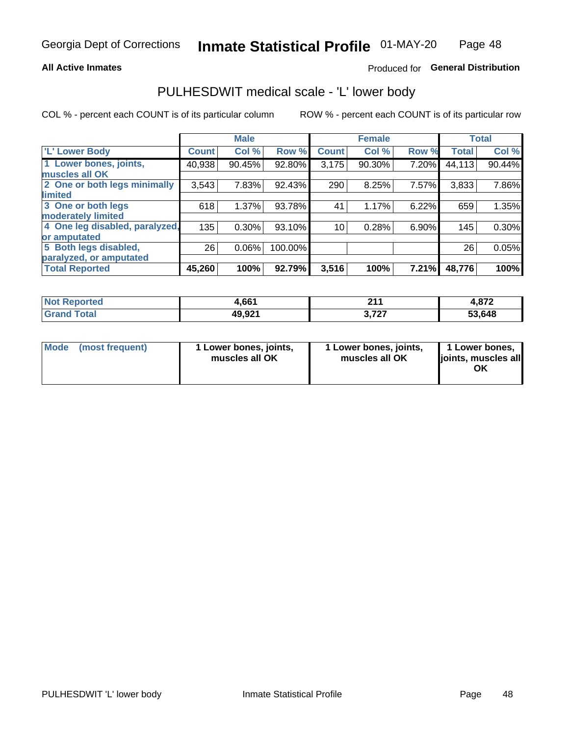Georgia Dept of Corrections **Inmate Statistical Profile** 01-MAY-20

**All Active Inmates**

Produced for **General Distribution**

## PULHESDWIT medical scale - 'L' lower body

COL % - percent each COUNT is of its particular column

ROW % - percent each COUNT is of its particular row

| | Male | | | Female | | | Total | |
|---|---|---|---|---|---|---|---|---|
| 'L' Lower Body | Count | Col % | Row % | Count | Col % | Row % | Total | Col % |
| 1 Lower bones, joints, muscles all OK | 40,938 | 90.45% | 92.80% | 3,175 | 90.30% | 7.20% | 44,113 | 90.44% |
| 2 One or both legs minimally limited | 3,543 | 7.83% | 92.43% | 290 | 8.25% | 7.57% | 3,833 | 7.86% |
| 3 One or both legs moderately limited | 618 | 1.37% | 93.78% | 41 | 1.17% | 6.22% | 659 | 1.35% |
| 4 One leg disabled, paralyzed, or amputated | 135 | 0.30% | 93.10% | 10 | 0.28% | 6.90% | 145 | 0.30% |
| 5 Both legs disabled, paralyzed, or amputated | 26 | 0.06% | 100.00% | | | | 26 | 0.05% |
| **Total Reported** | **45,260** | **100%** | **92.79%** | **3,516** | **100%** | **7.21%** | **48,776** | **100%** |

| | Male | Female | Total |
|---|---|---|---|
| **Not Reported** | **4,661** | **211** | **4,872** |
| **Grand Total** | **49,921** | **3,727** | **53,648** |

| | Male | Female | Total |
|---|---|---|---|
| **Mode (most frequent)** | **1 Lower bones, joints, muscles all OK** | **1 Lower bones, joints, muscles all OK** | **1 Lower bones, joints, muscles all OK** |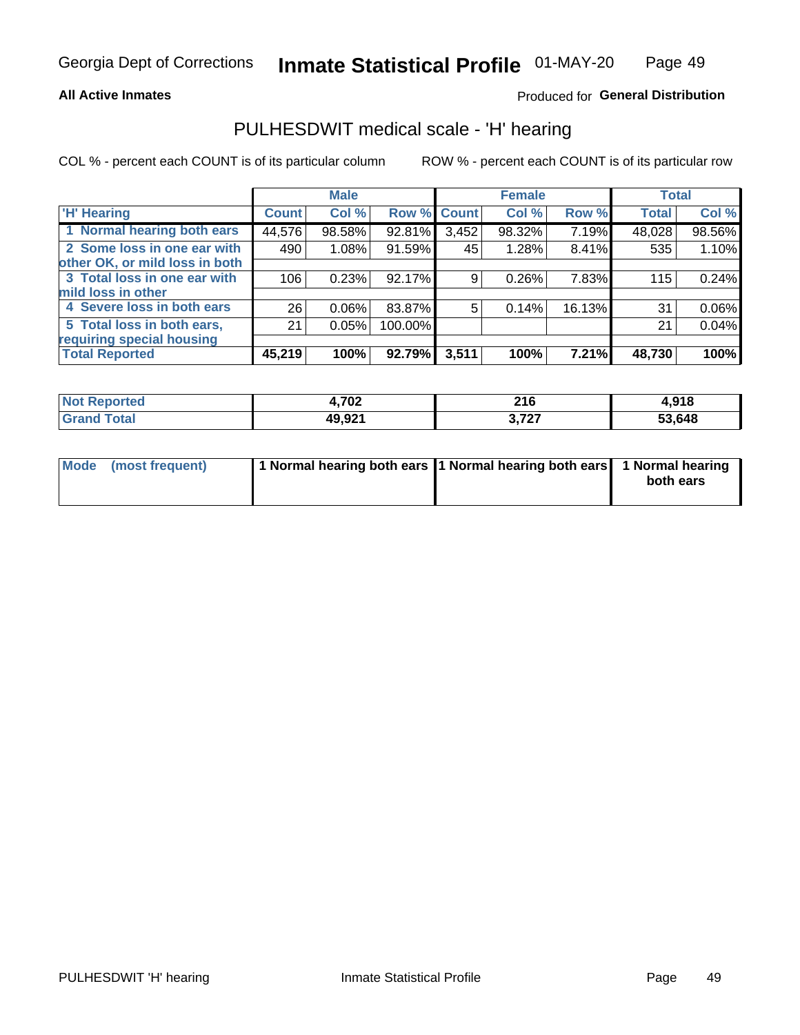Georgia Dept of Corrections **Inmate Statistical Profile** 01-MAY-20

**All Active Inmates**

Produced for **General Distribution**

## PULHESDWIT medical scale - 'H' hearing

COL % - percent each COUNT is of its particular column

ROW % - percent each COUNT is of its particular row

| | Male | | | Female | | | Total | |
|---|---|---|---|---|---|---|---|---|
| 'H' Hearing | Count | Col % | Row % | Count | Col % | Row % | Total | Col % |
| 1 Normal hearing both ears | 44,576 | 98.58% | 92.81% | 3,452 | 98.32% | 7.19% | 48,028 | 98.56% |
| 2 Some loss in one ear with other OK, or mild loss in both | 490 | 1.08% | 91.59% | 45 | 1.28% | 8.41% | 535 | 1.10% |
| 3 Total loss in one ear with mild loss in other | 106 | 0.23% | 92.17% | 9 | 0.26% | 7.83% | 115 | 0.24% |
| 4 Severe loss in both ears | 26 | 0.06% | 83.87% | 5 | 0.14% | 16.13% | 31 | 0.06% |
| 5 Total loss in both ears, requiring special housing | 21 | 0.05% | 100.00% | | | | 21 | 0.04% |
| **Total Reported** | **45,219** | **100%** | **92.79%** | **3,511** | **100%** | **7.21%** | **48,730** | **100%** |

| | Male | Female | Total |
|---|---|---|---|
| Not Reported | 4,702 | 216 | 4,918 |
| Grand Total | 49,921 | 3,727 | 53,648 |

| | Male | Female | Total |
|---|---|---|---|
| Mode (most frequent) | 1 Normal hearing both ears | 1 Normal hearing both ears | 1 Normal hearing both ears |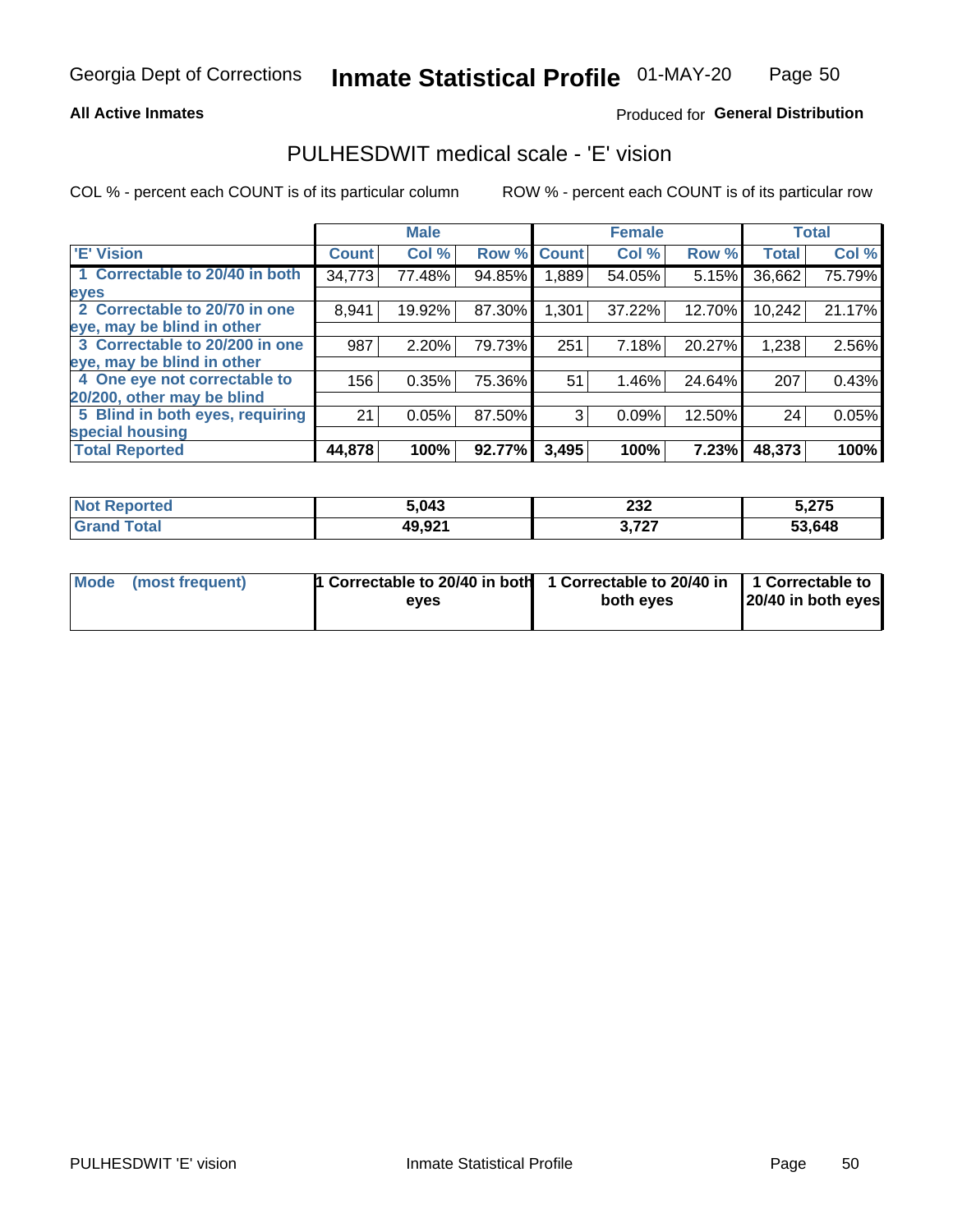Georgia Dept of Corrections **Inmate Statistical Profile** 01-MAY-20

**All Active Inmates**

Produced for **General Distribution**

## PULHESDWIT medical scale - 'E' vision

COL % - percent each COUNT is of its particular column

ROW % - percent each COUNT is of its particular row

| | Male | | | Female | | | Total | |
|---|---|---|---|---|---|---|---|---|
| **'E' Vision** | **Count** | **Col %** | **Row %** | **Count** | **Col %** | **Row %** | **Total** | **Col %** |
| **1 Correctable to 20/40 in both eyes** | 34,773 | 77.48% | 94.85% | 1,889 | 54.05% | 5.15% | 36,662 | 75.79% |
| **2 Correctable to 20/70 in one eye, may be blind in other** | 8,941 | 19.92% | 87.30% | 1,301 | 37.22% | 12.70% | 10,242 | 21.17% |
| **3 Correctable to 20/200 in one eye, may be blind in other** | 987 | 2.20% | 79.73% | 251 | 7.18% | 20.27% | 1,238 | 2.56% |
| **4 One eye not correctable to 20/200, other may be blind** | 156 | 0.35% | 75.36% | 51 | 1.46% | 24.64% | 207 | 0.43% |
| **5 Blind in both eyes, requiring special housing** | 21 | 0.05% | 87.50% | 3 | 0.09% | 12.50% | 24 | 0.05% |
| **Total Reported** | **44,878** | **100%** | **92.77%** | **3,495** | **100%** | **7.23%** | **48,373** | **100%** |

| | Male | Female | Total |
|---|---|---|---|
| **Not Reported** | **5,043** | **232** | **5,275** |
| **Grand Total** | **49,921** | **3,727** | **53,648** |

| | Male | Female | Total |
|---|---|---|---|
| **Mode (most frequent)** | **1 Correctable to 20/40 in both eyes** | **1 Correctable to 20/40 in both eyes** | **1 Correctable to 20/40 in both eyes** |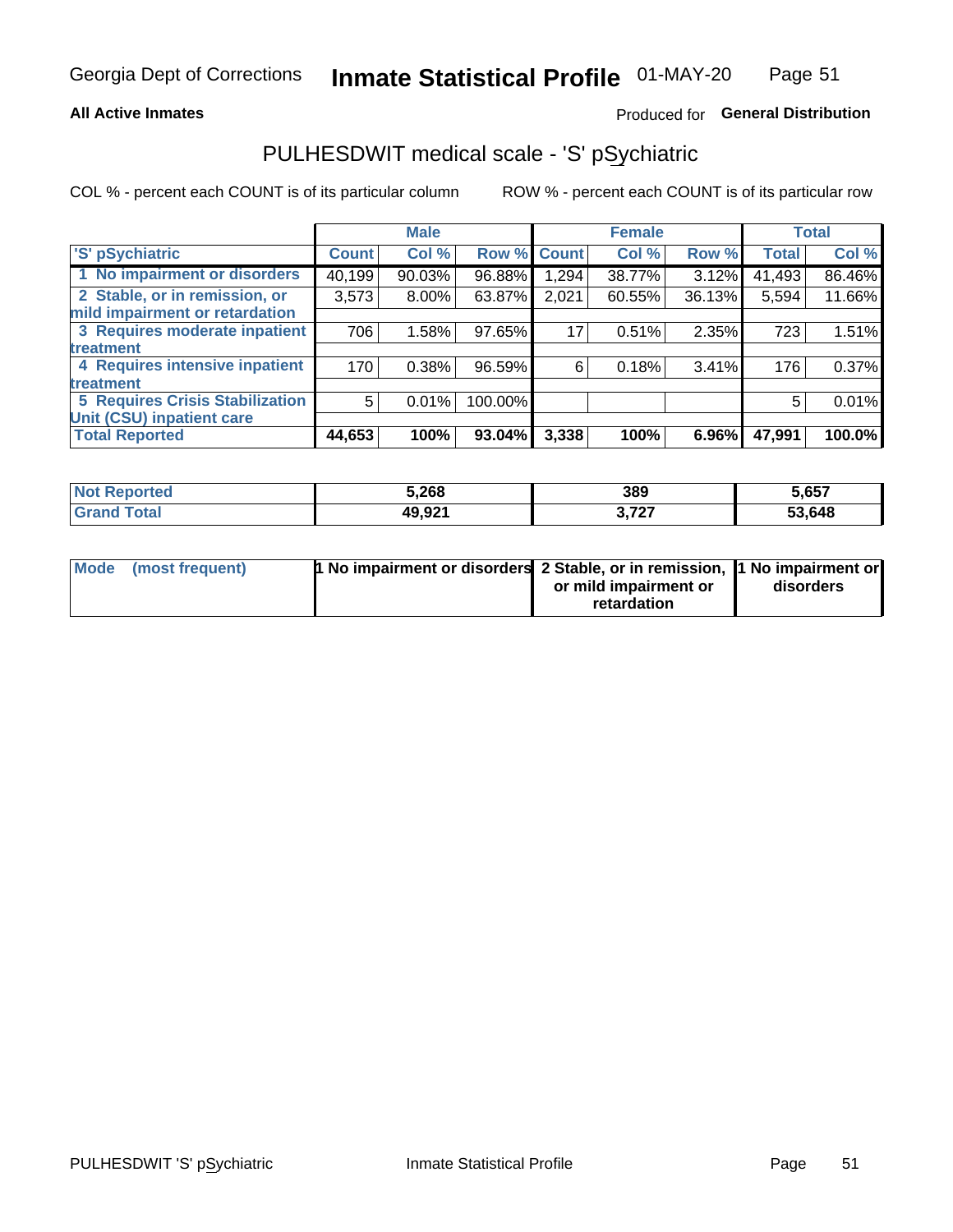**All Active Inmates**

Produced for **General Distribution**

## PULHESDWIT medical scale - 'S' pSychiatric

COL % - percent each COUNT is of its particular column

ROW % - percent each COUNT is of its particular row

| | Male | | | Female | | | Total | |
|---|---|---|---|---|---|---|---|---|
| 'S' pSychiatric | Count | Col % | Row % | Count | Col % | Row % | Total | Col % |
| 1 No impairment or disorders | 40,199 | 90.03% | 96.88% | 1,294 | 38.77% | 3.12% | 41,493 | 86.46% |
| 2 Stable, or in remission, or mild impairment or retardation | 3,573 | 8.00% | 63.87% | 2,021 | 60.55% | 36.13% | 5,594 | 11.66% |
| 3 Requires moderate inpatient treatment | 706 | 1.58% | 97.65% | 17 | 0.51% | 2.35% | 723 | 1.51% |
| 4 Requires intensive inpatient treatment | 170 | 0.38% | 96.59% | 6 | 0.18% | 3.41% | 176 | 0.37% |
| 5 Requires Crisis Stabilization Unit (CSU) inpatient care | 5 | 0.01% | 100.00% | | | | 5 | 0.01% |
| **Total Reported** | **44,653** | **100%** | **93.04%** | **3,338** | **100%** | **6.96%** | **47,991** | **100.0%** |

| | Male | Female | Total |
|---|---|---|---|
| Not Reported | 5,268 | 389 | 5,657 |
| Grand Total | 49,921 | 3,727 | 53,648 |

| | Male | Female | Total |
|---|---|---|---|
| Mode (most frequent) | 1 No impairment or disorders | 2 Stable, or in remission, or mild impairment or retardation | 1 No impairment or disorders |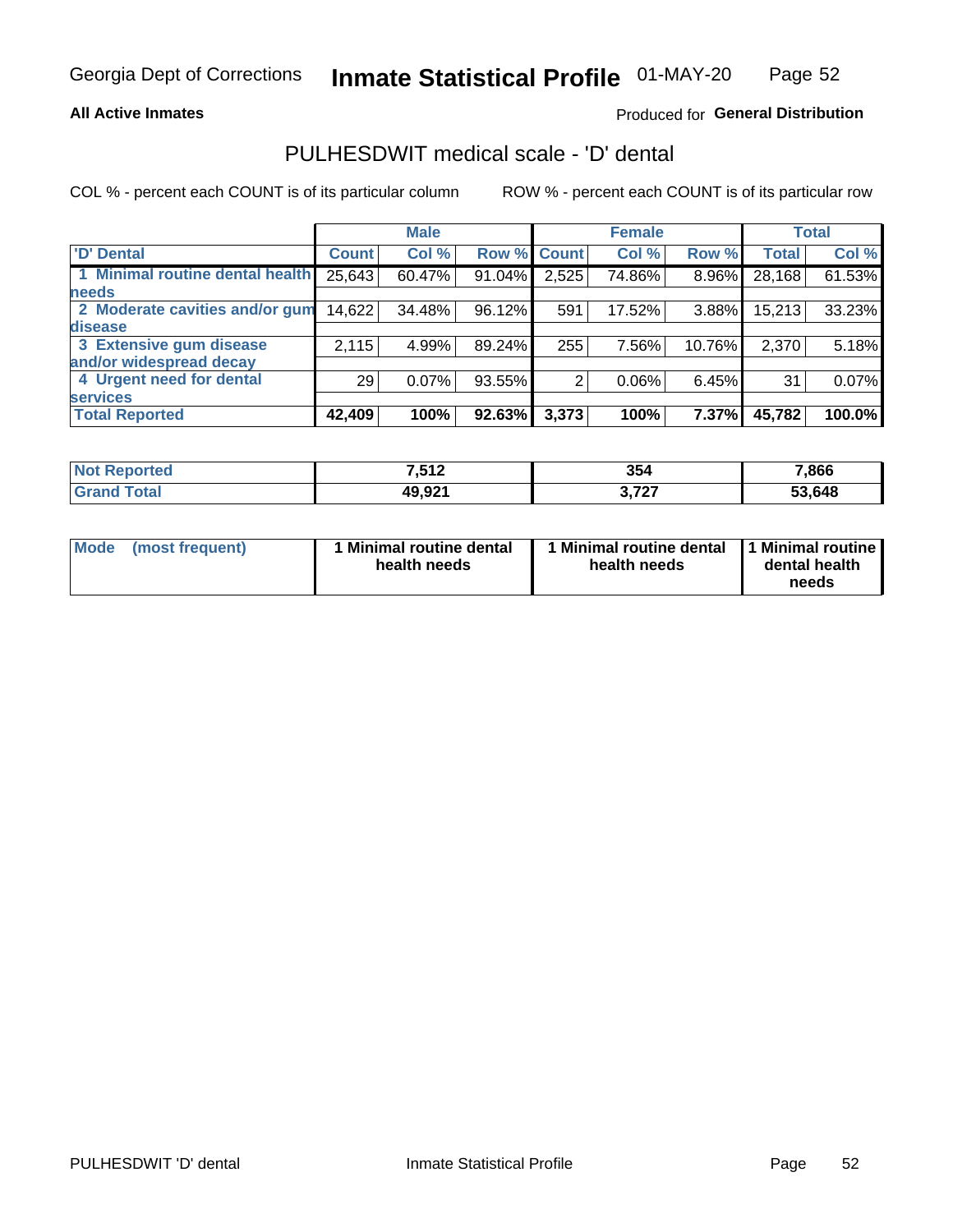Georgia Dept of Corrections **Inmate Statistical Profile** 01-MAY-20

**All Active Inmates**

Produced for **General Distribution**

## PULHESDWIT medical scale - 'D' dental

COL % - percent each COUNT is of its particular column ROW % - percent each COUNT is of its particular row

| | Male | | | Female | | | Total | |
|---|---|---|---|---|---|---|---|---|
| 'D' Dental | Count | Col % | Row % | Count | Col % | Row % | Total | Col % |
| 1 Minimal routine dental health needs | 25,643 | 60.47% | 91.04% | 2,525 | 74.86% | 8.96% | 28,168 | 61.53% |
| 2 Moderate cavities and/or gum disease | 14,622 | 34.48% | 96.12% | 591 | 17.52% | 3.88% | 15,213 | 33.23% |
| 3 Extensive gum disease and/or widespread decay | 2,115 | 4.99% | 89.24% | 255 | 7.56% | 10.76% | 2,370 | 5.18% |
| 4 Urgent need for dental services | 29 | 0.07% | 93.55% | 2 | 0.06% | 6.45% | 31 | 0.07% |
| **Total Reported** | **42,409** | **100%** | **92.63%** | **3,373** | **100%** | **7.37%** | **45,782** | **100.0%** |

| | Male | Female | Total |
|---|---|---|---|
| Not Reported | 7,512 | 354 | 7,866 |
| Grand Total | 49,921 | 3,727 | 53,648 |

| | Male | Female | Total |
|---|---|---|---|
| Mode (most frequent) | 1 Minimal routine dental health needs | 1 Minimal routine dental health needs | 1 Minimal routine dental health needs |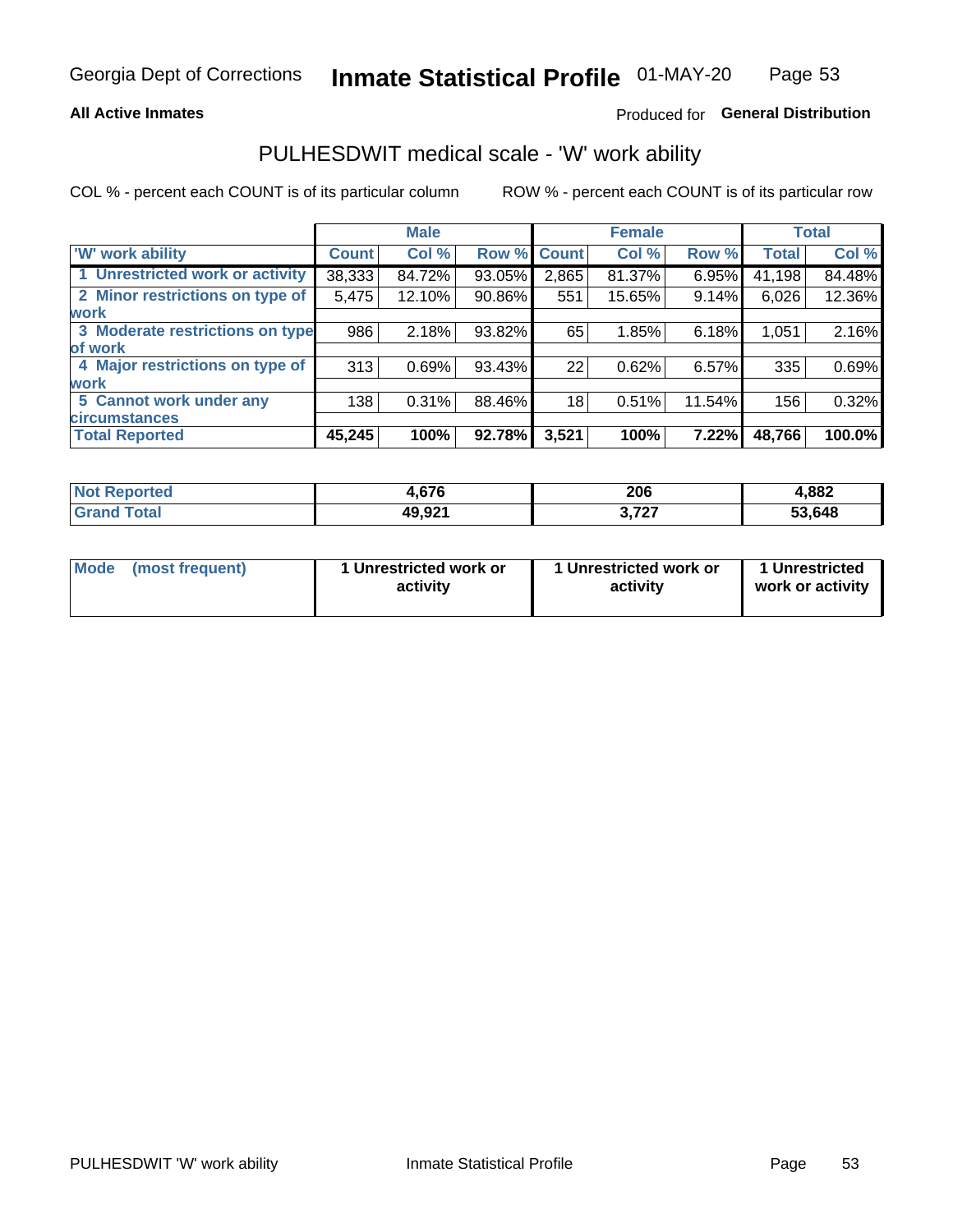**All Active Inmates** Produced for **General Distribution**

## PULHESDWIT medical scale - 'W' work ability

COL % - percent each COUNT is of its particular column    ROW % - percent each COUNT is of its particular row

| 'W' work ability | Male | | | Female | | | Total | |
|---|---|---|---|---|---|---|---|---|
| | Count | Col % | Row % | Count | Col % | Row % | Total | Col % |
| 1 Unrestricted work or activity | 38,333 | 84.72% | 93.05% | 2,865 | 81.37% | 6.95% | 41,198 | 84.48% |
| 2 Minor restrictions on type of work | 5,475 | 12.10% | 90.86% | 551 | 15.65% | 9.14% | 6,026 | 12.36% |
| 3 Moderate restrictions on type of work | 986 | 2.18% | 93.82% | 65 | 1.85% | 6.18% | 1,051 | 2.16% |
| 4 Major restrictions on type of work | 313 | 0.69% | 93.43% | 22 | 0.62% | 6.57% | 335 | 0.69% |
| 5 Cannot work under any circumstances | 138 | 0.31% | 88.46% | 18 | 0.51% | 11.54% | 156 | 0.32% |
| **Total Reported** | **45,245** | **100%** | **92.78%** | **3,521** | **100%** | **7.22%** | **48,766** | **100.0%** |

| | Male | Female | Total |
|---|---|---|---|
| Not Reported | 4,676 | 206 | 4,882 |
| Grand Total | 49,921 | 3,727 | 53,648 |

| | Male | Female | Total |
|---|---|---|---|
| Mode (most frequent) | 1 Unrestricted work or activity | 1 Unrestricted work or activity | 1 Unrestricted work or activity |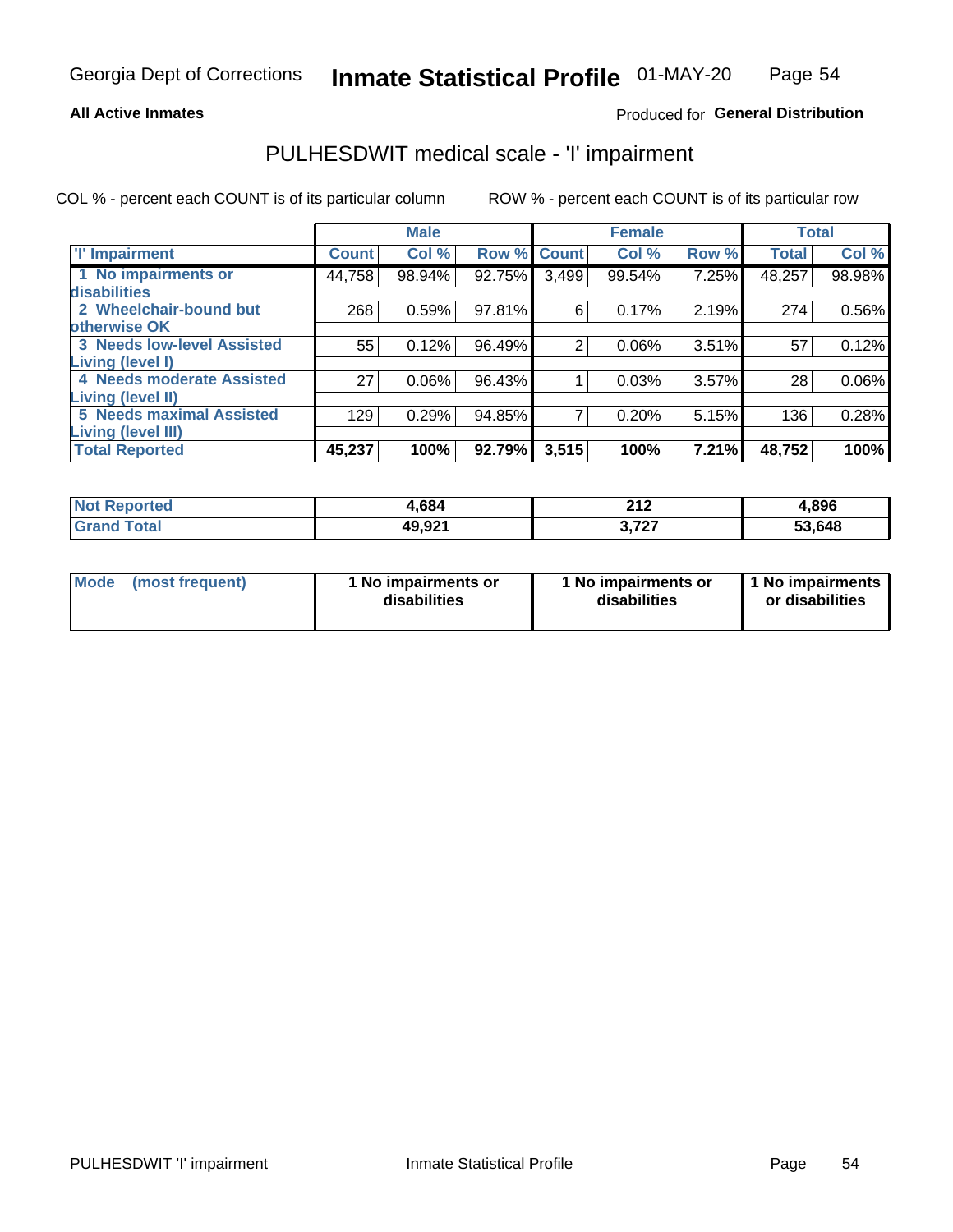Georgia Dept of Corrections **Inmate Statistical Profile** 01-MAY-20

**All Active Inmates**

Produced for **General Distribution**

## PULHESDWIT medical scale - 'I' impairment

COL % - percent each COUNT is of its particular column ROW % - percent each COUNT is of its particular row

| | Male | | | Female | | | Total | |
|---|---|---|---|---|---|---|---|---|
| **'I' Impairment** | **Count** | **Col %** | **Row %** | **Count** | **Col %** | **Row %** | **Total** | **Col %** |
| **1 No impairments or disabilities** | 44,758 | 98.94% | 92.75% | 3,499 | 99.54% | 7.25% | 48,257 | 98.98% |
| **2 Wheelchair-bound but otherwise OK** | 268 | 0.59% | 97.81% | 6 | 0.17% | 2.19% | 274 | 0.56% |
| **3 Needs low-level Assisted Living (level I)** | 55 | 0.12% | 96.49% | 2 | 0.06% | 3.51% | 57 | 0.12% |
| **4 Needs moderate Assisted Living (level II)** | 27 | 0.06% | 96.43% | 1 | 0.03% | 3.57% | 28 | 0.06% |
| **5 Needs maximal Assisted Living (level III)** | 129 | 0.29% | 94.85% | 7 | 0.20% | 5.15% | 136 | 0.28% |
| **Total Reported** | **45,237** | **100%** | **92.79%** | **3,515** | **100%** | **7.21%** | **48,752** | **100%** |

| | Male | Female | Total |
|---|---|---|---|
| **Not Reported** | **4,684** | **212** | **4,896** |
| **Grand Total** | **49,921** | **3,727** | **53,648** |

| | Male | Female | Total |
|---|---|---|---|
| **Mode (most frequent)** | **1 No impairments or disabilities** | **1 No impairments or disabilities** | **1 No impairments or disabilities** |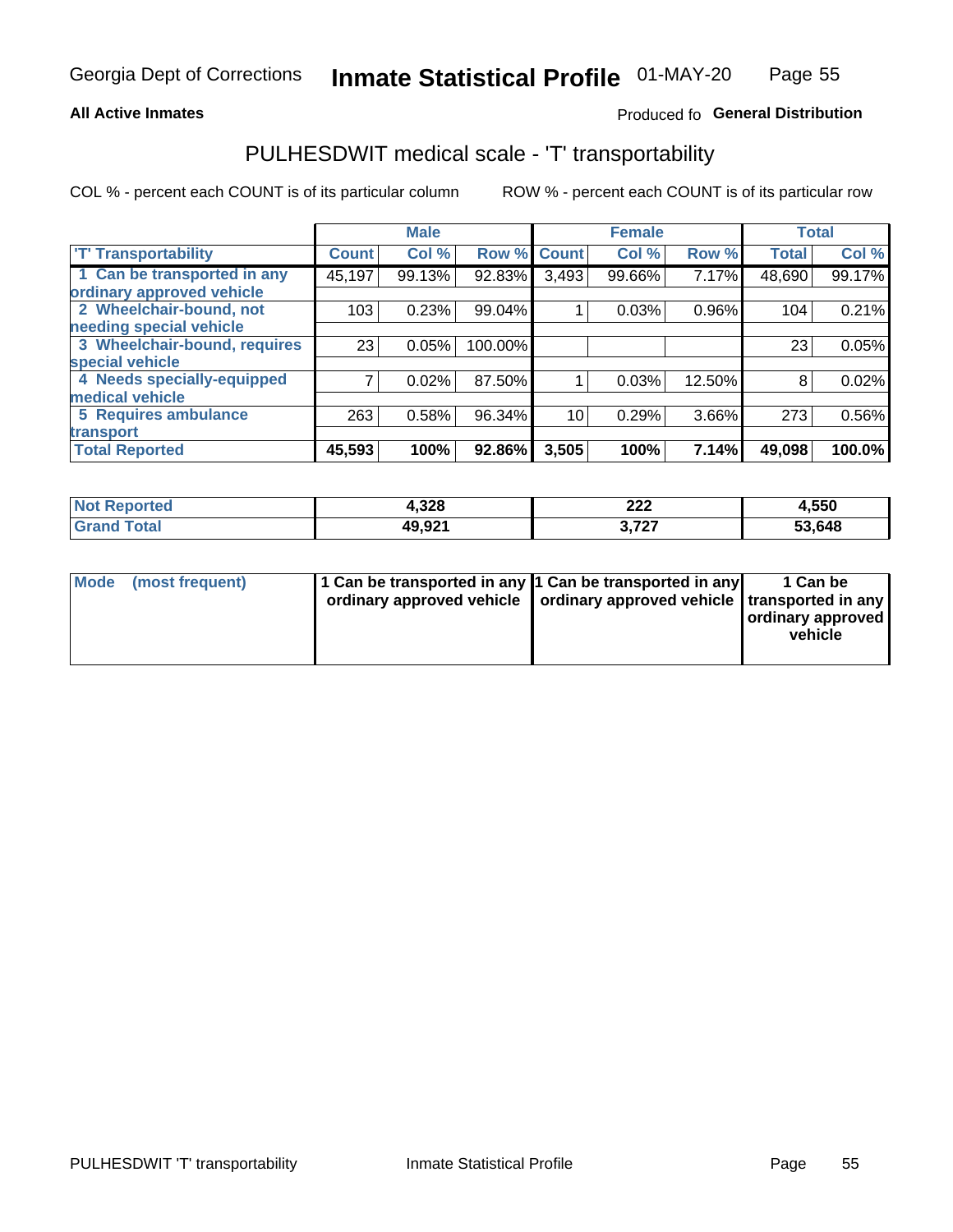Georgia Dept of Corrections **Inmate Statistical Profile** 01-MAY-20

**All Active Inmates**

Produced fo **General Distribution**

## PULHESDWIT medical scale - 'T' transportability

COL % - percent each COUNT is of its particular column

ROW % - percent each COUNT is of its particular row

| | Male | | | Female | | | Total | |
|---|---|---|---|---|---|---|---|---|
| 'T' Transportability | Count | Col % | Row % | Count | Col % | Row % | Total | Col % |
| 1 Can be transported in any ordinary approved vehicle | 45,197 | 99.13% | 92.83% | 3,493 | 99.66% | 7.17% | 48,690 | 99.17% |
| 2 Wheelchair-bound, not needing special vehicle | 103 | 0.23% | 99.04% | 1 | 0.03% | 0.96% | 104 | 0.21% |
| 3 Wheelchair-bound, requires special vehicle | 23 | 0.05% | 100.00% | | | | 23 | 0.05% |
| 4 Needs specially-equipped medical vehicle | 7 | 0.02% | 87.50% | 1 | 0.03% | 12.50% | 8 | 0.02% |
| 5 Requires ambulance transport | 263 | 0.58% | 96.34% | 10 | 0.29% | 3.66% | 273 | 0.56% |
| **Total Reported** | **45,593** | **100%** | **92.86%** | **3,505** | **100%** | **7.14%** | **49,098** | **100.0%** |

| | Male | Female | Total |
|---|---|---|---|
| **Not Reported** | **4,328** | **222** | **4,550** |
| **Grand Total** | **49,921** | **3,727** | **53,648** |

| | Male | Female | Total |
|---|---|---|---|
| **Mode (most frequent)** | **1 Can be transported in any ordinary approved vehicle** | **1 Can be transported in any ordinary approved vehicle** | **1 Can be transported in any ordinary approved vehicle** |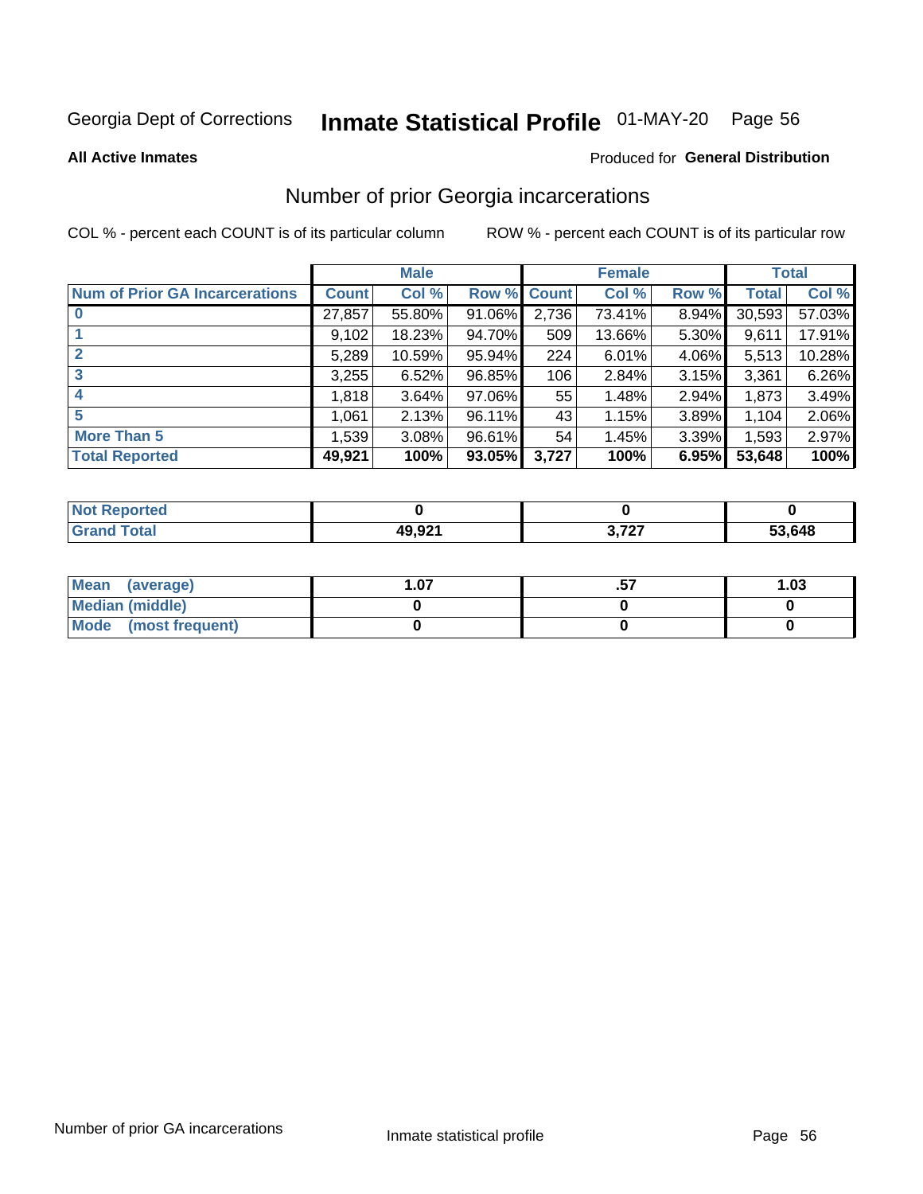Georgia Dept of Corrections **Inmate Statistical Profile** 01-MAY-20

**All Active Inmates**

Produced for **General Distribution**

## Number of prior Georgia incarcerations

COL % - percent each COUNT is of its particular column

ROW % - percent each COUNT is of its particular row

| | Male | | | Female | | | Total | |
|---|---|---|---|---|---|---|---|---|
| **Num of Prior GA Incarcerations** | **Count** | **Col %** | **Row %** | **Count** | **Col %** | **Row %** | **Total** | **Col %** |
| **0** | 27,857 | 55.80% | 91.06% | 2,736 | 73.41% | 8.94% | 30,593 | 57.03% |
| **1** | 9,102 | 18.23% | 94.70% | 509 | 13.66% | 5.30% | 9,611 | 17.91% |
| **2** | 5,289 | 10.59% | 95.94% | 224 | 6.01% | 4.06% | 5,513 | 10.28% |
| **3** | 3,255 | 6.52% | 96.85% | 106 | 2.84% | 3.15% | 3,361 | 6.26% |
| **4** | 1,818 | 3.64% | 97.06% | 55 | 1.48% | 2.94% | 1,873 | 3.49% |
| **5** | 1,061 | 2.13% | 96.11% | 43 | 1.15% | 3.89% | 1,104 | 2.06% |
| **More Than 5** | 1,539 | 3.08% | 96.61% | 54 | 1.45% | 3.39% | 1,593 | 2.97% |
| **Total Reported** | **49,921** | **100%** | **93.05%** | **3,727** | **100%** | **6.95%** | **53,648** | **100%** |

| | Male | Female | Total |
|---|---|---|---|
| **Not Reported** | **0** | **0** | **0** |
| **Grand Total** | **49,921** | **3,727** | **53,648** |

| | Male | Female | Total |
|---|---|---|---|
| **Mean (average)** | **1.07** | **.57** | **1.03** |
| **Median (middle)** | **0** | **0** | **0** |
| **Mode (most frequent)** | **0** | **0** | **0** |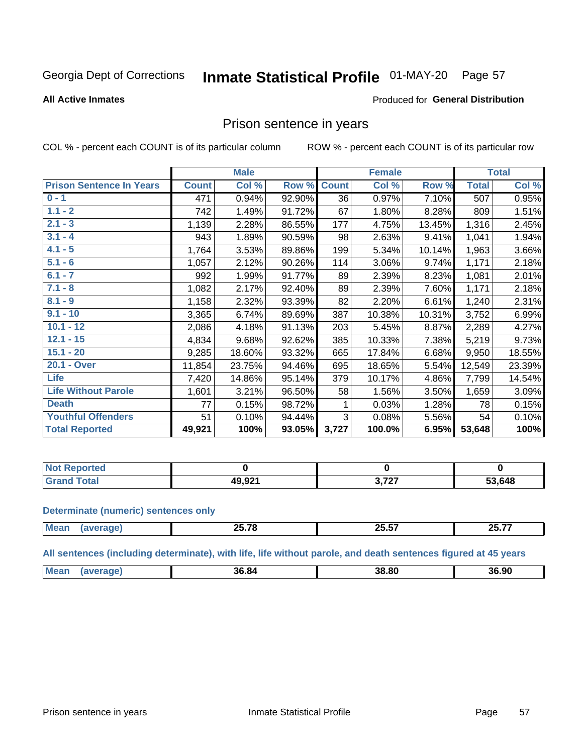Georgia Dept of Corrections **Inmate Statistical Profile** 01-MAY-20

**All Active Inmates**

Produced for **General Distribution**

## Prison sentence in years

COL % - percent each COUNT is of its particular column ROW % - percent each COUNT is of its particular row

| | Male | | | Female | | | Total | |
|---|---|---|---|---|---|---|---|---|
| **Prison Sentence In Years** | **Count** | **Col %** | **Row %** | **Count** | **Col %** | **Row %** | **Total** | **Col %** |
| **0 - 1** | 471 | 0.94% | 92.90% | 36 | 0.97% | 7.10% | 507 | 0.95% |
| **1.1 - 2** | 742 | 1.49% | 91.72% | 67 | 1.80% | 8.28% | 809 | 1.51% |
| **2.1 - 3** | 1,139 | 2.28% | 86.55% | 177 | 4.75% | 13.45% | 1,316 | 2.45% |
| **3.1 - 4** | 943 | 1.89% | 90.59% | 98 | 2.63% | 9.41% | 1,041 | 1.94% |
| **4.1 - 5** | 1,764 | 3.53% | 89.86% | 199 | 5.34% | 10.14% | 1,963 | 3.66% |
| **5.1 - 6** | 1,057 | 2.12% | 90.26% | 114 | 3.06% | 9.74% | 1,171 | 2.18% |
| **6.1 - 7** | 992 | 1.99% | 91.77% | 89 | 2.39% | 8.23% | 1,081 | 2.01% |
| **7.1 - 8** | 1,082 | 2.17% | 92.40% | 89 | 2.39% | 7.60% | 1,171 | 2.18% |
| **8.1 - 9** | 1,158 | 2.32% | 93.39% | 82 | 2.20% | 6.61% | 1,240 | 2.31% |
| **9.1 - 10** | 3,365 | 6.74% | 89.69% | 387 | 10.38% | 10.31% | 3,752 | 6.99% |
| **10.1 - 12** | 2,086 | 4.18% | 91.13% | 203 | 5.45% | 8.87% | 2,289 | 4.27% |
| **12.1 - 15** | 4,834 | 9.68% | 92.62% | 385 | 10.33% | 7.38% | 5,219 | 9.73% |
| **15.1 - 20** | 9,285 | 18.60% | 93.32% | 665 | 17.84% | 6.68% | 9,950 | 18.55% |
| **20.1 - Over** | 11,854 | 23.75% | 94.46% | 695 | 18.65% | 5.54% | 12,549 | 23.39% |
| **Life** | 7,420 | 14.86% | 95.14% | 379 | 10.17% | 4.86% | 7,799 | 14.54% |
| **Life Without Parole** | 1,601 | 3.21% | 96.50% | 58 | 1.56% | 3.50% | 1,659 | 3.09% |
| **Death** | 77 | 0.15% | 98.72% | 1 | 0.03% | 1.28% | 78 | 0.15% |
| **Youthful Offenders** | 51 | 0.10% | 94.44% | 3 | 0.08% | 5.56% | 54 | 0.10% |
| **Total Reported** | **49,921** | **100%** | **93.05%** | **3,727** | **100.0%** | **6.95%** | **53,648** | **100%** |

| | Male | Female | Total |
|---|---|---|---|
| **Not Reported** | **0** | **0** | **0** |
| **Grand Total** | **49,921** | **3,727** | **53,648** |

**Determinate (numeric) sentences only**

| | Male | Female | Total |
|---|---|---|---|
| **Mean (average)** | **25.78** | **25.57** | **25.77** |

**All sentences (including determinate), with life, life without parole, and death sentences figured at 45 years**

| | Male | Female | Total |
|---|---|---|---|
| **Mean (average)** | **36.84** | **38.80** | **36.90** |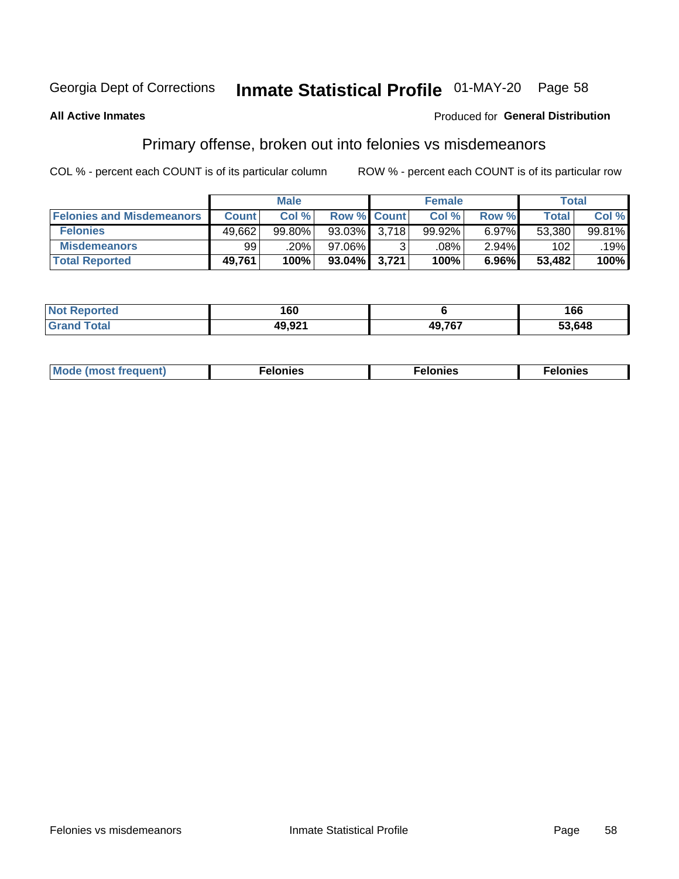Georgia Dept of Corrections **Inmate Statistical Profile** 01-MAY-20

**All Active Inmates**

Produced for **General Distribution**

## Primary offense, broken out into felonies vs misdemeanors

COL % - percent each COUNT is of its particular column

ROW % - percent each COUNT is of its particular row

| | Male | | | Female | | | Total | |
|---|---|---|---|---|---|---|---|---|
| **Felonies and Misdemeanors** | **Count** | **Col %** | **Row %** | **Count** | **Col %** | **Row %** | **Total** | **Col %** |
| **Felonies** | 49,662 | 99.80% | 93.03% | 3,718 | 99.92% | 6.97% | 53,380 | 99.81% |
| **Misdemeanors** | 99 | .20% | 97.06% | 3 | .08% | 2.94% | 102 | .19% |
| **Total Reported** | **49,761** | **100%** | **93.04%** | **3,721** | **100%** | **6.96%** | **53,482** | **100%** |

| | Male | Female | Total |
|---|---|---|---|
| **Not Reported** | **160** | **6** | **166** |
| **Grand Total** | **49,921** | **49,767** | **53,648** |

| | Male | Female | Total |
|---|---|---|---|
| **Mode (most frequent)** | **Felonies** | **Felonies** | **Felonies** |

Felonies vs misdemeanors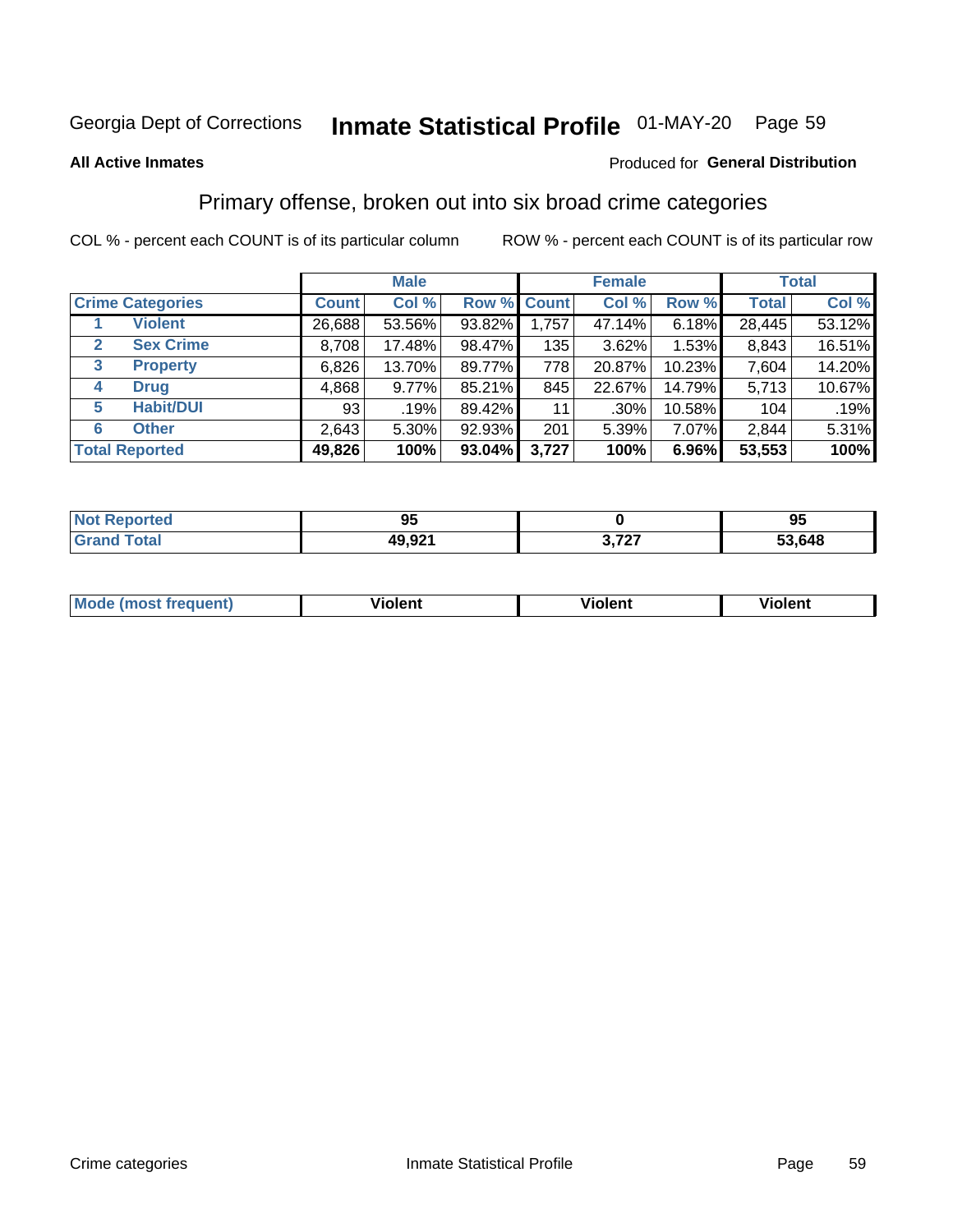Georgia Dept of Corrections **Inmate Statistical Profile** 01-MAY-20

**All Active Inmates**

Produced for **General Distribution**

## Primary offense, broken out into six broad crime categories

COL % - percent each COUNT is of its particular column

ROW % - percent each COUNT is of its particular row

| | | Male | | | Female | | | Total | |
|---|---|---|---|---|---|---|---|---|---|
| **Crime Categories** | | **Count** | **Col %** | **Row %** | **Count** | **Col %** | **Row %** | **Total** | **Col %** |
| 1 | **Violent** | 26,688 | 53.56% | 93.82% | 1,757 | 47.14% | 6.18% | 28,445 | 53.12% |
| 2 | **Sex Crime** | 8,708 | 17.48% | 98.47% | 135 | 3.62% | 1.53% | 8,843 | 16.51% |
| 3 | **Property** | 6,826 | 13.70% | 89.77% | 778 | 20.87% | 10.23% | 7,604 | 14.20% |
| 4 | **Drug** | 4,868 | 9.77% | 85.21% | 845 | 22.67% | 14.79% | 5,713 | 10.67% |
| 5 | **Habit/DUI** | 93 | .19% | 89.42% | 11 | .30% | 10.58% | 104 | .19% |
| 6 | **Other** | 2,643 | 5.30% | 92.93% | 201 | 5.39% | 7.07% | 2,844 | 5.31% |
| **Total Reported** | | **49,826** | **100%** | **93.04%** | **3,727** | **100%** | **6.96%** | **53,553** | **100%** |

| | Male | Female | Total |
|---|---|---|---|
| **Not Reported** | **95** | **0** | **95** |
| **Grand Total** | **49,921** | **3,727** | **53,648** |

| | Male | Female | Total |
|---|---|---|---|
| **Mode (most frequent)** | **Violent** | **Violent** | **Violent** |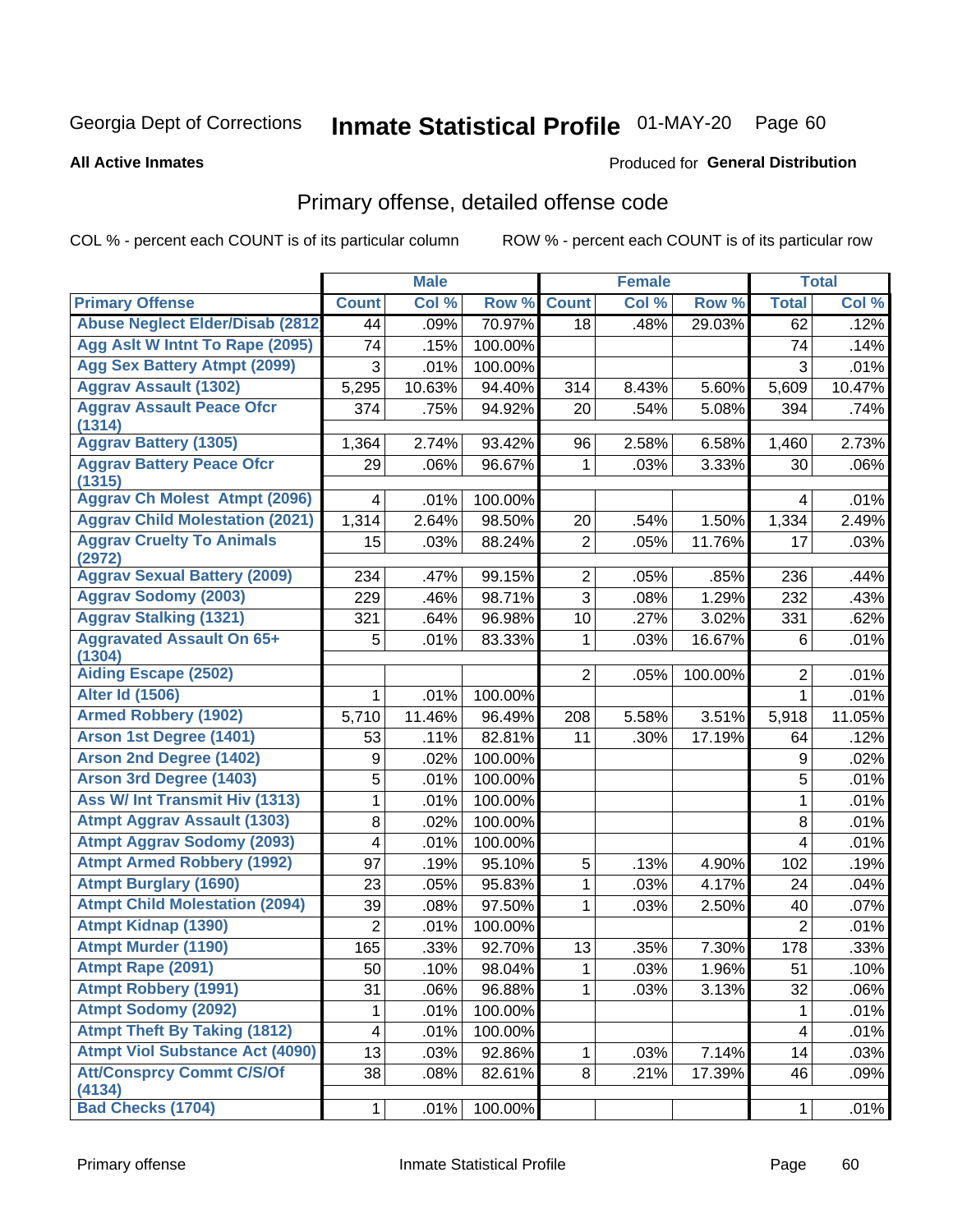Georgia Dept of Corrections **Inmate Statistical Profile** 01-MAY-20

**All Active Inmates**

Produced for **General Distribution**

## Primary offense, detailed offense code

COL % - percent each COUNT is of its particular column

ROW % - percent each COUNT is of its particular row

| | Male | | | Female | | | Total | |
|---|---|---|---|---|---|---|---|---|
| **Primary Offense** | **Count** | **Col %** | **Row %** | **Count** | **Col %** | **Row %** | **Total** | **Col %** |
| Abuse Neglect Elder/Disab (2812 | 44 | .09% | 70.97% | 18 | .48% | 29.03% | 62 | .12% |
| Agg Aslt W Intnt To Rape (2095) | 74 | .15% | 100.00% | | | | 74 | .14% |
| Agg Sex Battery Atmpt (2099) | 3 | .01% | 100.00% | | | | 3 | .01% |
| Aggrav Assault (1302) | 5,295 | 10.63% | 94.40% | 314 | 8.43% | 5.60% | 5,609 | 10.47% |
| Aggrav Assault Peace Ofcr (1314) | 374 | .75% | 94.92% | 20 | .54% | 5.08% | 394 | .74% |
| Aggrav Battery (1305) | 1,364 | 2.74% | 93.42% | 96 | 2.58% | 6.58% | 1,460 | 2.73% |
| Aggrav Battery Peace Ofcr (1315) | 29 | .06% | 96.67% | 1 | .03% | 3.33% | 30 | .06% |
| Aggrav Ch Molest Atmpt (2096) | 4 | .01% | 100.00% | | | | 4 | .01% |
| Aggrav Child Molestation (2021) | 1,314 | 2.64% | 98.50% | 20 | .54% | 1.50% | 1,334 | 2.49% |
| Aggrav Cruelty To Animals (2972) | 15 | .03% | 88.24% | 2 | .05% | 11.76% | 17 | .03% |
| Aggrav Sexual Battery (2009) | 234 | .47% | 99.15% | 2 | .05% | .85% | 236 | .44% |
| Aggrav Sodomy (2003) | 229 | .46% | 98.71% | 3 | .08% | 1.29% | 232 | .43% |
| Aggrav Stalking (1321) | 321 | .64% | 96.98% | 10 | .27% | 3.02% | 331 | .62% |
| Aggravated Assault On 65+ (1304) | 5 | .01% | 83.33% | 1 | .03% | 16.67% | 6 | .01% |
| Aiding Escape (2502) | | | | 2 | .05% | 100.00% | 2 | .01% |
| Alter Id (1506) | 1 | .01% | 100.00% | | | | 1 | .01% |
| Armed Robbery (1902) | 5,710 | 11.46% | 96.49% | 208 | 5.58% | 3.51% | 5,918 | 11.05% |
| Arson 1st Degree (1401) | 53 | .11% | 82.81% | 11 | .30% | 17.19% | 64 | .12% |
| Arson 2nd Degree (1402) | 9 | .02% | 100.00% | | | | 9 | .02% |
| Arson 3rd Degree (1403) | 5 | .01% | 100.00% | | | | 5 | .01% |
| Ass W/ Int Transmit Hiv (1313) | 1 | .01% | 100.00% | | | | 1 | .01% |
| Atmpt Aggrav Assault (1303) | 8 | .02% | 100.00% | | | | 8 | .01% |
| Atmpt Aggrav Sodomy (2093) | 4 | .01% | 100.00% | | | | 4 | .01% |
| Atmpt Armed Robbery (1992) | 97 | .19% | 95.10% | 5 | .13% | 4.90% | 102 | .19% |
| Atmpt Burglary (1690) | 23 | .05% | 95.83% | 1 | .03% | 4.17% | 24 | .04% |
| Atmpt Child Molestation (2094) | 39 | .08% | 97.50% | 1 | .03% | 2.50% | 40 | .07% |
| Atmpt Kidnap (1390) | 2 | .01% | 100.00% | | | | 2 | .01% |
| Atmpt Murder (1190) | 165 | .33% | 92.70% | 13 | .35% | 7.30% | 178 | .33% |
| Atmpt Rape (2091) | 50 | .10% | 98.04% | 1 | .03% | 1.96% | 51 | .10% |
| Atmpt Robbery (1991) | 31 | .06% | 96.88% | 1 | .03% | 3.13% | 32 | .06% |
| Atmpt Sodomy (2092) | 1 | .01% | 100.00% | | | | 1 | .01% |
| Atmpt Theft By Taking (1812) | 4 | .01% | 100.00% | | | | 4 | .01% |
| Atmpt Viol Substance Act (4090) | 13 | .03% | 92.86% | 1 | .03% | 7.14% | 14 | .03% |
| Att/Consprcy Commt C/S/Of (4134) | 38 | .08% | 82.61% | 8 | .21% | 17.39% | 46 | .09% |
| Bad Checks (1704) | 1 | .01% | 100.00% | | | | 1 | .01% |

Primary offense Inmate Statistical Profile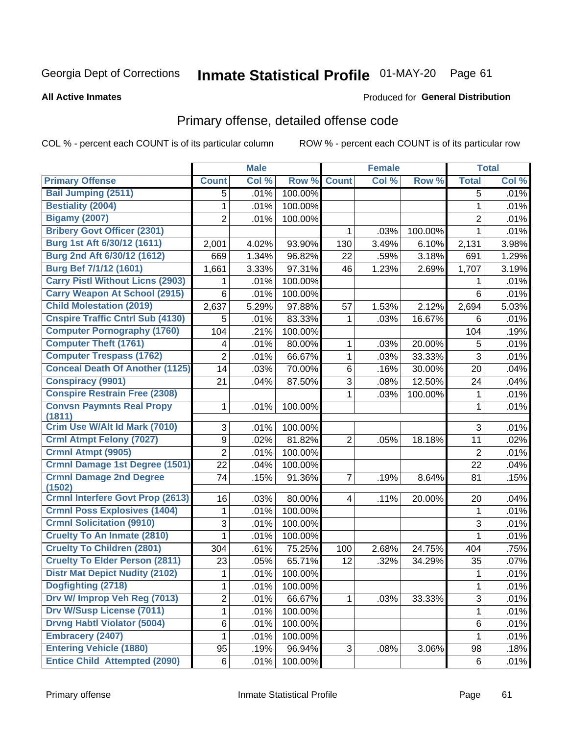Georgia Dept of Corrections **Inmate Statistical Profile** 01-MAY-20

**All Active Inmates**

Produced for **General Distribution**

## Primary offense, detailed offense code

COL % - percent each COUNT is of its particular column ROW % - percent each COUNT is of its particular row

| | Male | | | Female | | | Total | |
|---|---|---|---|---|---|---|---|---|
| **Primary Offense** | **Count** | **Col %** | **Row %** | **Count** | **Col %** | **Row %** | **Total** | **Col %** |
| Bail Jumping (2511) | 5 | .01% | 100.00% | | | | 5 | .01% |
| Bestiality (2004) | 1 | .01% | 100.00% | | | | 1 | .01% |
| Bigamy (2007) | 2 | .01% | 100.00% | | | | 2 | .01% |
| Bribery Govt Officer (2301) | | | | 1 | .03% | 100.00% | 1 | .01% |
| Burg 1st Aft 6/30/12 (1611) | 2,001 | 4.02% | 93.90% | 130 | 3.49% | 6.10% | 2,131 | 3.98% |
| Burg 2nd Aft 6/30/12 (1612) | 669 | 1.34% | 96.82% | 22 | .59% | 3.18% | 691 | 1.29% |
| Burg Bef 7/1/12 (1601) | 1,661 | 3.33% | 97.31% | 46 | 1.23% | 2.69% | 1,707 | 3.19% |
| Carry Pistl Without Licns (2903) | 1 | .01% | 100.00% | | | | 1 | .01% |
| Carry Weapon At School (2915) | 6 | .01% | 100.00% | | | | 6 | .01% |
| Child Molestation (2019) | 2,637 | 5.29% | 97.88% | 57 | 1.53% | 2.12% | 2,694 | 5.03% |
| Cnspire Traffic Cntrl Sub (4130) | 5 | .01% | 83.33% | 1 | .03% | 16.67% | 6 | .01% |
| Computer Pornography (1760) | 104 | .21% | 100.00% | | | | 104 | .19% |
| Computer Theft (1761) | 4 | .01% | 80.00% | 1 | .03% | 20.00% | 5 | .01% |
| Computer Trespass (1762) | 2 | .01% | 66.67% | 1 | .03% | 33.33% | 3 | .01% |
| Conceal Death Of Another (1125) | 14 | .03% | 70.00% | 6 | .16% | 30.00% | 20 | .04% |
| Conspiracy (9901) | 21 | .04% | 87.50% | 3 | .08% | 12.50% | 24 | .04% |
| Conspire Restrain Free (2308) | | | | 1 | .03% | 100.00% | 1 | .01% |
| Convsn Paymnts Real Propy (1811) | 1 | .01% | 100.00% | | | | 1 | .01% |
| Crim Use W/Alt Id Mark (7010) | 3 | .01% | 100.00% | | | | 3 | .01% |
| Crml Atmpt Felony (7027) | 9 | .02% | 81.82% | 2 | .05% | 18.18% | 11 | .02% |
| Crmnl Atmpt (9905) | 2 | .01% | 100.00% | | | | 2 | .01% |
| Crmnl Damage 1st Degree (1501) | 22 | .04% | 100.00% | | | | 22 | .04% |
| Crmnl Damage 2nd Degree (1502) | 74 | .15% | 91.36% | 7 | .19% | 8.64% | 81 | .15% |
| Crmnl Interfere Govt Prop (2613) | 16 | .03% | 80.00% | 4 | .11% | 20.00% | 20 | .04% |
| Crmnl Poss Explosives (1404) | 1 | .01% | 100.00% | | | | 1 | .01% |
| Crmnl Solicitation (9910) | 3 | .01% | 100.00% | | | | 3 | .01% |
| Cruelty To An Inmate (2810) | 1 | .01% | 100.00% | | | | 1 | .01% |
| Cruelty To Children (2801) | 304 | .61% | 75.25% | 100 | 2.68% | 24.75% | 404 | .75% |
| Cruelty To Elder Person (2811) | 23 | .05% | 65.71% | 12 | .32% | 34.29% | 35 | .07% |
| Distr Mat Depict Nudity (2102) | 1 | .01% | 100.00% | | | | 1 | .01% |
| Dogfighting (2718) | 1 | .01% | 100.00% | | | | 1 | .01% |
| Drv W/ Improp Veh Reg (7013) | 2 | .01% | 66.67% | 1 | .03% | 33.33% | 3 | .01% |
| Drv W/Susp License (7011) | 1 | .01% | 100.00% | | | | 1 | .01% |
| Drvng Habtl Violator (5004) | 6 | .01% | 100.00% | | | | 6 | .01% |
| Embracery (2407) | 1 | .01% | 100.00% | | | | 1 | .01% |
| Entering Vehicle (1880) | 95 | .19% | 96.94% | 3 | .08% | 3.06% | 98 | .18% |
| Entice Child Attempted (2090) | 6 | .01% | 100.00% | | | | 6 | .01% |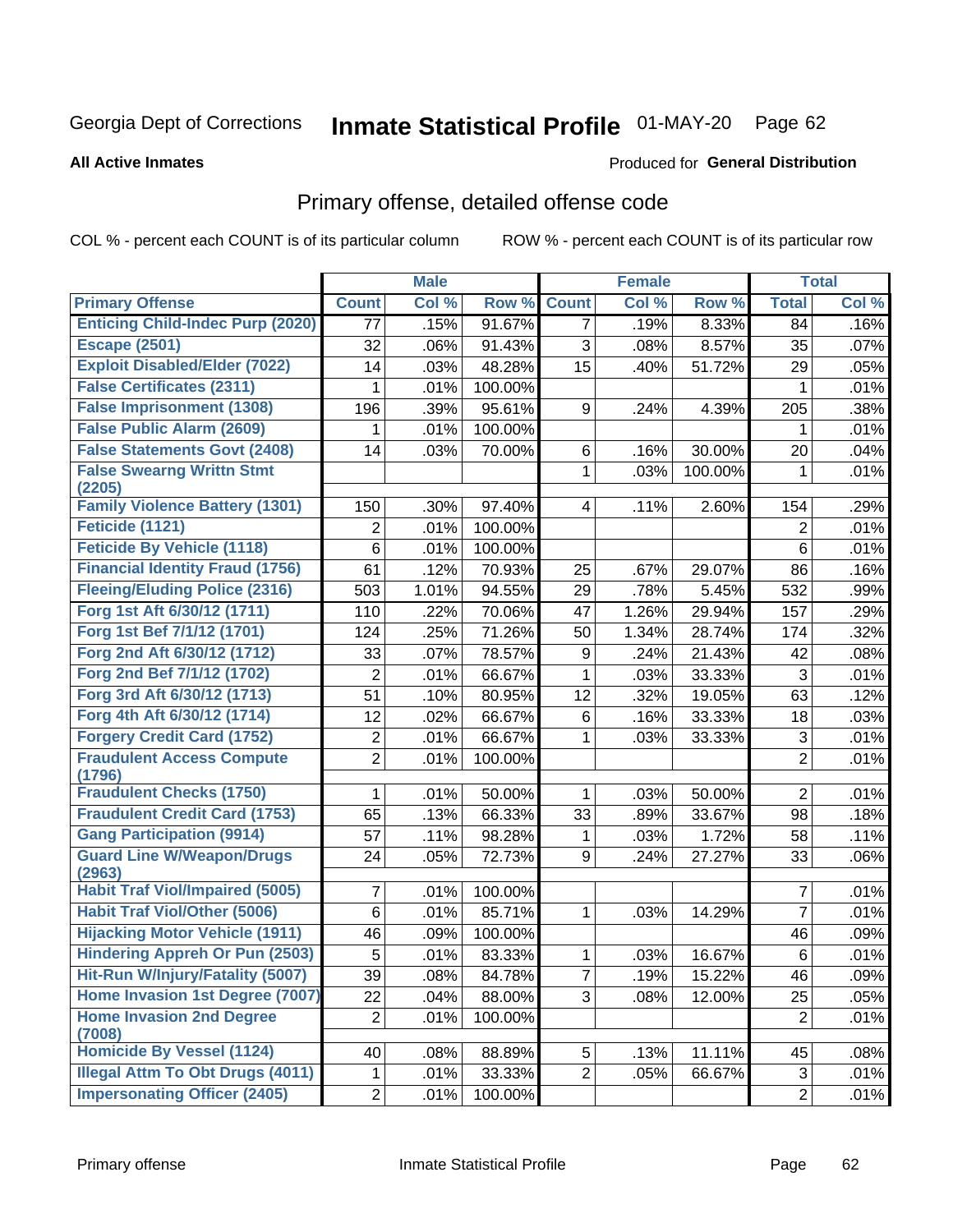Georgia Dept of Corrections **Inmate Statistical Profile** 01-MAY-20

**All Active Inmates**

Produced for **General Distribution**

## Primary offense, detailed offense code

COL % - percent each COUNT is of its particular column ROW % - percent each COUNT is of its particular row

| | Male | | | Female | | | Total | |
|---|---|---|---|---|---|---|---|---|
| **Primary Offense** | **Count** | **Col %** | **Row %** | **Count** | **Col %** | **Row %** | **Total** | **Col %** |
| Enticing Child-Indec Purp (2020) | 77 | .15% | 91.67% | 7 | .19% | 8.33% | 84 | .16% |
| Escape (2501) | 32 | .06% | 91.43% | 3 | .08% | 8.57% | 35 | .07% |
| Exploit Disabled/Elder (7022) | 14 | .03% | 48.28% | 15 | .40% | 51.72% | 29 | .05% |
| False Certificates (2311) | 1 | .01% | 100.00% | | | | 1 | .01% |
| False Imprisonment (1308) | 196 | .39% | 95.61% | 9 | .24% | 4.39% | 205 | .38% |
| False Public Alarm (2609) | 1 | .01% | 100.00% | | | | 1 | .01% |
| False Statements Govt (2408) | 14 | .03% | 70.00% | 6 | .16% | 30.00% | 20 | .04% |
| False Swearng Writtn Stmt (2205) | | | | 1 | .03% | 100.00% | 1 | .01% |
| Family Violence Battery (1301) | 150 | .30% | 97.40% | 4 | .11% | 2.60% | 154 | .29% |
| Feticide (1121) | 2 | .01% | 100.00% | | | | 2 | .01% |
| Feticide By Vehicle (1118) | 6 | .01% | 100.00% | | | | 6 | .01% |
| Financial Identity Fraud (1756) | 61 | .12% | 70.93% | 25 | .67% | 29.07% | 86 | .16% |
| Fleeing/Eluding Police (2316) | 503 | 1.01% | 94.55% | 29 | .78% | 5.45% | 532 | .99% |
| Forg 1st Aft 6/30/12 (1711) | 110 | .22% | 70.06% | 47 | 1.26% | 29.94% | 157 | .29% |
| Forg 1st Bef 7/1/12 (1701) | 124 | .25% | 71.26% | 50 | 1.34% | 28.74% | 174 | .32% |
| Forg 2nd Aft 6/30/12 (1712) | 33 | .07% | 78.57% | 9 | .24% | 21.43% | 42 | .08% |
| Forg 2nd Bef 7/1/12 (1702) | 2 | .01% | 66.67% | 1 | .03% | 33.33% | 3 | .01% |
| Forg 3rd Aft 6/30/12 (1713) | 51 | .10% | 80.95% | 12 | .32% | 19.05% | 63 | .12% |
| Forg 4th Aft 6/30/12 (1714) | 12 | .02% | 66.67% | 6 | .16% | 33.33% | 18 | .03% |
| Forgery Credit Card (1752) | 2 | .01% | 66.67% | 1 | .03% | 33.33% | 3 | .01% |
| Fraudulent Access Compute (1796) | 2 | .01% | 100.00% | | | | 2 | .01% |
| Fraudulent Checks (1750) | 1 | .01% | 50.00% | 1 | .03% | 50.00% | 2 | .01% |
| Fraudulent Credit Card (1753) | 65 | .13% | 66.33% | 33 | .89% | 33.67% | 98 | .18% |
| Gang Participation (9914) | 57 | .11% | 98.28% | 1 | .03% | 1.72% | 58 | .11% |
| Guard Line W/Weapon/Drugs (2963) | 24 | .05% | 72.73% | 9 | .24% | 27.27% | 33 | .06% |
| Habit Traf Viol/Impaired (5005) | 7 | .01% | 100.00% | | | | 7 | .01% |
| Habit Traf Viol/Other (5006) | 6 | .01% | 85.71% | 1 | .03% | 14.29% | 7 | .01% |
| Hijacking Motor Vehicle (1911) | 46 | .09% | 100.00% | | | | 46 | .09% |
| Hindering Appreh Or Pun (2503) | 5 | .01% | 83.33% | 1 | .03% | 16.67% | 6 | .01% |
| Hit-Run W/Injury/Fatality (5007) | 39 | .08% | 84.78% | 7 | .19% | 15.22% | 46 | .09% |
| Home Invasion 1st Degree (7007) | 22 | .04% | 88.00% | 3 | .08% | 12.00% | 25 | .05% |
| Home Invasion 2nd Degree (7008) | 2 | .01% | 100.00% | | | | 2 | .01% |
| Homicide By Vessel (1124) | 40 | .08% | 88.89% | 5 | .13% | 11.11% | 45 | .08% |
| Illegal Attm To Obt Drugs (4011) | 1 | .01% | 33.33% | 2 | .05% | 66.67% | 3 | .01% |
| Impersonating Officer (2405) | 2 | .01% | 100.00% | | | | 2 | .01% |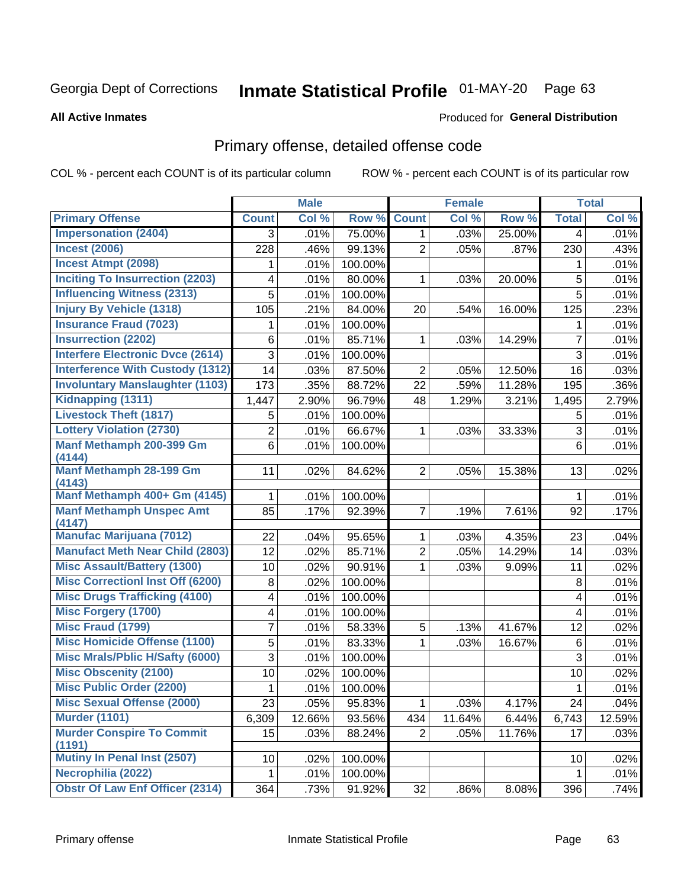Georgia Dept of Corrections **Inmate Statistical Profile** 01-MAY-20 Page 63

**All Active Inmates**

Produced for **General Distribution**

## Primary offense, detailed offense code

COL % - percent each COUNT is of its particular column

ROW % - percent each COUNT is of its particular row

| | Male | | | Female | | | Total | |
|---|---|---|---|---|---|---|---|---|
| **Primary Offense** | **Count** | **Col %** | **Row %** | **Count** | **Col %** | **Row %** | **Total** | **Col %** |
| Impersonation (2404) | 3 | .01% | 75.00% | 1 | .03% | 25.00% | 4 | .01% |
| Incest (2006) | 228 | .46% | 99.13% | 2 | .05% | .87% | 230 | .43% |
| Incest Atmpt (2098) | 1 | .01% | 100.00% | | | | 1 | .01% |
| Inciting To Insurrection (2203) | 4 | .01% | 80.00% | 1 | .03% | 20.00% | 5 | .01% |
| Influencing Witness (2313) | 5 | .01% | 100.00% | | | | 5 | .01% |
| Injury By Vehicle (1318) | 105 | .21% | 84.00% | 20 | .54% | 16.00% | 125 | .23% |
| Insurance Fraud (7023) | 1 | .01% | 100.00% | | | | 1 | .01% |
| Insurrection (2202) | 6 | .01% | 85.71% | 1 | .03% | 14.29% | 7 | .01% |
| Interfere Electronic Dvce (2614) | 3 | .01% | 100.00% | | | | 3 | .01% |
| Interference With Custody (1312) | 14 | .03% | 87.50% | 2 | .05% | 12.50% | 16 | .03% |
| Involuntary Manslaughter (1103) | 173 | .35% | 88.72% | 22 | .59% | 11.28% | 195 | .36% |
| Kidnapping (1311) | 1,447 | 2.90% | 96.79% | 48 | 1.29% | 3.21% | 1,495 | 2.79% |
| Livestock Theft (1817) | 5 | .01% | 100.00% | | | | 5 | .01% |
| Lottery Violation (2730) | 2 | .01% | 66.67% | 1 | .03% | 33.33% | 3 | .01% |
| Manf Methamph 200-399 Gm (4144) | 6 | .01% | 100.00% | | | | 6 | .01% |
| Manf Methamph 28-199 Gm (4143) | 11 | .02% | 84.62% | 2 | .05% | 15.38% | 13 | .02% |
| Manf Methamph 400+ Gm (4145) | 1 | .01% | 100.00% | | | | 1 | .01% |
| Manf Methamph Unspec Amt (4147) | 85 | .17% | 92.39% | 7 | .19% | 7.61% | 92 | .17% |
| Manufac Marijuana (7012) | 22 | .04% | 95.65% | 1 | .03% | 4.35% | 23 | .04% |
| Manufact Meth Near Child (2803) | 12 | .02% | 85.71% | 2 | .05% | 14.29% | 14 | .03% |
| Misc Assault/Battery (1300) | 10 | .02% | 90.91% | 1 | .03% | 9.09% | 11 | .02% |
| Misc Correctionl Inst Off (6200) | 8 | .02% | 100.00% | | | | 8 | .01% |
| Misc Drugs Trafficking (4100) | 4 | .01% | 100.00% | | | | 4 | .01% |
| Misc Forgery (1700) | 4 | .01% | 100.00% | | | | 4 | .01% |
| Misc Fraud (1799) | 7 | .01% | 58.33% | 5 | .13% | 41.67% | 12 | .02% |
| Misc Homicide Offense (1100) | 5 | .01% | 83.33% | 1 | .03% | 16.67% | 6 | .01% |
| Misc Mrals/Pblic H/Safty (6000) | 3 | .01% | 100.00% | | | | 3 | .01% |
| Misc Obscenity (2100) | 10 | .02% | 100.00% | | | | 10 | .02% |
| Misc Public Order (2200) | 1 | .01% | 100.00% | | | | 1 | .01% |
| Misc Sexual Offense (2000) | 23 | .05% | 95.83% | 1 | .03% | 4.17% | 24 | .04% |
| Murder (1101) | 6,309 | 12.66% | 93.56% | 434 | 11.64% | 6.44% | 6,743 | 12.59% |
| Murder Conspire To Commit (1191) | 15 | .03% | 88.24% | 2 | .05% | 11.76% | 17 | .03% |
| Mutiny In Penal Inst (2507) | 10 | .02% | 100.00% | | | | 10 | .02% |
| Necrophilia (2022) | 1 | .01% | 100.00% | | | | 1 | .01% |
| Obstr Of Law Enf Officer (2314) | 364 | .73% | 91.92% | 32 | .86% | 8.08% | 396 | .74% |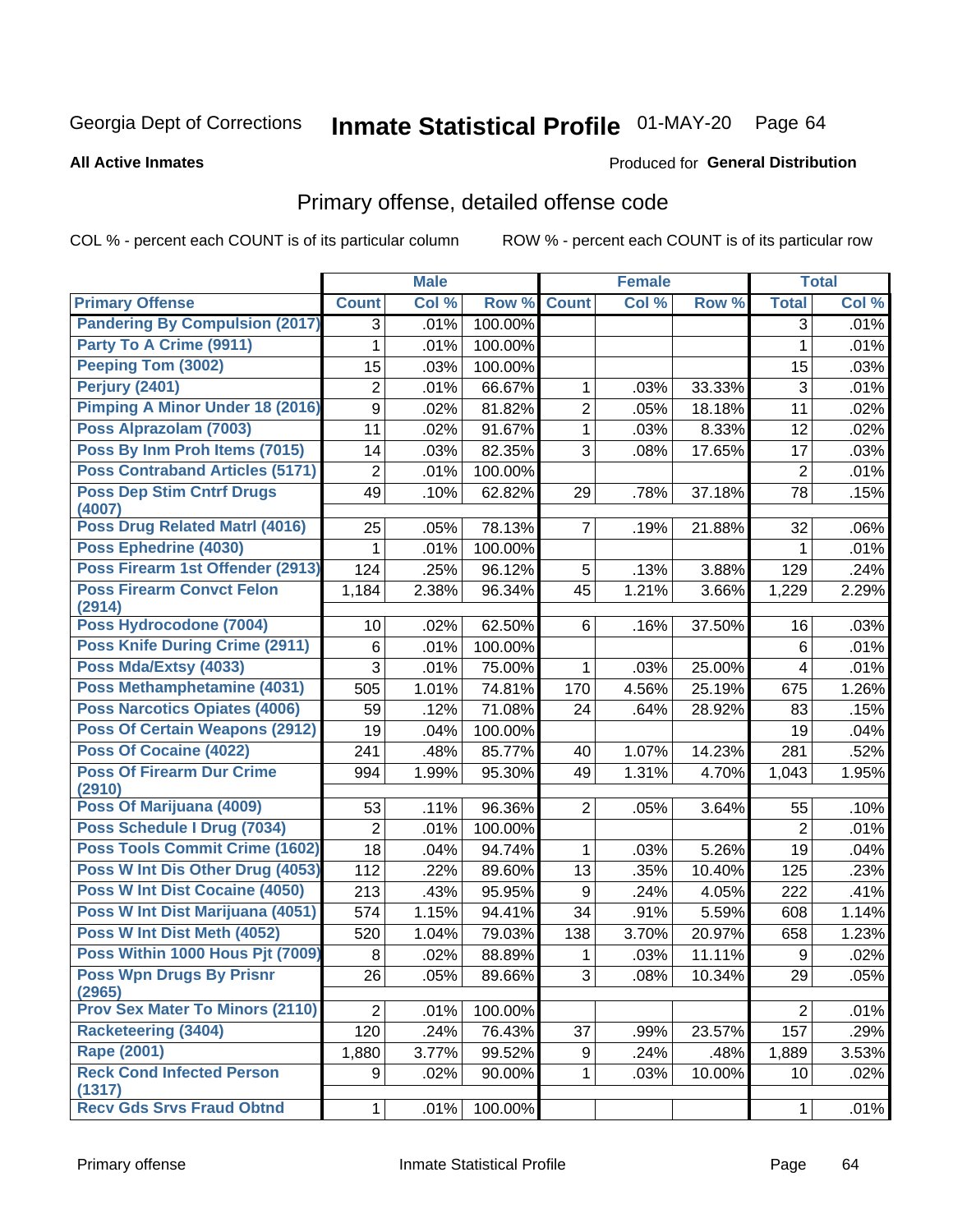Georgia Dept of Corrections **Inmate Statistical Profile** 01-MAY-20

**All Active Inmates**

Produced for **General Distribution**

## Primary offense, detailed offense code

COL % - percent each COUNT is of its particular column ROW % - percent each COUNT is of its particular row

| | Male | | | Female | | | Total | |
|---|---|---|---|---|---|---|---|---|
| **Primary Offense** | **Count** | **Col %** | **Row %** | **Count** | **Col %** | **Row %** | **Total** | **Col %** |
| Pandering By Compulsion (2017) | 3 | .01% | 100.00% | | | | 3 | .01% |
| Party To A Crime (9911) | 1 | .01% | 100.00% | | | | 1 | .01% |
| Peeping Tom (3002) | 15 | .03% | 100.00% | | | | 15 | .03% |
| Perjury (2401) | 2 | .01% | 66.67% | 1 | .03% | 33.33% | 3 | .01% |
| Pimping A Minor Under 18 (2016) | 9 | .02% | 81.82% | 2 | .05% | 18.18% | 11 | .02% |
| Poss Alprazolam (7003) | 11 | .02% | 91.67% | 1 | .03% | 8.33% | 12 | .02% |
| Poss By Inm Proh Items (7015) | 14 | .03% | 82.35% | 3 | .08% | 17.65% | 17 | .03% |
| Poss Contraband Articles (5171) | 2 | .01% | 100.00% | | | | 2 | .01% |
| Poss Dep Stim Cntrf Drugs (4007) | 49 | .10% | 62.82% | 29 | .78% | 37.18% | 78 | .15% |
| Poss Drug Related Matrl (4016) | 25 | .05% | 78.13% | 7 | .19% | 21.88% | 32 | .06% |
| Poss Ephedrine (4030) | 1 | .01% | 100.00% | | | | 1 | .01% |
| Poss Firearm 1st Offender (2913) | 124 | .25% | 96.12% | 5 | .13% | 3.88% | 129 | .24% |
| Poss Firearm Convct Felon (2914) | 1,184 | 2.38% | 96.34% | 45 | 1.21% | 3.66% | 1,229 | 2.29% |
| Poss Hydrocodone (7004) | 10 | .02% | 62.50% | 6 | .16% | 37.50% | 16 | .03% |
| Poss Knife During Crime (2911) | 6 | .01% | 100.00% | | | | 6 | .01% |
| Poss Mda/Extsy (4033) | 3 | .01% | 75.00% | 1 | .03% | 25.00% | 4 | .01% |
| Poss Methamphetamine (4031) | 505 | 1.01% | 74.81% | 170 | 4.56% | 25.19% | 675 | 1.26% |
| Poss Narcotics Opiates (4006) | 59 | .12% | 71.08% | 24 | .64% | 28.92% | 83 | .15% |
| Poss Of Certain Weapons (2912) | 19 | .04% | 100.00% | | | | 19 | .04% |
| Poss Of Cocaine (4022) | 241 | .48% | 85.77% | 40 | 1.07% | 14.23% | 281 | .52% |
| Poss Of Firearm Dur Crime (2910) | 994 | 1.99% | 95.30% | 49 | 1.31% | 4.70% | 1,043 | 1.95% |
| Poss Of Marijuana (4009) | 53 | .11% | 96.36% | 2 | .05% | 3.64% | 55 | .10% |
| Poss Schedule I Drug (7034) | 2 | .01% | 100.00% | | | | 2 | .01% |
| Poss Tools Commit Crime (1602) | 18 | .04% | 94.74% | 1 | .03% | 5.26% | 19 | .04% |
| Poss W Int Dis Other Drug (4053) | 112 | .22% | 89.60% | 13 | .35% | 10.40% | 125 | .23% |
| Poss W Int Dist Cocaine (4050) | 213 | .43% | 95.95% | 9 | .24% | 4.05% | 222 | .41% |
| Poss W Int Dist Marijuana (4051) | 574 | 1.15% | 94.41% | 34 | .91% | 5.59% | 608 | 1.14% |
| Poss W Int Dist Meth (4052) | 520 | 1.04% | 79.03% | 138 | 3.70% | 20.97% | 658 | 1.23% |
| Poss Within 1000 Hous Pjt (7009) | 8 | .02% | 88.89% | 1 | .03% | 11.11% | 9 | .02% |
| Poss Wpn Drugs By Prisnr (2965) | 26 | .05% | 89.66% | 3 | .08% | 10.34% | 29 | .05% |
| Prov Sex Mater To Minors (2110) | 2 | .01% | 100.00% | | | | 2 | .01% |
| Racketeering (3404) | 120 | .24% | 76.43% | 37 | .99% | 23.57% | 157 | .29% |
| Rape (2001) | 1,880 | 3.77% | 99.52% | 9 | .24% | .48% | 1,889 | 3.53% |
| Reck Cond Infected Person (1317) | 9 | .02% | 90.00% | 1 | .03% | 10.00% | 10 | .02% |
| Recv Gds Srvs Fraud Obtnd | 1 | .01% | 100.00% | | | | 1 | .01% |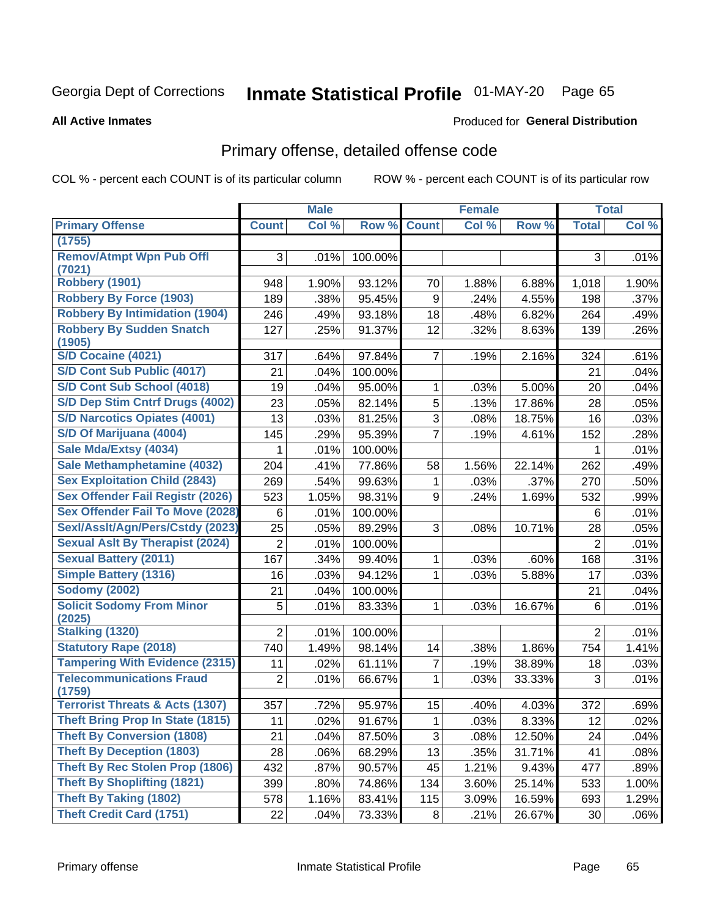Georgia Dept of Corrections **Inmate Statistical Profile** 01-MAY-20

**All Active Inmates** Produced for **General Distribution**

## Primary offense, detailed offense code

COL % - percent each COUNT is of its particular column ROW % - percent each COUNT is of its particular row

| Primary Offense | Male | | | Female | | | Total | |
|---|---|---|---|---|---|---|---|---|
| | Count | Col % | Row % | Count | Col % | Row % | Total | Col % |
| (1755) | | | | | | | | |
| Remov/Atmpt Wpn Pub Offl (7021) | 3 | .01% | 100.00% | | | | 3 | .01% |
| Robbery (1901) | 948 | 1.90% | 93.12% | 70 | 1.88% | 6.88% | 1,018 | 1.90% |
| Robbery By Force (1903) | 189 | .38% | 95.45% | 9 | .24% | 4.55% | 198 | .37% |
| Robbery By Intimidation (1904) | 246 | .49% | 93.18% | 18 | .48% | 6.82% | 264 | .49% |
| Robbery By Sudden Snatch (1905) | 127 | .25% | 91.37% | 12 | .32% | 8.63% | 139 | .26% |
| S/D Cocaine (4021) | 317 | .64% | 97.84% | 7 | .19% | 2.16% | 324 | .61% |
| S/D Cont Sub Public (4017) | 21 | .04% | 100.00% | | | | 21 | .04% |
| S/D Cont Sub School (4018) | 19 | .04% | 95.00% | 1 | .03% | 5.00% | 20 | .04% |
| S/D Dep Stim Cntrf Drugs (4002) | 23 | .05% | 82.14% | 5 | .13% | 17.86% | 28 | .05% |
| S/D Narcotics Opiates (4001) | 13 | .03% | 81.25% | 3 | .08% | 18.75% | 16 | .03% |
| S/D Of Marijuana (4004) | 145 | .29% | 95.39% | 7 | .19% | 4.61% | 152 | .28% |
| Sale Mda/Extsy (4034) | 1 | .01% | 100.00% | | | | 1 | .01% |
| Sale Methamphetamine (4032) | 204 | .41% | 77.86% | 58 | 1.56% | 22.14% | 262 | .49% |
| Sex Exploitation Child (2843) | 269 | .54% | 99.63% | 1 | .03% | .37% | 270 | .50% |
| Sex Offender Fail Registr (2026) | 523 | 1.05% | 98.31% | 9 | .24% | 1.69% | 532 | .99% |
| Sex Offender Fail To Move (2028) | 6 | .01% | 100.00% | | | | 6 | .01% |
| Sexl/Asslt/Agn/Pers/Cstdy (2023) | 25 | .05% | 89.29% | 3 | .08% | 10.71% | 28 | .05% |
| Sexual Aslt By Therapist (2024) | 2 | .01% | 100.00% | | | | 2 | .01% |
| Sexual Battery (2011) | 167 | .34% | 99.40% | 1 | .03% | .60% | 168 | .31% |
| Simple Battery (1316) | 16 | .03% | 94.12% | 1 | .03% | 5.88% | 17 | .03% |
| Sodomy (2002) | 21 | .04% | 100.00% | | | | 21 | .04% |
| Solicit Sodomy From Minor (2025) | 5 | .01% | 83.33% | 1 | .03% | 16.67% | 6 | .01% |
| Stalking (1320) | 2 | .01% | 100.00% | | | | 2 | .01% |
| Statutory Rape (2018) | 740 | 1.49% | 98.14% | 14 | .38% | 1.86% | 754 | 1.41% |
| Tampering With Evidence (2315) | 11 | .02% | 61.11% | 7 | .19% | 38.89% | 18 | .03% |
| Telecommunications Fraud (1759) | 2 | .01% | 66.67% | 1 | .03% | 33.33% | 3 | .01% |
| Terrorist Threats & Acts (1307) | 357 | .72% | 95.97% | 15 | .40% | 4.03% | 372 | .69% |
| Theft Bring Prop In State (1815) | 11 | .02% | 91.67% | 1 | .03% | 8.33% | 12 | .02% |
| Theft By Conversion (1808) | 21 | .04% | 87.50% | 3 | .08% | 12.50% | 24 | .04% |
| Theft By Deception (1803) | 28 | .06% | 68.29% | 13 | .35% | 31.71% | 41 | .08% |
| Theft By Rec Stolen Prop (1806) | 432 | .87% | 90.57% | 45 | 1.21% | 9.43% | 477 | .89% |
| Theft By Shoplifting (1821) | 399 | .80% | 74.86% | 134 | 3.60% | 25.14% | 533 | 1.00% |
| Theft By Taking (1802) | 578 | 1.16% | 83.41% | 115 | 3.09% | 16.59% | 693 | 1.29% |
| Theft Credit Card (1751) | 22 | .04% | 73.33% | 8 | .21% | 26.67% | 30 | .06% |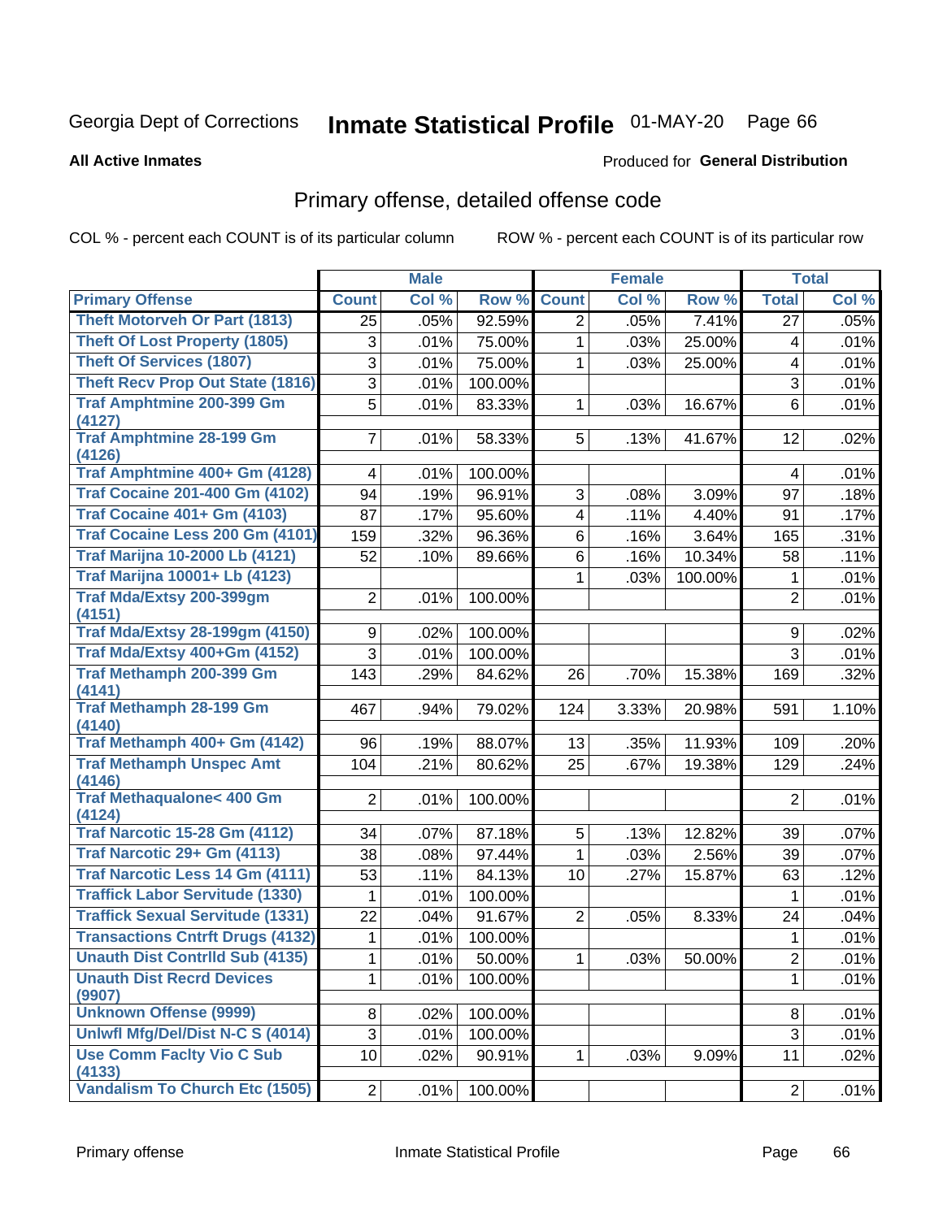Georgia Dept of Corrections **Inmate Statistical Profile** 01-MAY-20

**All Active Inmates**

Produced for **General Distribution**

## Primary offense, detailed offense code

COL % - percent each COUNT is of its particular column ROW % - percent each COUNT is of its particular row

| | Male | | | Female | | | Total | |
|---|---|---|---|---|---|---|---|---|
| **Primary Offense** | **Count** | **Col %** | **Row %** | **Count** | **Col %** | **Row %** | **Total** | **Col %** |
| Theft Motorveh Or Part (1813) | 25 | .05% | 92.59% | 2 | .05% | 7.41% | 27 | .05% |
| Theft Of Lost Property (1805) | 3 | .01% | 75.00% | 1 | .03% | 25.00% | 4 | .01% |
| Theft Of Services (1807) | 3 | .01% | 75.00% | 1 | .03% | 25.00% | 4 | .01% |
| Theft Recv Prop Out State (1816) | 3 | .01% | 100.00% | | | | 3 | .01% |
| Traf Amphtmine 200-399 Gm (4127) | 5 | .01% | 83.33% | 1 | .03% | 16.67% | 6 | .01% |
| Traf Amphtmine 28-199 Gm (4126) | 7 | .01% | 58.33% | 5 | .13% | 41.67% | 12 | .02% |
| Traf Amphtmine 400+ Gm (4128) | 4 | .01% | 100.00% | | | | 4 | .01% |
| Traf Cocaine 201-400 Gm (4102) | 94 | .19% | 96.91% | 3 | .08% | 3.09% | 97 | .18% |
| Traf Cocaine 401+ Gm (4103) | 87 | .17% | 95.60% | 4 | .11% | 4.40% | 91 | .17% |
| Traf Cocaine Less 200 Gm (4101) | 159 | .32% | 96.36% | 6 | .16% | 3.64% | 165 | .31% |
| Traf Marijna 10-2000 Lb (4121) | 52 | .10% | 89.66% | 6 | .16% | 10.34% | 58 | .11% |
| Traf Marijna 10001+ Lb (4123) | | | | 1 | .03% | 100.00% | 1 | .01% |
| Traf Mda/Extsy 200-399gm (4151) | 2 | .01% | 100.00% | | | | 2 | .01% |
| Traf Mda/Extsy 28-199gm (4150) | 9 | .02% | 100.00% | | | | 9 | .02% |
| Traf Mda/Extsy 400+Gm (4152) | 3 | .01% | 100.00% | | | | 3 | .01% |
| Traf Methamph 200-399 Gm (4141) | 143 | .29% | 84.62% | 26 | .70% | 15.38% | 169 | .32% |
| Traf Methamph 28-199 Gm (4140) | 467 | .94% | 79.02% | 124 | 3.33% | 20.98% | 591 | 1.10% |
| Traf Methamph 400+ Gm (4142) | 96 | .19% | 88.07% | 13 | .35% | 11.93% | 109 | .20% |
| Traf Methamph Unspec Amt (4146) | 104 | .21% | 80.62% | 25 | .67% | 19.38% | 129 | .24% |
| Traf Methaqualone< 400 Gm (4124) | 2 | .01% | 100.00% | | | | 2 | .01% |
| Traf Narcotic 15-28 Gm (4112) | 34 | .07% | 87.18% | 5 | .13% | 12.82% | 39 | .07% |
| Traf Narcotic 29+ Gm (4113) | 38 | .08% | 97.44% | 1 | .03% | 2.56% | 39 | .07% |
| Traf Narcotic Less 14 Gm (4111) | 53 | .11% | 84.13% | 10 | .27% | 15.87% | 63 | .12% |
| Traffick Labor Servitude (1330) | 1 | .01% | 100.00% | | | | 1 | .01% |
| Traffick Sexual Servitude (1331) | 22 | .04% | 91.67% | 2 | .05% | 8.33% | 24 | .04% |
| Transactions Cntrft Drugs (4132) | 1 | .01% | 100.00% | | | | 1 | .01% |
| Unauth Dist Contrlld Sub (4135) | 1 | .01% | 50.00% | 1 | .03% | 50.00% | 2 | .01% |
| Unauth Dist Recrd Devices (9907) | 1 | .01% | 100.00% | | | | 1 | .01% |
| Unknown Offense (9999) | 8 | .02% | 100.00% | | | | 8 | .01% |
| Unlwfl Mfg/Del/Dist N-C S (4014) | 3 | .01% | 100.00% | | | | 3 | .01% |
| Use Comm Faclty Vio C Sub (4133) | 10 | .02% | 90.91% | 1 | .03% | 9.09% | 11 | .02% |
| Vandalism To Church Etc (1505) | 2 | .01% | 100.00% | | | | 2 | .01% |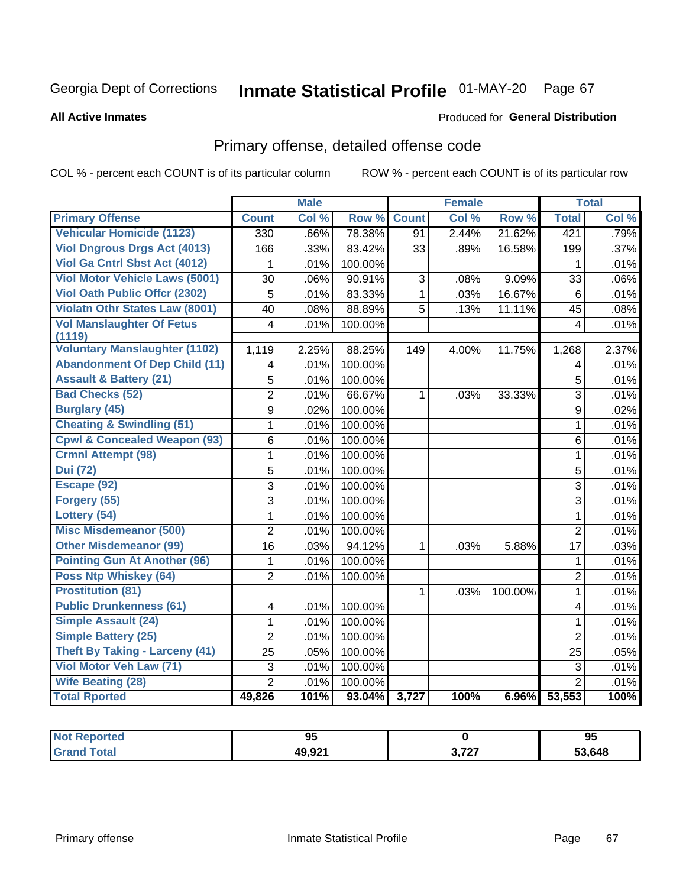Georgia Dept of Corrections **Inmate Statistical Profile** 01-MAY-20

**All Active Inmates**

Produced for **General Distribution**

## Primary offense, detailed offense code

COL % - percent each COUNT is of its particular column

ROW % - percent each COUNT is of its particular row

| Primary Offense | Male | | | Female | | | Total | |
|---|---|---|---|---|---|---|---|---|
| | Count | Col % | Row % | Count | Col % | Row % | Total | Col % |
| Vehicular Homicide (1123) | 330 | .66% | 78.38% | 91 | 2.44% | 21.62% | 421 | .79% |
| Viol Dngrous Drgs Act (4013) | 166 | .33% | 83.42% | 33 | .89% | 16.58% | 199 | .37% |
| Viol Ga Cntrl Sbst Act (4012) | 1 | .01% | 100.00% | | | | 1 | .01% |
| Viol Motor Vehicle Laws (5001) | 30 | .06% | 90.91% | 3 | .08% | 9.09% | 33 | .06% |
| Viol Oath Public Offcr (2302) | 5 | .01% | 83.33% | 1 | .03% | 16.67% | 6 | .01% |
| Violatn Othr States Law (8001) | 40 | .08% | 88.89% | 5 | .13% | 11.11% | 45 | .08% |
| Vol Manslaughter Of Fetus (1119) | 4 | .01% | 100.00% | | | | 4 | .01% |
| Voluntary Manslaughter (1102) | 1,119 | 2.25% | 88.25% | 149 | 4.00% | 11.75% | 1,268 | 2.37% |
| Abandonment Of Dep Child (11) | 4 | .01% | 100.00% | | | | 4 | .01% |
| Assault & Battery (21) | 5 | .01% | 100.00% | | | | 5 | .01% |
| Bad Checks (52) | 2 | .01% | 66.67% | 1 | .03% | 33.33% | 3 | .01% |
| Burglary (45) | 9 | .02% | 100.00% | | | | 9 | .02% |
| Cheating & Swindling (51) | 1 | .01% | 100.00% | | | | 1 | .01% |
| Cpwl & Concealed Weapon (93) | 6 | .01% | 100.00% | | | | 6 | .01% |
| Crmnl Attempt (98) | 1 | .01% | 100.00% | | | | 1 | .01% |
| Dui (72) | 5 | .01% | 100.00% | | | | 5 | .01% |
| Escape (92) | 3 | .01% | 100.00% | | | | 3 | .01% |
| Forgery (55) | 3 | .01% | 100.00% | | | | 3 | .01% |
| Lottery (54) | 1 | .01% | 100.00% | | | | 1 | .01% |
| Misc Misdemeanor (500) | 2 | .01% | 100.00% | | | | 2 | .01% |
| Other Misdemeanor (99) | 16 | .03% | 94.12% | 1 | .03% | 5.88% | 17 | .03% |
| Pointing Gun At Another (96) | 1 | .01% | 100.00% | | | | 1 | .01% |
| Poss Ntp Whiskey (64) | 2 | .01% | 100.00% | | | | 2 | .01% |
| Prostitution (81) | | | | 1 | .03% | 100.00% | 1 | .01% |
| Public Drunkenness (61) | 4 | .01% | 100.00% | | | | 4 | .01% |
| Simple Assault (24) | 1 | .01% | 100.00% | | | | 1 | .01% |
| Simple Battery (25) | 2 | .01% | 100.00% | | | | 2 | .01% |
| Theft By Taking - Larceny (41) | 25 | .05% | 100.00% | | | | 25 | .05% |
| Viol Motor Veh Law (71) | 3 | .01% | 100.00% | | | | 3 | .01% |
| Wife Beating (28) | 2 | .01% | 100.00% | | | | 2 | .01% |
| **Total Rported** | **49,826** | **101%** | **93.04%** | **3,727** | **100%** | **6.96%** | **53,553** | **100%** |

| | Male | Female | Total |
|---|---|---|---|
| Not Reported | 95 | 0 | 95 |
| Grand Total | 49,921 | 3,727 | 53,648 |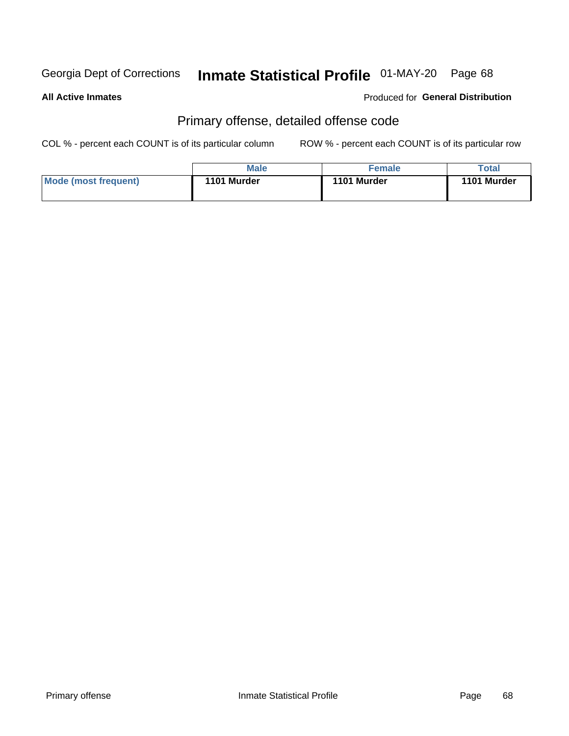Georgia Dept of Corrections **Inmate Statistical Profile** 01-MAY-20

**All Active Inmates**

Produced for **General Distribution**

## Primary offense, detailed offense code

COL % - percent each COUNT is of its particular column

ROW % - percent each COUNT is of its particular row

| | Male | Female | Total |
|---|---|---|---|
| **Mode (most frequent)** | **1101 Murder** | **1101 Murder** | **1101 Murder** |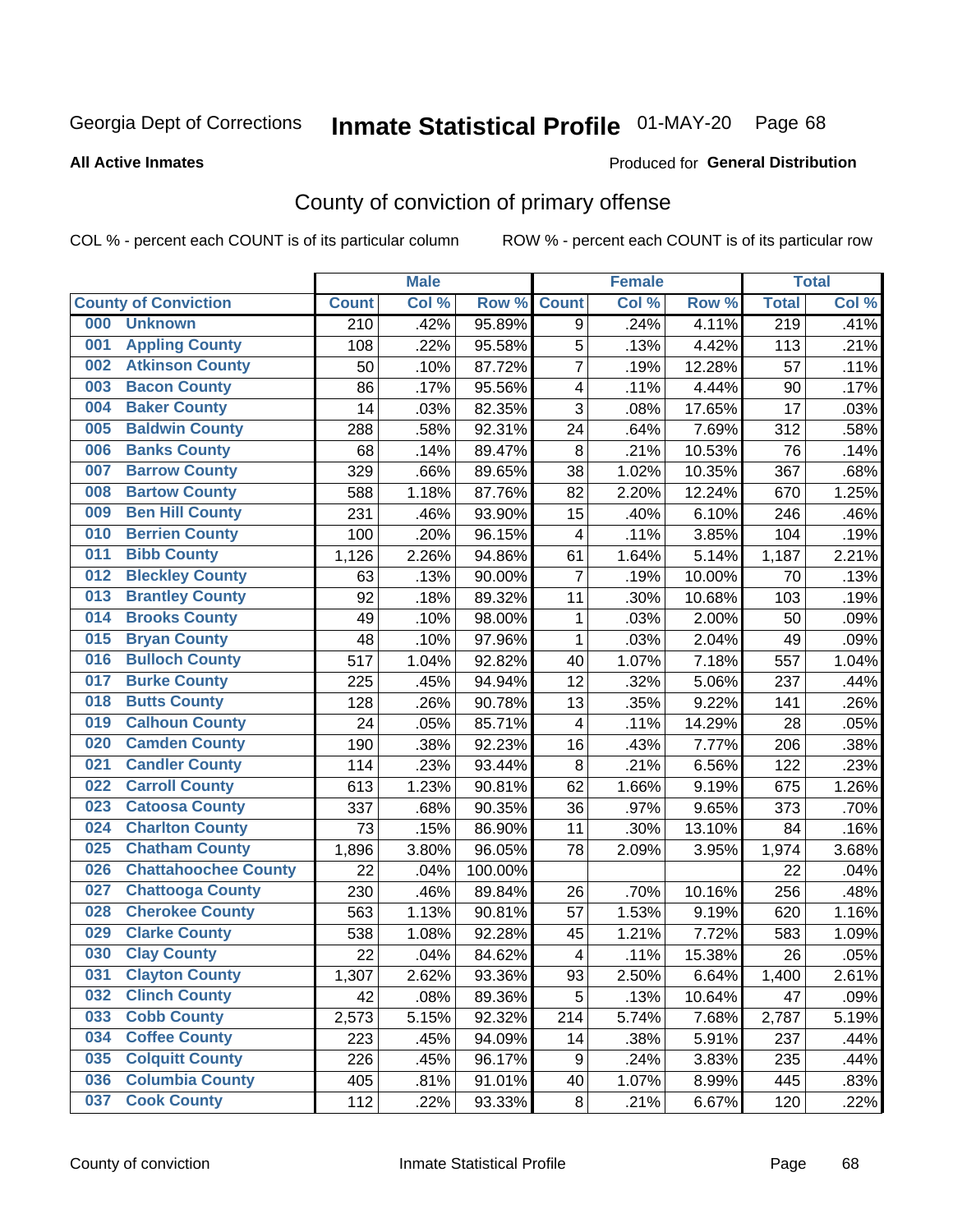Georgia Dept of Corrections **Inmate Statistical Profile** 01-MAY-20

**All Active Inmates**

Produced for **General Distribution**

## County of conviction of primary offense

COL % - percent each COUNT is of its particular column    ROW % - percent each COUNT is of its particular row

| | Male | | | Female | | | Total | |
|---|---|---|---|---|---|---|---|---|
| **County of Conviction** | **Count** | **Col %** | **Row %** | **Count** | **Col %** | **Row %** | **Total** | **Col %** |
| 000 Unknown | 210 | .42% | 95.89% | 9 | .24% | 4.11% | 219 | .41% |
| 001 Appling County | 108 | .22% | 95.58% | 5 | .13% | 4.42% | 113 | .21% |
| 002 Atkinson County | 50 | .10% | 87.72% | 7 | .19% | 12.28% | 57 | .11% |
| 003 Bacon County | 86 | .17% | 95.56% | 4 | .11% | 4.44% | 90 | .17% |
| 004 Baker County | 14 | .03% | 82.35% | 3 | .08% | 17.65% | 17 | .03% |
| 005 Baldwin County | 288 | .58% | 92.31% | 24 | .64% | 7.69% | 312 | .58% |
| 006 Banks County | 68 | .14% | 89.47% | 8 | .21% | 10.53% | 76 | .14% |
| 007 Barrow County | 329 | .66% | 89.65% | 38 | 1.02% | 10.35% | 367 | .68% |
| 008 Bartow County | 588 | 1.18% | 87.76% | 82 | 2.20% | 12.24% | 670 | 1.25% |
| 009 Ben Hill County | 231 | .46% | 93.90% | 15 | .40% | 6.10% | 246 | .46% |
| 010 Berrien County | 100 | .20% | 96.15% | 4 | .11% | 3.85% | 104 | .19% |
| 011 Bibb County | 1,126 | 2.26% | 94.86% | 61 | 1.64% | 5.14% | 1,187 | 2.21% |
| 012 Bleckley County | 63 | .13% | 90.00% | 7 | .19% | 10.00% | 70 | .13% |
| 013 Brantley County | 92 | .18% | 89.32% | 11 | .30% | 10.68% | 103 | .19% |
| 014 Brooks County | 49 | .10% | 98.00% | 1 | .03% | 2.00% | 50 | .09% |
| 015 Bryan County | 48 | .10% | 97.96% | 1 | .03% | 2.04% | 49 | .09% |
| 016 Bulloch County | 517 | 1.04% | 92.82% | 40 | 1.07% | 7.18% | 557 | 1.04% |
| 017 Burke County | 225 | .45% | 94.94% | 12 | .32% | 5.06% | 237 | .44% |
| 018 Butts County | 128 | .26% | 90.78% | 13 | .35% | 9.22% | 141 | .26% |
| 019 Calhoun County | 24 | .05% | 85.71% | 4 | .11% | 14.29% | 28 | .05% |
| 020 Camden County | 190 | .38% | 92.23% | 16 | .43% | 7.77% | 206 | .38% |
| 021 Candler County | 114 | .23% | 93.44% | 8 | .21% | 6.56% | 122 | .23% |
| 022 Carroll County | 613 | 1.23% | 90.81% | 62 | 1.66% | 9.19% | 675 | 1.26% |
| 023 Catoosa County | 337 | .68% | 90.35% | 36 | .97% | 9.65% | 373 | .70% |
| 024 Charlton County | 73 | .15% | 86.90% | 11 | .30% | 13.10% | 84 | .16% |
| 025 Chatham County | 1,896 | 3.80% | 96.05% | 78 | 2.09% | 3.95% | 1,974 | 3.68% |
| 026 Chattahoochee County | 22 | .04% | 100.00% | | | | 22 | .04% |
| 027 Chattooga County | 230 | .46% | 89.84% | 26 | .70% | 10.16% | 256 | .48% |
| 028 Cherokee County | 563 | 1.13% | 90.81% | 57 | 1.53% | 9.19% | 620 | 1.16% |
| 029 Clarke County | 538 | 1.08% | 92.28% | 45 | 1.21% | 7.72% | 583 | 1.09% |
| 030 Clay County | 22 | .04% | 84.62% | 4 | .11% | 15.38% | 26 | .05% |
| 031 Clayton County | 1,307 | 2.62% | 93.36% | 93 | 2.50% | 6.64% | 1,400 | 2.61% |
| 032 Clinch County | 42 | .08% | 89.36% | 5 | .13% | 10.64% | 47 | .09% |
| 033 Cobb County | 2,573 | 5.15% | 92.32% | 214 | 5.74% | 7.68% | 2,787 | 5.19% |
| 034 Coffee County | 223 | .45% | 94.09% | 14 | .38% | 5.91% | 237 | .44% |
| 035 Colquitt County | 226 | .45% | 96.17% | 9 | .24% | 3.83% | 235 | .44% |
| 036 Columbia County | 405 | .81% | 91.01% | 40 | 1.07% | 8.99% | 445 | .83% |
| 037 Cook County | 112 | .22% | 93.33% | 8 | .21% | 6.67% | 120 | .22% |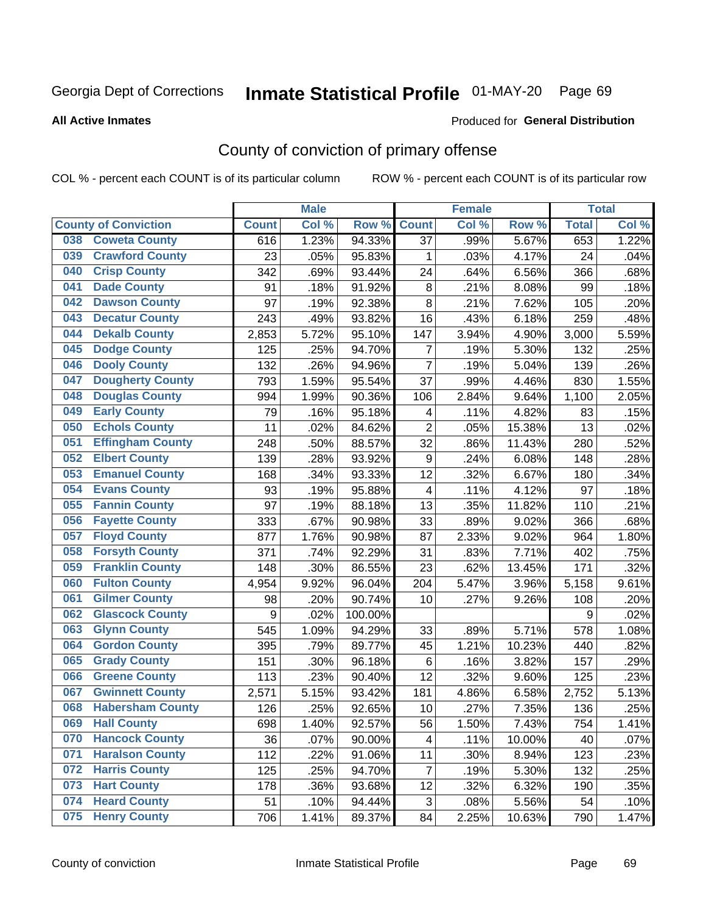# Georgia Dept of Corrections — Inmate Statistical Profile 01-MAY-20

**All Active Inmates**

Produced for **General Distribution**

## County of conviction of primary offense

COL % - percent each COUNT is of its particular column

ROW % - percent each COUNT is of its particular row

| County of Conviction | Male | | | Female | | | Total | |
|---|---|---|---|---|---|---|---|---|
| | Count | Col % | Row % | Count | Col % | Row % | Total | Col % |
| 038 Coweta County | 616 | 1.23% | 94.33% | 37 | .99% | 5.67% | 653 | 1.22% |
| 039 Crawford County | 23 | .05% | 95.83% | 1 | .03% | 4.17% | 24 | .04% |
| 040 Crisp County | 342 | .69% | 93.44% | 24 | .64% | 6.56% | 366 | .68% |
| 041 Dade County | 91 | .18% | 91.92% | 8 | .21% | 8.08% | 99 | .18% |
| 042 Dawson County | 97 | .19% | 92.38% | 8 | .21% | 7.62% | 105 | .20% |
| 043 Decatur County | 243 | .49% | 93.82% | 16 | .43% | 6.18% | 259 | .48% |
| 044 Dekalb County | 2,853 | 5.72% | 95.10% | 147 | 3.94% | 4.90% | 3,000 | 5.59% |
| 045 Dodge County | 125 | .25% | 94.70% | 7 | .19% | 5.30% | 132 | .25% |
| 046 Dooly County | 132 | .26% | 94.96% | 7 | .19% | 5.04% | 139 | .26% |
| 047 Dougherty County | 793 | 1.59% | 95.54% | 37 | .99% | 4.46% | 830 | 1.55% |
| 048 Douglas County | 994 | 1.99% | 90.36% | 106 | 2.84% | 9.64% | 1,100 | 2.05% |
| 049 Early County | 79 | .16% | 95.18% | 4 | .11% | 4.82% | 83 | .15% |
| 050 Echols County | 11 | .02% | 84.62% | 2 | .05% | 15.38% | 13 | .02% |
| 051 Effingham County | 248 | .50% | 88.57% | 32 | .86% | 11.43% | 280 | .52% |
| 052 Elbert County | 139 | .28% | 93.92% | 9 | .24% | 6.08% | 148 | .28% |
| 053 Emanuel County | 168 | .34% | 93.33% | 12 | .32% | 6.67% | 180 | .34% |
| 054 Evans County | 93 | .19% | 95.88% | 4 | .11% | 4.12% | 97 | .18% |
| 055 Fannin County | 97 | .19% | 88.18% | 13 | .35% | 11.82% | 110 | .21% |
| 056 Fayette County | 333 | .67% | 90.98% | 33 | .89% | 9.02% | 366 | .68% |
| 057 Floyd County | 877 | 1.76% | 90.98% | 87 | 2.33% | 9.02% | 964 | 1.80% |
| 058 Forsyth County | 371 | .74% | 92.29% | 31 | .83% | 7.71% | 402 | .75% |
| 059 Franklin County | 148 | .30% | 86.55% | 23 | .62% | 13.45% | 171 | .32% |
| 060 Fulton County | 4,954 | 9.92% | 96.04% | 204 | 5.47% | 3.96% | 5,158 | 9.61% |
| 061 Gilmer County | 98 | .20% | 90.74% | 10 | .27% | 9.26% | 108 | .20% |
| 062 Glascock County | 9 | .02% | 100.00% | | | | 9 | .02% |
| 063 Glynn County | 545 | 1.09% | 94.29% | 33 | .89% | 5.71% | 578 | 1.08% |
| 064 Gordon County | 395 | .79% | 89.77% | 45 | 1.21% | 10.23% | 440 | .82% |
| 065 Grady County | 151 | .30% | 96.18% | 6 | .16% | 3.82% | 157 | .29% |
| 066 Greene County | 113 | .23% | 90.40% | 12 | .32% | 9.60% | 125 | .23% |
| 067 Gwinnett County | 2,571 | 5.15% | 93.42% | 181 | 4.86% | 6.58% | 2,752 | 5.13% |
| 068 Habersham County | 126 | .25% | 92.65% | 10 | .27% | 7.35% | 136 | .25% |
| 069 Hall County | 698 | 1.40% | 92.57% | 56 | 1.50% | 7.43% | 754 | 1.41% |
| 070 Hancock County | 36 | .07% | 90.00% | 4 | .11% | 10.00% | 40 | .07% |
| 071 Haralson County | 112 | .22% | 91.06% | 11 | .30% | 8.94% | 123 | .23% |
| 072 Harris County | 125 | .25% | 94.70% | 7 | .19% | 5.30% | 132 | .25% |
| 073 Hart County | 178 | .36% | 93.68% | 12 | .32% | 6.32% | 190 | .35% |
| 074 Heard County | 51 | .10% | 94.44% | 3 | .08% | 5.56% | 54 | .10% |
| 075 Henry County | 706 | 1.41% | 89.37% | 84 | 2.25% | 10.63% | 790 | 1.47% |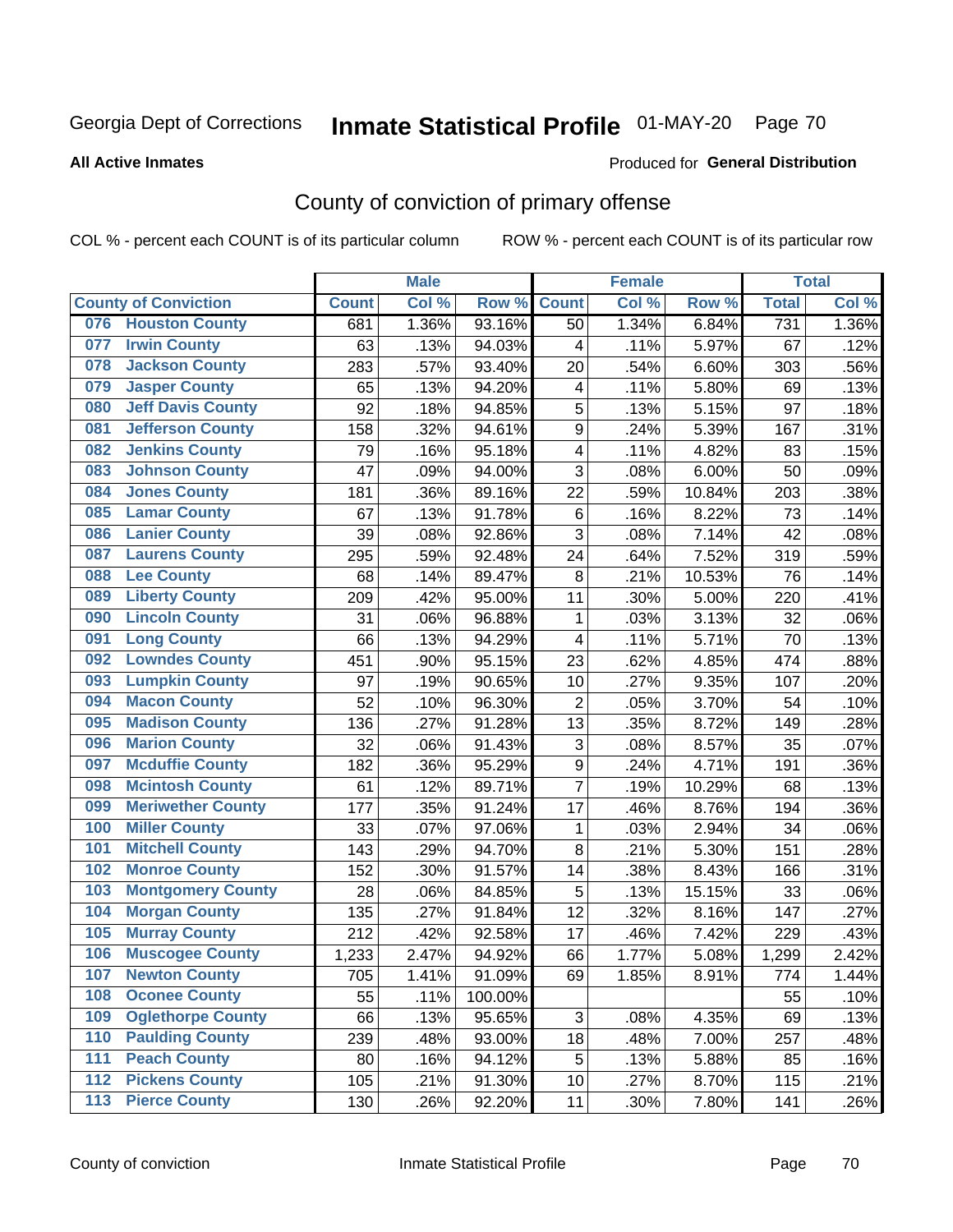Georgia Dept of Corrections

# Inmate Statistical Profile 01-MAY-20

**All Active Inmates**

Produced for **General Distribution**

## County of conviction of primary offense

COL % - percent each COUNT is of its particular column

ROW % - percent each COUNT is of its particular row

| County of Conviction | Male | | | Female | | | Total | |
|---|---|---|---|---|---|---|---|---|
| | Count | Col % | Row % | Count | Col % | Row % | Total | Col % |
| 076 Houston County | 681 | 1.36% | 93.16% | 50 | 1.34% | 6.84% | 731 | 1.36% |
| 077 Irwin County | 63 | .13% | 94.03% | 4 | .11% | 5.97% | 67 | .12% |
| 078 Jackson County | 283 | .57% | 93.40% | 20 | .54% | 6.60% | 303 | .56% |
| 079 Jasper County | 65 | .13% | 94.20% | 4 | .11% | 5.80% | 69 | .13% |
| 080 Jeff Davis County | 92 | .18% | 94.85% | 5 | .13% | 5.15% | 97 | .18% |
| 081 Jefferson County | 158 | .32% | 94.61% | 9 | .24% | 5.39% | 167 | .31% |
| 082 Jenkins County | 79 | .16% | 95.18% | 4 | .11% | 4.82% | 83 | .15% |
| 083 Johnson County | 47 | .09% | 94.00% | 3 | .08% | 6.00% | 50 | .09% |
| 084 Jones County | 181 | .36% | 89.16% | 22 | .59% | 10.84% | 203 | .38% |
| 085 Lamar County | 67 | .13% | 91.78% | 6 | .16% | 8.22% | 73 | .14% |
| 086 Lanier County | 39 | .08% | 92.86% | 3 | .08% | 7.14% | 42 | .08% |
| 087 Laurens County | 295 | .59% | 92.48% | 24 | .64% | 7.52% | 319 | .59% |
| 088 Lee County | 68 | .14% | 89.47% | 8 | .21% | 10.53% | 76 | .14% |
| 089 Liberty County | 209 | .42% | 95.00% | 11 | .30% | 5.00% | 220 | .41% |
| 090 Lincoln County | 31 | .06% | 96.88% | 1 | .03% | 3.13% | 32 | .06% |
| 091 Long County | 66 | .13% | 94.29% | 4 | .11% | 5.71% | 70 | .13% |
| 092 Lowndes County | 451 | .90% | 95.15% | 23 | .62% | 4.85% | 474 | .88% |
| 093 Lumpkin County | 97 | .19% | 90.65% | 10 | .27% | 9.35% | 107 | .20% |
| 094 Macon County | 52 | .10% | 96.30% | 2 | .05% | 3.70% | 54 | .10% |
| 095 Madison County | 136 | .27% | 91.28% | 13 | .35% | 8.72% | 149 | .28% |
| 096 Marion County | 32 | .06% | 91.43% | 3 | .08% | 8.57% | 35 | .07% |
| 097 Mcduffie County | 182 | .36% | 95.29% | 9 | .24% | 4.71% | 191 | .36% |
| 098 Mcintosh County | 61 | .12% | 89.71% | 7 | .19% | 10.29% | 68 | .13% |
| 099 Meriwether County | 177 | .35% | 91.24% | 17 | .46% | 8.76% | 194 | .36% |
| 100 Miller County | 33 | .07% | 97.06% | 1 | .03% | 2.94% | 34 | .06% |
| 101 Mitchell County | 143 | .29% | 94.70% | 8 | .21% | 5.30% | 151 | .28% |
| 102 Monroe County | 152 | .30% | 91.57% | 14 | .38% | 8.43% | 166 | .31% |
| 103 Montgomery County | 28 | .06% | 84.85% | 5 | .13% | 15.15% | 33 | .06% |
| 104 Morgan County | 135 | .27% | 91.84% | 12 | .32% | 8.16% | 147 | .27% |
| 105 Murray County | 212 | .42% | 92.58% | 17 | .46% | 7.42% | 229 | .43% |
| 106 Muscogee County | 1,233 | 2.47% | 94.92% | 66 | 1.77% | 5.08% | 1,299 | 2.42% |
| 107 Newton County | 705 | 1.41% | 91.09% | 69 | 1.85% | 8.91% | 774 | 1.44% |
| 108 Oconee County | 55 | .11% | 100.00% | | | | 55 | .10% |
| 109 Oglethorpe County | 66 | .13% | 95.65% | 3 | .08% | 4.35% | 69 | .13% |
| 110 Paulding County | 239 | .48% | 93.00% | 18 | .48% | 7.00% | 257 | .48% |
| 111 Peach County | 80 | .16% | 94.12% | 5 | .13% | 5.88% | 85 | .16% |
| 112 Pickens County | 105 | .21% | 91.30% | 10 | .27% | 8.70% | 115 | .21% |
| 113 Pierce County | 130 | .26% | 92.20% | 11 | .30% | 7.80% | 141 | .26% |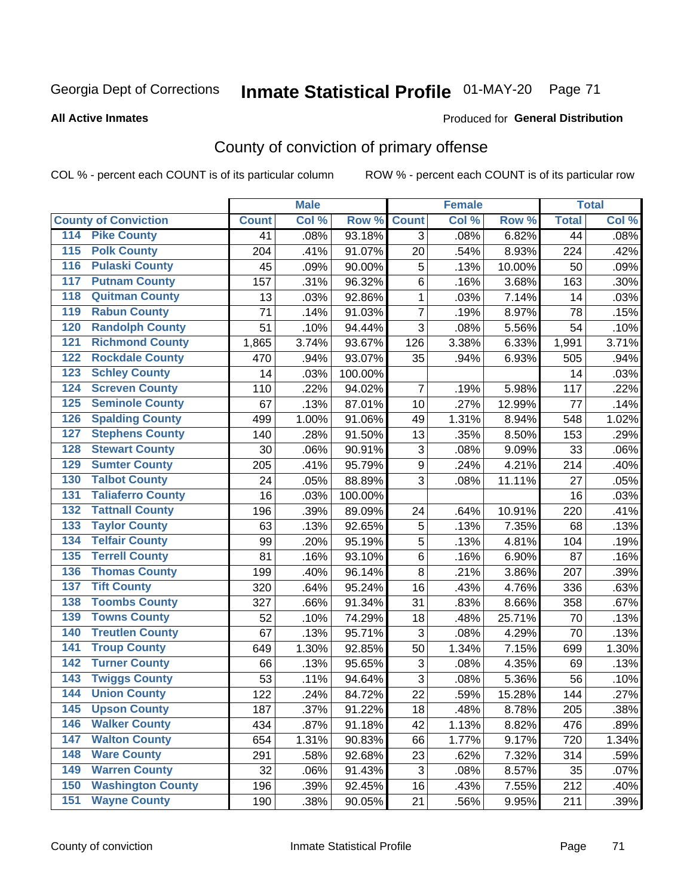Georgia Dept of Corrections **Inmate Statistical Profile** 01-MAY-20

**All Active Inmates**

Produced for **General Distribution**

## County of conviction of primary offense

COL % - percent each COUNT is of its particular column ROW % - percent each COUNT is of its particular row

| County of Conviction | Male | | | Female | | | Total | |
|---|---|---|---|---|---|---|---|---|
| | Count | Col % | Row % | Count | Col % | Row % | Total | Col % |
| 114 Pike County | 41 | .08% | 93.18% | 3 | .08% | 6.82% | 44 | .08% |
| 115 Polk County | 204 | .41% | 91.07% | 20 | .54% | 8.93% | 224 | .42% |
| 116 Pulaski County | 45 | .09% | 90.00% | 5 | .13% | 10.00% | 50 | .09% |
| 117 Putnam County | 157 | .31% | 96.32% | 6 | .16% | 3.68% | 163 | .30% |
| 118 Quitman County | 13 | .03% | 92.86% | 1 | .03% | 7.14% | 14 | .03% |
| 119 Rabun County | 71 | .14% | 91.03% | 7 | .19% | 8.97% | 78 | .15% |
| 120 Randolph County | 51 | .10% | 94.44% | 3 | .08% | 5.56% | 54 | .10% |
| 121 Richmond County | 1,865 | 3.74% | 93.67% | 126 | 3.38% | 6.33% | 1,991 | 3.71% |
| 122 Rockdale County | 470 | .94% | 93.07% | 35 | .94% | 6.93% | 505 | .94% |
| 123 Schley County | 14 | .03% | 100.00% | | | | 14 | .03% |
| 124 Screven County | 110 | .22% | 94.02% | 7 | .19% | 5.98% | 117 | .22% |
| 125 Seminole County | 67 | .13% | 87.01% | 10 | .27% | 12.99% | 77 | .14% |
| 126 Spalding County | 499 | 1.00% | 91.06% | 49 | 1.31% | 8.94% | 548 | 1.02% |
| 127 Stephens County | 140 | .28% | 91.50% | 13 | .35% | 8.50% | 153 | .29% |
| 128 Stewart County | 30 | .06% | 90.91% | 3 | .08% | 9.09% | 33 | .06% |
| 129 Sumter County | 205 | .41% | 95.79% | 9 | .24% | 4.21% | 214 | .40% |
| 130 Talbot County | 24 | .05% | 88.89% | 3 | .08% | 11.11% | 27 | .05% |
| 131 Taliaferro County | 16 | .03% | 100.00% | | | | 16 | .03% |
| 132 Tattnall County | 196 | .39% | 89.09% | 24 | .64% | 10.91% | 220 | .41% |
| 133 Taylor County | 63 | .13% | 92.65% | 5 | .13% | 7.35% | 68 | .13% |
| 134 Telfair County | 99 | .20% | 95.19% | 5 | .13% | 4.81% | 104 | .19% |
| 135 Terrell County | 81 | .16% | 93.10% | 6 | .16% | 6.90% | 87 | .16% |
| 136 Thomas County | 199 | .40% | 96.14% | 8 | .21% | 3.86% | 207 | .39% |
| 137 Tift County | 320 | .64% | 95.24% | 16 | .43% | 4.76% | 336 | .63% |
| 138 Toombs County | 327 | .66% | 91.34% | 31 | .83% | 8.66% | 358 | .67% |
| 139 Towns County | 52 | .10% | 74.29% | 18 | .48% | 25.71% | 70 | .13% |
| 140 Treutlen County | 67 | .13% | 95.71% | 3 | .08% | 4.29% | 70 | .13% |
| 141 Troup County | 649 | 1.30% | 92.85% | 50 | 1.34% | 7.15% | 699 | 1.30% |
| 142 Turner County | 66 | .13% | 95.65% | 3 | .08% | 4.35% | 69 | .13% |
| 143 Twiggs County | 53 | .11% | 94.64% | 3 | .08% | 5.36% | 56 | .10% |
| 144 Union County | 122 | .24% | 84.72% | 22 | .59% | 15.28% | 144 | .27% |
| 145 Upson County | 187 | .37% | 91.22% | 18 | .48% | 8.78% | 205 | .38% |
| 146 Walker County | 434 | .87% | 91.18% | 42 | 1.13% | 8.82% | 476 | .89% |
| 147 Walton County | 654 | 1.31% | 90.83% | 66 | 1.77% | 9.17% | 720 | 1.34% |
| 148 Ware County | 291 | .58% | 92.68% | 23 | .62% | 7.32% | 314 | .59% |
| 149 Warren County | 32 | .06% | 91.43% | 3 | .08% | 8.57% | 35 | .07% |
| 150 Washington County | 196 | .39% | 92.45% | 16 | .43% | 7.55% | 212 | .40% |
| 151 Wayne County | 190 | .38% | 90.05% | 21 | .56% | 9.95% | 211 | .39% |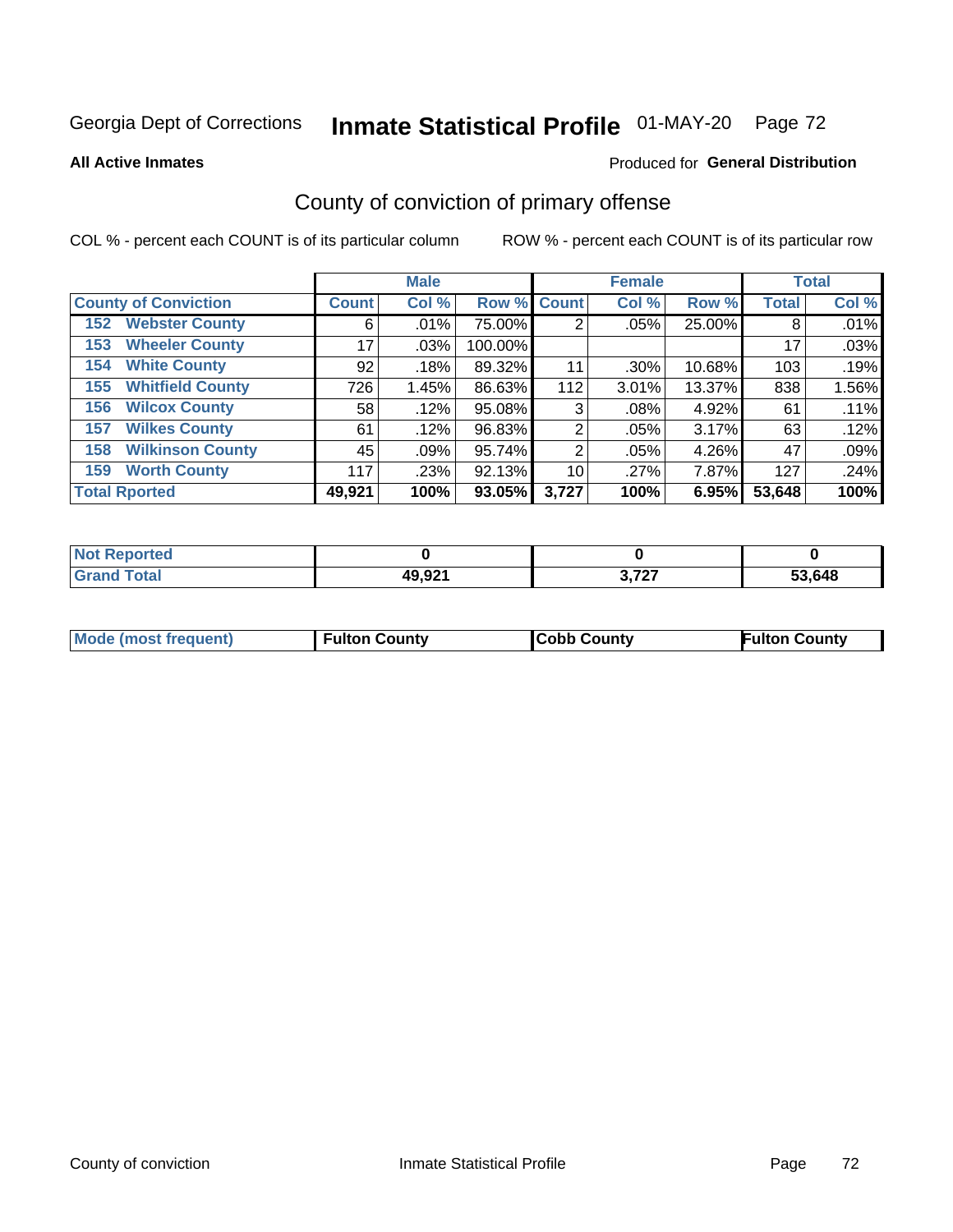Georgia Dept of Corrections **Inmate Statistical Profile** 01-MAY-20

**All Active Inmates**

Produced for **General Distribution**

## County of conviction of primary offense

COL % - percent each COUNT is of its particular column

ROW % - percent each COUNT is of its particular row

| | Male | | | Female | | | Total | |
|---|---|---|---|---|---|---|---|---|
| **County of Conviction** | **Count** | **Col %** | **Row %** | **Count** | **Col %** | **Row %** | **Total** | **Col %** |
| **152 Webster County** | 6 | .01% | 75.00% | 2 | .05% | 25.00% | 8 | .01% |
| **153 Wheeler County** | 17 | .03% | 100.00% | | | | 17 | .03% |
| **154 White County** | 92 | .18% | 89.32% | 11 | .30% | 10.68% | 103 | .19% |
| **155 Whitfield County** | 726 | 1.45% | 86.63% | 112 | 3.01% | 13.37% | 838 | 1.56% |
| **156 Wilcox County** | 58 | .12% | 95.08% | 3 | .08% | 4.92% | 61 | .11% |
| **157 Wilkes County** | 61 | .12% | 96.83% | 2 | .05% | 3.17% | 63 | .12% |
| **158 Wilkinson County** | 45 | .09% | 95.74% | 2 | .05% | 4.26% | 47 | .09% |
| **159 Worth County** | 117 | .23% | 92.13% | 10 | .27% | 7.87% | 127 | .24% |
| **Total Rported** | **49,921** | **100%** | **93.05%** | **3,727** | **100%** | **6.95%** | **53,648** | **100%** |

| | Male | Female | Total |
|---|---|---|---|
| **Not Reported** | **0** | **0** | **0** |
| **Grand Total** | **49,921** | **3,727** | **53,648** |

| | Male | Female | Total |
|---|---|---|---|
| **Mode (most frequent)** | **Fulton County** | **Cobb County** | **Fulton County** |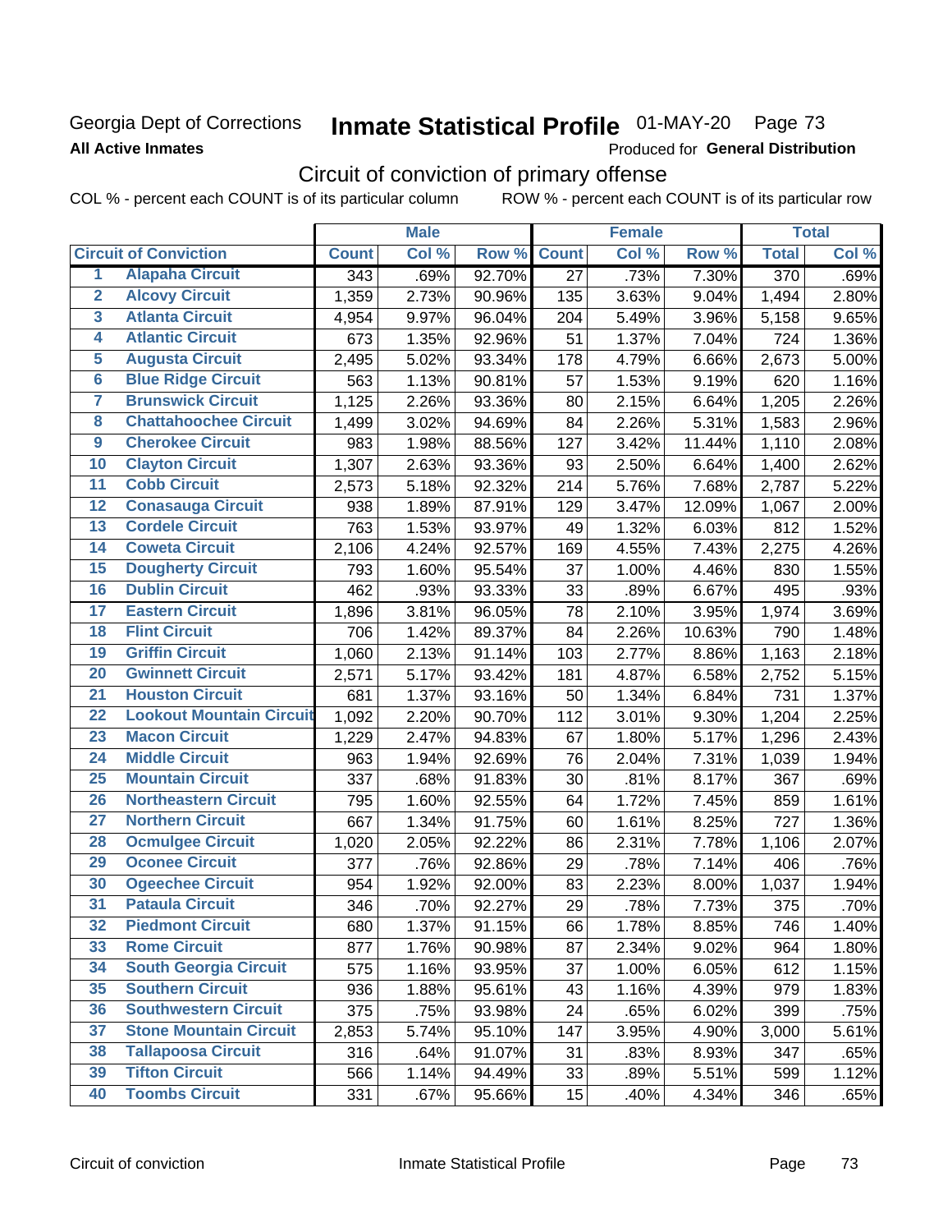Georgia Dept of Corrections
**All Active Inmates**

# Inmate Statistical Profile 01-MAY-20 Page 73

Produced for **General Distribution**

## Circuit of conviction of primary offense

COL % - percent each COUNT is of its particular column ROW % - percent each COUNT is of its particular row

| Circuit of Conviction | | Male | | | Female | | | Total | |
|---|---|---|---|---|---|---|---|---|---|
| | | Count | Col % | Row % | Count | Col % | Row % | Total | Col % |
| 1 | Alapaha Circuit | 343 | .69% | 92.70% | 27 | .73% | 7.30% | 370 | .69% |
| 2 | Alcovy Circuit | 1,359 | 2.73% | 90.96% | 135 | 3.63% | 9.04% | 1,494 | 2.80% |
| 3 | Atlanta Circuit | 4,954 | 9.97% | 96.04% | 204 | 5.49% | 3.96% | 5,158 | 9.65% |
| 4 | Atlantic Circuit | 673 | 1.35% | 92.96% | 51 | 1.37% | 7.04% | 724 | 1.36% |
| 5 | Augusta Circuit | 2,495 | 5.02% | 93.34% | 178 | 4.79% | 6.66% | 2,673 | 5.00% |
| 6 | Blue Ridge Circuit | 563 | 1.13% | 90.81% | 57 | 1.53% | 9.19% | 620 | 1.16% |
| 7 | Brunswick Circuit | 1,125 | 2.26% | 93.36% | 80 | 2.15% | 6.64% | 1,205 | 2.26% |
| 8 | Chattahoochee Circuit | 1,499 | 3.02% | 94.69% | 84 | 2.26% | 5.31% | 1,583 | 2.96% |
| 9 | Cherokee Circuit | 983 | 1.98% | 88.56% | 127 | 3.42% | 11.44% | 1,110 | 2.08% |
| 10 | Clayton Circuit | 1,307 | 2.63% | 93.36% | 93 | 2.50% | 6.64% | 1,400 | 2.62% |
| 11 | Cobb Circuit | 2,573 | 5.18% | 92.32% | 214 | 5.76% | 7.68% | 2,787 | 5.22% |
| 12 | Conasauga Circuit | 938 | 1.89% | 87.91% | 129 | 3.47% | 12.09% | 1,067 | 2.00% |
| 13 | Cordele Circuit | 763 | 1.53% | 93.97% | 49 | 1.32% | 6.03% | 812 | 1.52% |
| 14 | Coweta Circuit | 2,106 | 4.24% | 92.57% | 169 | 4.55% | 7.43% | 2,275 | 4.26% |
| 15 | Dougherty Circuit | 793 | 1.60% | 95.54% | 37 | 1.00% | 4.46% | 830 | 1.55% |
| 16 | Dublin Circuit | 462 | .93% | 93.33% | 33 | .89% | 6.67% | 495 | .93% |
| 17 | Eastern Circuit | 1,896 | 3.81% | 96.05% | 78 | 2.10% | 3.95% | 1,974 | 3.69% |
| 18 | Flint Circuit | 706 | 1.42% | 89.37% | 84 | 2.26% | 10.63% | 790 | 1.48% |
| 19 | Griffin Circuit | 1,060 | 2.13% | 91.14% | 103 | 2.77% | 8.86% | 1,163 | 2.18% |
| 20 | Gwinnett Circuit | 2,571 | 5.17% | 93.42% | 181 | 4.87% | 6.58% | 2,752 | 5.15% |
| 21 | Houston Circuit | 681 | 1.37% | 93.16% | 50 | 1.34% | 6.84% | 731 | 1.37% |
| 22 | Lookout Mountain Circuit | 1,092 | 2.20% | 90.70% | 112 | 3.01% | 9.30% | 1,204 | 2.25% |
| 23 | Macon Circuit | 1,229 | 2.47% | 94.83% | 67 | 1.80% | 5.17% | 1,296 | 2.43% |
| 24 | Middle Circuit | 963 | 1.94% | 92.69% | 76 | 2.04% | 7.31% | 1,039 | 1.94% |
| 25 | Mountain Circuit | 337 | .68% | 91.83% | 30 | .81% | 8.17% | 367 | .69% |
| 26 | Northeastern Circuit | 795 | 1.60% | 92.55% | 64 | 1.72% | 7.45% | 859 | 1.61% |
| 27 | Northern Circuit | 667 | 1.34% | 91.75% | 60 | 1.61% | 8.25% | 727 | 1.36% |
| 28 | Ocmulgee Circuit | 1,020 | 2.05% | 92.22% | 86 | 2.31% | 7.78% | 1,106 | 2.07% |
| 29 | Oconee Circuit | 377 | .76% | 92.86% | 29 | .78% | 7.14% | 406 | .76% |
| 30 | Ogeechee Circuit | 954 | 1.92% | 92.00% | 83 | 2.23% | 8.00% | 1,037 | 1.94% |
| 31 | Pataula Circuit | 346 | .70% | 92.27% | 29 | .78% | 7.73% | 375 | .70% |
| 32 | Piedmont Circuit | 680 | 1.37% | 91.15% | 66 | 1.78% | 8.85% | 746 | 1.40% |
| 33 | Rome Circuit | 877 | 1.76% | 90.98% | 87 | 2.34% | 9.02% | 964 | 1.80% |
| 34 | South Georgia Circuit | 575 | 1.16% | 93.95% | 37 | 1.00% | 6.05% | 612 | 1.15% |
| 35 | Southern Circuit | 936 | 1.88% | 95.61% | 43 | 1.16% | 4.39% | 979 | 1.83% |
| 36 | Southwestern Circuit | 375 | .75% | 93.98% | 24 | .65% | 6.02% | 399 | .75% |
| 37 | Stone Mountain Circuit | 2,853 | 5.74% | 95.10% | 147 | 3.95% | 4.90% | 3,000 | 5.61% |
| 38 | Tallapoosa Circuit | 316 | .64% | 91.07% | 31 | .83% | 8.93% | 347 | .65% |
| 39 | Tifton Circuit | 566 | 1.14% | 94.49% | 33 | .89% | 5.51% | 599 | 1.12% |
| 40 | Toombs Circuit | 331 | .67% | 95.66% | 15 | .40% | 4.34% | 346 | .65% |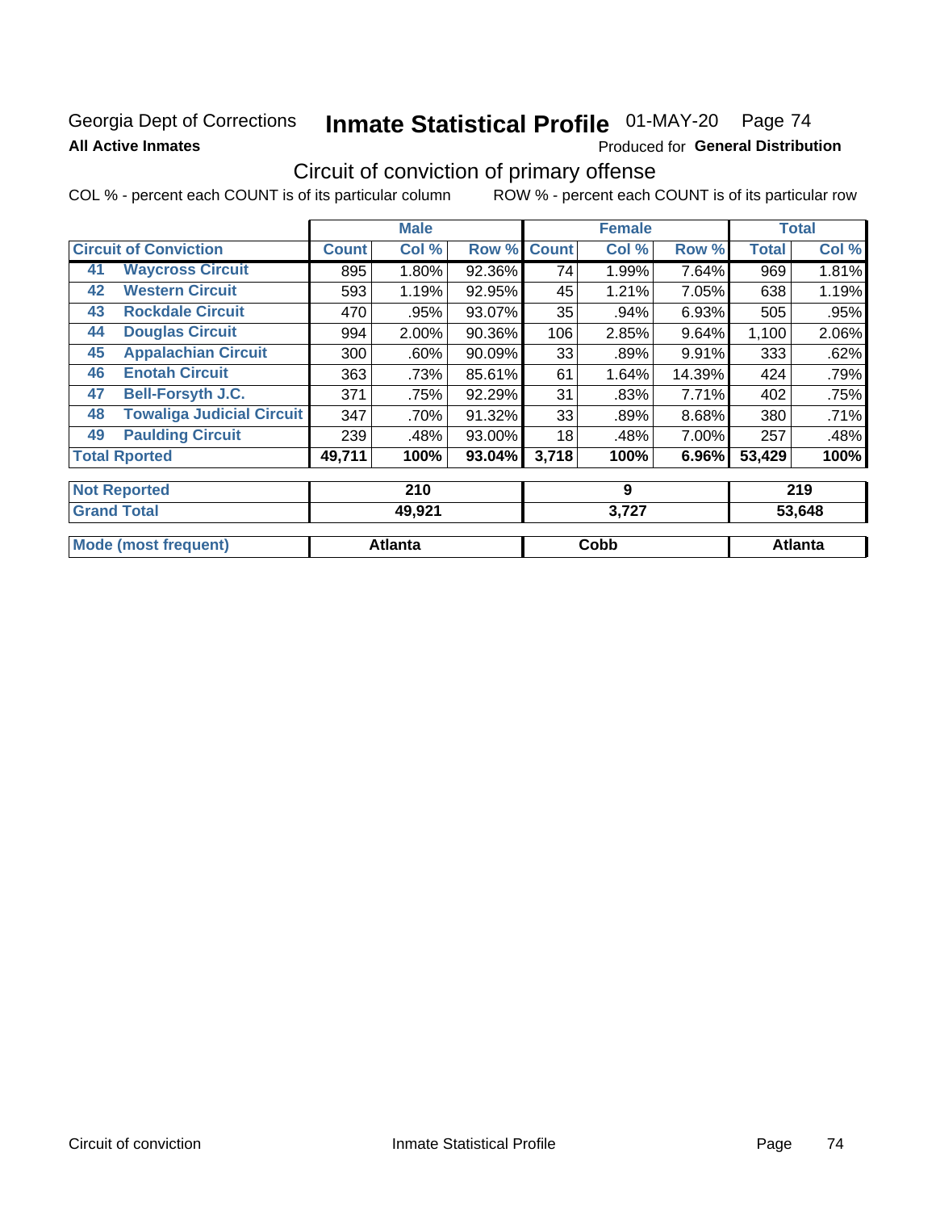Georgia Dept of Corrections **Inmate Statistical Profile** 01-MAY-20 Page 74

**All Active Inmates**

Produced for **General Distribution**

## Circuit of conviction of primary offense

COL % - percent each COUNT is of its particular column ROW % - percent each COUNT is of its particular row

| Circuit of Conviction | | Male | | | Female | | | Total | |
|---|---|---|---|---|---|---|---|---|---|
| | | Count | Col % | Row % | Count | Col % | Row % | Total | Col % |
| 41 | Waycross Circuit | 895 | 1.80% | 92.36% | 74 | 1.99% | 7.64% | 969 | 1.81% |
| 42 | Western Circuit | 593 | 1.19% | 92.95% | 45 | 1.21% | 7.05% | 638 | 1.19% |
| 43 | Rockdale Circuit | 470 | .95% | 93.07% | 35 | .94% | 6.93% | 505 | .95% |
| 44 | Douglas Circuit | 994 | 2.00% | 90.36% | 106 | 2.85% | 9.64% | 1,100 | 2.06% |
| 45 | Appalachian Circuit | 300 | .60% | 90.09% | 33 | .89% | 9.91% | 333 | .62% |
| 46 | Enotah Circuit | 363 | .73% | 85.61% | 61 | 1.64% | 14.39% | 424 | .79% |
| 47 | Bell-Forsyth J.C. | 371 | .75% | 92.29% | 31 | .83% | 7.71% | 402 | .75% |
| 48 | Towaliga Judicial Circuit | 347 | .70% | 91.32% | 33 | .89% | 8.68% | 380 | .71% |
| 49 | Paulding Circuit | 239 | .48% | 93.00% | 18 | .48% | 7.00% | 257 | .48% |
| **Total Rported** | | **49,711** | **100%** | **93.04%** | **3,718** | **100%** | **6.96%** | **53,429** | **100%** |

| | Male | Female | Total |
|---|---|---|---|
| Not Reported | 210 | 9 | 219 |
| Grand Total | 49,921 | 3,727 | 53,648 |
| Mode (most frequent) | Atlanta | Cobb | Atlanta |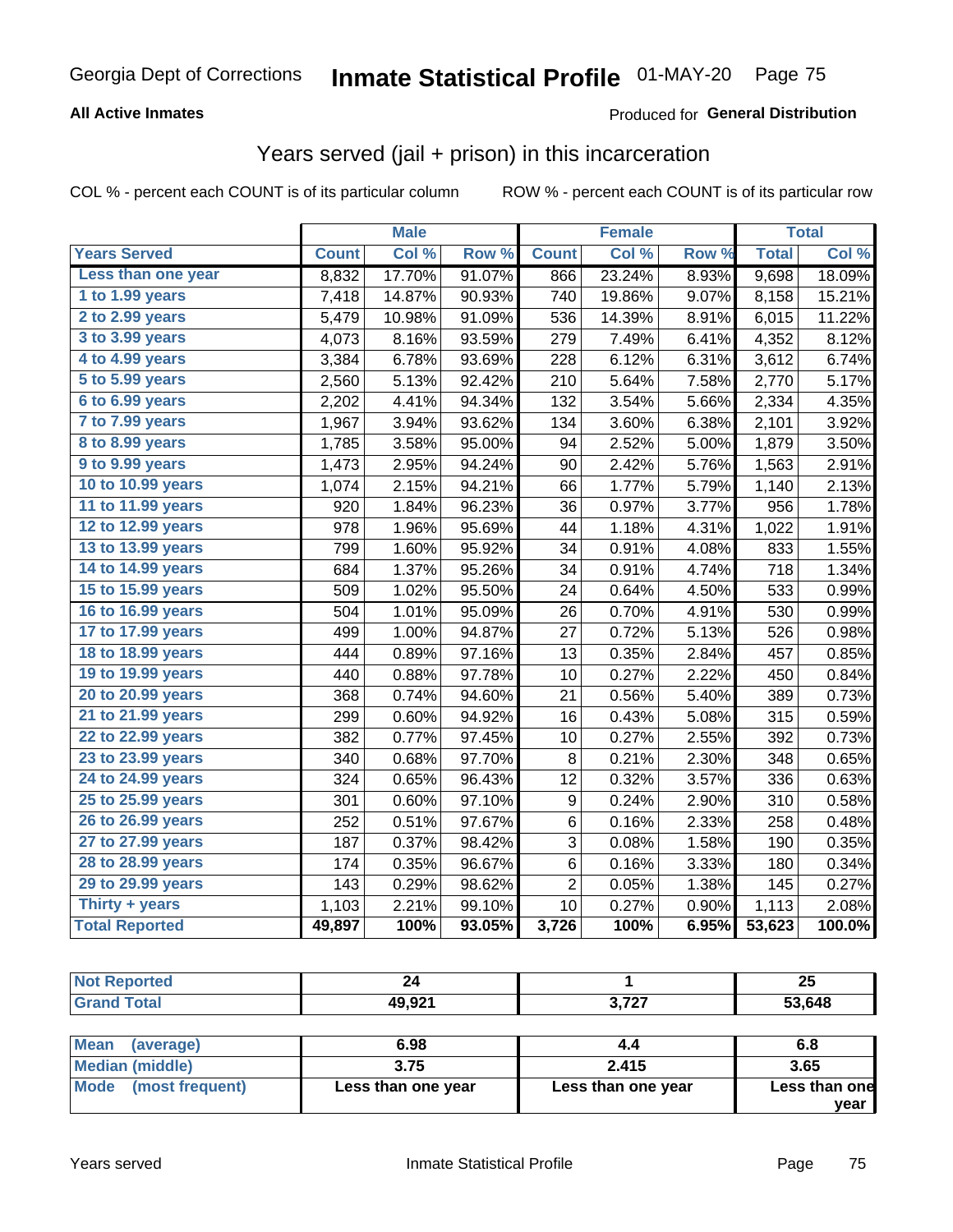Georgia Dept of Corrections **Inmate Statistical Profile** 01-MAY-20

**All Active Inmates**

Produced for **General Distribution**

## Years served (jail + prison) in this incarceration

COL % - percent each COUNT is of its particular column ROW % - percent each COUNT is of its particular row

| | Male | | | Female | | | Total | |
|---|---|---|---|---|---|---|---|---|
| **Years Served** | **Count** | **Col %** | **Row %** | **Count** | **Col %** | **Row %** | **Total** | **Col %** |
| Less than one year | 8,832 | 17.70% | 91.07% | 866 | 23.24% | 8.93% | 9,698 | 18.09% |
| 1 to 1.99 years | 7,418 | 14.87% | 90.93% | 740 | 19.86% | 9.07% | 8,158 | 15.21% |
| 2 to 2.99 years | 5,479 | 10.98% | 91.09% | 536 | 14.39% | 8.91% | 6,015 | 11.22% |
| 3 to 3.99 years | 4,073 | 8.16% | 93.59% | 279 | 7.49% | 6.41% | 4,352 | 8.12% |
| 4 to 4.99 years | 3,384 | 6.78% | 93.69% | 228 | 6.12% | 6.31% | 3,612 | 6.74% |
| 5 to 5.99 years | 2,560 | 5.13% | 92.42% | 210 | 5.64% | 7.58% | 2,770 | 5.17% |
| 6 to 6.99 years | 2,202 | 4.41% | 94.34% | 132 | 3.54% | 5.66% | 2,334 | 4.35% |
| 7 to 7.99 years | 1,967 | 3.94% | 93.62% | 134 | 3.60% | 6.38% | 2,101 | 3.92% |
| 8 to 8.99 years | 1,785 | 3.58% | 95.00% | 94 | 2.52% | 5.00% | 1,879 | 3.50% |
| 9 to 9.99 years | 1,473 | 2.95% | 94.24% | 90 | 2.42% | 5.76% | 1,563 | 2.91% |
| 10 to 10.99 years | 1,074 | 2.15% | 94.21% | 66 | 1.77% | 5.79% | 1,140 | 2.13% |
| 11 to 11.99 years | 920 | 1.84% | 96.23% | 36 | 0.97% | 3.77% | 956 | 1.78% |
| 12 to 12.99 years | 978 | 1.96% | 95.69% | 44 | 1.18% | 4.31% | 1,022 | 1.91% |
| 13 to 13.99 years | 799 | 1.60% | 95.92% | 34 | 0.91% | 4.08% | 833 | 1.55% |
| 14 to 14.99 years | 684 | 1.37% | 95.26% | 34 | 0.91% | 4.74% | 718 | 1.34% |
| 15 to 15.99 years | 509 | 1.02% | 95.50% | 24 | 0.64% | 4.50% | 533 | 0.99% |
| 16 to 16.99 years | 504 | 1.01% | 95.09% | 26 | 0.70% | 4.91% | 530 | 0.99% |
| 17 to 17.99 years | 499 | 1.00% | 94.87% | 27 | 0.72% | 5.13% | 526 | 0.98% |
| 18 to 18.99 years | 444 | 0.89% | 97.16% | 13 | 0.35% | 2.84% | 457 | 0.85% |
| 19 to 19.99 years | 440 | 0.88% | 97.78% | 10 | 0.27% | 2.22% | 450 | 0.84% |
| 20 to 20.99 years | 368 | 0.74% | 94.60% | 21 | 0.56% | 5.40% | 389 | 0.73% |
| 21 to 21.99 years | 299 | 0.60% | 94.92% | 16 | 0.43% | 5.08% | 315 | 0.59% |
| 22 to 22.99 years | 382 | 0.77% | 97.45% | 10 | 0.27% | 2.55% | 392 | 0.73% |
| 23 to 23.99 years | 340 | 0.68% | 97.70% | 8 | 0.21% | 2.30% | 348 | 0.65% |
| 24 to 24.99 years | 324 | 0.65% | 96.43% | 12 | 0.32% | 3.57% | 336 | 0.63% |
| 25 to 25.99 years | 301 | 0.60% | 97.10% | 9 | 0.24% | 2.90% | 310 | 0.58% |
| 26 to 26.99 years | 252 | 0.51% | 97.67% | 6 | 0.16% | 2.33% | 258 | 0.48% |
| 27 to 27.99 years | 187 | 0.37% | 98.42% | 3 | 0.08% | 1.58% | 190 | 0.35% |
| 28 to 28.99 years | 174 | 0.35% | 96.67% | 6 | 0.16% | 3.33% | 180 | 0.34% |
| 29 to 29.99 years | 143 | 0.29% | 98.62% | 2 | 0.05% | 1.38% | 145 | 0.27% |
| Thirty + years | 1,103 | 2.21% | 99.10% | 10 | 0.27% | 0.90% | 1,113 | 2.08% |
| **Total Reported** | **49,897** | **100%** | **93.05%** | **3,726** | **100%** | **6.95%** | **53,623** | **100.0%** |

| | Male | Female | Total |
|---|---|---|---|
| Not Reported | 24 | 1 | 25 |
| Grand Total | 49,921 | 3,727 | 53,648 |

| | Male | Female | Total |
|---|---|---|---|
| Mean (average) | 6.98 | 4.4 | 6.8 |
| Median (middle) | 3.75 | 2.415 | 3.65 |
| Mode (most frequent) | Less than one year | Less than one year | Less than one year |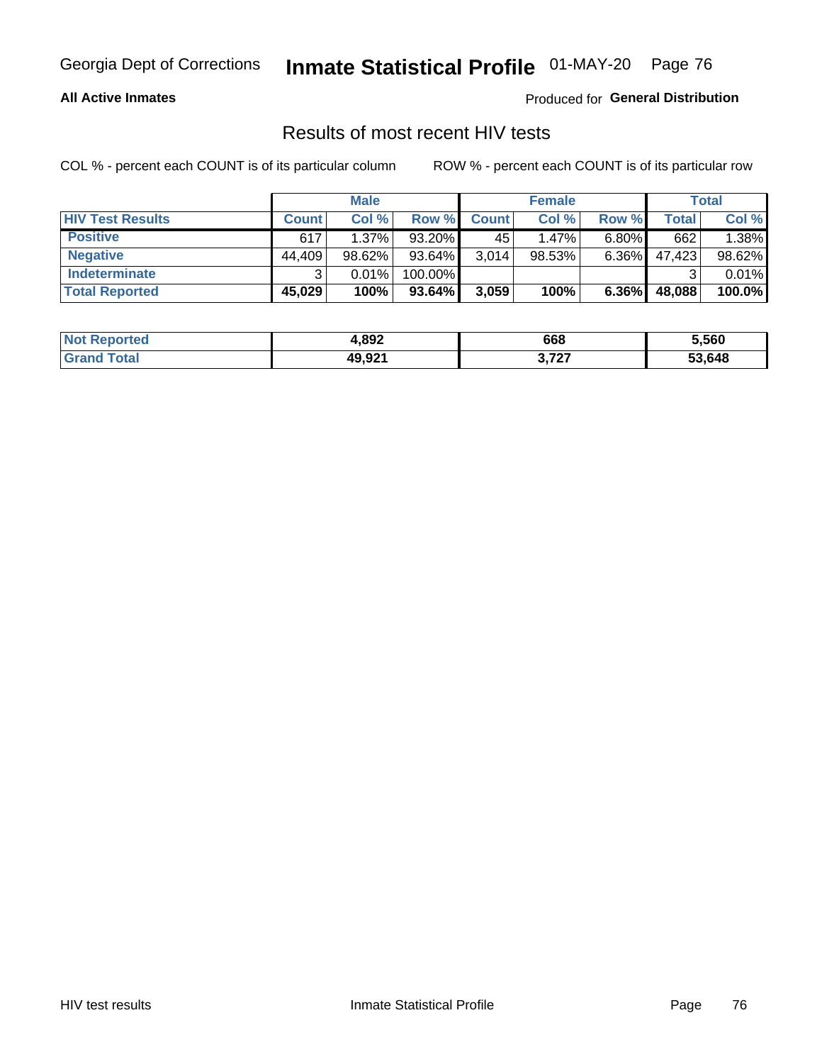Georgia Dept of Corrections **Inmate Statistical Profile** 01-MAY-20

**All Active Inmates**

Produced for **General Distribution**

## Results of most recent HIV tests

COL % - percent each COUNT is of its particular column

ROW % - percent each COUNT is of its particular row

| | Male | | | Female | | | Total | |
|---|---|---|---|---|---|---|---|---|
| **HIV Test Results** | **Count** | **Col %** | **Row %** | **Count** | **Col %** | **Row %** | **Total** | **Col %** |
| **Positive** | 617 | 1.37% | 93.20% | 45 | 1.47% | 6.80% | 662 | 1.38% |
| **Negative** | 44,409 | 98.62% | 93.64% | 3,014 | 98.53% | 6.36% | 47,423 | 98.62% |
| **Indeterminate** | 3 | 0.01% | 100.00% | | | | 3 | 0.01% |
| **Total Reported** | **45,029** | **100%** | **93.64%** | **3,059** | **100%** | **6.36%** | **48,088** | **100.0%** |

| | Male | Female | Total |
|---|---|---|---|
| **Not Reported** | **4,892** | **668** | **5,560** |
| **Grand Total** | **49,921** | **3,727** | **53,648** |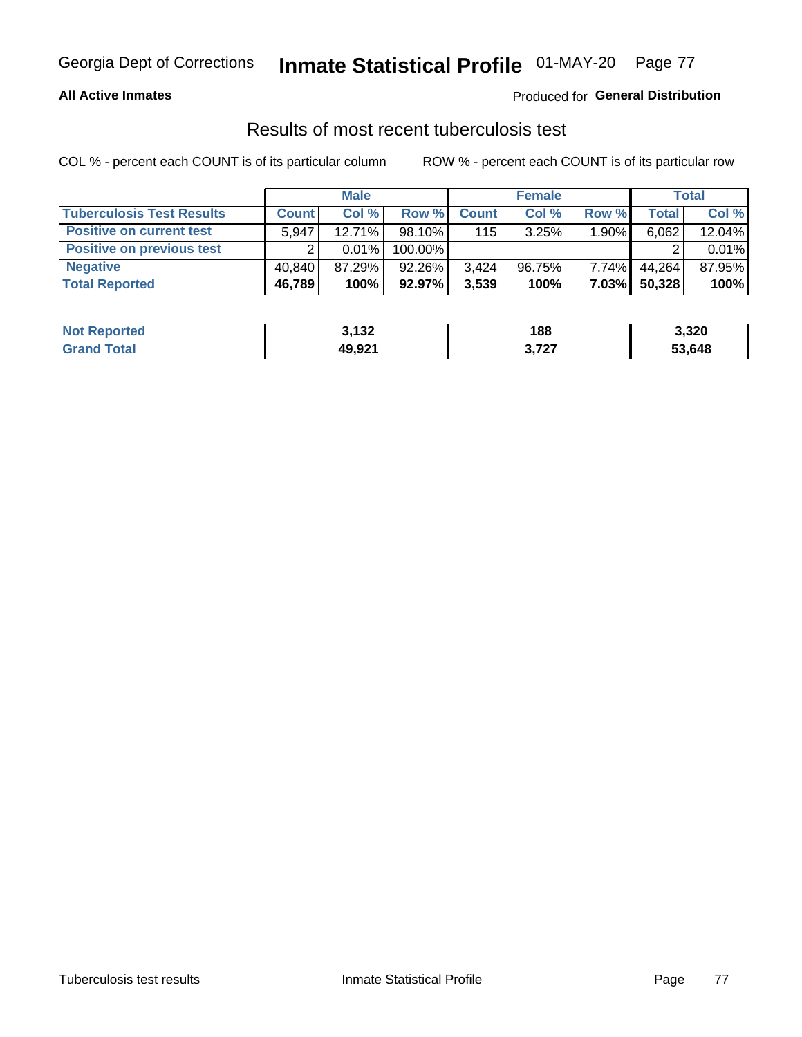Georgia Dept of Corrections **Inmate Statistical Profile** 01-MAY-20

**All Active Inmates**

Produced for **General Distribution**

## Results of most recent tuberculosis test

COL % - percent each COUNT is of its particular column

ROW % - percent each COUNT is of its particular row

| | Male | | | Female | | | Total | |
|---|---|---|---|---|---|---|---|---|
| **Tuberculosis Test Results** | **Count** | **Col %** | **Row %** | **Count** | **Col %** | **Row %** | **Total** | **Col %** |
| **Positive on current test** | 5,947 | 12.71% | 98.10% | 115 | 3.25% | 1.90% | 6,062 | 12.04% |
| **Positive on previous test** | 2 | 0.01% | 100.00% | | | | 2 | 0.01% |
| **Negative** | 40,840 | 87.29% | 92.26% | 3,424 | 96.75% | 7.74% | 44,264 | 87.95% |
| **Total Reported** | **46,789** | **100%** | **92.97%** | **3,539** | **100%** | **7.03%** | **50,328** | **100%** |

| | Male | Female | Total |
|---|---|---|---|
| **Not Reported** | **3,132** | **188** | **3,320** |
| **Grand Total** | **49,921** | **3,727** | **53,648** |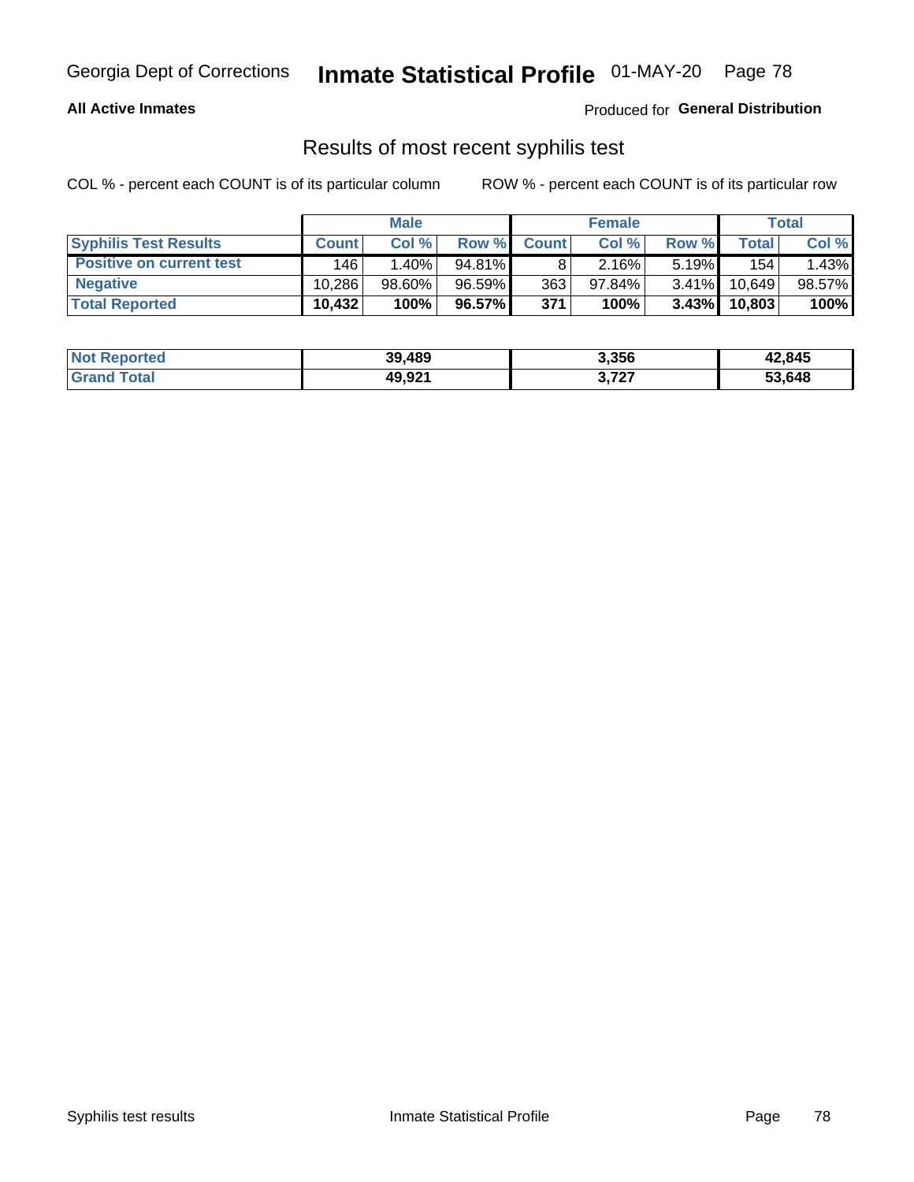Georgia Dept of Corrections **Inmate Statistical Profile** 01-MAY-20

**All Active Inmates**

Produced for **General Distribution**

## Results of most recent syphilis test

COL % - percent each COUNT is of its particular column    ROW % - percent each COUNT is of its particular row

| | Male | | | Female | | | Total | |
|---|---|---|---|---|---|---|---|---|
| **Syphilis Test Results** | **Count** | **Col %** | **Row %** | **Count** | **Col %** | **Row %** | **Total** | **Col %** |
| **Positive on current test** | 146 | 1.40% | 94.81% | 8 | 2.16% | 5.19% | 154 | 1.43% |
| **Negative** | 10,286 | 98.60% | 96.59% | 363 | 97.84% | 3.41% | 10,649 | 98.57% |
| **Total Reported** | **10,432** | **100%** | **96.57%** | **371** | **100%** | **3.43%** | **10,803** | **100%** |

| | Male | Female | Total |
|---|---|---|---|
| **Not Reported** | **39,489** | **3,356** | **42,845** |
| **Grand Total** | **49,921** | **3,727** | **53,648** |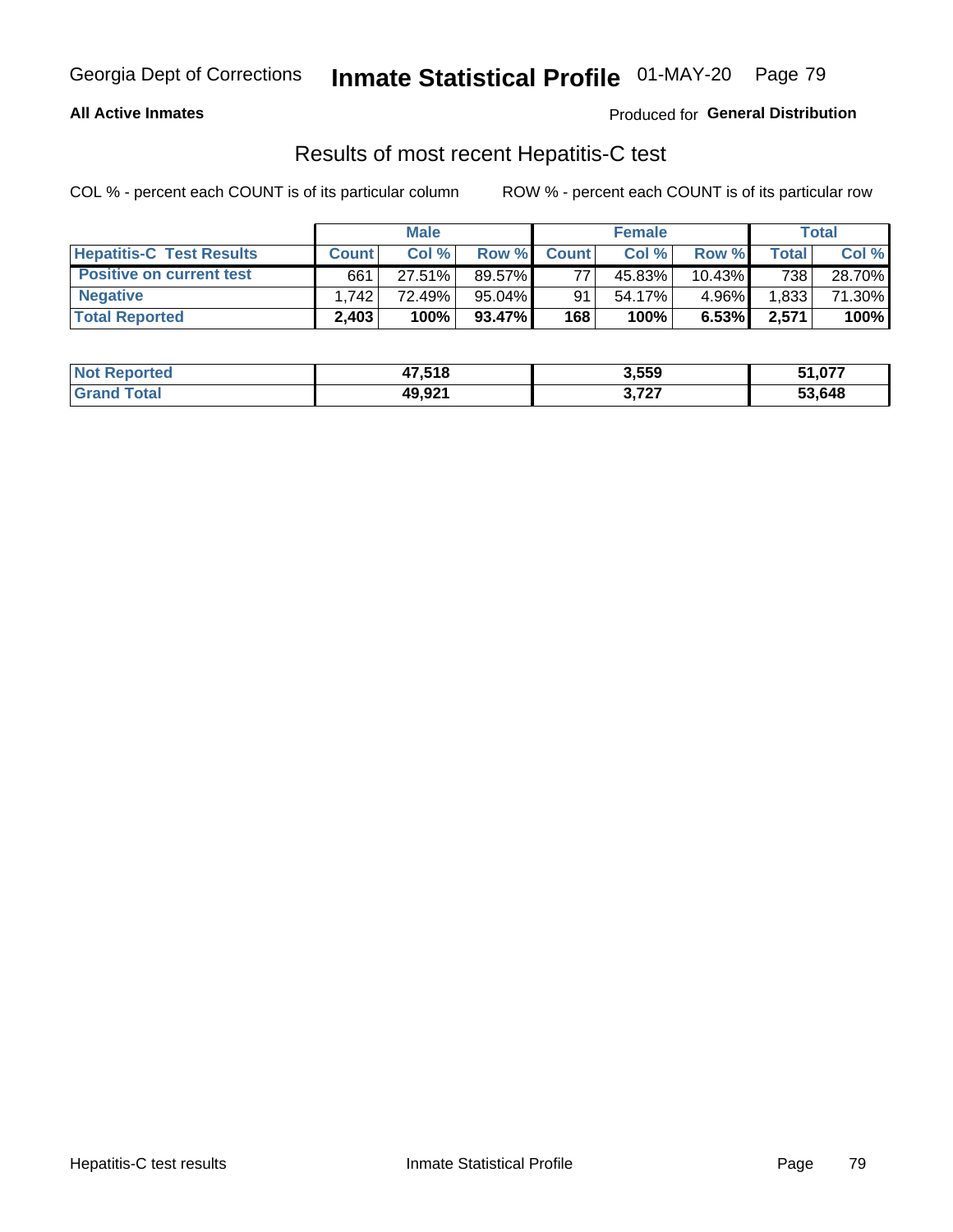Georgia Dept of Corrections **Inmate Statistical Profile** 01-MAY-20

**All Active Inmates**

Produced for **General Distribution**

## Results of most recent Hepatitis-C test

COL % - percent each COUNT is of its particular column ROW % - percent each COUNT is of its particular row

| | Male | | | Female | | | Total | |
|---|---|---|---|---|---|---|---|---|
| **Hepatitis-C Test Results** | **Count** | **Col %** | **Row %** | **Count** | **Col %** | **Row %** | **Total** | **Col %** |
| **Positive on current test** | 661 | 27.51% | 89.57% | 77 | 45.83% | 10.43% | 738 | 28.70% |
| **Negative** | 1,742 | 72.49% | 95.04% | 91 | 54.17% | 4.96% | 1,833 | 71.30% |
| **Total Reported** | **2,403** | **100%** | **93.47%** | **168** | **100%** | **6.53%** | **2,571** | **100%** |

| | Male | Female | Total |
|---|---|---|---|
| **Not Reported** | **47,518** | **3,559** | **51,077** |
| **Grand Total** | **49,921** | **3,727** | **53,648** |